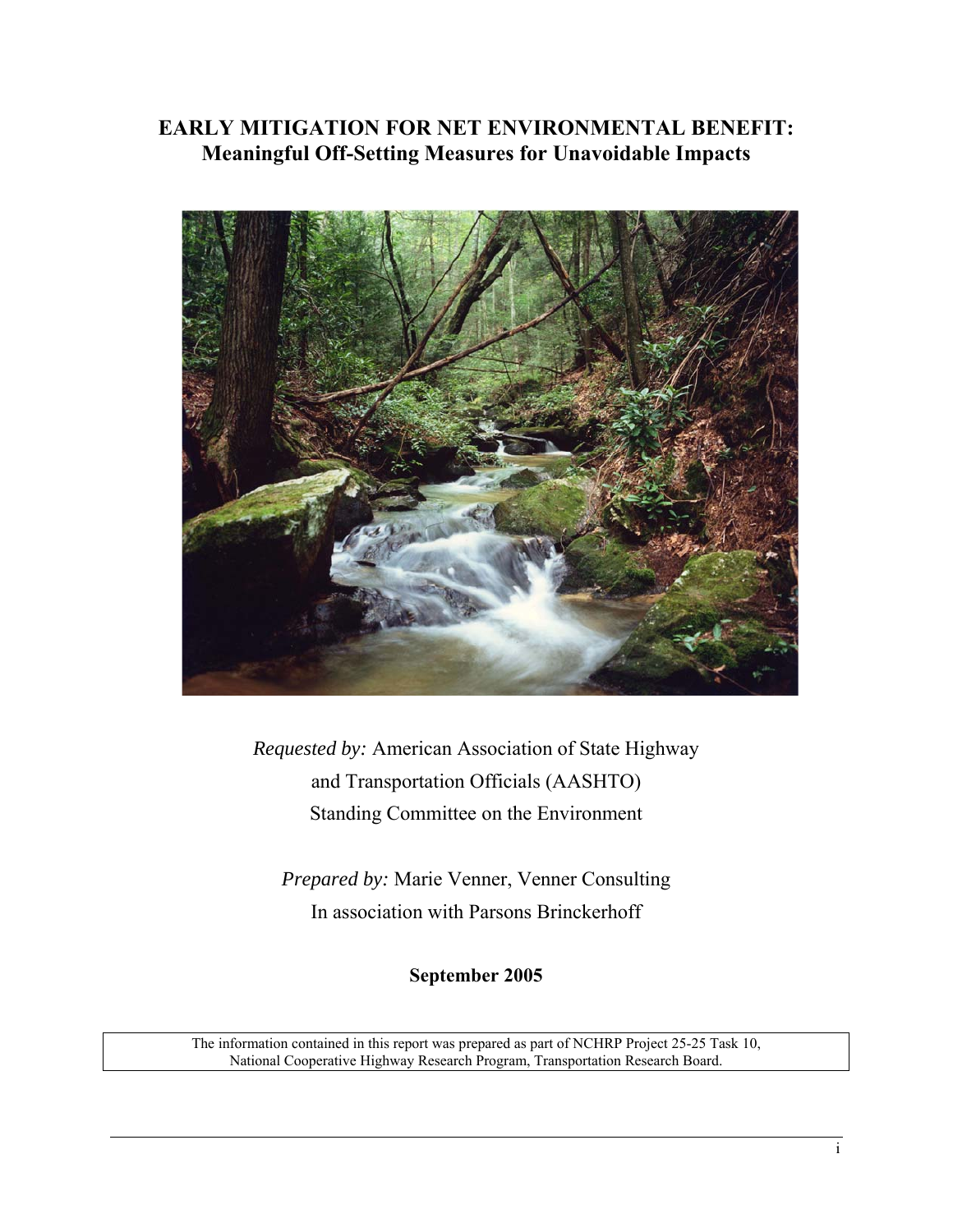# EARLY MITIGATION FOR NET ENVIRONMENTAL BENEFIT: Meaningful Off-Setting Measures for Unavoidable Impacts

*Requested by:* American Association of State Highway and Transportation Officials (AASHTO) Standing Committee on the Environment

*Prepared by:* Marie Venner, Venner Consulting
In association with Parsons Brinckerhoff

**September 2005**

The information contained in this report was prepared as part of NCHRP Project 25-25 Task 10, National Cooperative Highway Research Program, Transportation Research Board.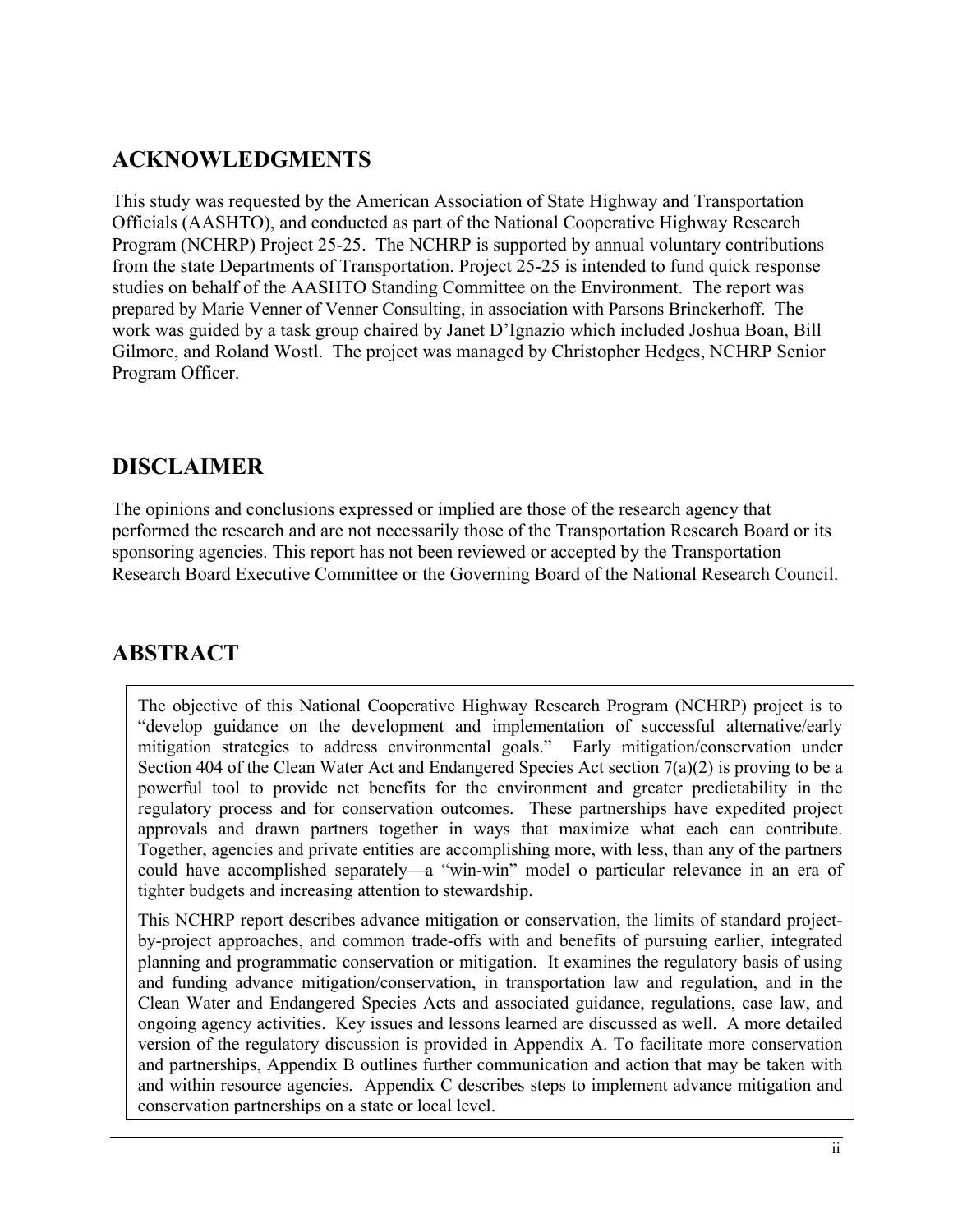## ACKNOWLEDGMENTS

This study was requested by the American Association of State Highway and Transportation Officials (AASHTO), and conducted as part of the National Cooperative Highway Research Program (NCHRP) Project 25-25. The NCHRP is supported by annual voluntary contributions from the state Departments of Transportation. Project 25-25 is intended to fund quick response studies on behalf of the AASHTO Standing Committee on the Environment. The report was prepared by Marie Venner of Venner Consulting, in association with Parsons Brinckerhoff. The work was guided by a task group chaired by Janet D'Ignazio which included Joshua Boan, Bill Gilmore, and Roland Wostl. The project was managed by Christopher Hedges, NCHRP Senior Program Officer.

## DISCLAIMER

The opinions and conclusions expressed or implied are those of the research agency that performed the research and are not necessarily those of the Transportation Research Board or its sponsoring agencies. This report has not been reviewed or accepted by the Transportation Research Board Executive Committee or the Governing Board of the National Research Council.

## ABSTRACT

The objective of this National Cooperative Highway Research Program (NCHRP) project is to "develop guidance on the development and implementation of successful alternative/early mitigation strategies to address environmental goals." Early mitigation/conservation under Section 404 of the Clean Water Act and Endangered Species Act section 7(a)(2) is proving to be a powerful tool to provide net benefits for the environment and greater predictability in the regulatory process and for conservation outcomes. These partnerships have expedited project approvals and drawn partners together in ways that maximize what each can contribute. Together, agencies and private entities are accomplishing more, with less, than any of the partners could have accomplished separately—a "win-win" model o particular relevance in an era of tighter budgets and increasing attention to stewardship.

This NCHRP report describes advance mitigation or conservation, the limits of standard project-by-project approaches, and common trade-offs with and benefits of pursuing earlier, integrated planning and programmatic conservation or mitigation. It examines the regulatory basis of using and funding advance mitigation/conservation, in transportation law and regulation, and in the Clean Water and Endangered Species Acts and associated guidance, regulations, case law, and ongoing agency activities. Key issues and lessons learned are discussed as well. A more detailed version of the regulatory discussion is provided in Appendix A. To facilitate more conservation and partnerships, Appendix B outlines further communication and action that may be taken with and within resource agencies. Appendix C describes steps to implement advance mitigation and conservation partnerships on a state or local level.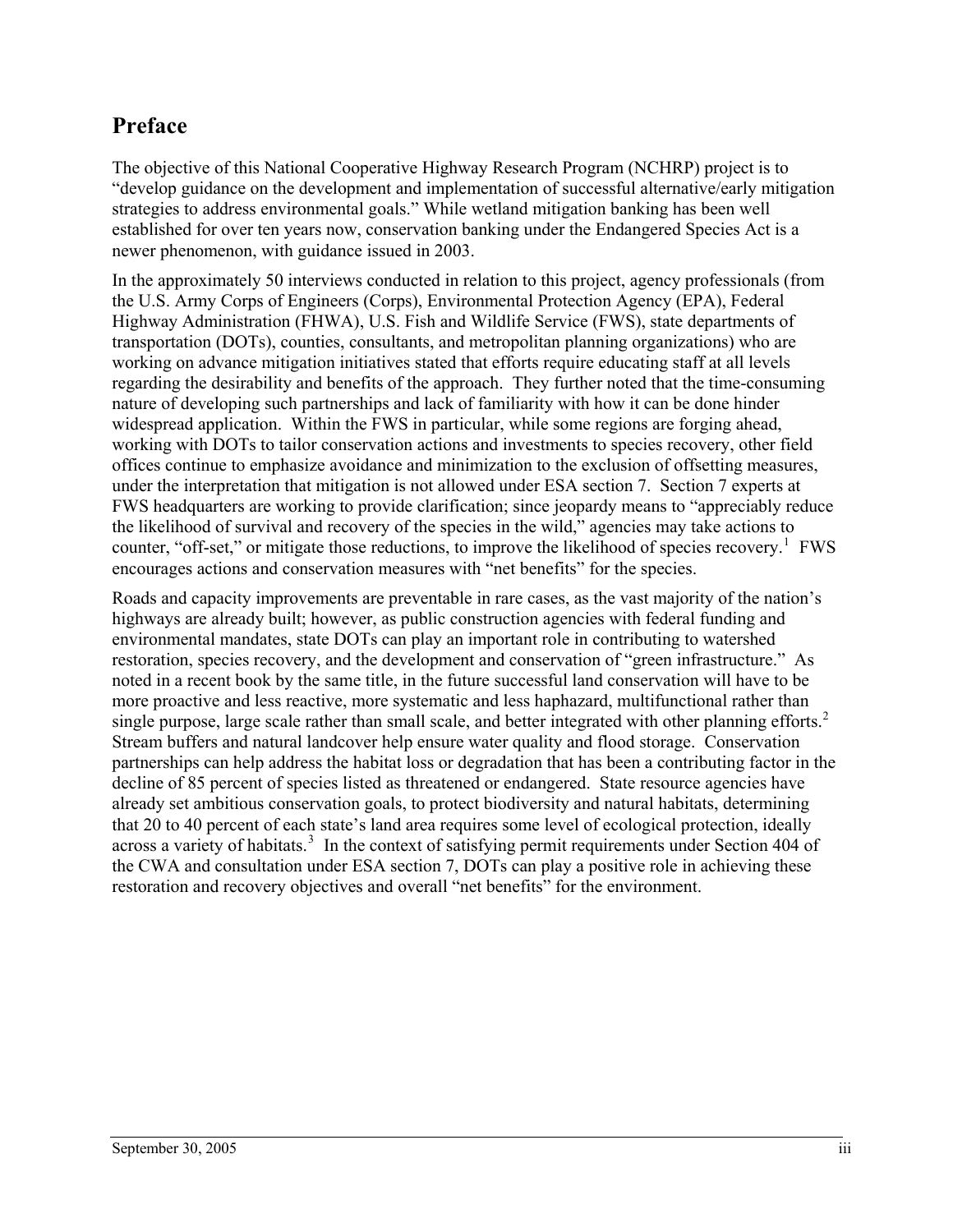## Preface

The objective of this National Cooperative Highway Research Program (NCHRP) project is to "develop guidance on the development and implementation of successful alternative/early mitigation strategies to address environmental goals." While wetland mitigation banking has been well established for over ten years now, conservation banking under the Endangered Species Act is a newer phenomenon, with guidance issued in 2003.

In the approximately 50 interviews conducted in relation to this project, agency professionals (from the U.S. Army Corps of Engineers (Corps), Environmental Protection Agency (EPA), Federal Highway Administration (FHWA), U.S. Fish and Wildlife Service (FWS), state departments of transportation (DOTs), counties, consultants, and metropolitan planning organizations) who are working on advance mitigation initiatives stated that efforts require educating staff at all levels regarding the desirability and benefits of the approach. They further noted that the time-consuming nature of developing such partnerships and lack of familiarity with how it can be done hinder widespread application. Within the FWS in particular, while some regions are forging ahead, working with DOTs to tailor conservation actions and investments to species recovery, other field offices continue to emphasize avoidance and minimization to the exclusion of offsetting measures, under the interpretation that mitigation is not allowed under ESA section 7. Section 7 experts at FWS headquarters are working to provide clarification; since jeopardy means to "appreciably reduce the likelihood of survival and recovery of the species in the wild," agencies may take actions to counter, "off-set," or mitigate those reductions, to improve the likelihood of species recovery.[1] FWS encourages actions and conservation measures with "net benefits" for the species.

Roads and capacity improvements are preventable in rare cases, as the vast majority of the nation's highways are already built; however, as public construction agencies with federal funding and environmental mandates, state DOTs can play an important role in contributing to watershed restoration, species recovery, and the development and conservation of "green infrastructure." As noted in a recent book by the same title, in the future successful land conservation will have to be more proactive and less reactive, more systematic and less haphazard, multifunctional rather than single purpose, large scale rather than small scale, and better integrated with other planning efforts.[2] Stream buffers and natural landcover help ensure water quality and flood storage. Conservation partnerships can help address the habitat loss or degradation that has been a contributing factor in the decline of 85 percent of species listed as threatened or endangered. State resource agencies have already set ambitious conservation goals, to protect biodiversity and natural habitats, determining that 20 to 40 percent of each state's land area requires some level of ecological protection, ideally across a variety of habitats.[3] In the context of satisfying permit requirements under Section 404 of the CWA and consultation under ESA section 7, DOTs can play a positive role in achieving these restoration and recovery objectives and overall "net benefits" for the environment.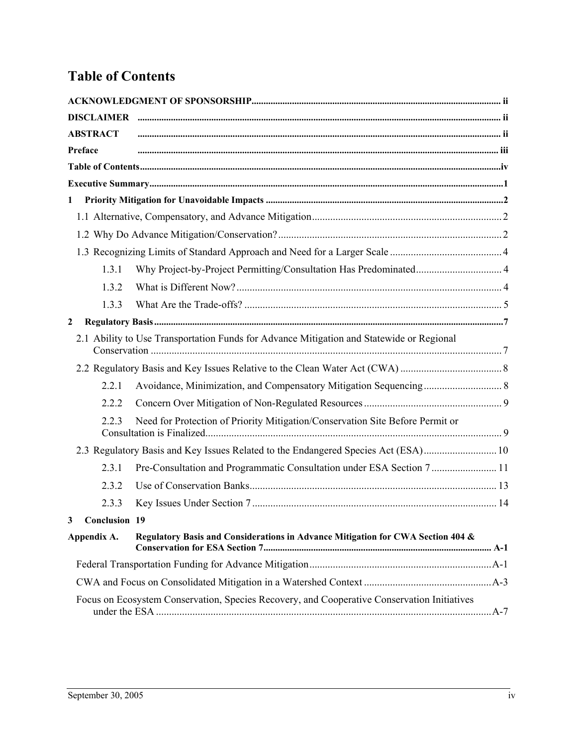# Table of Contents

**ACKNOWLEDGMENT OF SPONSORSHIP** ..... ii

**DISCLAIMER** ..... ii

**ABSTRACT** ..... ii

**Preface** ..... iii

**Table of Contents** ..... iv

**Executive Summary** ..... 1

**1 Priority Mitigation for Unavoidable Impacts** ..... 2

- 1.1 Alternative, Compensatory, and Advance Mitigation ..... 2
- 1.2 Why Do Advance Mitigation/Conservation? ..... 2
- 1.3 Recognizing Limits of Standard Approach and Need for a Larger Scale ..... 4
  - 1.3.1 Why Project-by-Project Permitting/Consultation Has Predominated ..... 4
  - 1.3.2 What is Different Now? ..... 4
  - 1.3.3 What Are the Trade-offs? ..... 5

**2 Regulatory Basis** ..... 7

- 2.1 Ability to Use Transportation Funds for Advance Mitigation and Statewide or Regional Conservation ..... 7
- 2.2 Regulatory Basis and Key Issues Relative to the Clean Water Act (CWA) ..... 8
  - 2.2.1 Avoidance, Minimization, and Compensatory Mitigation Sequencing ..... 8
  - 2.2.2 Concern Over Mitigation of Non-Regulated Resources ..... 9
  - 2.2.3 Need for Protection of Priority Mitigation/Conservation Site Before Permit or Consultation is Finalized ..... 9
- 2.3 Regulatory Basis and Key Issues Related to the Endangered Species Act (ESA) ..... 10
  - 2.3.1 Pre-Consultation and Programmatic Consultation under ESA Section 7 ..... 11
  - 2.3.2 Use of Conservation Banks ..... 13
  - 2.3.3 Key Issues Under Section 7 ..... 14

**3 Conclusion** 19

**Appendix A. Regulatory Basis and Considerations in Advance Mitigation for CWA Section 404 & Conservation for ESA Section 7** ..... A-1

- Federal Transportation Funding for Advance Mitigation ..... A-1
- CWA and Focus on Consolidated Mitigation in a Watershed Context ..... A-3
- Focus on Ecosystem Conservation, Species Recovery, and Cooperative Conservation Initiatives under the ESA ..... A-7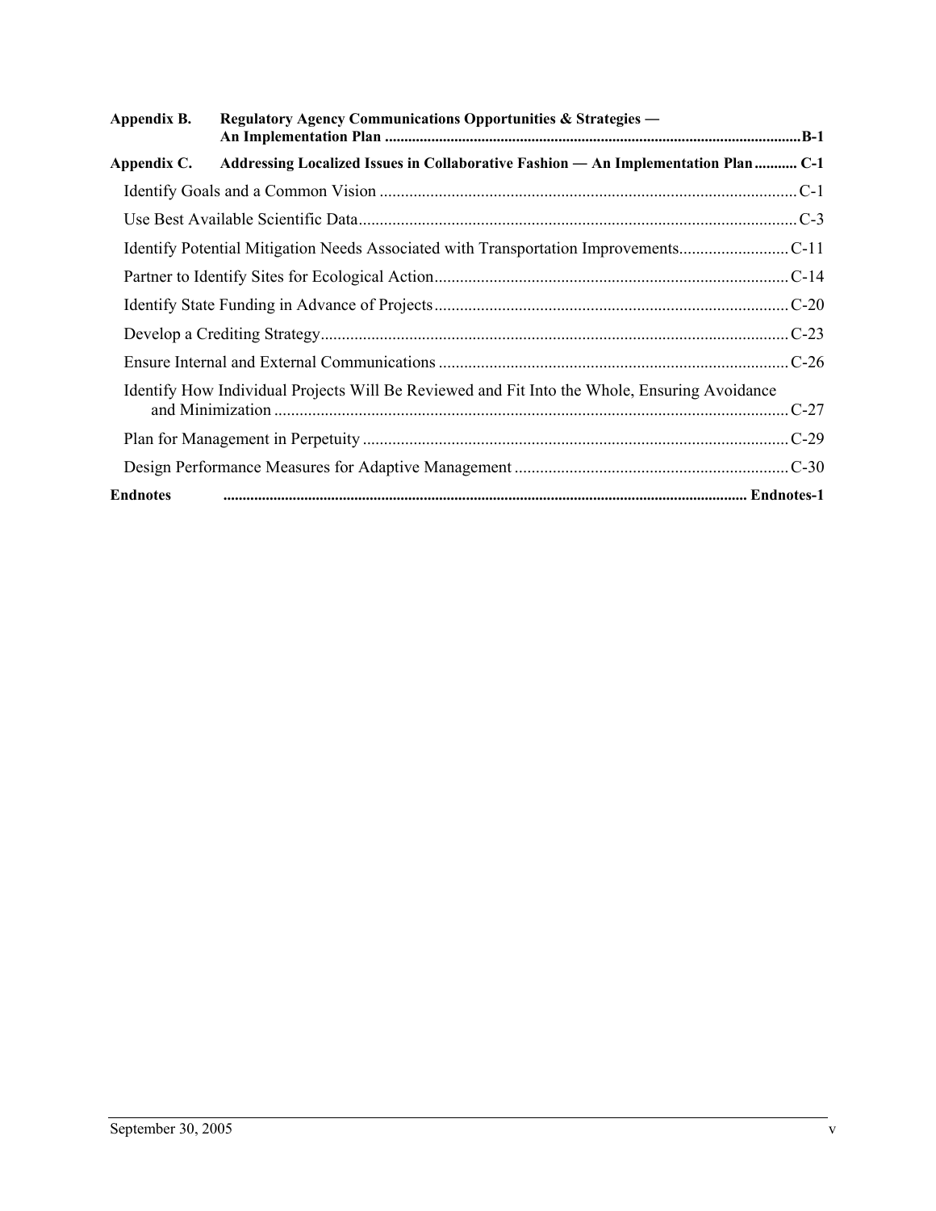**Appendix B. Regulatory Agency Communications Opportunities & Strategies — An Implementation Plan** ........................................................................................................ B-1

**Appendix C. Addressing Localized Issues in Collaborative Fashion — An Implementation Plan** ........... C-1

- Identify Goals and a Common Vision ................................................................................. C-1
- Use Best Available Scientific Data...................................................................................... C-3
- Identify Potential Mitigation Needs Associated with Transportation Improvements........................ C-11
- Partner to Identify Sites for Ecological Action.................................................................. C-14
- Identify State Funding in Advance of Projects.................................................................. C-20
- Develop a Crediting Strategy............................................................................................. C-23
- Ensure Internal and External Communications ................................................................. C-26
- Identify How Individual Projects Will Be Reviewed and Fit Into the Whole, Ensuring Avoidance and Minimization ........................................................................................................ C-27
- Plan for Management in Perpetuity ................................................................................... C-29
- Design Performance Measures for Adaptive Management ............................................... C-30

**Endnotes** ...................................................................................................................... Endnotes-1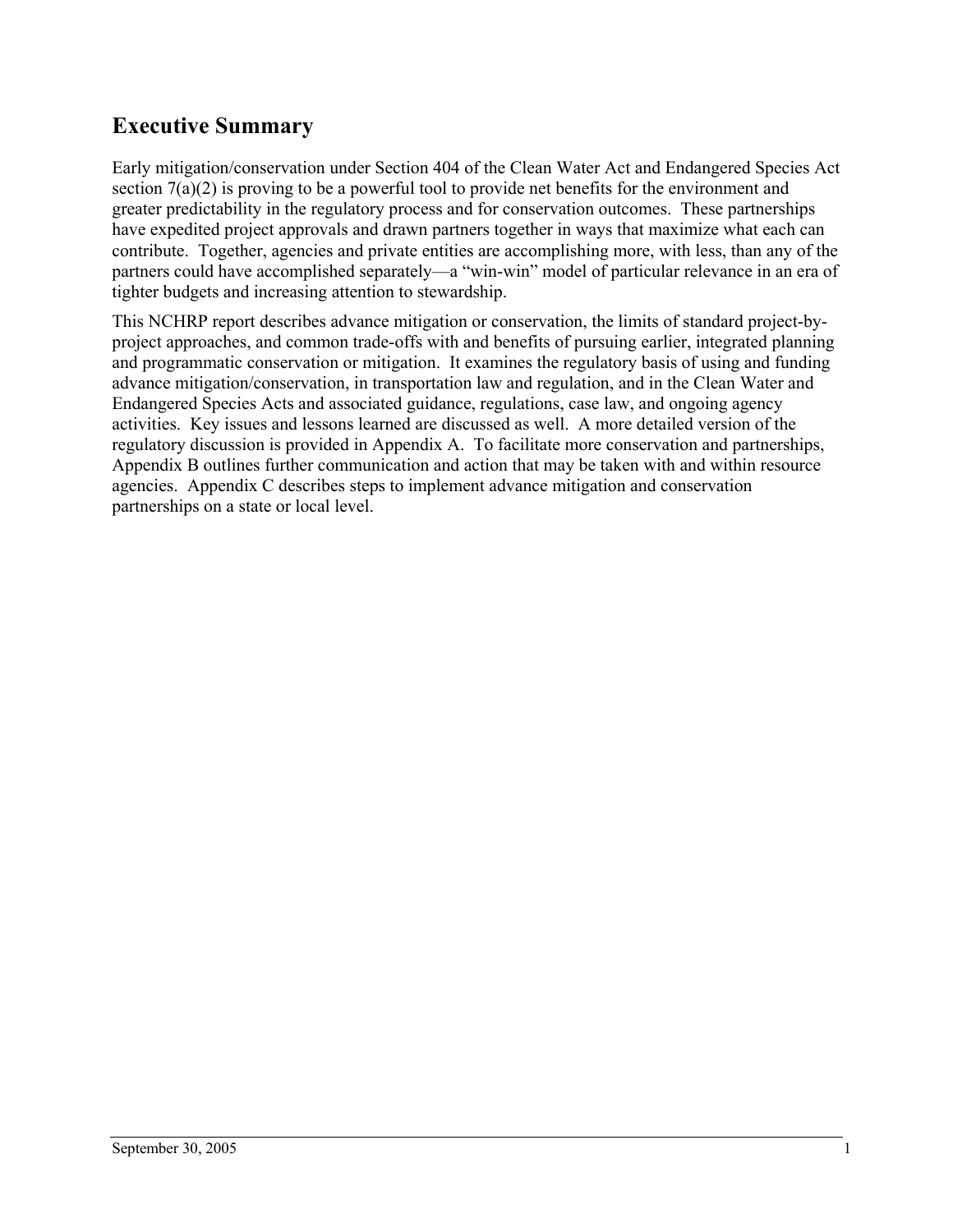# Executive Summary

Early mitigation/conservation under Section 404 of the Clean Water Act and Endangered Species Act section 7(a)(2) is proving to be a powerful tool to provide net benefits for the environment and greater predictability in the regulatory process and for conservation outcomes. These partnerships have expedited project approvals and drawn partners together in ways that maximize what each can contribute. Together, agencies and private entities are accomplishing more, with less, than any of the partners could have accomplished separately—a "win-win" model of particular relevance in an era of tighter budgets and increasing attention to stewardship.

This NCHRP report describes advance mitigation or conservation, the limits of standard project-by-project approaches, and common trade-offs with and benefits of pursuing earlier, integrated planning and programmatic conservation or mitigation. It examines the regulatory basis of using and funding advance mitigation/conservation, in transportation law and regulation, and in the Clean Water and Endangered Species Acts and associated guidance, regulations, case law, and ongoing agency activities. Key issues and lessons learned are discussed as well. A more detailed version of the regulatory discussion is provided in Appendix A. To facilitate more conservation and partnerships, Appendix B outlines further communication and action that may be taken with and within resource agencies. Appendix C describes steps to implement advance mitigation and conservation partnerships on a state or local level.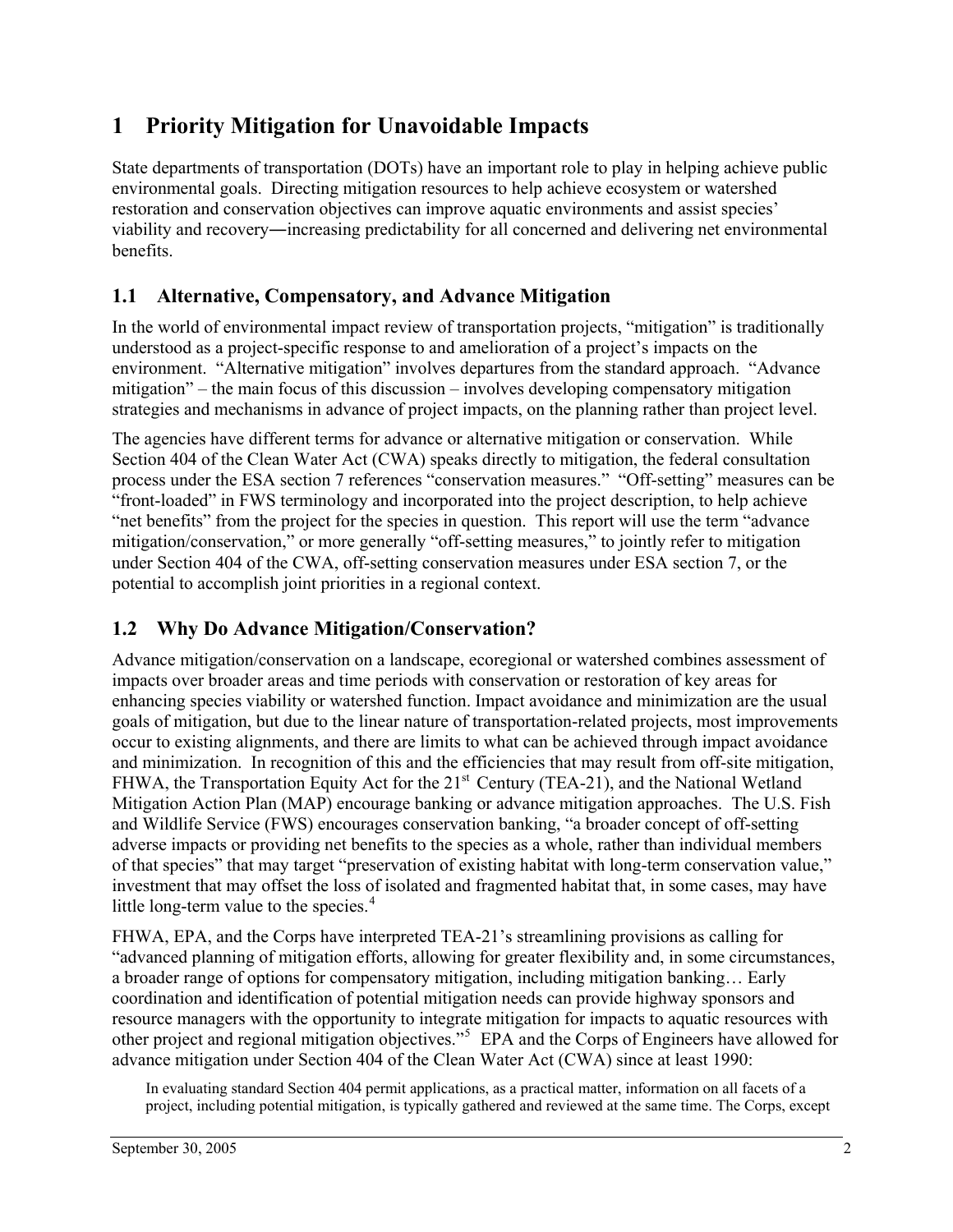# 1 Priority Mitigation for Unavoidable Impacts

State departments of transportation (DOTs) have an important role to play in helping achieve public environmental goals. Directing mitigation resources to help achieve ecosystem or watershed restoration and conservation objectives can improve aquatic environments and assist species' viability and recovery―increasing predictability for all concerned and delivering net environmental benefits.

## 1.1 Alternative, Compensatory, and Advance Mitigation

In the world of environmental impact review of transportation projects, "mitigation" is traditionally understood as a project-specific response to and amelioration of a project's impacts on the environment. "Alternative mitigation" involves departures from the standard approach. "Advance mitigation" – the main focus of this discussion – involves developing compensatory mitigation strategies and mechanisms in advance of project impacts, on the planning rather than project level.

The agencies have different terms for advance or alternative mitigation or conservation. While Section 404 of the Clean Water Act (CWA) speaks directly to mitigation, the federal consultation process under the ESA section 7 references "conservation measures." "Off-setting" measures can be "front-loaded" in FWS terminology and incorporated into the project description, to help achieve "net benefits" from the project for the species in question. This report will use the term "advance mitigation/conservation," or more generally "off-setting measures," to jointly refer to mitigation under Section 404 of the CWA, off-setting conservation measures under ESA section 7, or the potential to accomplish joint priorities in a regional context.

## 1.2 Why Do Advance Mitigation/Conservation?

Advance mitigation/conservation on a landscape, ecoregional or watershed combines assessment of impacts over broader areas and time periods with conservation or restoration of key areas for enhancing species viability or watershed function. Impact avoidance and minimization are the usual goals of mitigation, but due to the linear nature of transportation-related projects, most improvements occur to existing alignments, and there are limits to what can be achieved through impact avoidance and minimization. In recognition of this and the efficiencies that may result from off-site mitigation, FHWA, the Transportation Equity Act for the 21st Century (TEA-21), and the National Wetland Mitigation Action Plan (MAP) encourage banking or advance mitigation approaches. The U.S. Fish and Wildlife Service (FWS) encourages conservation banking, "a broader concept of off-setting adverse impacts or providing net benefits to the species as a whole, rather than individual members of that species" that may target "preservation of existing habitat with long-term conservation value," investment that may offset the loss of isolated and fragmented habitat that, in some cases, may have little long-term value to the species.[4]

FHWA, EPA, and the Corps have interpreted TEA-21's streamlining provisions as calling for "advanced planning of mitigation efforts, allowing for greater flexibility and, in some circumstances, a broader range of options for compensatory mitigation, including mitigation banking… Early coordination and identification of potential mitigation needs can provide highway sponsors and resource managers with the opportunity to integrate mitigation for impacts to aquatic resources with other project and regional mitigation objectives."[5] EPA and the Corps of Engineers have allowed for advance mitigation under Section 404 of the Clean Water Act (CWA) since at least 1990:

> In evaluating standard Section 404 permit applications, as a practical matter, information on all facets of a project, including potential mitigation, is typically gathered and reviewed at the same time. The Corps, except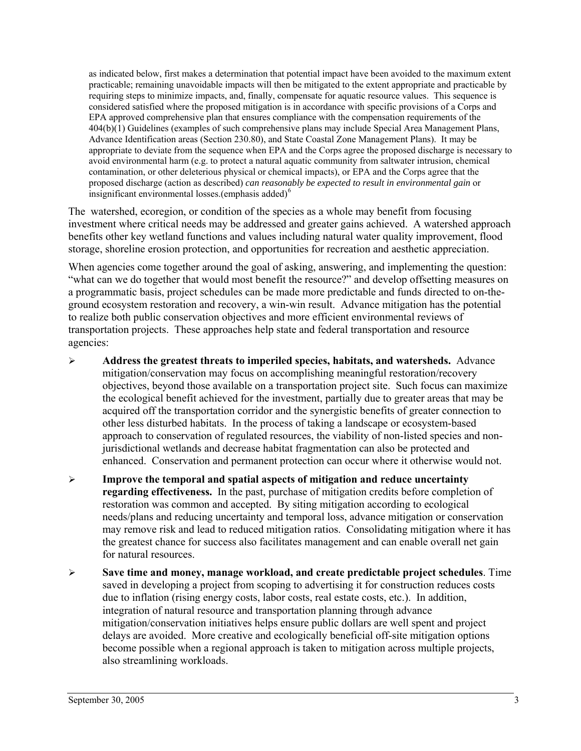> as indicated below, first makes a determination that potential impact have been avoided to the maximum extent practicable; remaining unavoidable impacts will then be mitigated to the extent appropriate and practicable by requiring steps to minimize impacts, and, finally, compensate for aquatic resource values. This sequence is considered satisfied where the proposed mitigation is in accordance with specific provisions of a Corps and EPA approved comprehensive plan that ensures compliance with the compensation requirements of the 404(b)(1) Guidelines (examples of such comprehensive plans may include Special Area Management Plans, Advance Identification areas (Section 230.80), and State Coastal Zone Management Plans). It may be appropriate to deviate from the sequence when EPA and the Corps agree the proposed discharge is necessary to avoid environmental harm (e.g. to protect a natural aquatic community from saltwater intrusion, chemical contamination, or other deleterious physical or chemical impacts), or EPA and the Corps agree that the proposed discharge (action as described) *can reasonably be expected to result in environmental gain* or insignificant environmental losses.(emphasis added)[6]

The watershed, ecoregion, or condition of the species as a whole may benefit from focusing investment where critical needs may be addressed and greater gains achieved. A watershed approach benefits other key wetland functions and values including natural water quality improvement, flood storage, shoreline erosion protection, and opportunities for recreation and aesthetic appreciation.

When agencies come together around the goal of asking, answering, and implementing the question: "what can we do together that would most benefit the resource?" and develop offsetting measures on a programmatic basis, project schedules can be made more predictable and funds directed to on-the-ground ecosystem restoration and recovery, a win-win result. Advance mitigation has the potential to realize both public conservation objectives and more efficient environmental reviews of transportation projects. These approaches help state and federal transportation and resource agencies:

- **Address the greatest threats to imperiled species, habitats, and watersheds.** Advance mitigation/conservation may focus on accomplishing meaningful restoration/recovery objectives, beyond those available on a transportation project site. Such focus can maximize the ecological benefit achieved for the investment, partially due to greater areas that may be acquired off the transportation corridor and the synergistic benefits of greater connection to other less disturbed habitats. In the process of taking a landscape or ecosystem-based approach to conservation of regulated resources, the viability of non-listed species and non-jurisdictional wetlands and decrease habitat fragmentation can also be protected and enhanced. Conservation and permanent protection can occur where it otherwise would not.
- **Improve the temporal and spatial aspects of mitigation and reduce uncertainty regarding effectiveness.** In the past, purchase of mitigation credits before completion of restoration was common and accepted. By siting mitigation according to ecological needs/plans and reducing uncertainty and temporal loss, advance mitigation or conservation may remove risk and lead to reduced mitigation ratios. Consolidating mitigation where it has the greatest chance for success also facilitates management and can enable overall net gain for natural resources.
- **Save time and money, manage workload, and create predictable project schedules**. Time saved in developing a project from scoping to advertising it for construction reduces costs due to inflation (rising energy costs, labor costs, real estate costs, etc.). In addition, integration of natural resource and transportation planning through advance mitigation/conservation initiatives helps ensure public dollars are well spent and project delays are avoided. More creative and ecologically beneficial off-site mitigation options become possible when a regional approach is taken to mitigation across multiple projects, also streamlining workloads.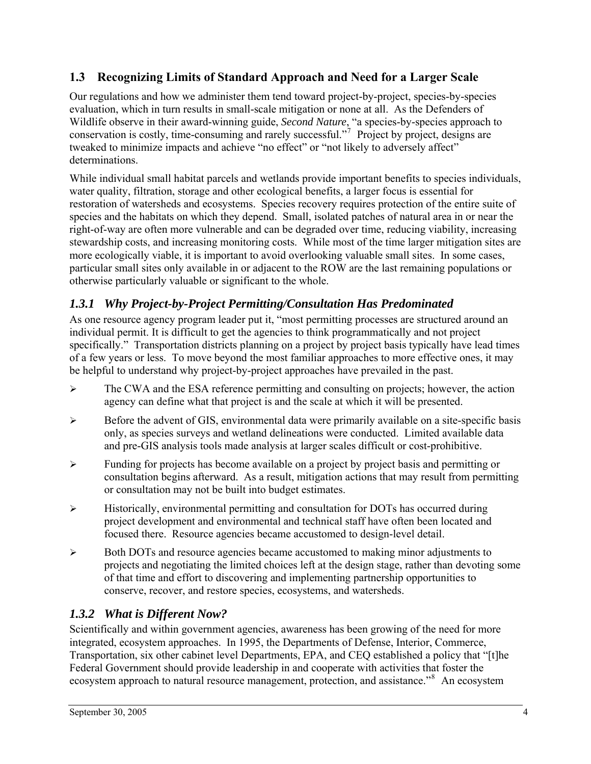## 1.3 Recognizing Limits of Standard Approach and Need for a Larger Scale

Our regulations and how we administer them tend toward project-by-project, species-by-species evaluation, which in turn results in small-scale mitigation or none at all. As the Defenders of Wildlife observe in their award-winning guide, *Second Nature*, "a species-by-species approach to conservation is costly, time-consuming and rarely successful."[7] Project by project, designs are tweaked to minimize impacts and achieve "no effect" or "not likely to adversely affect" determinations.

While individual small habitat parcels and wetlands provide important benefits to species individuals, water quality, filtration, storage and other ecological benefits, a larger focus is essential for restoration of watersheds and ecosystems. Species recovery requires protection of the entire suite of species and the habitats on which they depend. Small, isolated patches of natural area in or near the right-of-way are often more vulnerable and can be degraded over time, reducing viability, increasing stewardship costs, and increasing monitoring costs. While most of the time larger mitigation sites are more ecologically viable, it is important to avoid overlooking valuable small sites. In some cases, particular small sites only available in or adjacent to the ROW are the last remaining populations or otherwise particularly valuable or significant to the whole.

### *1.3.1 Why Project-by-Project Permitting/Consultation Has Predominated*

As one resource agency program leader put it, "most permitting processes are structured around an individual permit. It is difficult to get the agencies to think programmatically and not project specifically." Transportation districts planning on a project by project basis typically have lead times of a few years or less. To move beyond the most familiar approaches to more effective ones, it may be helpful to understand why project-by-project approaches have prevailed in the past.

- The CWA and the ESA reference permitting and consulting on projects; however, the action agency can define what that project is and the scale at which it will be presented.
- Before the advent of GIS, environmental data were primarily available on a site-specific basis only, as species surveys and wetland delineations were conducted. Limited available data and pre-GIS analysis tools made analysis at larger scales difficult or cost-prohibitive.
- Funding for projects has become available on a project by project basis and permitting or consultation begins afterward. As a result, mitigation actions that may result from permitting or consultation may not be built into budget estimates.
- Historically, environmental permitting and consultation for DOTs has occurred during project development and environmental and technical staff have often been located and focused there. Resource agencies became accustomed to design-level detail.
- Both DOTs and resource agencies became accustomed to making minor adjustments to projects and negotiating the limited choices left at the design stage, rather than devoting some of that time and effort to discovering and implementing partnership opportunities to conserve, recover, and restore species, ecosystems, and watersheds.

### *1.3.2 What is Different Now?*

Scientifically and within government agencies, awareness has been growing of the need for more integrated, ecosystem approaches. In 1995, the Departments of Defense, Interior, Commerce, Transportation, six other cabinet level Departments, EPA, and CEQ established a policy that "[t]he Federal Government should provide leadership in and cooperate with activities that foster the ecosystem approach to natural resource management, protection, and assistance."[8] An ecosystem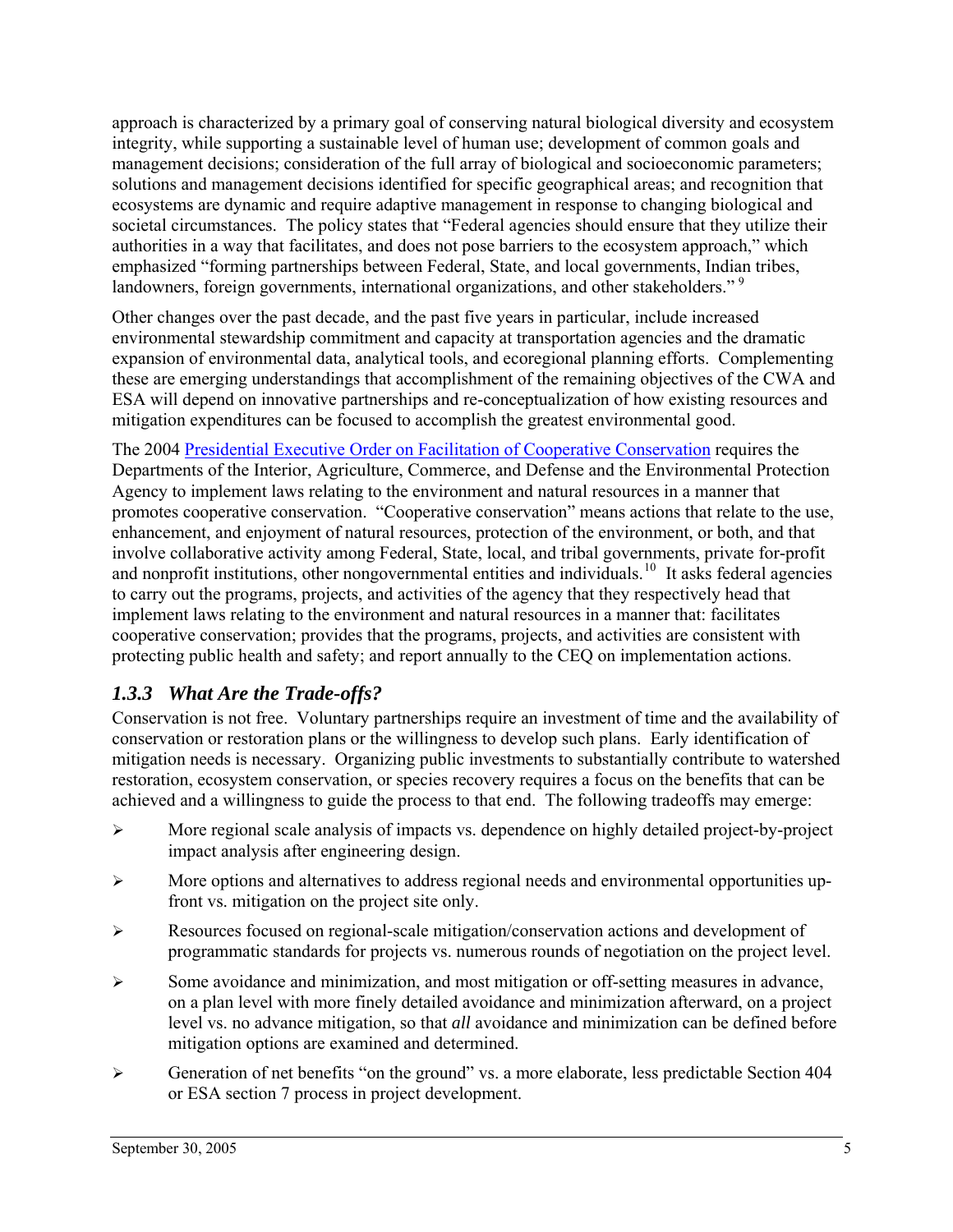approach is characterized by a primary goal of conserving natural biological diversity and ecosystem integrity, while supporting a sustainable level of human use; development of common goals and management decisions; consideration of the full array of biological and socioeconomic parameters; solutions and management decisions identified for specific geographical areas; and recognition that ecosystems are dynamic and require adaptive management in response to changing biological and societal circumstances. The policy states that "Federal agencies should ensure that they utilize their authorities in a way that facilitates, and does not pose barriers to the ecosystem approach," which emphasized "forming partnerships between Federal, State, and local governments, Indian tribes, landowners, foreign governments, international organizations, and other stakeholders." [9]

Other changes over the past decade, and the past five years in particular, include increased environmental stewardship commitment and capacity at transportation agencies and the dramatic expansion of environmental data, analytical tools, and ecoregional planning efforts. Complementing these are emerging understandings that accomplishment of the remaining objectives of the CWA and ESA will depend on innovative partnerships and re-conceptualization of how existing resources and mitigation expenditures can be focused to accomplish the greatest environmental good.

The 2004 Presidential Executive Order on Facilitation of Cooperative Conservation requires the Departments of the Interior, Agriculture, Commerce, and Defense and the Environmental Protection Agency to implement laws relating to the environment and natural resources in a manner that promotes cooperative conservation. "Cooperative conservation" means actions that relate to the use, enhancement, and enjoyment of natural resources, protection of the environment, or both, and that involve collaborative activity among Federal, State, local, and tribal governments, private for-profit and nonprofit institutions, other nongovernmental entities and individuals.[10] It asks federal agencies to carry out the programs, projects, and activities of the agency that they respectively head that implement laws relating to the environment and natural resources in a manner that: facilitates cooperative conservation; provides that the programs, projects, and activities are consistent with protecting public health and safety; and report annually to the CEQ on implementation actions.

### *1.3.3 What Are the Trade-offs?*

Conservation is not free. Voluntary partnerships require an investment of time and the availability of conservation or restoration plans or the willingness to develop such plans. Early identification of mitigation needs is necessary. Organizing public investments to substantially contribute to watershed restoration, ecosystem conservation, or species recovery requires a focus on the benefits that can be achieved and a willingness to guide the process to that end. The following tradeoffs may emerge:

- More regional scale analysis of impacts vs. dependence on highly detailed project-by-project impact analysis after engineering design.
- More options and alternatives to address regional needs and environmental opportunities up-front vs. mitigation on the project site only.
- Resources focused on regional-scale mitigation/conservation actions and development of programmatic standards for projects vs. numerous rounds of negotiation on the project level.
- Some avoidance and minimization, and most mitigation or off-setting measures in advance, on a plan level with more finely detailed avoidance and minimization afterward, on a project level vs. no advance mitigation, so that *all* avoidance and minimization can be defined before mitigation options are examined and determined.
- Generation of net benefits "on the ground" vs. a more elaborate, less predictable Section 404 or ESA section 7 process in project development.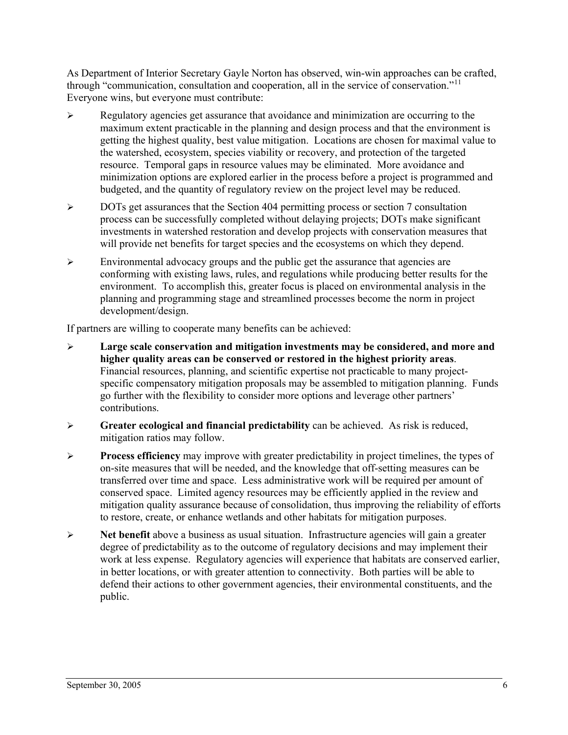As Department of Interior Secretary Gayle Norton has observed, win-win approaches can be crafted, through "communication, consultation and cooperation, all in the service of conservation."[11] Everyone wins, but everyone must contribute:

- Regulatory agencies get assurance that avoidance and minimization are occurring to the maximum extent practicable in the planning and design process and that the environment is getting the highest quality, best value mitigation. Locations are chosen for maximal value to the watershed, ecosystem, species viability or recovery, and protection of the targeted resource. Temporal gaps in resource values may be eliminated. More avoidance and minimization options are explored earlier in the process before a project is programmed and budgeted, and the quantity of regulatory review on the project level may be reduced.
- DOTs get assurances that the Section 404 permitting process or section 7 consultation process can be successfully completed without delaying projects; DOTs make significant investments in watershed restoration and develop projects with conservation measures that will provide net benefits for target species and the ecosystems on which they depend.
- Environmental advocacy groups and the public get the assurance that agencies are conforming with existing laws, rules, and regulations while producing better results for the environment. To accomplish this, greater focus is placed on environmental analysis in the planning and programming stage and streamlined processes become the norm in project development/design.

If partners are willing to cooperate many benefits can be achieved:

- **Large scale conservation and mitigation investments may be considered, and more and higher quality areas can be conserved or restored in the highest priority areas**. Financial resources, planning, and scientific expertise not practicable to many project-specific compensatory mitigation proposals may be assembled to mitigation planning. Funds go further with the flexibility to consider more options and leverage other partners' contributions.
- **Greater ecological and financial predictability** can be achieved. As risk is reduced, mitigation ratios may follow.
- **Process efficiency** may improve with greater predictability in project timelines, the types of on-site measures that will be needed, and the knowledge that off-setting measures can be transferred over time and space. Less administrative work will be required per amount of conserved space. Limited agency resources may be efficiently applied in the review and mitigation quality assurance because of consolidation, thus improving the reliability of efforts to restore, create, or enhance wetlands and other habitats for mitigation purposes.
- **Net benefit** above a business as usual situation. Infrastructure agencies will gain a greater degree of predictability as to the outcome of regulatory decisions and may implement their work at less expense. Regulatory agencies will experience that habitats are conserved earlier, in better locations, or with greater attention to connectivity. Both parties will be able to defend their actions to other government agencies, their environmental constituents, and the public.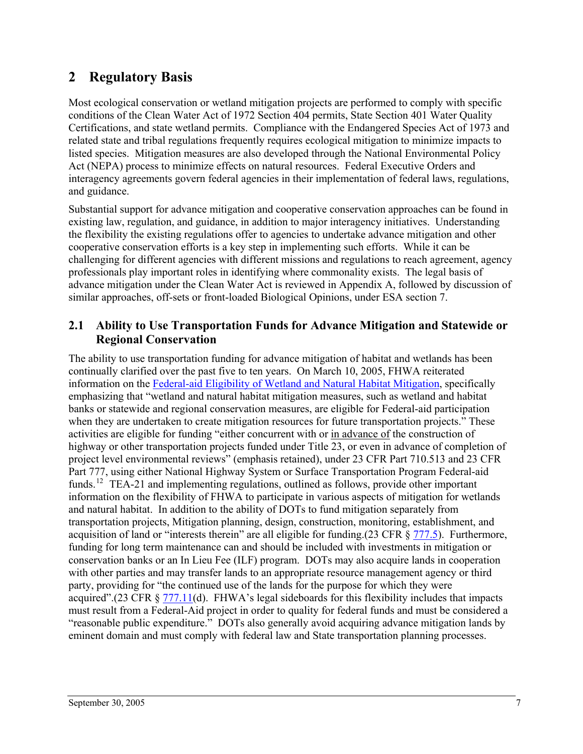# 2 Regulatory Basis

Most ecological conservation or wetland mitigation projects are performed to comply with specific conditions of the Clean Water Act of 1972 Section 404 permits, State Section 401 Water Quality Certifications, and state wetland permits. Compliance with the Endangered Species Act of 1973 and related state and tribal regulations frequently requires ecological mitigation to minimize impacts to listed species. Mitigation measures are also developed through the National Environmental Policy Act (NEPA) process to minimize effects on natural resources. Federal Executive Orders and interagency agreements govern federal agencies in their implementation of federal laws, regulations, and guidance.

Substantial support for advance mitigation and cooperative conservation approaches can be found in existing law, regulation, and guidance, in addition to major interagency initiatives. Understanding the flexibility the existing regulations offer to agencies to undertake advance mitigation and other cooperative conservation efforts is a key step in implementing such efforts. While it can be challenging for different agencies with different missions and regulations to reach agreement, agency professionals play important roles in identifying where commonality exists. The legal basis of advance mitigation under the Clean Water Act is reviewed in Appendix A, followed by discussion of similar approaches, off-sets or front-loaded Biological Opinions, under ESA section 7.

## 2.1 Ability to Use Transportation Funds for Advance Mitigation and Statewide or Regional Conservation

The ability to use transportation funding for advance mitigation of habitat and wetlands has been continually clarified over the past five to ten years. On March 10, 2005, FHWA reiterated information on the Federal-aid Eligibility of Wetland and Natural Habitat Mitigation, specifically emphasizing that "wetland and natural habitat mitigation measures, such as wetland and habitat banks or statewide and regional conservation measures, are eligible for Federal-aid participation when they are undertaken to create mitigation resources for future transportation projects." These activities are eligible for funding "either concurrent with or in advance of the construction of highway or other transportation projects funded under Title 23, or even in advance of completion of project level environmental reviews" (emphasis retained), under 23 CFR Part 710.513 and 23 CFR Part 777, using either National Highway System or Surface Transportation Program Federal-aid funds.[12] TEA-21 and implementing regulations, outlined as follows, provide other important information on the flexibility of FHWA to participate in various aspects of mitigation for wetlands and natural habitat. In addition to the ability of DOTs to fund mitigation separately from transportation projects, Mitigation planning, design, construction, monitoring, establishment, and acquisition of land or "interests therein" are all eligible for funding.(23 CFR § 777.5). Furthermore, funding for long term maintenance can and should be included with investments in mitigation or conservation banks or an In Lieu Fee (ILF) program. DOTs may also acquire lands in cooperation with other parties and may transfer lands to an appropriate resource management agency or third party, providing for "the continued use of the lands for the purpose for which they were acquired".(23 CFR § 777.11(d). FHWA's legal sideboards for this flexibility includes that impacts must result from a Federal-Aid project in order to quality for federal funds and must be considered a "reasonable public expenditure." DOTs also generally avoid acquiring advance mitigation lands by eminent domain and must comply with federal law and State transportation planning processes.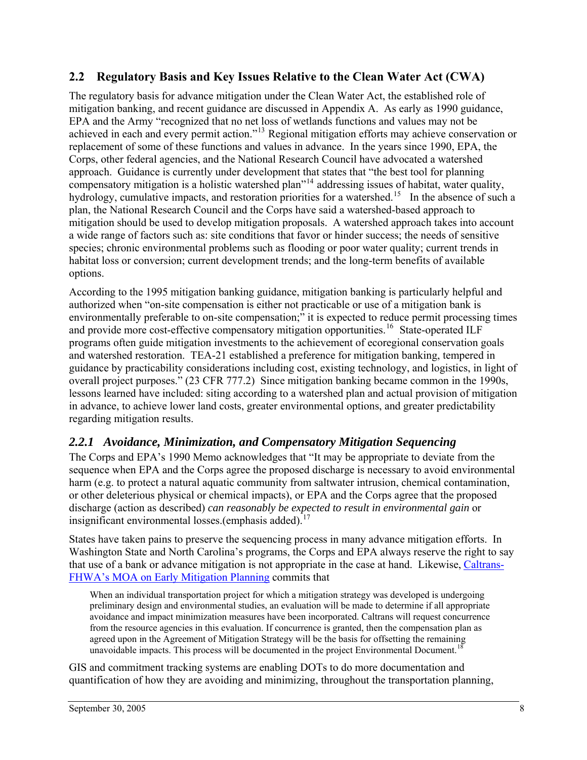## 2.2 Regulatory Basis and Key Issues Relative to the Clean Water Act (CWA)

The regulatory basis for advance mitigation under the Clean Water Act, the established role of mitigation banking, and recent guidance are discussed in Appendix A. As early as 1990 guidance, EPA and the Army "recognized that no net loss of wetlands functions and values may not be achieved in each and every permit action."[13] Regional mitigation efforts may achieve conservation or replacement of some of these functions and values in advance. In the years since 1990, EPA, the Corps, other federal agencies, and the National Research Council have advocated a watershed approach. Guidance is currently under development that states that "the best tool for planning compensatory mitigation is a holistic watershed plan"[14] addressing issues of habitat, water quality, hydrology, cumulative impacts, and restoration priorities for a watershed.[15] In the absence of such a plan, the National Research Council and the Corps have said a watershed-based approach to mitigation should be used to develop mitigation proposals. A watershed approach takes into account a wide range of factors such as: site conditions that favor or hinder success; the needs of sensitive species; chronic environmental problems such as flooding or poor water quality; current trends in habitat loss or conversion; current development trends; and the long-term benefits of available options.

According to the 1995 mitigation banking guidance, mitigation banking is particularly helpful and authorized when "on-site compensation is either not practicable or use of a mitigation bank is environmentally preferable to on-site compensation;" it is expected to reduce permit processing times and provide more cost-effective compensatory mitigation opportunities.[16] State-operated ILF programs often guide mitigation investments to the achievement of ecoregional conservation goals and watershed restoration. TEA-21 established a preference for mitigation banking, tempered in guidance by practicability considerations including cost, existing technology, and logistics, in light of overall project purposes." (23 CFR 777.2) Since mitigation banking became common in the 1990s, lessons learned have included: siting according to a watershed plan and actual provision of mitigation in advance, to achieve lower land costs, greater environmental options, and greater predictability regarding mitigation results.

### *2.2.1 Avoidance, Minimization, and Compensatory Mitigation Sequencing*

The Corps and EPA's 1990 Memo acknowledges that "It may be appropriate to deviate from the sequence when EPA and the Corps agree the proposed discharge is necessary to avoid environmental harm (e.g. to protect a natural aquatic community from saltwater intrusion, chemical contamination, or other deleterious physical or chemical impacts), or EPA and the Corps agree that the proposed discharge (action as described) *can reasonably be expected to result in environmental gain* or insignificant environmental losses.(emphasis added).[17]

States have taken pains to preserve the sequencing process in many advance mitigation efforts. In Washington State and North Carolina's programs, the Corps and EPA always reserve the right to say that use of a bank or advance mitigation is not appropriate in the case at hand. Likewise, Caltrans-FHWA's MOA on Early Mitigation Planning commits that

> When an individual transportation project for which a mitigation strategy was developed is undergoing preliminary design and environmental studies, an evaluation will be made to determine if all appropriate avoidance and impact minimization measures have been incorporated. Caltrans will request concurrence from the resource agencies in this evaluation. If concurrence is granted, then the compensation plan as agreed upon in the Agreement of Mitigation Strategy will be the basis for offsetting the remaining unavoidable impacts. This process will be documented in the project Environmental Document.[18]

GIS and commitment tracking systems are enabling DOTs to do more documentation and quantification of how they are avoiding and minimizing, throughout the transportation planning,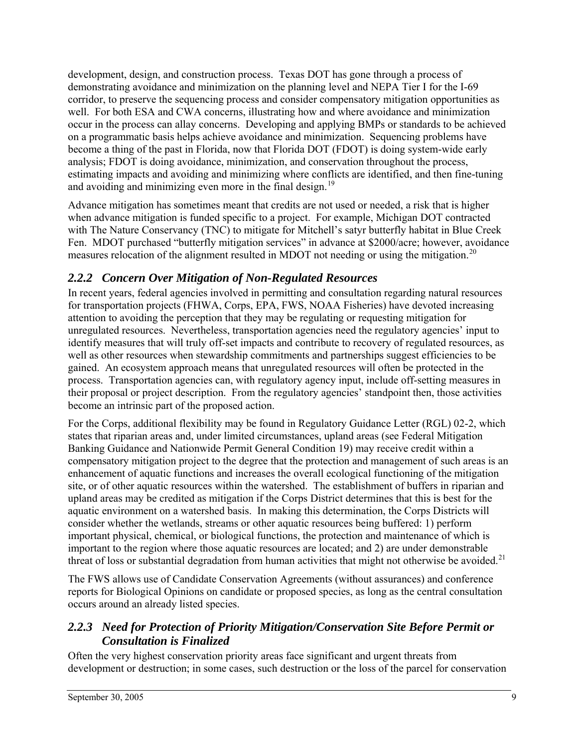development, design, and construction process. Texas DOT has gone through a process of demonstrating avoidance and minimization on the planning level and NEPA Tier I for the I-69 corridor, to preserve the sequencing process and consider compensatory mitigation opportunities as well. For both ESA and CWA concerns, illustrating how and where avoidance and minimization occur in the process can allay concerns. Developing and applying BMPs or standards to be achieved on a programmatic basis helps achieve avoidance and minimization. Sequencing problems have become a thing of the past in Florida, now that Florida DOT (FDOT) is doing system-wide early analysis; FDOT is doing avoidance, minimization, and conservation throughout the process, estimating impacts and avoiding and minimizing where conflicts are identified, and then fine-tuning and avoiding and minimizing even more in the final design.[19]

Advance mitigation has sometimes meant that credits are not used or needed, a risk that is higher when advance mitigation is funded specific to a project. For example, Michigan DOT contracted with The Nature Conservancy (TNC) to mitigate for Mitchell's satyr butterfly habitat in Blue Creek Fen. MDOT purchased "butterfly mitigation services" in advance at $2000/acre; however, avoidance measures relocation of the alignment resulted in MDOT not needing or using the mitigation.[20]

### *2.2.2 Concern Over Mitigation of Non-Regulated Resources*

In recent years, federal agencies involved in permitting and consultation regarding natural resources for transportation projects (FHWA, Corps, EPA, FWS, NOAA Fisheries) have devoted increasing attention to avoiding the perception that they may be regulating or requesting mitigation for unregulated resources. Nevertheless, transportation agencies need the regulatory agencies' input to identify measures that will truly off-set impacts and contribute to recovery of regulated resources, as well as other resources when stewardship commitments and partnerships suggest efficiencies to be gained. An ecosystem approach means that unregulated resources will often be protected in the process. Transportation agencies can, with regulatory agency input, include off-setting measures in their proposal or project description. From the regulatory agencies' standpoint then, those activities become an intrinsic part of the proposed action.

For the Corps, additional flexibility may be found in Regulatory Guidance Letter (RGL) 02-2, which states that riparian areas and, under limited circumstances, upland areas (see Federal Mitigation Banking Guidance and Nationwide Permit General Condition 19) may receive credit within a compensatory mitigation project to the degree that the protection and management of such areas is an enhancement of aquatic functions and increases the overall ecological functioning of the mitigation site, or of other aquatic resources within the watershed. The establishment of buffers in riparian and upland areas may be credited as mitigation if the Corps District determines that this is best for the aquatic environment on a watershed basis. In making this determination, the Corps Districts will consider whether the wetlands, streams or other aquatic resources being buffered: 1) perform important physical, chemical, or biological functions, the protection and maintenance of which is important to the region where those aquatic resources are located; and 2) are under demonstrable threat of loss or substantial degradation from human activities that might not otherwise be avoided.[21]

The FWS allows use of Candidate Conservation Agreements (without assurances) and conference reports for Biological Opinions on candidate or proposed species, as long as the central consultation occurs around an already listed species.

### *2.2.3 Need for Protection of Priority Mitigation/Conservation Site Before Permit or Consultation is Finalized*

Often the very highest conservation priority areas face significant and urgent threats from development or destruction; in some cases, such destruction or the loss of the parcel for conservation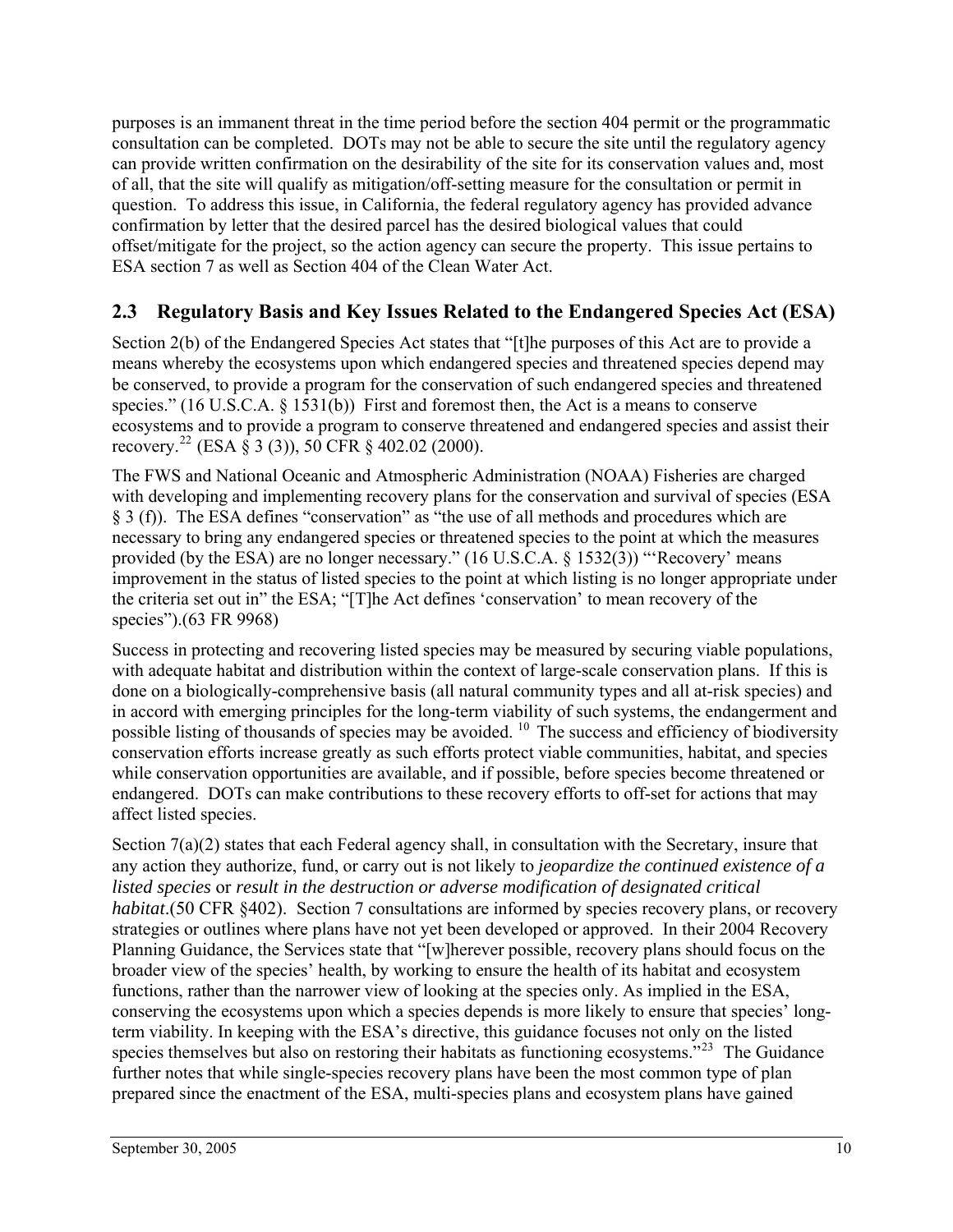purposes is an immanent threat in the time period before the section 404 permit or the programmatic consultation can be completed. DOTs may not be able to secure the site until the regulatory agency can provide written confirmation on the desirability of the site for its conservation values and, most of all, that the site will qualify as mitigation/off-setting measure for the consultation or permit in question. To address this issue, in California, the federal regulatory agency has provided advance confirmation by letter that the desired parcel has the desired biological values that could offset/mitigate for the project, so the action agency can secure the property. This issue pertains to ESA section 7 as well as Section 404 of the Clean Water Act.

## 2.3 Regulatory Basis and Key Issues Related to the Endangered Species Act (ESA)

Section 2(b) of the Endangered Species Act states that "[t]he purposes of this Act are to provide a means whereby the ecosystems upon which endangered species and threatened species depend may be conserved, to provide a program for the conservation of such endangered species and threatened species." (16 U.S.C.A. § 1531(b)) First and foremost then, the Act is a means to conserve ecosystems and to provide a program to conserve threatened and endangered species and assist their recovery.[22] (ESA § 3 (3)), 50 CFR § 402.02 (2000).

The FWS and National Oceanic and Atmospheric Administration (NOAA) Fisheries are charged with developing and implementing recovery plans for the conservation and survival of species (ESA § 3 (f)). The ESA defines "conservation" as "the use of all methods and procedures which are necessary to bring any endangered species or threatened species to the point at which the measures provided (by the ESA) are no longer necessary." (16 U.S.C.A. § 1532(3)) "'Recovery' means improvement in the status of listed species to the point at which listing is no longer appropriate under the criteria set out in" the ESA; "[T]he Act defines 'conservation' to mean recovery of the species").(63 FR 9968)

Success in protecting and recovering listed species may be measured by securing viable populations, with adequate habitat and distribution within the context of large-scale conservation plans. If this is done on a biologically-comprehensive basis (all natural community types and all at-risk species) and in accord with emerging principles for the long-term viability of such systems, the endangerment and possible listing of thousands of species may be avoided. [10] The success and efficiency of biodiversity conservation efforts increase greatly as such efforts protect viable communities, habitat, and species while conservation opportunities are available, and if possible, before species become threatened or endangered. DOTs can make contributions to these recovery efforts to off-set for actions that may affect listed species.

Section 7(a)(2) states that each Federal agency shall, in consultation with the Secretary, insure that any action they authorize, fund, or carry out is not likely to *jeopardize the continued existence of a listed species* or *result in the destruction or adverse modification of designated critical habitat*.(50 CFR §402). Section 7 consultations are informed by species recovery plans, or recovery strategies or outlines where plans have not yet been developed or approved. In their 2004 Recovery Planning Guidance, the Services state that "[w]herever possible, recovery plans should focus on the broader view of the species' health, by working to ensure the health of its habitat and ecosystem functions, rather than the narrower view of looking at the species only. As implied in the ESA, conserving the ecosystems upon which a species depends is more likely to ensure that species' long-term viability. In keeping with the ESA's directive, this guidance focuses not only on the listed species themselves but also on restoring their habitats as functioning ecosystems."[23] The Guidance further notes that while single-species recovery plans have been the most common type of plan prepared since the enactment of the ESA, multi-species plans and ecosystem plans have gained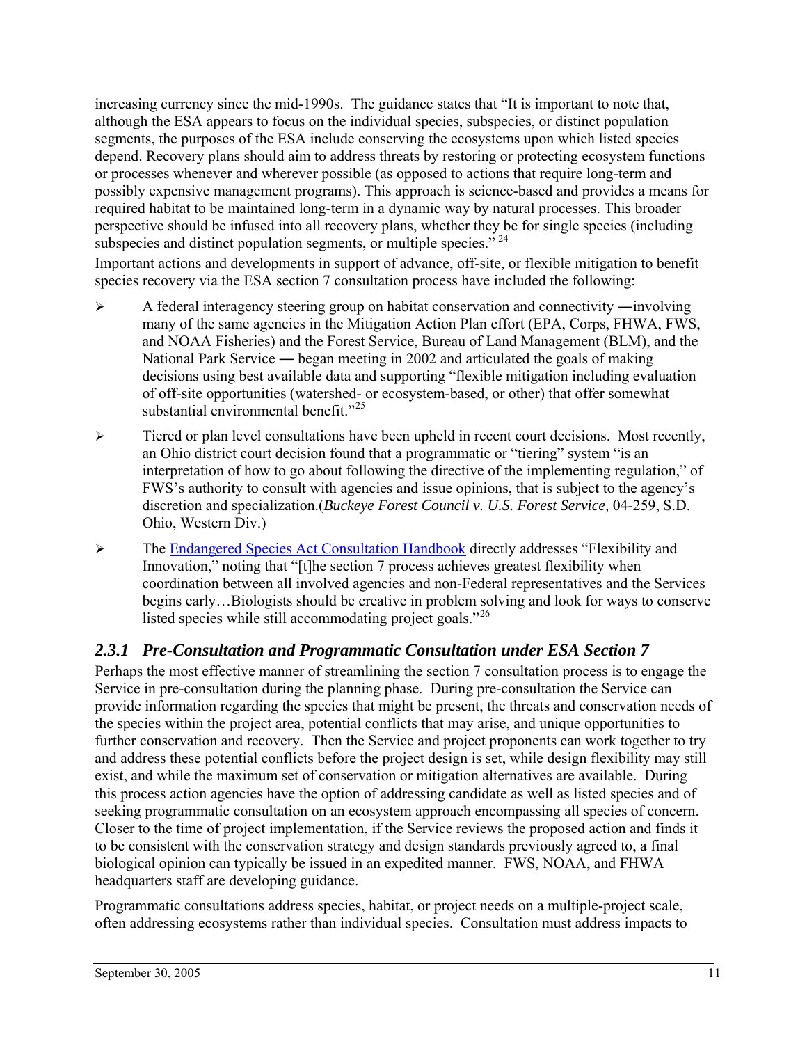increasing currency since the mid-1990s. The guidance states that "It is important to note that, although the ESA appears to focus on the individual species, subspecies, or distinct population segments, the purposes of the ESA include conserving the ecosystems upon which listed species depend. Recovery plans should aim to address threats by restoring or protecting ecosystem functions or processes whenever and wherever possible (as opposed to actions that require long-term and possibly expensive management programs). This approach is science-based and provides a means for required habitat to be maintained long-term in a dynamic way by natural processes. This broader perspective should be infused into all recovery plans, whether they be for single species (including subspecies and distinct population segments, or multiple species." [24]

Important actions and developments in support of advance, off-site, or flexible mitigation to benefit species recovery via the ESA section 7 consultation process have included the following:

- A federal interagency steering group on habitat conservation and connectivity ―involving many of the same agencies in the Mitigation Action Plan effort (EPA, Corps, FHWA, FWS, and NOAA Fisheries) and the Forest Service, Bureau of Land Management (BLM), and the National Park Service ― began meeting in 2002 and articulated the goals of making decisions using best available data and supporting "flexible mitigation including evaluation of off-site opportunities (watershed- or ecosystem-based, or other) that offer somewhat substantial environmental benefit."[25]
- Tiered or plan level consultations have been upheld in recent court decisions. Most recently, an Ohio district court decision found that a programmatic or "tiering" system "is an interpretation of how to go about following the directive of the implementing regulation," of FWS's authority to consult with agencies and issue opinions, that is subject to the agency's discretion and specialization.(*Buckeye Forest Council v. U.S. Forest Service,* 04-259, S.D. Ohio, Western Div.)
- The Endangered Species Act Consultation Handbook directly addresses "Flexibility and Innovation," noting that "[t]he section 7 process achieves greatest flexibility when coordination between all involved agencies and non-Federal representatives and the Services begins early…Biologists should be creative in problem solving and look for ways to conserve listed species while still accommodating project goals."[26]

### 2.3.1 Pre-Consultation and Programmatic Consultation under ESA Section 7

Perhaps the most effective manner of streamlining the section 7 consultation process is to engage the Service in pre-consultation during the planning phase. During pre-consultation the Service can provide information regarding the species that might be present, the threats and conservation needs of the species within the project area, potential conflicts that may arise, and unique opportunities to further conservation and recovery. Then the Service and project proponents can work together to try and address these potential conflicts before the project design is set, while design flexibility may still exist, and while the maximum set of conservation or mitigation alternatives are available. During this process action agencies have the option of addressing candidate as well as listed species and of seeking programmatic consultation on an ecosystem approach encompassing all species of concern. Closer to the time of project implementation, if the Service reviews the proposed action and finds it to be consistent with the conservation strategy and design standards previously agreed to, a final biological opinion can typically be issued in an expedited manner. FWS, NOAA, and FHWA headquarters staff are developing guidance.

Programmatic consultations address species, habitat, or project needs on a multiple-project scale, often addressing ecosystems rather than individual species. Consultation must address impacts to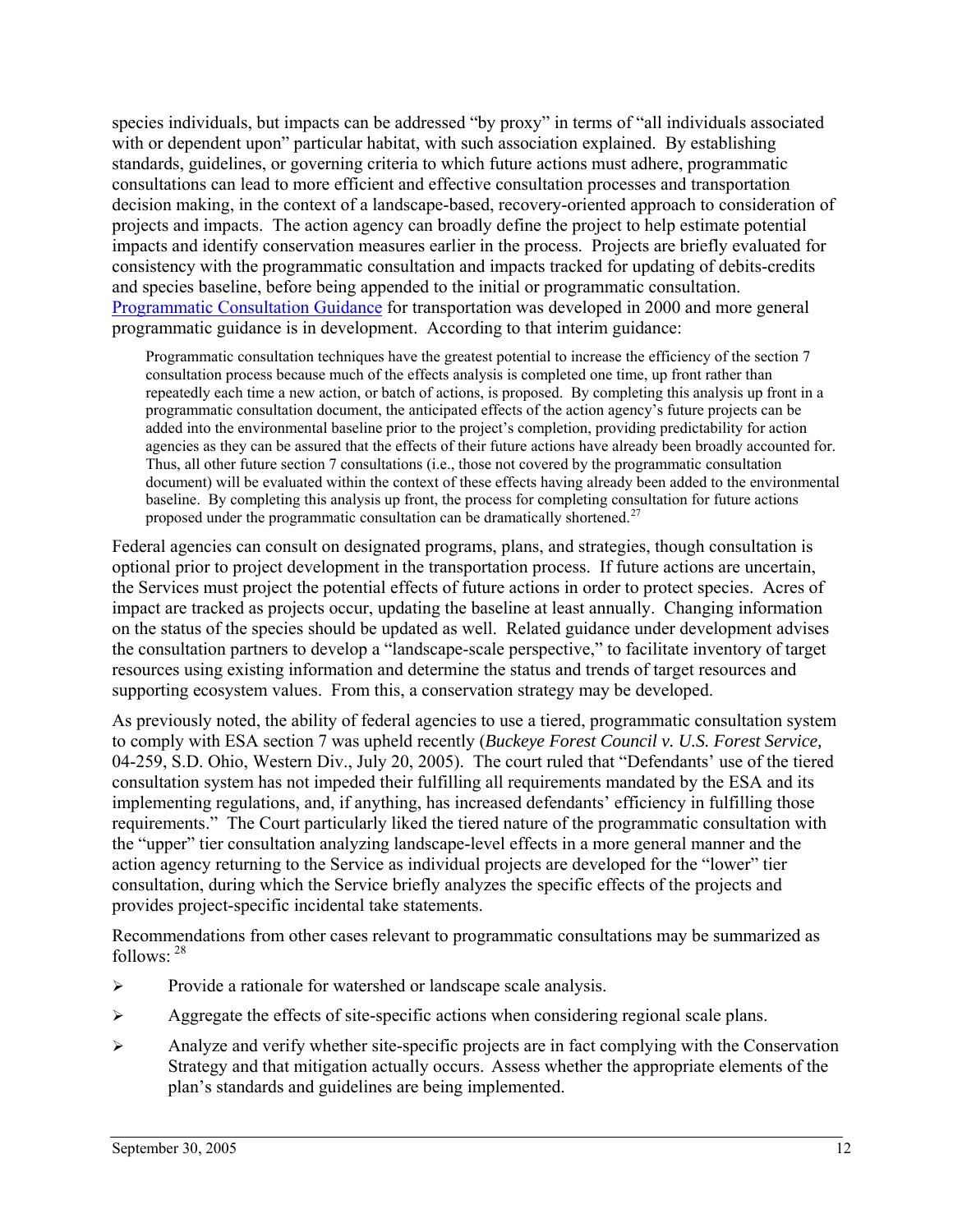species individuals, but impacts can be addressed "by proxy" in terms of "all individuals associated with or dependent upon" particular habitat, with such association explained. By establishing standards, guidelines, or governing criteria to which future actions must adhere, programmatic consultations can lead to more efficient and effective consultation processes and transportation decision making, in the context of a landscape-based, recovery-oriented approach to consideration of projects and impacts. The action agency can broadly define the project to help estimate potential impacts and identify conservation measures earlier in the process. Projects are briefly evaluated for consistency with the programmatic consultation and impacts tracked for updating of debits-credits and species baseline, before being appended to the initial or programmatic consultation. Programmatic Consultation Guidance for transportation was developed in 2000 and more general programmatic guidance is in development. According to that interim guidance:

> Programmatic consultation techniques have the greatest potential to increase the efficiency of the section 7 consultation process because much of the effects analysis is completed one time, up front rather than repeatedly each time a new action, or batch of actions, is proposed. By completing this analysis up front in a programmatic consultation document, the anticipated effects of the action agency's future projects can be added into the environmental baseline prior to the project's completion, providing predictability for action agencies as they can be assured that the effects of their future actions have already been broadly accounted for. Thus, all other future section 7 consultations (i.e., those not covered by the programmatic consultation document) will be evaluated within the context of these effects having already been added to the environmental baseline. By completing this analysis up front, the process for completing consultation for future actions proposed under the programmatic consultation can be dramatically shortened.[27]

Federal agencies can consult on designated programs, plans, and strategies, though consultation is optional prior to project development in the transportation process. If future actions are uncertain, the Services must project the potential effects of future actions in order to protect species. Acres of impact are tracked as projects occur, updating the baseline at least annually. Changing information on the status of the species should be updated as well. Related guidance under development advises the consultation partners to develop a "landscape-scale perspective," to facilitate inventory of target resources using existing information and determine the status and trends of target resources and supporting ecosystem values. From this, a conservation strategy may be developed.

As previously noted, the ability of federal agencies to use a tiered, programmatic consultation system to comply with ESA section 7 was upheld recently (*Buckeye Forest Council v. U.S. Forest Service,* 04-259, S.D. Ohio, Western Div., July 20, 2005). The court ruled that "Defendants' use of the tiered consultation system has not impeded their fulfilling all requirements mandated by the ESA and its implementing regulations, and, if anything, has increased defendants' efficiency in fulfilling those requirements." The Court particularly liked the tiered nature of the programmatic consultation with the "upper" tier consultation analyzing landscape-level effects in a more general manner and the action agency returning to the Service as individual projects are developed for the "lower" tier consultation, during which the Service briefly analyzes the specific effects of the projects and provides project-specific incidental take statements.

Recommendations from other cases relevant to programmatic consultations may be summarized as follows: [28]

- Provide a rationale for watershed or landscape scale analysis.
- Aggregate the effects of site-specific actions when considering regional scale plans.
- Analyze and verify whether site-specific projects are in fact complying with the Conservation Strategy and that mitigation actually occurs. Assess whether the appropriate elements of the plan's standards and guidelines are being implemented.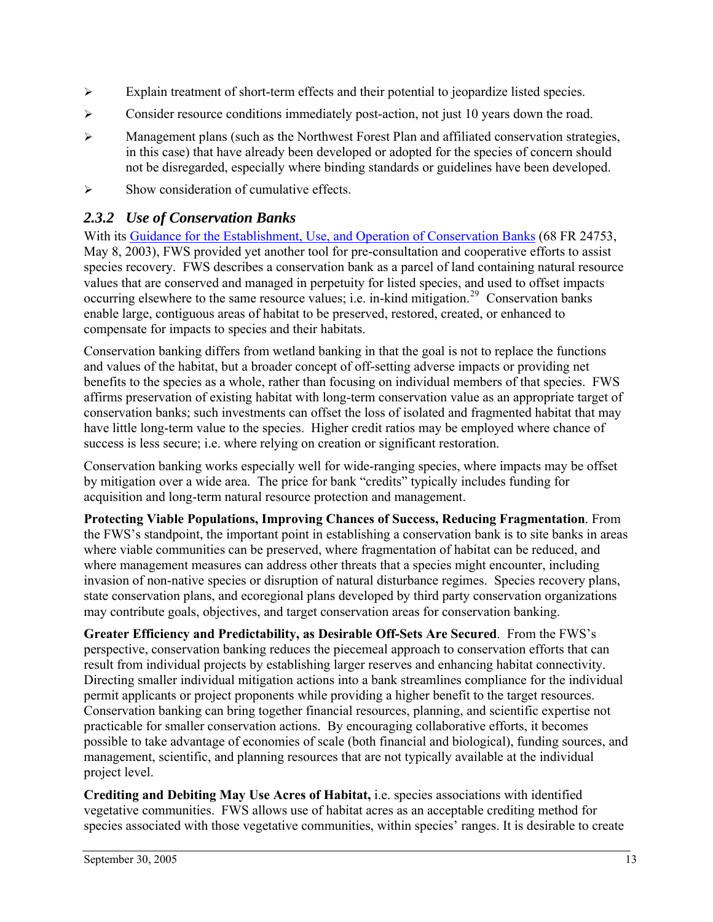- Explain treatment of short-term effects and their potential to jeopardize listed species.
- Consider resource conditions immediately post-action, not just 10 years down the road.
- Management plans (such as the Northwest Forest Plan and affiliated conservation strategies, in this case) that have already been developed or adopted for the species of concern should not be disregarded, especially where binding standards or guidelines have been developed.
- Show consideration of cumulative effects.

### *2.3.2 Use of Conservation Banks*

With its [Guidance for the Establishment, Use, and Operation of Conservation Banks]() (68 FR 24753, May 8, 2003), FWS provided yet another tool for pre-consultation and cooperative efforts to assist species recovery. FWS describes a conservation bank as a parcel of land containing natural resource values that are conserved and managed in perpetuity for listed species, and used to offset impacts occurring elsewhere to the same resource values; i.e. in-kind mitigation.[29] Conservation banks enable large, contiguous areas of habitat to be preserved, restored, created, or enhanced to compensate for impacts to species and their habitats.

Conservation banking differs from wetland banking in that the goal is not to replace the functions and values of the habitat, but a broader concept of off-setting adverse impacts or providing net benefits to the species as a whole, rather than focusing on individual members of that species. FWS affirms preservation of existing habitat with long-term conservation value as an appropriate target of conservation banks; such investments can offset the loss of isolated and fragmented habitat that may have little long-term value to the species. Higher credit ratios may be employed where chance of success is less secure; i.e. where relying on creation or significant restoration.

Conservation banking works especially well for wide-ranging species, where impacts may be offset by mitigation over a wide area. The price for bank "credits" typically includes funding for acquisition and long-term natural resource protection and management.

**Protecting Viable Populations, Improving Chances of Success, Reducing Fragmentation**. From the FWS's standpoint, the important point in establishing a conservation bank is to site banks in areas where viable communities can be preserved, where fragmentation of habitat can be reduced, and where management measures can address other threats that a species might encounter, including invasion of non-native species or disruption of natural disturbance regimes. Species recovery plans, state conservation plans, and ecoregional plans developed by third party conservation organizations may contribute goals, objectives, and target conservation areas for conservation banking.

**Greater Efficiency and Predictability, as Desirable Off-Sets Are Secured**. From the FWS's perspective, conservation banking reduces the piecemeal approach to conservation efforts that can result from individual projects by establishing larger reserves and enhancing habitat connectivity. Directing smaller individual mitigation actions into a bank streamlines compliance for the individual permit applicants or project proponents while providing a higher benefit to the target resources. Conservation banking can bring together financial resources, planning, and scientific expertise not practicable for smaller conservation actions. By encouraging collaborative efforts, it becomes possible to take advantage of economies of scale (both financial and biological), funding sources, and management, scientific, and planning resources that are not typically available at the individual project level.

**Crediting and Debiting May Use Acres of Habitat,** i.e. species associations with identified vegetative communities. FWS allows use of habitat acres as an acceptable crediting method for species associated with those vegetative communities, within species' ranges. It is desirable to create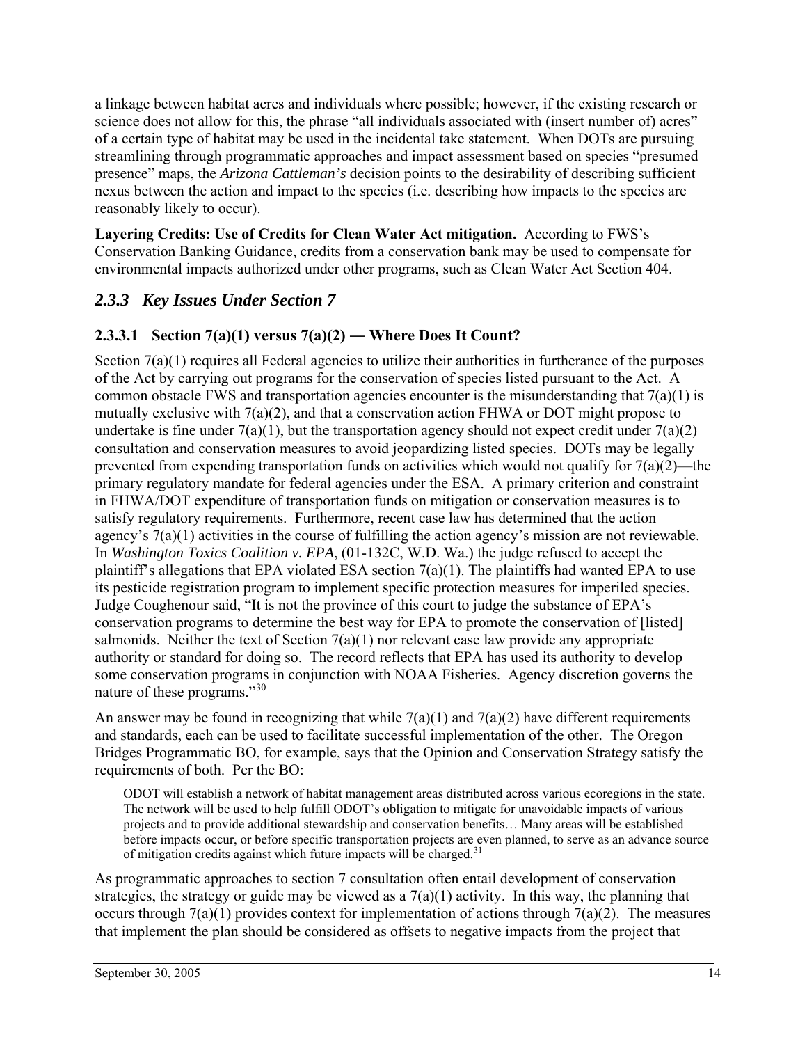a linkage between habitat acres and individuals where possible; however, if the existing research or science does not allow for this, the phrase "all individuals associated with (insert number of) acres" of a certain type of habitat may be used in the incidental take statement. When DOTs are pursuing streamlining through programmatic approaches and impact assessment based on species "presumed presence" maps, the *Arizona Cattleman's* decision points to the desirability of describing sufficient nexus between the action and impact to the species (i.e. describing how impacts to the species are reasonably likely to occur).

**Layering Credits: Use of Credits for Clean Water Act mitigation.** According to FWS's Conservation Banking Guidance, credits from a conservation bank may be used to compensate for environmental impacts authorized under other programs, such as Clean Water Act Section 404.

### *2.3.3 Key Issues Under Section 7*

#### 2.3.3.1 Section 7(a)(1) versus 7(a)(2) — Where Does It Count?

Section 7(a)(1) requires all Federal agencies to utilize their authorities in furtherance of the purposes of the Act by carrying out programs for the conservation of species listed pursuant to the Act. A common obstacle FWS and transportation agencies encounter is the misunderstanding that 7(a)(1) is mutually exclusive with 7(a)(2), and that a conservation action FHWA or DOT might propose to undertake is fine under 7(a)(1), but the transportation agency should not expect credit under 7(a)(2) consultation and conservation measures to avoid jeopardizing listed species. DOTs may be legally prevented from expending transportation funds on activities which would not qualify for 7(a)(2)—the primary regulatory mandate for federal agencies under the ESA. A primary criterion and constraint in FHWA/DOT expenditure of transportation funds on mitigation or conservation measures is to satisfy regulatory requirements. Furthermore, recent case law has determined that the action agency's 7(a)(1) activities in the course of fulfilling the action agency's mission are not reviewable. In *Washington Toxics Coalition v. EPA*, (01-132C, W.D. Wa.) the judge refused to accept the plaintiff's allegations that EPA violated ESA section 7(a)(1). The plaintiffs had wanted EPA to use its pesticide registration program to implement specific protection measures for imperiled species. Judge Coughenour said, "It is not the province of this court to judge the substance of EPA's conservation programs to determine the best way for EPA to promote the conservation of [listed] salmonids. Neither the text of Section 7(a)(1) nor relevant case law provide any appropriate authority or standard for doing so. The record reflects that EPA has used its authority to develop some conservation programs in conjunction with NOAA Fisheries. Agency discretion governs the nature of these programs."[30]

An answer may be found in recognizing that while 7(a)(1) and 7(a)(2) have different requirements and standards, each can be used to facilitate successful implementation of the other. The Oregon Bridges Programmatic BO, for example, says that the Opinion and Conservation Strategy satisfy the requirements of both. Per the BO:

> ODOT will establish a network of habitat management areas distributed across various ecoregions in the state. The network will be used to help fulfill ODOT's obligation to mitigate for unavoidable impacts of various projects and to provide additional stewardship and conservation benefits… Many areas will be established before impacts occur, or before specific transportation projects are even planned, to serve as an advance source of mitigation credits against which future impacts will be charged.[31]

As programmatic approaches to section 7 consultation often entail development of conservation strategies, the strategy or guide may be viewed as a 7(a)(1) activity. In this way, the planning that occurs through 7(a)(1) provides context for implementation of actions through 7(a)(2). The measures that implement the plan should be considered as offsets to negative impacts from the project that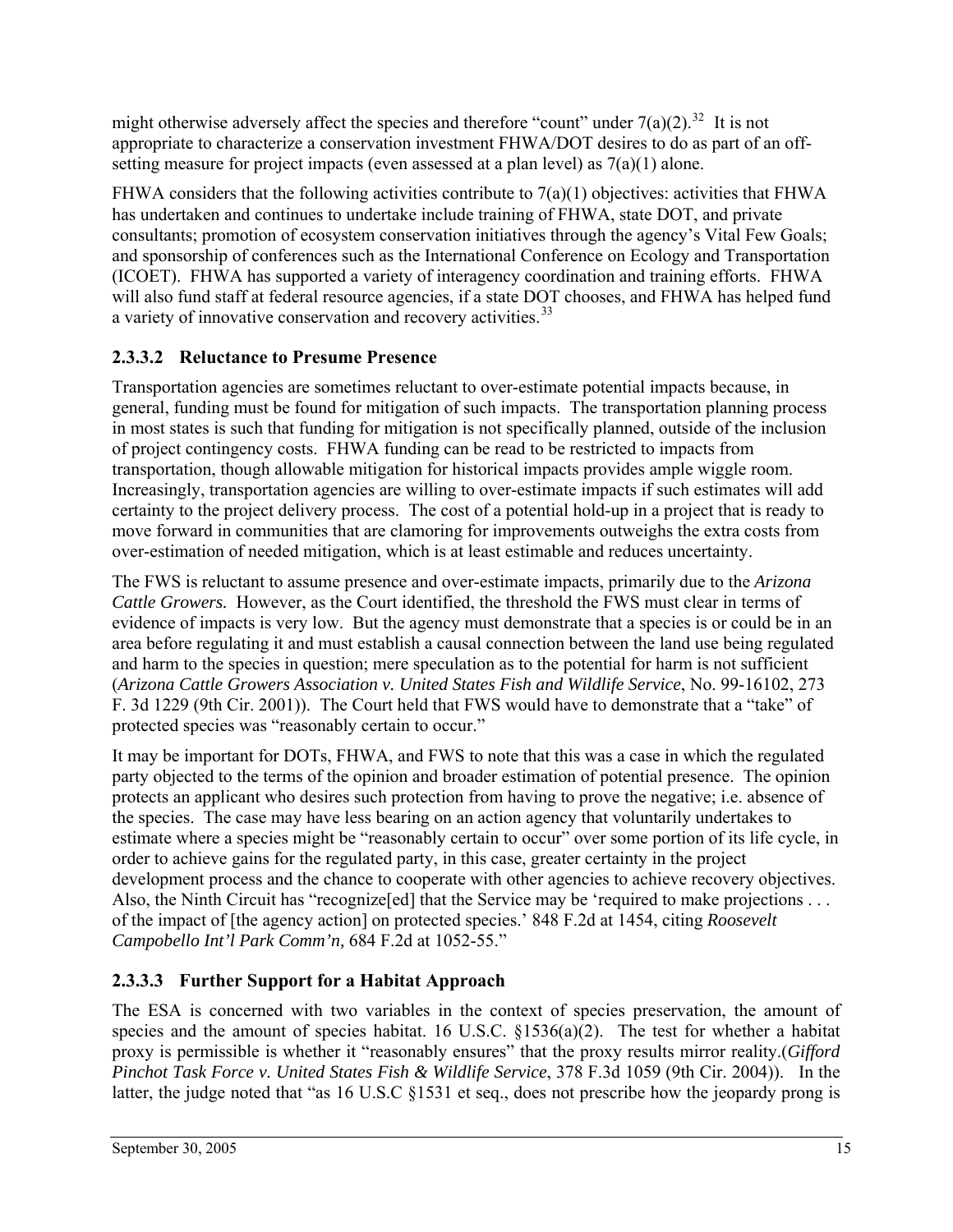might otherwise adversely affect the species and therefore "count" under 7(a)(2).[32] It is not appropriate to characterize a conservation investment FHWA/DOT desires to do as part of an off-setting measure for project impacts (even assessed at a plan level) as 7(a)(1) alone.

FHWA considers that the following activities contribute to 7(a)(1) objectives: activities that FHWA has undertaken and continues to undertake include training of FHWA, state DOT, and private consultants; promotion of ecosystem conservation initiatives through the agency's Vital Few Goals; and sponsorship of conferences such as the International Conference on Ecology and Transportation (ICOET). FHWA has supported a variety of interagency coordination and training efforts. FHWA will also fund staff at federal resource agencies, if a state DOT chooses, and FHWA has helped fund a variety of innovative conservation and recovery activities.[33]

### 2.3.3.2 Reluctance to Presume Presence

Transportation agencies are sometimes reluctant to over-estimate potential impacts because, in general, funding must be found for mitigation of such impacts. The transportation planning process in most states is such that funding for mitigation is not specifically planned, outside of the inclusion of project contingency costs. FHWA funding can be read to be restricted to impacts from transportation, though allowable mitigation for historical impacts provides ample wiggle room. Increasingly, transportation agencies are willing to over-estimate impacts if such estimates will add certainty to the project delivery process. The cost of a potential hold-up in a project that is ready to move forward in communities that are clamoring for improvements outweighs the extra costs from over-estimation of needed mitigation, which is at least estimable and reduces uncertainty.

The FWS is reluctant to assume presence and over-estimate impacts, primarily due to the *Arizona Cattle Growers.* However, as the Court identified, the threshold the FWS must clear in terms of evidence of impacts is very low. But the agency must demonstrate that a species is or could be in an area before regulating it and must establish a causal connection between the land use being regulated and harm to the species in question; mere speculation as to the potential for harm is not sufficient (*Arizona Cattle Growers Association v. United States Fish and Wildlife Service*, No. 99-16102, 273 F. 3d 1229 (9th Cir. 2001)). The Court held that FWS would have to demonstrate that a "take" of protected species was "reasonably certain to occur."

It may be important for DOTs, FHWA, and FWS to note that this was a case in which the regulated party objected to the terms of the opinion and broader estimation of potential presence. The opinion protects an applicant who desires such protection from having to prove the negative; i.e. absence of the species. The case may have less bearing on an action agency that voluntarily undertakes to estimate where a species might be "reasonably certain to occur" over some portion of its life cycle, in order to achieve gains for the regulated party, in this case, greater certainty in the project development process and the chance to cooperate with other agencies to achieve recovery objectives. Also, the Ninth Circuit has "recognize[ed] that the Service may be 'required to make projections . . . of the impact of [the agency action] on protected species.' 848 F.2d at 1454, citing *Roosevelt Campobello Int'l Park Comm'n,* 684 F.2d at 1052-55."

### 2.3.3.3 Further Support for a Habitat Approach

The ESA is concerned with two variables in the context of species preservation, the amount of species and the amount of species habitat. 16 U.S.C. §1536(a)(2). The test for whether a habitat proxy is permissible is whether it "reasonably ensures" that the proxy results mirror reality.(*Gifford Pinchot Task Force v. United States Fish & Wildlife Service*, 378 F.3d 1059 (9th Cir. 2004)). In the latter, the judge noted that "as 16 U.S.C §1531 et seq., does not prescribe how the jeopardy prong is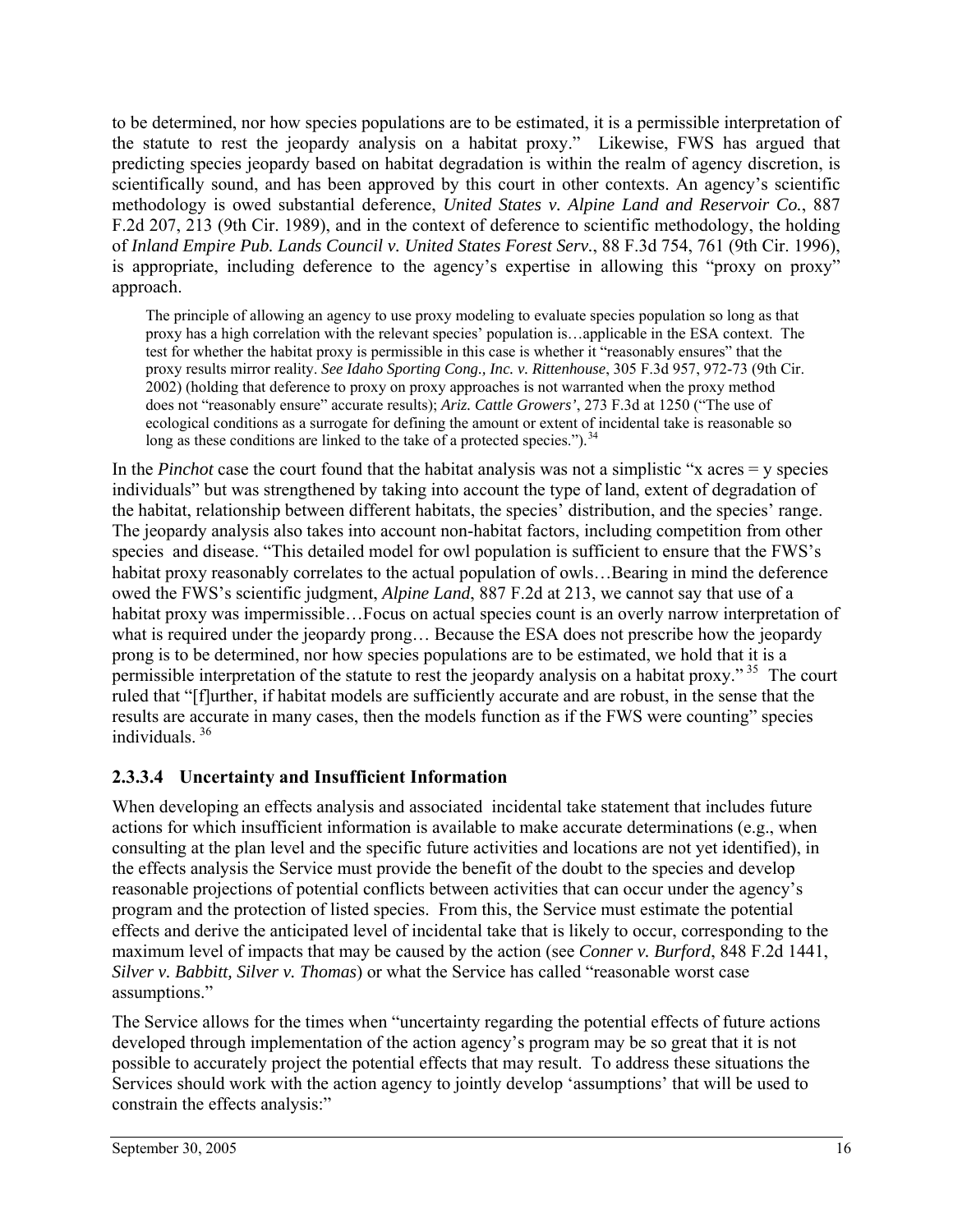to be determined, nor how species populations are to be estimated, it is a permissible interpretation of the statute to rest the jeopardy analysis on a habitat proxy." Likewise, FWS has argued that predicting species jeopardy based on habitat degradation is within the realm of agency discretion, is scientifically sound, and has been approved by this court in other contexts. An agency's scientific methodology is owed substantial deference, *United States v. Alpine Land and Reservoir Co.*, 887 F.2d 207, 213 (9th Cir. 1989), and in the context of deference to scientific methodology, the holding of *Inland Empire Pub. Lands Council v. United States Forest Serv.*, 88 F.3d 754, 761 (9th Cir. 1996), is appropriate, including deference to the agency's expertise in allowing this "proxy on proxy" approach.

> The principle of allowing an agency to use proxy modeling to evaluate species population so long as that proxy has a high correlation with the relevant species' population is…applicable in the ESA context. The test for whether the habitat proxy is permissible in this case is whether it "reasonably ensures" that the proxy results mirror reality. *See Idaho Sporting Cong., Inc. v. Rittenhouse*, 305 F.3d 957, 972-73 (9th Cir. 2002) (holding that deference to proxy on proxy approaches is not warranted when the proxy method does not "reasonably ensure" accurate results); *Ariz. Cattle Growers'*, 273 F.3d at 1250 ("The use of ecological conditions as a surrogate for defining the amount or extent of incidental take is reasonable so long as these conditions are linked to the take of a protected species.").[34]

In the *Pinchot* case the court found that the habitat analysis was not a simplistic "x acres = y species individuals" but was strengthened by taking into account the type of land, extent of degradation of the habitat, relationship between different habitats, the species' distribution, and the species' range. The jeopardy analysis also takes into account non-habitat factors, including competition from other species and disease. "This detailed model for owl population is sufficient to ensure that the FWS's habitat proxy reasonably correlates to the actual population of owls…Bearing in mind the deference owed the FWS's scientific judgment, *Alpine Land*, 887 F.2d at 213, we cannot say that use of a habitat proxy was impermissible…Focus on actual species count is an overly narrow interpretation of what is required under the jeopardy prong… Because the ESA does not prescribe how the jeopardy prong is to be determined, nor how species populations are to be estimated, we hold that it is a permissible interpretation of the statute to rest the jeopardy analysis on a habitat proxy."[35] The court ruled that "[f]urther, if habitat models are sufficiently accurate and are robust, in the sense that the results are accurate in many cases, then the models function as if the FWS were counting" species individuals.[36]

### 2.3.3.4 Uncertainty and Insufficient Information

When developing an effects analysis and associated incidental take statement that includes future actions for which insufficient information is available to make accurate determinations (e.g., when consulting at the plan level and the specific future activities and locations are not yet identified), in the effects analysis the Service must provide the benefit of the doubt to the species and develop reasonable projections of potential conflicts between activities that can occur under the agency's program and the protection of listed species. From this, the Service must estimate the potential effects and derive the anticipated level of incidental take that is likely to occur, corresponding to the maximum level of impacts that may be caused by the action (see *Conner v. Burford*, 848 F.2d 1441, *Silver v. Babbitt, Silver v. Thomas*) or what the Service has called "reasonable worst case assumptions."

The Service allows for the times when "uncertainty regarding the potential effects of future actions developed through implementation of the action agency's program may be so great that it is not possible to accurately project the potential effects that may result. To address these situations the Services should work with the action agency to jointly develop 'assumptions' that will be used to constrain the effects analysis:"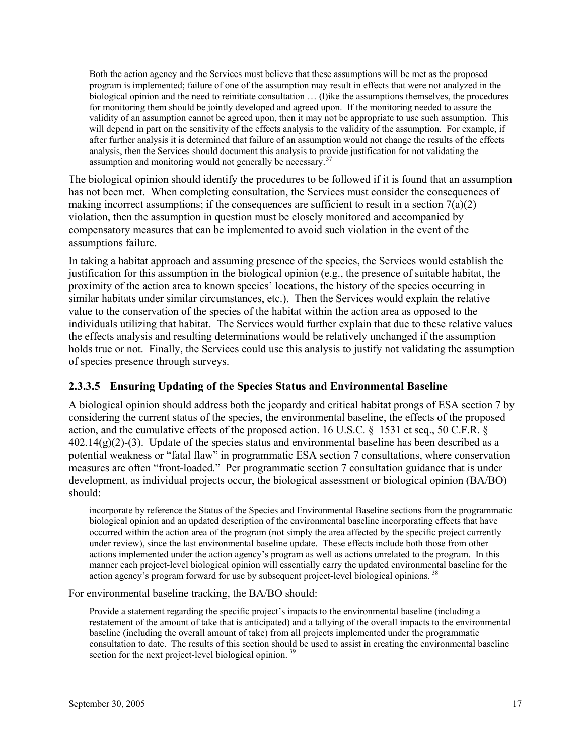> Both the action agency and the Services must believe that these assumptions will be met as the proposed program is implemented; failure of one of the assumption may result in effects that were not analyzed in the biological opinion and the need to reinitiate consultation … (l)ike the assumptions themselves, the procedures for monitoring them should be jointly developed and agreed upon. If the monitoring needed to assure the validity of an assumption cannot be agreed upon, then it may not be appropriate to use such assumption. This will depend in part on the sensitivity of the effects analysis to the validity of the assumption. For example, if after further analysis it is determined that failure of an assumption would not change the results of the effects analysis, then the Services should document this analysis to provide justification for not validating the assumption and monitoring would not generally be necessary.[37]

The biological opinion should identify the procedures to be followed if it is found that an assumption has not been met. When completing consultation, the Services must consider the consequences of making incorrect assumptions; if the consequences are sufficient to result in a section 7(a)(2) violation, then the assumption in question must be closely monitored and accompanied by compensatory measures that can be implemented to avoid such violation in the event of the assumptions failure.

In taking a habitat approach and assuming presence of the species, the Services would establish the justification for this assumption in the biological opinion (e.g., the presence of suitable habitat, the proximity of the action area to known species' locations, the history of the species occurring in similar habitats under similar circumstances, etc.). Then the Services would explain the relative value to the conservation of the species of the habitat within the action area as opposed to the individuals utilizing that habitat. The Services would further explain that due to these relative values the effects analysis and resulting determinations would be relatively unchanged if the assumption holds true or not. Finally, the Services could use this analysis to justify not validating the assumption of species presence through surveys.

### 2.3.3.5 Ensuring Updating of the Species Status and Environmental Baseline

A biological opinion should address both the jeopardy and critical habitat prongs of ESA section 7 by considering the current status of the species, the environmental baseline, the effects of the proposed action, and the cumulative effects of the proposed action. 16 U.S.C. § 1531 et seq., 50 C.F.R. § 402.14(g)(2)-(3). Update of the species status and environmental baseline has been described as a potential weakness or "fatal flaw" in programmatic ESA section 7 consultations, where conservation measures are often "front-loaded." Per programmatic section 7 consultation guidance that is under development, as individual projects occur, the biological assessment or biological opinion (BA/BO) should:

> incorporate by reference the Status of the Species and Environmental Baseline sections from the programmatic biological opinion and an updated description of the environmental baseline incorporating effects that have occurred within the action area <u>of the program</u> (not simply the area affected by the specific project currently under review), since the last environmental baseline update. These effects include both those from other actions implemented under the action agency's program as well as actions unrelated to the program. In this manner each project-level biological opinion will essentially carry the updated environmental baseline for the action agency's program forward for use by subsequent project-level biological opinions.[38]

For environmental baseline tracking, the BA/BO should:

> Provide a statement regarding the specific project's impacts to the environmental baseline (including a restatement of the amount of take that is anticipated) and a tallying of the overall impacts to the environmental baseline (including the overall amount of take) from all projects implemented under the programmatic consultation to date. The results of this section should be used to assist in creating the environmental baseline section for the next project-level biological opinion.[39]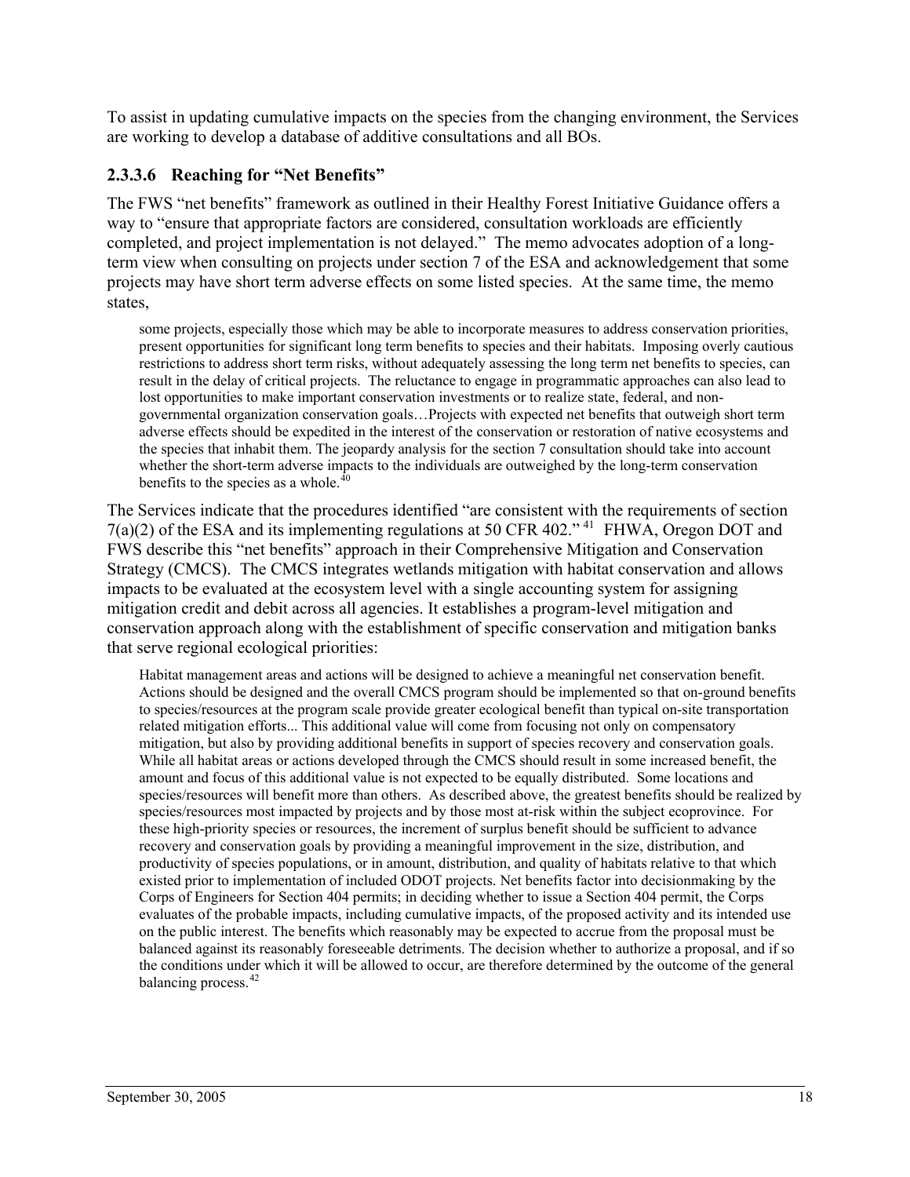To assist in updating cumulative impacts on the species from the changing environment, the Services are working to develop a database of additive consultations and all BOs.

#### 2.3.3.6 Reaching for "Net Benefits"

The FWS "net benefits" framework as outlined in their Healthy Forest Initiative Guidance offers a way to "ensure that appropriate factors are considered, consultation workloads are efficiently completed, and project implementation is not delayed." The memo advocates adoption of a long-term view when consulting on projects under section 7 of the ESA and acknowledgement that some projects may have short term adverse effects on some listed species. At the same time, the memo states,

> some projects, especially those which may be able to incorporate measures to address conservation priorities, present opportunities for significant long term benefits to species and their habitats. Imposing overly cautious restrictions to address short term risks, without adequately assessing the long term net benefits to species, can result in the delay of critical projects. The reluctance to engage in programmatic approaches can also lead to lost opportunities to make important conservation investments or to realize state, federal, and non-governmental organization conservation goals…Projects with expected net benefits that outweigh short term adverse effects should be expedited in the interest of the conservation or restoration of native ecosystems and the species that inhabit them. The jeopardy analysis for the section 7 consultation should take into account whether the short-term adverse impacts to the individuals are outweighed by the long-term conservation benefits to the species as a whole.[40]

The Services indicate that the procedures identified "are consistent with the requirements of section 7(a)(2) of the ESA and its implementing regulations at 50 CFR 402."[41] FHWA, Oregon DOT and FWS describe this "net benefits" approach in their Comprehensive Mitigation and Conservation Strategy (CMCS). The CMCS integrates wetlands mitigation with habitat conservation and allows impacts to be evaluated at the ecosystem level with a single accounting system for assigning mitigation credit and debit across all agencies. It establishes a program-level mitigation and conservation approach along with the establishment of specific conservation and mitigation banks that serve regional ecological priorities:

> Habitat management areas and actions will be designed to achieve a meaningful net conservation benefit. Actions should be designed and the overall CMCS program should be implemented so that on-ground benefits to species/resources at the program scale provide greater ecological benefit than typical on-site transportation related mitigation efforts... This additional value will come from focusing not only on compensatory mitigation, but also by providing additional benefits in support of species recovery and conservation goals. While all habitat areas or actions developed through the CMCS should result in some increased benefit, the amount and focus of this additional value is not expected to be equally distributed. Some locations and species/resources will benefit more than others. As described above, the greatest benefits should be realized by species/resources most impacted by projects and by those most at-risk within the subject ecoprovince. For these high-priority species or resources, the increment of surplus benefit should be sufficient to advance recovery and conservation goals by providing a meaningful improvement in the size, distribution, and productivity of species populations, or in amount, distribution, and quality of habitats relative to that which existed prior to implementation of included ODOT projects. Net benefits factor into decisionmaking by the Corps of Engineers for Section 404 permits; in deciding whether to issue a Section 404 permit, the Corps evaluates of the probable impacts, including cumulative impacts, of the proposed activity and its intended use on the public interest. The benefits which reasonably may be expected to accrue from the proposal must be balanced against its reasonably foreseeable detriments. The decision whether to authorize a proposal, and if so the conditions under which it will be allowed to occur, are therefore determined by the outcome of the general balancing process.[42]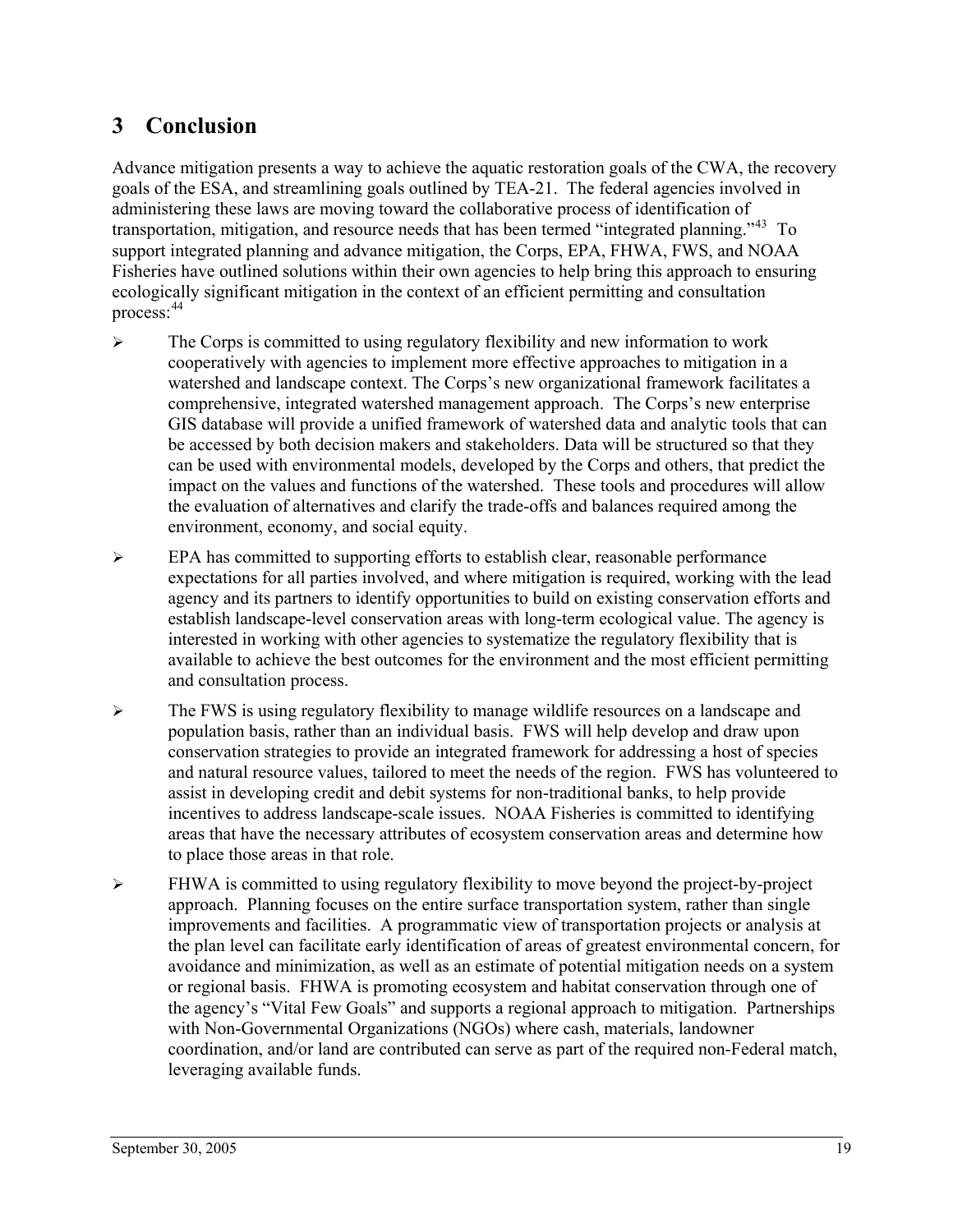## 3 Conclusion

Advance mitigation presents a way to achieve the aquatic restoration goals of the CWA, the recovery goals of the ESA, and streamlining goals outlined by TEA-21. The federal agencies involved in administering these laws are moving toward the collaborative process of identification of transportation, mitigation, and resource needs that has been termed "integrated planning."[43] To support integrated planning and advance mitigation, the Corps, EPA, FHWA, FWS, and NOAA Fisheries have outlined solutions within their own agencies to help bring this approach to ensuring ecologically significant mitigation in the context of an efficient permitting and consultation process:[44]

- The Corps is committed to using regulatory flexibility and new information to work cooperatively with agencies to implement more effective approaches to mitigation in a watershed and landscape context. The Corps's new organizational framework facilitates a comprehensive, integrated watershed management approach. The Corps's new enterprise GIS database will provide a unified framework of watershed data and analytic tools that can be accessed by both decision makers and stakeholders. Data will be structured so that they can be used with environmental models, developed by the Corps and others, that predict the impact on the values and functions of the watershed. These tools and procedures will allow the evaluation of alternatives and clarify the trade-offs and balances required among the environment, economy, and social equity.
- EPA has committed to supporting efforts to establish clear, reasonable performance expectations for all parties involved, and where mitigation is required, working with the lead agency and its partners to identify opportunities to build on existing conservation efforts and establish landscape-level conservation areas with long-term ecological value. The agency is interested in working with other agencies to systematize the regulatory flexibility that is available to achieve the best outcomes for the environment and the most efficient permitting and consultation process.
- The FWS is using regulatory flexibility to manage wildlife resources on a landscape and population basis, rather than an individual basis. FWS will help develop and draw upon conservation strategies to provide an integrated framework for addressing a host of species and natural resource values, tailored to meet the needs of the region. FWS has volunteered to assist in developing credit and debit systems for non-traditional banks, to help provide incentives to address landscape-scale issues. NOAA Fisheries is committed to identifying areas that have the necessary attributes of ecosystem conservation areas and determine how to place those areas in that role.
- FHWA is committed to using regulatory flexibility to move beyond the project-by-project approach. Planning focuses on the entire surface transportation system, rather than single improvements and facilities. A programmatic view of transportation projects or analysis at the plan level can facilitate early identification of areas of greatest environmental concern, for avoidance and minimization, as well as an estimate of potential mitigation needs on a system or regional basis. FHWA is promoting ecosystem and habitat conservation through one of the agency's "Vital Few Goals" and supports a regional approach to mitigation. Partnerships with Non-Governmental Organizations (NGOs) where cash, materials, landowner coordination, and/or land are contributed can serve as part of the required non-Federal match, leveraging available funds.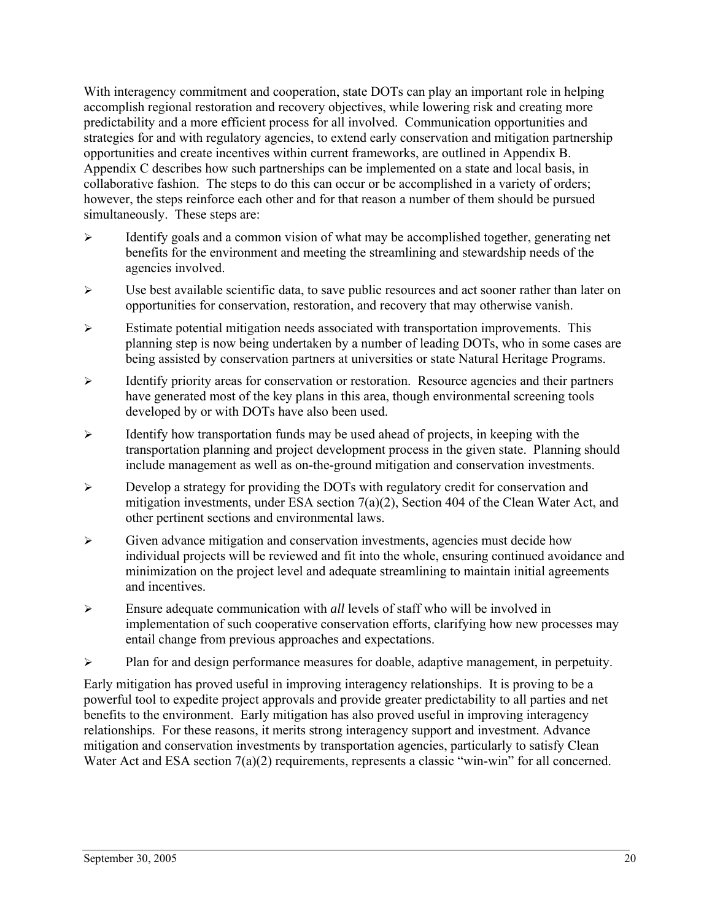With interagency commitment and cooperation, state DOTs can play an important role in helping accomplish regional restoration and recovery objectives, while lowering risk and creating more predictability and a more efficient process for all involved. Communication opportunities and strategies for and with regulatory agencies, to extend early conservation and mitigation partnership opportunities and create incentives within current frameworks, are outlined in Appendix B. Appendix C describes how such partnerships can be implemented on a state and local basis, in collaborative fashion. The steps to do this can occur or be accomplished in a variety of orders; however, the steps reinforce each other and for that reason a number of them should be pursued simultaneously. These steps are:

- Identify goals and a common vision of what may be accomplished together, generating net benefits for the environment and meeting the streamlining and stewardship needs of the agencies involved.
- Use best available scientific data, to save public resources and act sooner rather than later on opportunities for conservation, restoration, and recovery that may otherwise vanish.
- Estimate potential mitigation needs associated with transportation improvements. This planning step is now being undertaken by a number of leading DOTs, who in some cases are being assisted by conservation partners at universities or state Natural Heritage Programs.
- Identify priority areas for conservation or restoration. Resource agencies and their partners have generated most of the key plans in this area, though environmental screening tools developed by or with DOTs have also been used.
- Identify how transportation funds may be used ahead of projects, in keeping with the transportation planning and project development process in the given state. Planning should include management as well as on-the-ground mitigation and conservation investments.
- Develop a strategy for providing the DOTs with regulatory credit for conservation and mitigation investments, under ESA section 7(a)(2), Section 404 of the Clean Water Act, and other pertinent sections and environmental laws.
- Given advance mitigation and conservation investments, agencies must decide how individual projects will be reviewed and fit into the whole, ensuring continued avoidance and minimization on the project level and adequate streamlining to maintain initial agreements and incentives.
- Ensure adequate communication with *all* levels of staff who will be involved in implementation of such cooperative conservation efforts, clarifying how new processes may entail change from previous approaches and expectations.
- Plan for and design performance measures for doable, adaptive management, in perpetuity.

Early mitigation has proved useful in improving interagency relationships. It is proving to be a powerful tool to expedite project approvals and provide greater predictability to all parties and net benefits to the environment. Early mitigation has also proved useful in improving interagency relationships. For these reasons, it merits strong interagency support and investment. Advance mitigation and conservation investments by transportation agencies, particularly to satisfy Clean Water Act and ESA section 7(a)(2) requirements, represents a classic "win-win" for all concerned.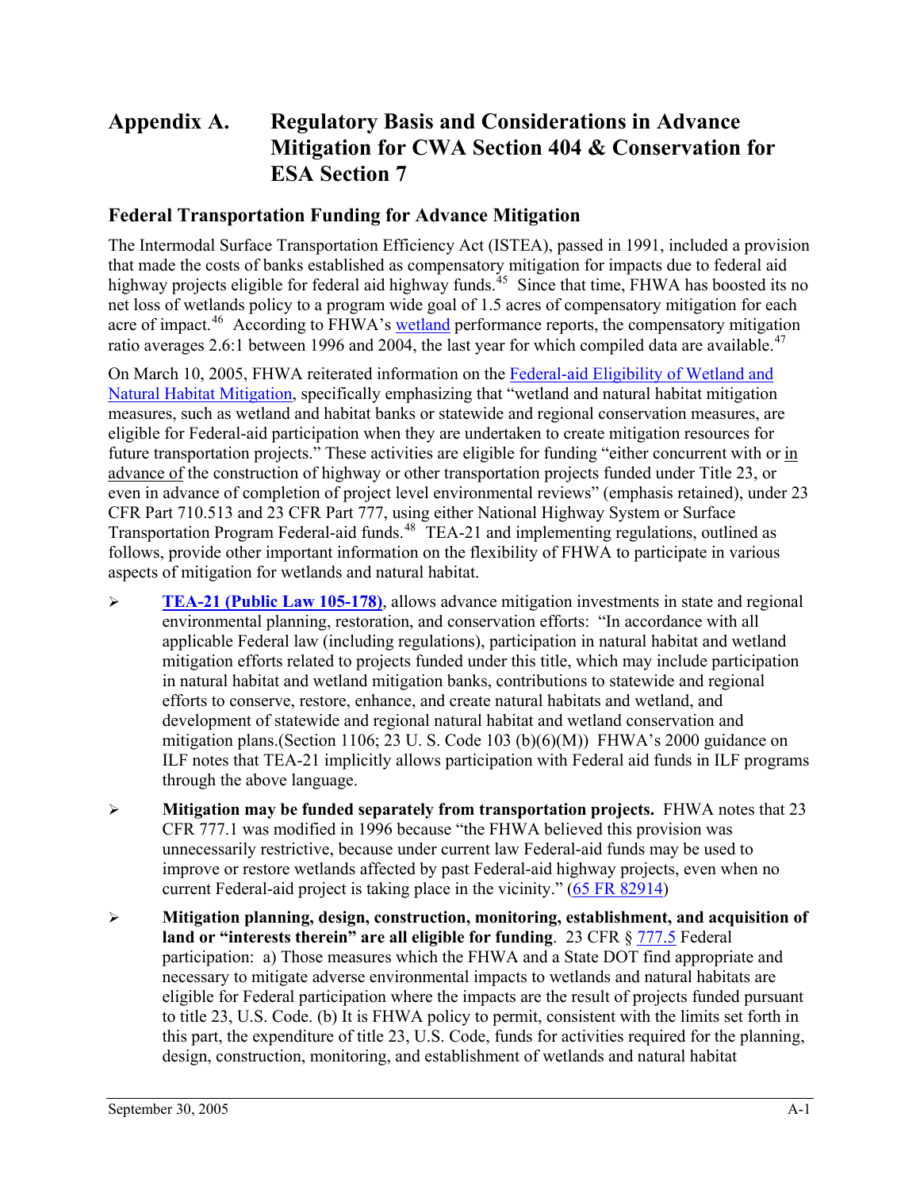# Appendix A. Regulatory Basis and Considerations in Advance Mitigation for CWA Section 404 & Conservation for ESA Section 7

## Federal Transportation Funding for Advance Mitigation

The Intermodal Surface Transportation Efficiency Act (ISTEA), passed in 1991, included a provision that made the costs of banks established as compensatory mitigation for impacts due to federal aid highway projects eligible for federal aid highway funds.[45] Since that time, FHWA has boosted its no net loss of wetlands policy to a program wide goal of 1.5 acres of compensatory mitigation for each acre of impact.[46] According to FHWA's wetland performance reports, the compensatory mitigation ratio averages 2.6:1 between 1996 and 2004, the last year for which compiled data are available.[47]

On March 10, 2005, FHWA reiterated information on the Federal-aid Eligibility of Wetland and Natural Habitat Mitigation, specifically emphasizing that "wetland and natural habitat mitigation measures, such as wetland and habitat banks or statewide and regional conservation measures, are eligible for Federal-aid participation when they are undertaken to create mitigation resources for future transportation projects." These activities are eligible for funding "either concurrent with or in advance of the construction of highway or other transportation projects funded under Title 23, or even in advance of completion of project level environmental reviews" (emphasis retained), under 23 CFR Part 710.513 and 23 CFR Part 777, using either National Highway System or Surface Transportation Program Federal-aid funds.[48] TEA-21 and implementing regulations, outlined as follows, provide other important information on the flexibility of FHWA to participate in various aspects of mitigation for wetlands and natural habitat.

- **TEA-21 (Public Law 105-178)**, allows advance mitigation investments in state and regional environmental planning, restoration, and conservation efforts: "In accordance with all applicable Federal law (including regulations), participation in natural habitat and wetland mitigation efforts related to projects funded under this title, which may include participation in natural habitat and wetland mitigation banks, contributions to statewide and regional efforts to conserve, restore, enhance, and create natural habitats and wetland, and development of statewide and regional natural habitat and wetland conservation and mitigation plans.(Section 1106; 23 U. S. Code 103 (b)(6)(M)) FHWA's 2000 guidance on ILF notes that TEA-21 implicitly allows participation with Federal aid funds in ILF programs through the above language.
- **Mitigation may be funded separately from transportation projects.** FHWA notes that 23 CFR 777.1 was modified in 1996 because "the FHWA believed this provision was unnecessarily restrictive, because under current law Federal-aid funds may be used to improve or restore wetlands affected by past Federal-aid highway projects, even when no current Federal-aid project is taking place in the vicinity." (65 FR 82914)
- **Mitigation planning, design, construction, monitoring, establishment, and acquisition of land or "interests therein" are all eligible for funding**. 23 CFR § 777.5 Federal participation: a) Those measures which the FHWA and a State DOT find appropriate and necessary to mitigate adverse environmental impacts to wetlands and natural habitats are eligible for Federal participation where the impacts are the result of projects funded pursuant to title 23, U.S. Code. (b) It is FHWA policy to permit, consistent with the limits set forth in this part, the expenditure of title 23, U.S. Code, funds for activities required for the planning, design, construction, monitoring, and establishment of wetlands and natural habitat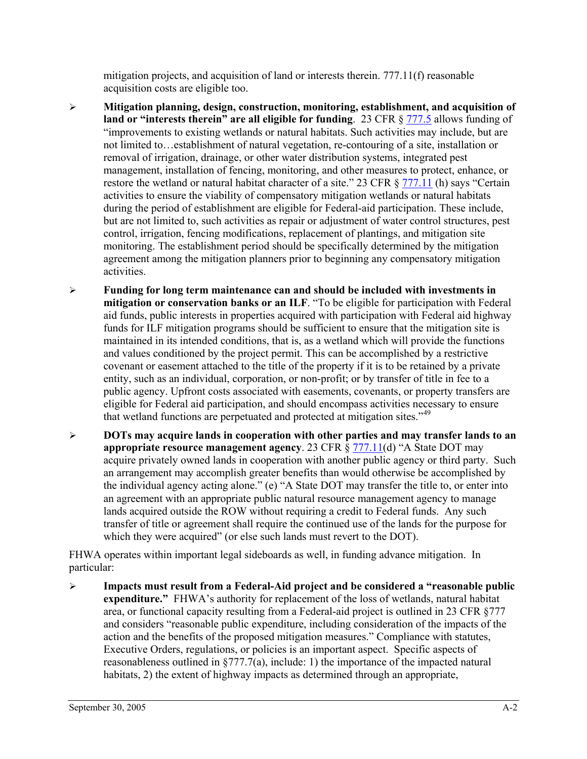mitigation projects, and acquisition of land or interests therein. 777.11(f) reasonable acquisition costs are eligible too.

- **Mitigation planning, design, construction, monitoring, establishment, and acquisition of land or "interests therein" are all eligible for funding**. 23 CFR § 777.5 allows funding of "improvements to existing wetlands or natural habitats. Such activities may include, but are not limited to…establishment of natural vegetation, re-contouring of a site, installation or removal of irrigation, drainage, or other water distribution systems, integrated pest management, installation of fencing, monitoring, and other measures to protect, enhance, or restore the wetland or natural habitat character of a site." 23 CFR § 777.11 (h) says "Certain activities to ensure the viability of compensatory mitigation wetlands or natural habitats during the period of establishment are eligible for Federal-aid participation. These include, but are not limited to, such activities as repair or adjustment of water control structures, pest control, irrigation, fencing modifications, replacement of plantings, and mitigation site monitoring. The establishment period should be specifically determined by the mitigation agreement among the mitigation planners prior to beginning any compensatory mitigation activities.

- **Funding for long term maintenance can and should be included with investments in mitigation or conservation banks or an ILF**. "To be eligible for participation with Federal aid funds, public interests in properties acquired with participation with Federal aid highway funds for ILF mitigation programs should be sufficient to ensure that the mitigation site is maintained in its intended conditions, that is, as a wetland which will provide the functions and values conditioned by the project permit. This can be accomplished by a restrictive covenant or easement attached to the title of the property if it is to be retained by a private entity, such as an individual, corporation, or non-profit; or by transfer of title in fee to a public agency. Upfront costs associated with easements, covenants, or property transfers are eligible for Federal aid participation, and should encompass activities necessary to ensure that wetland functions are perpetuated and protected at mitigation sites."[49]

- **DOTs may acquire lands in cooperation with other parties and may transfer lands to an appropriate resource management agency**. 23 CFR § 777.11(d) "A State DOT may acquire privately owned lands in cooperation with another public agency or third party. Such an arrangement may accomplish greater benefits than would otherwise be accomplished by the individual agency acting alone." (e) "A State DOT may transfer the title to, or enter into an agreement with an appropriate public natural resource management agency to manage lands acquired outside the ROW without requiring a credit to Federal funds. Any such transfer of title or agreement shall require the continued use of the lands for the purpose for which they were acquired" (or else such lands must revert to the DOT).

FHWA operates within important legal sideboards as well, in funding advance mitigation. In particular:

- **Impacts must result from a Federal-Aid project and be considered a "reasonable public expenditure."** FHWA's authority for replacement of the loss of wetlands, natural habitat area, or functional capacity resulting from a Federal-aid project is outlined in 23 CFR §777 and considers "reasonable public expenditure, including consideration of the impacts of the action and the benefits of the proposed mitigation measures." Compliance with statutes, Executive Orders, regulations, or policies is an important aspect. Specific aspects of reasonableness outlined in §777.7(a), include: 1) the importance of the impacted natural habitats, 2) the extent of highway impacts as determined through an appropriate,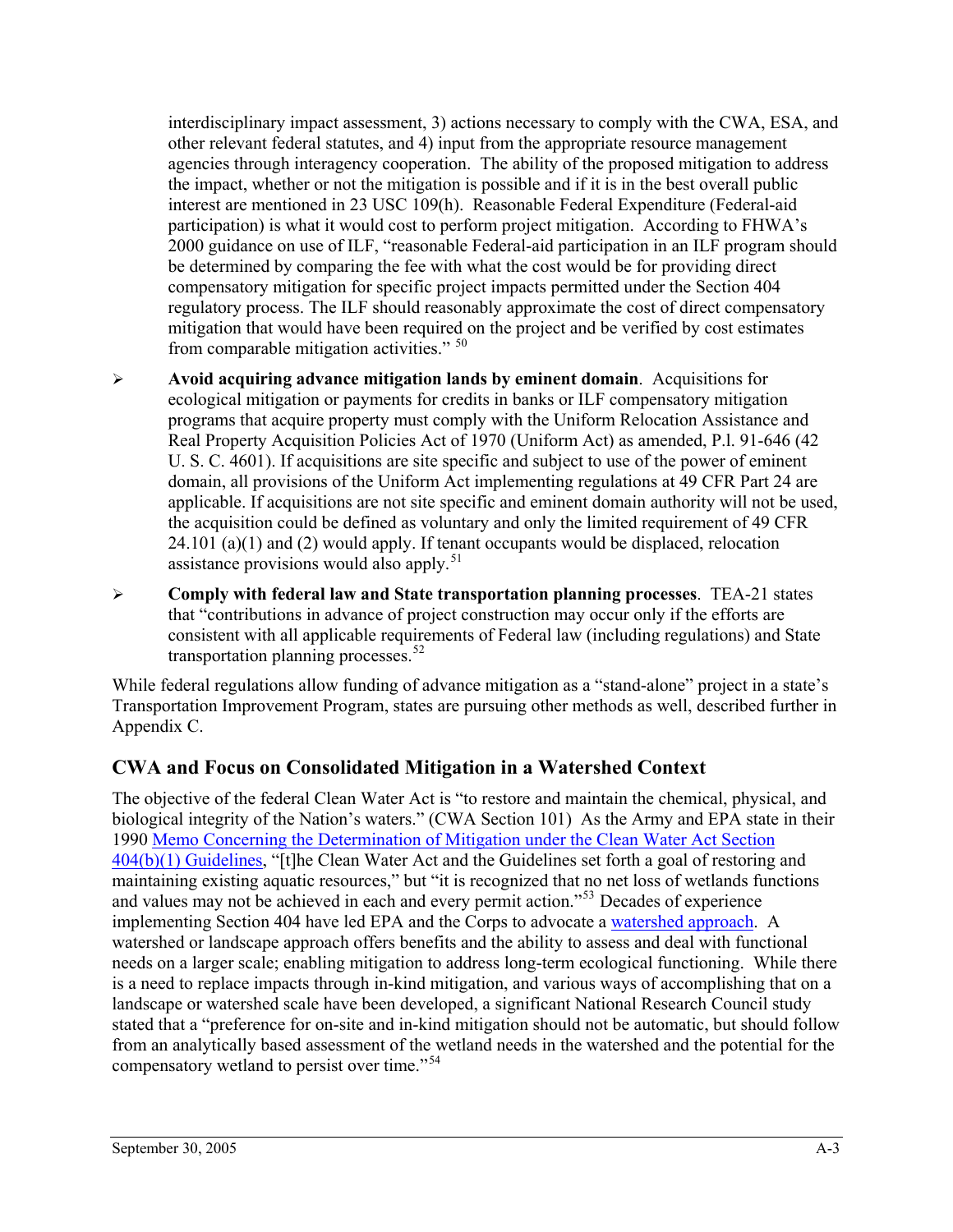interdisciplinary impact assessment, 3) actions necessary to comply with the CWA, ESA, and other relevant federal statutes, and 4) input from the appropriate resource management agencies through interagency cooperation. The ability of the proposed mitigation to address the impact, whether or not the mitigation is possible and if it is in the best overall public interest are mentioned in 23 USC 109(h). Reasonable Federal Expenditure (Federal-aid participation) is what it would cost to perform project mitigation. According to FHWA's 2000 guidance on use of ILF, "reasonable Federal-aid participation in an ILF program should be determined by comparing the fee with what the cost would be for providing direct compensatory mitigation for specific project impacts permitted under the Section 404 regulatory process. The ILF should reasonably approximate the cost of direct compensatory mitigation that would have been required on the project and be verified by cost estimates from comparable mitigation activities." [50]

- **Avoid acquiring advance mitigation lands by eminent domain**. Acquisitions for ecological mitigation or payments for credits in banks or ILF compensatory mitigation programs that acquire property must comply with the Uniform Relocation Assistance and Real Property Acquisition Policies Act of 1970 (Uniform Act) as amended, P.l. 91-646 (42 U. S. C. 4601). If acquisitions are site specific and subject to use of the power of eminent domain, all provisions of the Uniform Act implementing regulations at 49 CFR Part 24 are applicable. If acquisitions are not site specific and eminent domain authority will not be used, the acquisition could be defined as voluntary and only the limited requirement of 49 CFR 24.101 (a)(1) and (2) would apply. If tenant occupants would be displaced, relocation assistance provisions would also apply.[51]

- **Comply with federal law and State transportation planning processes**. TEA-21 states that "contributions in advance of project construction may occur only if the efforts are consistent with all applicable requirements of Federal law (including regulations) and State transportation planning processes.[52]

While federal regulations allow funding of advance mitigation as a "stand-alone" project in a state's Transportation Improvement Program, states are pursuing other methods as well, described further in Appendix C.

## CWA and Focus on Consolidated Mitigation in a Watershed Context

The objective of the federal Clean Water Act is "to restore and maintain the chemical, physical, and biological integrity of the Nation's waters." (CWA Section 101) As the Army and EPA state in their 1990 Memo Concerning the Determination of Mitigation under the Clean Water Act Section 404(b)(1) Guidelines, "[t]he Clean Water Act and the Guidelines set forth a goal of restoring and maintaining existing aquatic resources," but "it is recognized that no net loss of wetlands functions and values may not be achieved in each and every permit action."[53] Decades of experience implementing Section 404 have led EPA and the Corps to advocate a watershed approach. A watershed or landscape approach offers benefits and the ability to assess and deal with functional needs on a larger scale; enabling mitigation to address long-term ecological functioning. While there is a need to replace impacts through in-kind mitigation, and various ways of accomplishing that on a landscape or watershed scale have been developed, a significant National Research Council study stated that a "preference for on-site and in-kind mitigation should not be automatic, but should follow from an analytically based assessment of the wetland needs in the watershed and the potential for the compensatory wetland to persist over time."[54]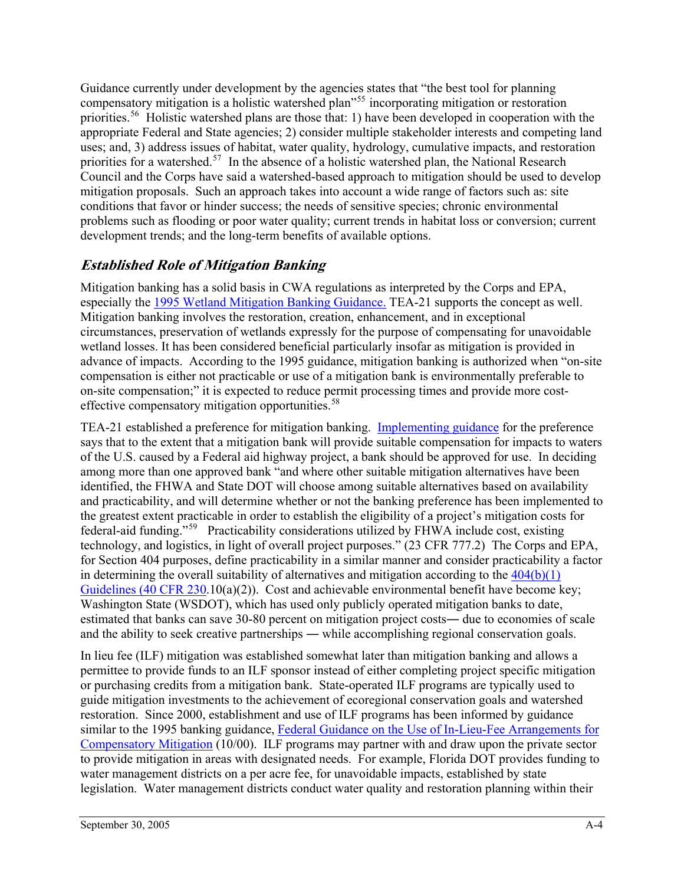Guidance currently under development by the agencies states that "the best tool for planning compensatory mitigation is a holistic watershed plan"[55] incorporating mitigation or restoration priorities.[56] Holistic watershed plans are those that: 1) have been developed in cooperation with the appropriate Federal and State agencies; 2) consider multiple stakeholder interests and competing land uses; and, 3) address issues of habitat, water quality, hydrology, cumulative impacts, and restoration priorities for a watershed.[57] In the absence of a holistic watershed plan, the National Research Council and the Corps have said a watershed-based approach to mitigation should be used to develop mitigation proposals. Such an approach takes into account a wide range of factors such as: site conditions that favor or hinder success; the needs of sensitive species; chronic environmental problems such as flooding or poor water quality; current trends in habitat loss or conversion; current development trends; and the long-term benefits of available options.

### *Established Role of Mitigation Banking*

Mitigation banking has a solid basis in CWA regulations as interpreted by the Corps and EPA, especially the 1995 Wetland Mitigation Banking Guidance. TEA-21 supports the concept as well. Mitigation banking involves the restoration, creation, enhancement, and in exceptional circumstances, preservation of wetlands expressly for the purpose of compensating for unavoidable wetland losses. It has been considered beneficial particularly insofar as mitigation is provided in advance of impacts. According to the 1995 guidance, mitigation banking is authorized when "on-site compensation is either not practicable or use of a mitigation bank is environmentally preferable to on-site compensation;" it is expected to reduce permit processing times and provide more cost-effective compensatory mitigation opportunities.[58]

TEA-21 established a preference for mitigation banking. Implementing guidance for the preference says that to the extent that a mitigation bank will provide suitable compensation for impacts to waters of the U.S. caused by a Federal aid highway project, a bank should be approved for use. In deciding among more than one approved bank "and where other suitable mitigation alternatives have been identified, the FHWA and State DOT will choose among suitable alternatives based on availability and practicability, and will determine whether or not the banking preference has been implemented to the greatest extent practicable in order to establish the eligibility of a project's mitigation costs for federal-aid funding."[59] Practicability considerations utilized by FHWA include cost, existing technology, and logistics, in light of overall project purposes." (23 CFR 777.2) The Corps and EPA, for Section 404 purposes, define practicability in a similar manner and consider practicability a factor in determining the overall suitability of alternatives and mitigation according to the 404(b)(1) Guidelines (40 CFR 230.10(a)(2)). Cost and achievable environmental benefit have become key; Washington State (WSDOT), which has used only publicly operated mitigation banks to date, estimated that banks can save 30-80 percent on mitigation project costs― due to economies of scale and the ability to seek creative partnerships ― while accomplishing regional conservation goals.

In lieu fee (ILF) mitigation was established somewhat later than mitigation banking and allows a permittee to provide funds to an ILF sponsor instead of either completing project specific mitigation or purchasing credits from a mitigation bank. State-operated ILF programs are typically used to guide mitigation investments to the achievement of ecoregional conservation goals and watershed restoration. Since 2000, establishment and use of ILF programs has been informed by guidance similar to the 1995 banking guidance, Federal Guidance on the Use of In-Lieu-Fee Arrangements for Compensatory Mitigation (10/00). ILF programs may partner with and draw upon the private sector to provide mitigation in areas with designated needs. For example, Florida DOT provides funding to water management districts on a per acre fee, for unavoidable impacts, established by state legislation. Water management districts conduct water quality and restoration planning within their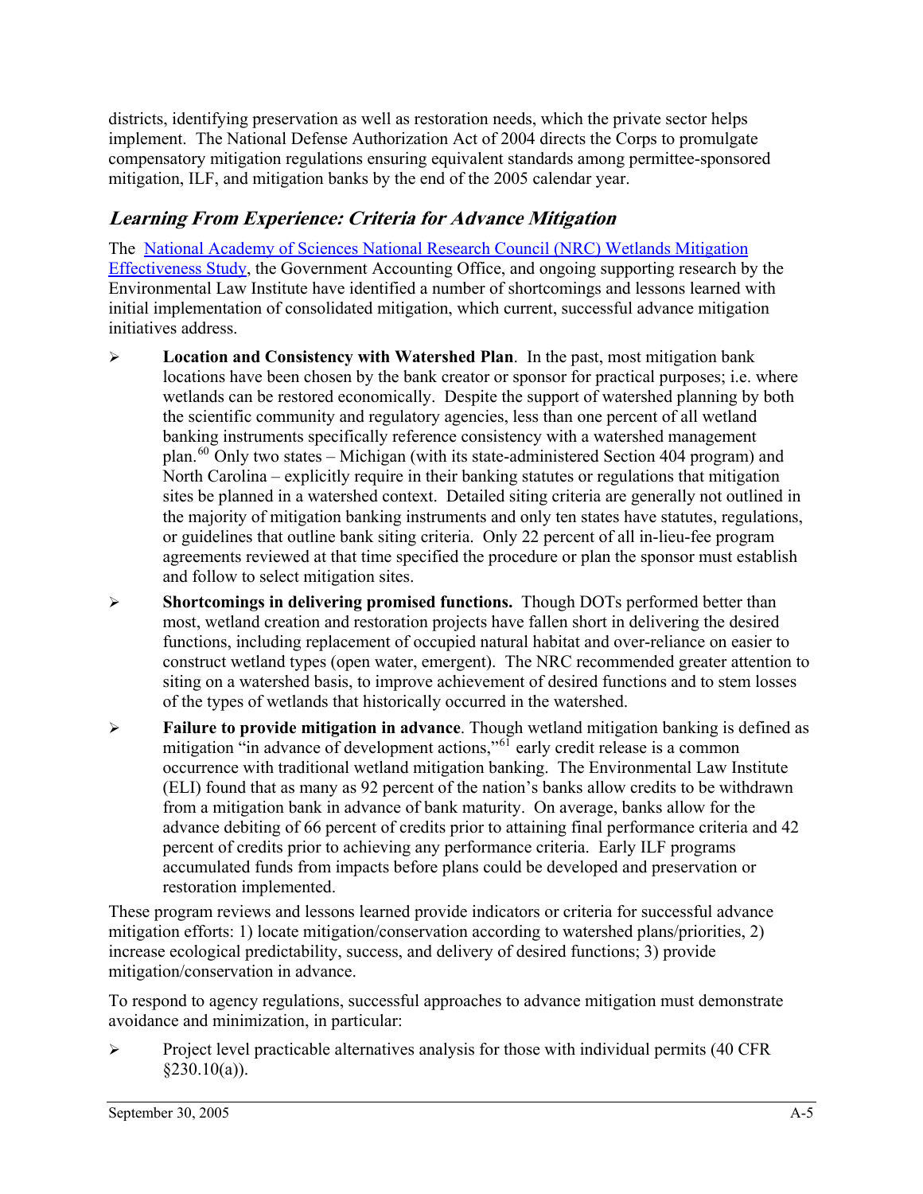districts, identifying preservation as well as restoration needs, which the private sector helps implement. The National Defense Authorization Act of 2004 directs the Corps to promulgate compensatory mitigation regulations ensuring equivalent standards among permittee-sponsored mitigation, ILF, and mitigation banks by the end of the 2005 calendar year.

## *Learning From Experience: Criteria for Advance Mitigation*

The National Academy of Sciences National Research Council (NRC) Wetlands Mitigation Effectiveness Study, the Government Accounting Office, and ongoing supporting research by the Environmental Law Institute have identified a number of shortcomings and lessons learned with initial implementation of consolidated mitigation, which current, successful advance mitigation initiatives address.

- **Location and Consistency with Watershed Plan**. In the past, most mitigation bank locations have been chosen by the bank creator or sponsor for practical purposes; i.e. where wetlands can be restored economically. Despite the support of watershed planning by both the scientific community and regulatory agencies, less than one percent of all wetland banking instruments specifically reference consistency with a watershed management plan.[60] Only two states – Michigan (with its state-administered Section 404 program) and North Carolina – explicitly require in their banking statutes or regulations that mitigation sites be planned in a watershed context. Detailed siting criteria are generally not outlined in the majority of mitigation banking instruments and only ten states have statutes, regulations, or guidelines that outline bank siting criteria. Only 22 percent of all in-lieu-fee program agreements reviewed at that time specified the procedure or plan the sponsor must establish and follow to select mitigation sites.
- **Shortcomings in delivering promised functions.** Though DOTs performed better than most, wetland creation and restoration projects have fallen short in delivering the desired functions, including replacement of occupied natural habitat and over-reliance on easier to construct wetland types (open water, emergent). The NRC recommended greater attention to siting on a watershed basis, to improve achievement of desired functions and to stem losses of the types of wetlands that historically occurred in the watershed.
- **Failure to provide mitigation in advance**. Though wetland mitigation banking is defined as mitigation "in advance of development actions,"[61] early credit release is a common occurrence with traditional wetland mitigation banking. The Environmental Law Institute (ELI) found that as many as 92 percent of the nation's banks allow credits to be withdrawn from a mitigation bank in advance of bank maturity. On average, banks allow for the advance debiting of 66 percent of credits prior to attaining final performance criteria and 42 percent of credits prior to achieving any performance criteria. Early ILF programs accumulated funds from impacts before plans could be developed and preservation or restoration implemented.

These program reviews and lessons learned provide indicators or criteria for successful advance mitigation efforts: 1) locate mitigation/conservation according to watershed plans/priorities, 2) increase ecological predictability, success, and delivery of desired functions; 3) provide mitigation/conservation in advance.

To respond to agency regulations, successful approaches to advance mitigation must demonstrate avoidance and minimization, in particular:

- Project level practicable alternatives analysis for those with individual permits (40 CFR §230.10(a)).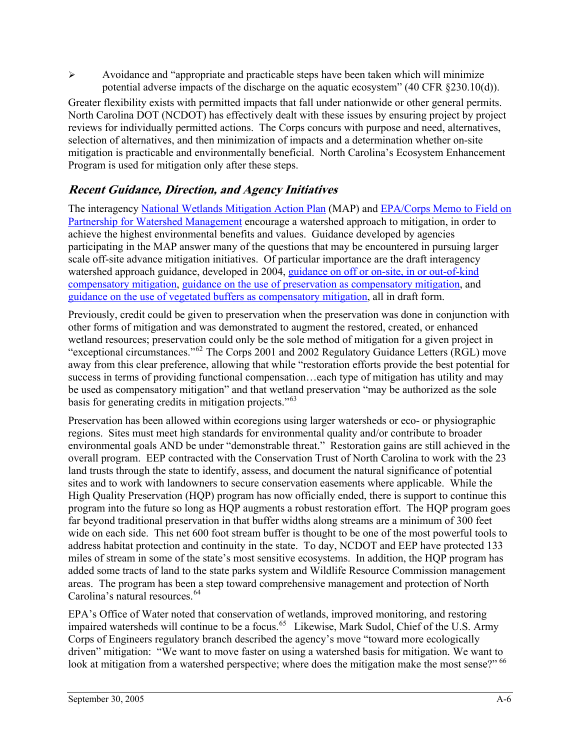- Avoidance and "appropriate and practicable steps have been taken which will minimize potential adverse impacts of the discharge on the aquatic ecosystem" (40 CFR §230.10(d)).

Greater flexibility exists with permitted impacts that fall under nationwide or other general permits. North Carolina DOT (NCDOT) has effectively dealt with these issues by ensuring project by project reviews for individually permitted actions. The Corps concurs with purpose and need, alternatives, selection of alternatives, and then minimization of impacts and a determination whether on-site mitigation is practicable and environmentally beneficial. North Carolina's Ecosystem Enhancement Program is used for mitigation only after these steps.

## *Recent Guidance, Direction, and Agency Initiatives*

The interagency National Wetlands Mitigation Action Plan (MAP) and EPA/Corps Memo to Field on Partnership for Watershed Management encourage a watershed approach to mitigation, in order to achieve the highest environmental benefits and values. Guidance developed by agencies participating in the MAP answer many of the questions that may be encountered in pursuing larger scale off-site advance mitigation initiatives. Of particular importance are the draft interagency watershed approach guidance, developed in 2004, guidance on off or on-site, in or out-of-kind compensatory mitigation, guidance on the use of preservation as compensatory mitigation, and guidance on the use of vegetated buffers as compensatory mitigation, all in draft form.

Previously, credit could be given to preservation when the preservation was done in conjunction with other forms of mitigation and was demonstrated to augment the restored, created, or enhanced wetland resources; preservation could only be the sole method of mitigation for a given project in "exceptional circumstances."[62] The Corps 2001 and 2002 Regulatory Guidance Letters (RGL) move away from this clear preference, allowing that while "restoration efforts provide the best potential for success in terms of providing functional compensation…each type of mitigation has utility and may be used as compensatory mitigation" and that wetland preservation "may be authorized as the sole basis for generating credits in mitigation projects."[63]

Preservation has been allowed within ecoregions using larger watersheds or eco- or physiographic regions. Sites must meet high standards for environmental quality and/or contribute to broader environmental goals AND be under "demonstrable threat." Restoration gains are still achieved in the overall program. EEP contracted with the Conservation Trust of North Carolina to work with the 23 land trusts through the state to identify, assess, and document the natural significance of potential sites and to work with landowners to secure conservation easements where applicable. While the High Quality Preservation (HQP) program has now officially ended, there is support to continue this program into the future so long as HQP augments a robust restoration effort. The HQP program goes far beyond traditional preservation in that buffer widths along streams are a minimum of 300 feet wide on each side. This net 600 foot stream buffer is thought to be one of the most powerful tools to address habitat protection and continuity in the state. To day, NCDOT and EEP have protected 133 miles of stream in some of the state's most sensitive ecosystems. In addition, the HQP program has added some tracts of land to the state parks system and Wildlife Resource Commission management areas. The program has been a step toward comprehensive management and protection of North Carolina's natural resources.[64]

EPA's Office of Water noted that conservation of wetlands, improved monitoring, and restoring impaired watersheds will continue to be a focus.[65] Likewise, Mark Sudol, Chief of the U.S. Army Corps of Engineers regulatory branch described the agency's move "toward more ecologically driven" mitigation: "We want to move faster on using a watershed basis for mitigation. We want to look at mitigation from a watershed perspective; where does the mitigation make the most sense?"[66]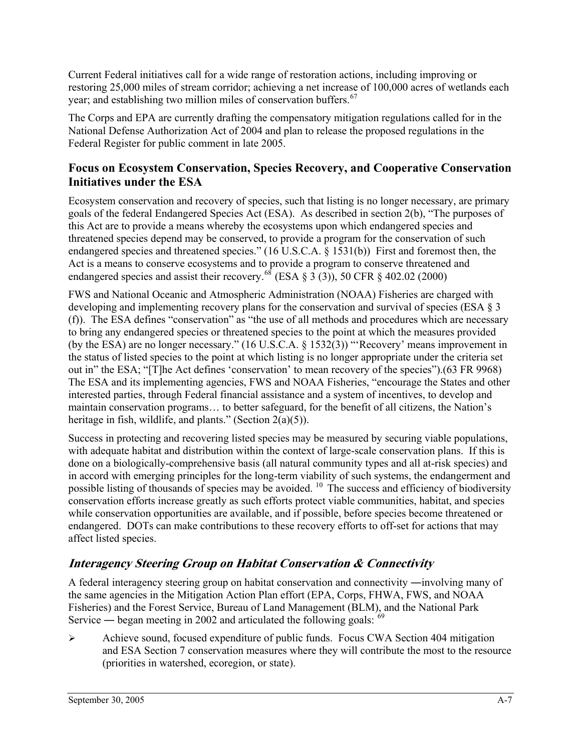Current Federal initiatives call for a wide range of restoration actions, including improving or restoring 25,000 miles of stream corridor; achieving a net increase of 100,000 acres of wetlands each year; and establishing two million miles of conservation buffers.[67]

The Corps and EPA are currently drafting the compensatory mitigation regulations called for in the National Defense Authorization Act of 2004 and plan to release the proposed regulations in the Federal Register for public comment in late 2005.

## Focus on Ecosystem Conservation, Species Recovery, and Cooperative Conservation Initiatives under the ESA

Ecosystem conservation and recovery of species, such that listing is no longer necessary, are primary goals of the federal Endangered Species Act (ESA). As described in section 2(b), "The purposes of this Act are to provide a means whereby the ecosystems upon which endangered species and threatened species depend may be conserved, to provide a program for the conservation of such endangered species and threatened species." (16 U.S.C.A. § 1531(b)) First and foremost then, the Act is a means to conserve ecosystems and to provide a program to conserve threatened and endangered species and assist their recovery.[68] (ESA § 3 (3)), 50 CFR § 402.02 (2000)

FWS and National Oceanic and Atmospheric Administration (NOAA) Fisheries are charged with developing and implementing recovery plans for the conservation and survival of species (ESA § 3 (f)). The ESA defines "conservation" as "the use of all methods and procedures which are necessary to bring any endangered species or threatened species to the point at which the measures provided (by the ESA) are no longer necessary." (16 U.S.C.A. § 1532(3)) "'Recovery' means improvement in the status of listed species to the point at which listing is no longer appropriate under the criteria set out in" the ESA; "[T]he Act defines 'conservation' to mean recovery of the species").(63 FR 9968) The ESA and its implementing agencies, FWS and NOAA Fisheries, "encourage the States and other interested parties, through Federal financial assistance and a system of incentives, to develop and maintain conservation programs… to better safeguard, for the benefit of all citizens, the Nation's heritage in fish, wildlife, and plants." (Section 2(a)(5)).

Success in protecting and recovering listed species may be measured by securing viable populations, with adequate habitat and distribution within the context of large-scale conservation plans. If this is done on a biologically-comprehensive basis (all natural community types and all at-risk species) and in accord with emerging principles for the long-term viability of such systems, the endangerment and possible listing of thousands of species may be avoided. [10] The success and efficiency of biodiversity conservation efforts increase greatly as such efforts protect viable communities, habitat, and species while conservation opportunities are available, and if possible, before species become threatened or endangered. DOTs can make contributions to these recovery efforts to off-set for actions that may affect listed species.

### *Interagency Steering Group on Habitat Conservation & Connectivity*

A federal interagency steering group on habitat conservation and connectivity ―involving many of the same agencies in the Mitigation Action Plan effort (EPA, Corps, FHWA, FWS, and NOAA Fisheries) and the Forest Service, Bureau of Land Management (BLM), and the National Park Service ― began meeting in 2002 and articulated the following goals: [69]

- Achieve sound, focused expenditure of public funds. Focus CWA Section 404 mitigation and ESA Section 7 conservation measures where they will contribute the most to the resource (priorities in watershed, ecoregion, or state).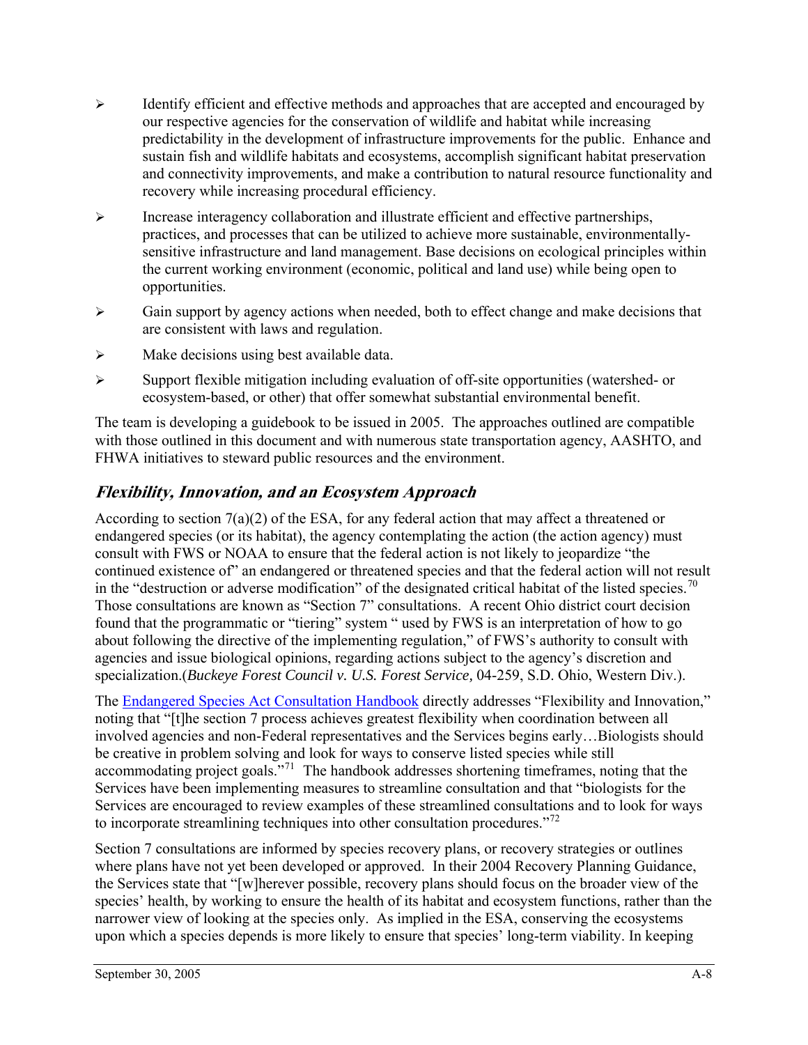- Identify efficient and effective methods and approaches that are accepted and encouraged by our respective agencies for the conservation of wildlife and habitat while increasing predictability in the development of infrastructure improvements for the public. Enhance and sustain fish and wildlife habitats and ecosystems, accomplish significant habitat preservation and connectivity improvements, and make a contribution to natural resource functionality and recovery while increasing procedural efficiency.
- Increase interagency collaboration and illustrate efficient and effective partnerships, practices, and processes that can be utilized to achieve more sustainable, environmentally-sensitive infrastructure and land management. Base decisions on ecological principles within the current working environment (economic, political and land use) while being open to opportunities.
- Gain support by agency actions when needed, both to effect change and make decisions that are consistent with laws and regulation.
- Make decisions using best available data.
- Support flexible mitigation including evaluation of off-site opportunities (watershed- or ecosystem-based, or other) that offer somewhat substantial environmental benefit.

The team is developing a guidebook to be issued in 2005. The approaches outlined are compatible with those outlined in this document and with numerous state transportation agency, AASHTO, and FHWA initiatives to steward public resources and the environment.

### *Flexibility, Innovation, and an Ecosystem Approach*

According to section 7(a)(2) of the ESA, for any federal action that may affect a threatened or endangered species (or its habitat), the agency contemplating the action (the action agency) must consult with FWS or NOAA to ensure that the federal action is not likely to jeopardize "the continued existence of" an endangered or threatened species and that the federal action will not result in the "destruction or adverse modification" of the designated critical habitat of the listed species.[70] Those consultations are known as "Section 7" consultations. A recent Ohio district court decision found that the programmatic or "tiering" system " used by FWS is an interpretation of how to go about following the directive of the implementing regulation," of FWS's authority to consult with agencies and issue biological opinions, regarding actions subject to the agency's discretion and specialization.(*Buckeye Forest Council v. U.S. Forest Service,* 04-259, S.D. Ohio, Western Div.).

The Endangered Species Act Consultation Handbook directly addresses "Flexibility and Innovation," noting that "[t]he section 7 process achieves greatest flexibility when coordination between all involved agencies and non-Federal representatives and the Services begins early…Biologists should be creative in problem solving and look for ways to conserve listed species while still accommodating project goals."[71] The handbook addresses shortening timeframes, noting that the Services have been implementing measures to streamline consultation and that "biologists for the Services are encouraged to review examples of these streamlined consultations and to look for ways to incorporate streamlining techniques into other consultation procedures."[72]

Section 7 consultations are informed by species recovery plans, or recovery strategies or outlines where plans have not yet been developed or approved. In their 2004 Recovery Planning Guidance, the Services state that "[w]herever possible, recovery plans should focus on the broader view of the species' health, by working to ensure the health of its habitat and ecosystem functions, rather than the narrower view of looking at the species only. As implied in the ESA, conserving the ecosystems upon which a species depends is more likely to ensure that species' long-term viability. In keeping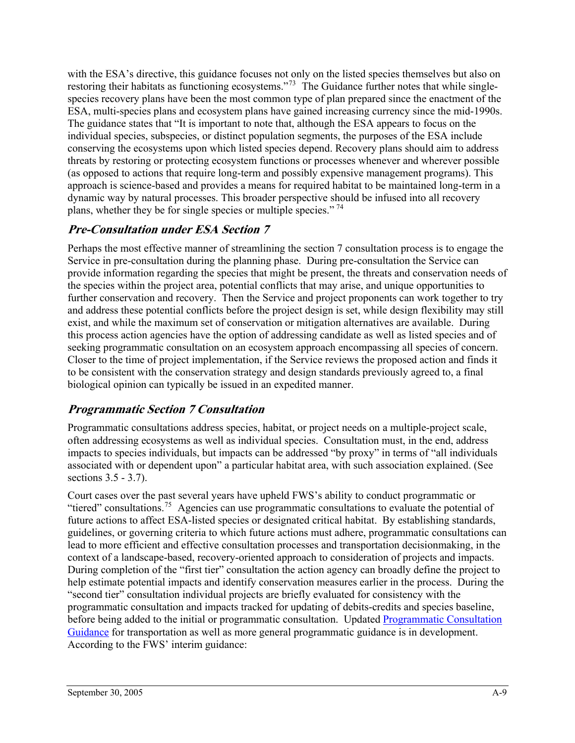with the ESA's directive, this guidance focuses not only on the listed species themselves but also on restoring their habitats as functioning ecosystems."[73] The Guidance further notes that while single-species recovery plans have been the most common type of plan prepared since the enactment of the ESA, multi-species plans and ecosystem plans have gained increasing currency since the mid-1990s. The guidance states that "It is important to note that, although the ESA appears to focus on the individual species, subspecies, or distinct population segments, the purposes of the ESA include conserving the ecosystems upon which listed species depend. Recovery plans should aim to address threats by restoring or protecting ecosystem functions or processes whenever and wherever possible (as opposed to actions that require long-term and possibly expensive management programs). This approach is science-based and provides a means for required habitat to be maintained long-term in a dynamic way by natural processes. This broader perspective should be infused into all recovery plans, whether they be for single species or multiple species." [74]

### *Pre-Consultation under ESA Section 7*

Perhaps the most effective manner of streamlining the section 7 consultation process is to engage the Service in pre-consultation during the planning phase. During pre-consultation the Service can provide information regarding the species that might be present, the threats and conservation needs of the species within the project area, potential conflicts that may arise, and unique opportunities to further conservation and recovery. Then the Service and project proponents can work together to try and address these potential conflicts before the project design is set, while design flexibility may still exist, and while the maximum set of conservation or mitigation alternatives are available. During this process action agencies have the option of addressing candidate as well as listed species and of seeking programmatic consultation on an ecosystem approach encompassing all species of concern. Closer to the time of project implementation, if the Service reviews the proposed action and finds it to be consistent with the conservation strategy and design standards previously agreed to, a final biological opinion can typically be issued in an expedited manner.

### *Programmatic Section 7 Consultation*

Programmatic consultations address species, habitat, or project needs on a multiple-project scale, often addressing ecosystems as well as individual species. Consultation must, in the end, address impacts to species individuals, but impacts can be addressed "by proxy" in terms of "all individuals associated with or dependent upon" a particular habitat area, with such association explained. (See sections 3.5 - 3.7).

Court cases over the past several years have upheld FWS's ability to conduct programmatic or "tiered" consultations.[75] Agencies can use programmatic consultations to evaluate the potential of future actions to affect ESA-listed species or designated critical habitat. By establishing standards, guidelines, or governing criteria to which future actions must adhere, programmatic consultations can lead to more efficient and effective consultation processes and transportation decisionmaking, in the context of a landscape-based, recovery-oriented approach to consideration of projects and impacts. During completion of the "first tier" consultation the action agency can broadly define the project to help estimate potential impacts and identify conservation measures earlier in the process. During the "second tier" consultation individual projects are briefly evaluated for consistency with the programmatic consultation and impacts tracked for updating of debits-credits and species baseline, before being added to the initial or programmatic consultation. Updated Programmatic Consultation Guidance for transportation as well as more general programmatic guidance is in development. According to the FWS' interim guidance: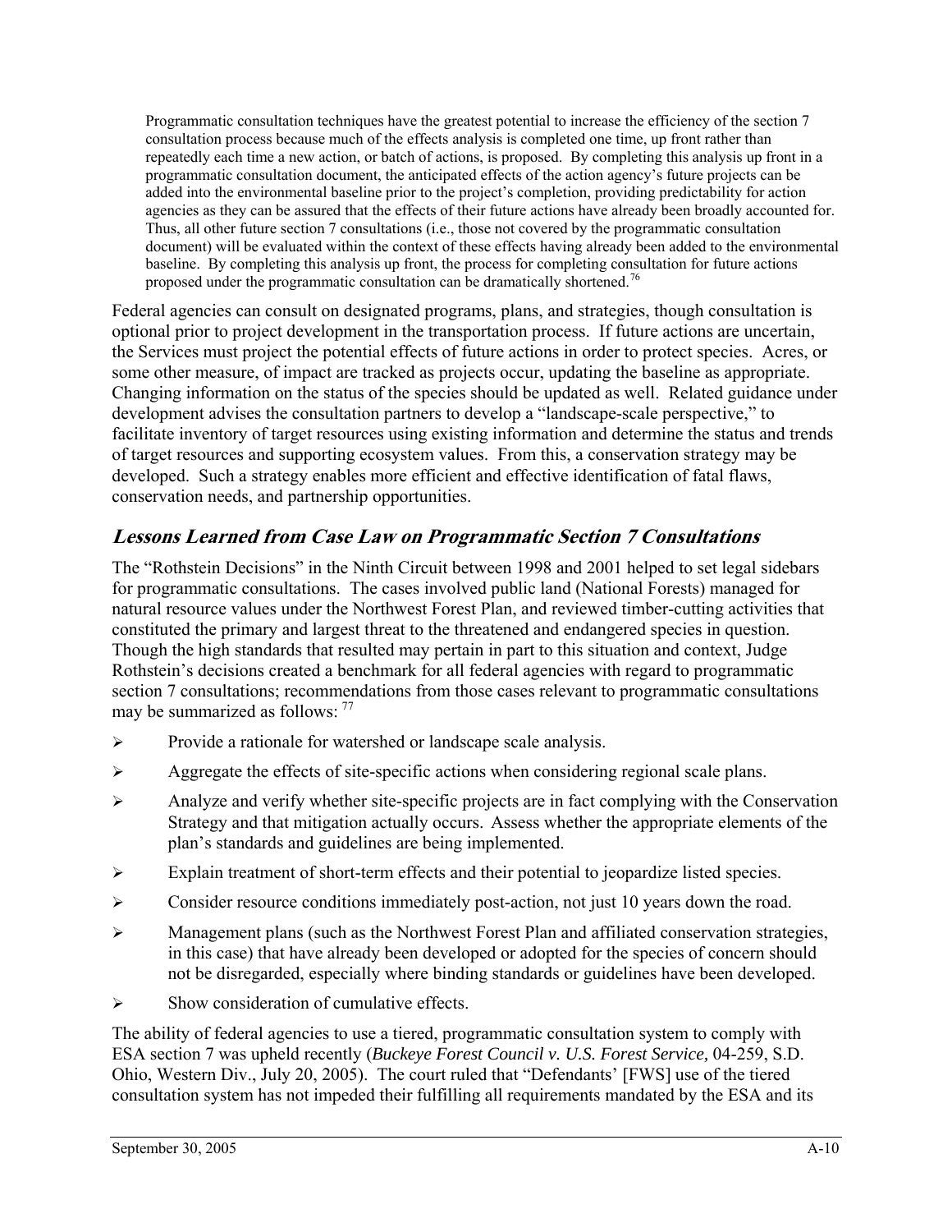> Programmatic consultation techniques have the greatest potential to increase the efficiency of the section 7 consultation process because much of the effects analysis is completed one time, up front rather than repeatedly each time a new action, or batch of actions, is proposed. By completing this analysis up front in a programmatic consultation document, the anticipated effects of the action agency's future projects can be added into the environmental baseline prior to the project's completion, providing predictability for action agencies as they can be assured that the effects of their future actions have already been broadly accounted for. Thus, all other future section 7 consultations (i.e., those not covered by the programmatic consultation document) will be evaluated within the context of these effects having already been added to the environmental baseline. By completing this analysis up front, the process for completing consultation for future actions proposed under the programmatic consultation can be dramatically shortened.[76]

Federal agencies can consult on designated programs, plans, and strategies, though consultation is optional prior to project development in the transportation process. If future actions are uncertain, the Services must project the potential effects of future actions in order to protect species. Acres, or some other measure, of impact are tracked as projects occur, updating the baseline as appropriate. Changing information on the status of the species should be updated as well. Related guidance under development advises the consultation partners to develop a "landscape-scale perspective," to facilitate inventory of target resources using existing information and determine the status and trends of target resources and supporting ecosystem values. From this, a conservation strategy may be developed. Such a strategy enables more efficient and effective identification of fatal flaws, conservation needs, and partnership opportunities.

## *Lessons Learned from Case Law on Programmatic Section 7 Consultations*

The "Rothstein Decisions" in the Ninth Circuit between 1998 and 2001 helped to set legal sidebars for programmatic consultations. The cases involved public land (National Forests) managed for natural resource values under the Northwest Forest Plan, and reviewed timber-cutting activities that constituted the primary and largest threat to the threatened and endangered species in question. Though the high standards that resulted may pertain in part to this situation and context, Judge Rothstein's decisions created a benchmark for all federal agencies with regard to programmatic section 7 consultations; recommendations from those cases relevant to programmatic consultations may be summarized as follows: [77]

- Provide a rationale for watershed or landscape scale analysis.
- Aggregate the effects of site-specific actions when considering regional scale plans.
- Analyze and verify whether site-specific projects are in fact complying with the Conservation Strategy and that mitigation actually occurs. Assess whether the appropriate elements of the plan's standards and guidelines are being implemented.
- Explain treatment of short-term effects and their potential to jeopardize listed species.
- Consider resource conditions immediately post-action, not just 10 years down the road.
- Management plans (such as the Northwest Forest Plan and affiliated conservation strategies, in this case) that have already been developed or adopted for the species of concern should not be disregarded, especially where binding standards or guidelines have been developed.
- Show consideration of cumulative effects.

The ability of federal agencies to use a tiered, programmatic consultation system to comply with ESA section 7 was upheld recently (*Buckeye Forest Council v. U.S. Forest Service,* 04-259, S.D. Ohio, Western Div., July 20, 2005). The court ruled that "Defendants' [FWS] use of the tiered consultation system has not impeded their fulfilling all requirements mandated by the ESA and its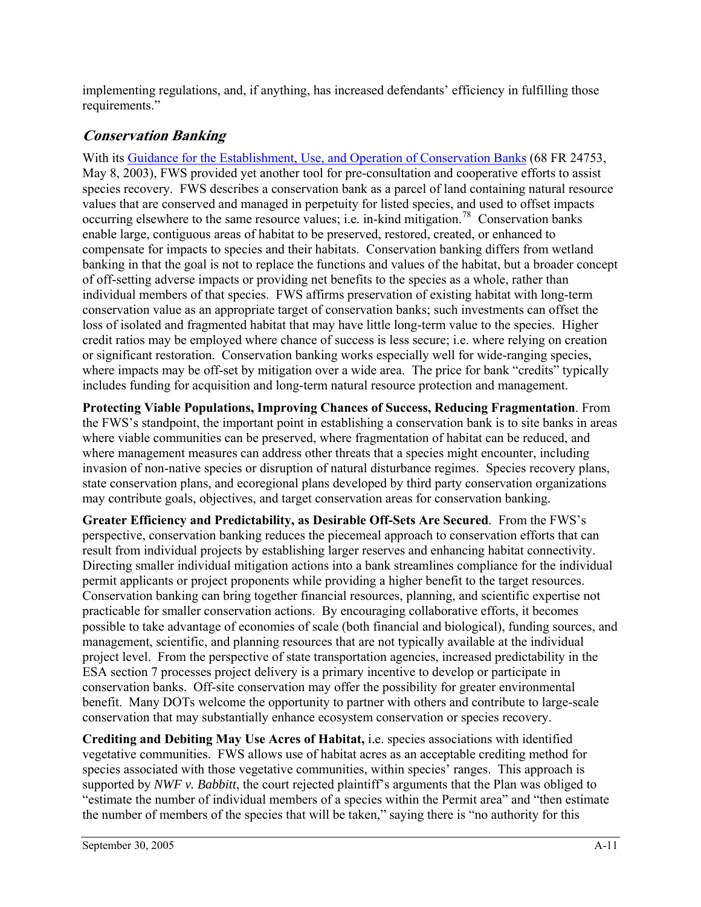implementing regulations, and, if anything, has increased defendants' efficiency in fulfilling those requirements."

## *Conservation Banking*

With its Guidance for the Establishment, Use, and Operation of Conservation Banks (68 FR 24753, May 8, 2003), FWS provided yet another tool for pre-consultation and cooperative efforts to assist species recovery. FWS describes a conservation bank as a parcel of land containing natural resource values that are conserved and managed in perpetuity for listed species, and used to offset impacts occurring elsewhere to the same resource values; i.e. in-kind mitigation.[78] Conservation banks enable large, contiguous areas of habitat to be preserved, restored, created, or enhanced to compensate for impacts to species and their habitats. Conservation banking differs from wetland banking in that the goal is not to replace the functions and values of the habitat, but a broader concept of off-setting adverse impacts or providing net benefits to the species as a whole, rather than individual members of that species. FWS affirms preservation of existing habitat with long-term conservation value as an appropriate target of conservation banks; such investments can offset the loss of isolated and fragmented habitat that may have little long-term value to the species. Higher credit ratios may be employed where chance of success is less secure; i.e. where relying on creation or significant restoration. Conservation banking works especially well for wide-ranging species, where impacts may be off-set by mitigation over a wide area. The price for bank "credits" typically includes funding for acquisition and long-term natural resource protection and management.

**Protecting Viable Populations, Improving Chances of Success, Reducing Fragmentation**. From the FWS's standpoint, the important point in establishing a conservation bank is to site banks in areas where viable communities can be preserved, where fragmentation of habitat can be reduced, and where management measures can address other threats that a species might encounter, including invasion of non-native species or disruption of natural disturbance regimes. Species recovery plans, state conservation plans, and ecoregional plans developed by third party conservation organizations may contribute goals, objectives, and target conservation areas for conservation banking.

**Greater Efficiency and Predictability, as Desirable Off-Sets Are Secured**. From the FWS's perspective, conservation banking reduces the piecemeal approach to conservation efforts that can result from individual projects by establishing larger reserves and enhancing habitat connectivity. Directing smaller individual mitigation actions into a bank streamlines compliance for the individual permit applicants or project proponents while providing a higher benefit to the target resources. Conservation banking can bring together financial resources, planning, and scientific expertise not practicable for smaller conservation actions. By encouraging collaborative efforts, it becomes possible to take advantage of economies of scale (both financial and biological), funding sources, and management, scientific, and planning resources that are not typically available at the individual project level. From the perspective of state transportation agencies, increased predictability in the ESA section 7 processes project delivery is a primary incentive to develop or participate in conservation banks. Off-site conservation may offer the possibility for greater environmental benefit. Many DOTs welcome the opportunity to partner with others and contribute to large-scale conservation that may substantially enhance ecosystem conservation or species recovery.

**Crediting and Debiting May Use Acres of Habitat,** i.e. species associations with identified vegetative communities. FWS allows use of habitat acres as an acceptable crediting method for species associated with those vegetative communities, within species' ranges. This approach is supported by *NWF v. Babbitt*, the court rejected plaintiff's arguments that the Plan was obliged to "estimate the number of individual members of a species within the Permit area" and "then estimate the number of members of the species that will be taken," saying there is "no authority for this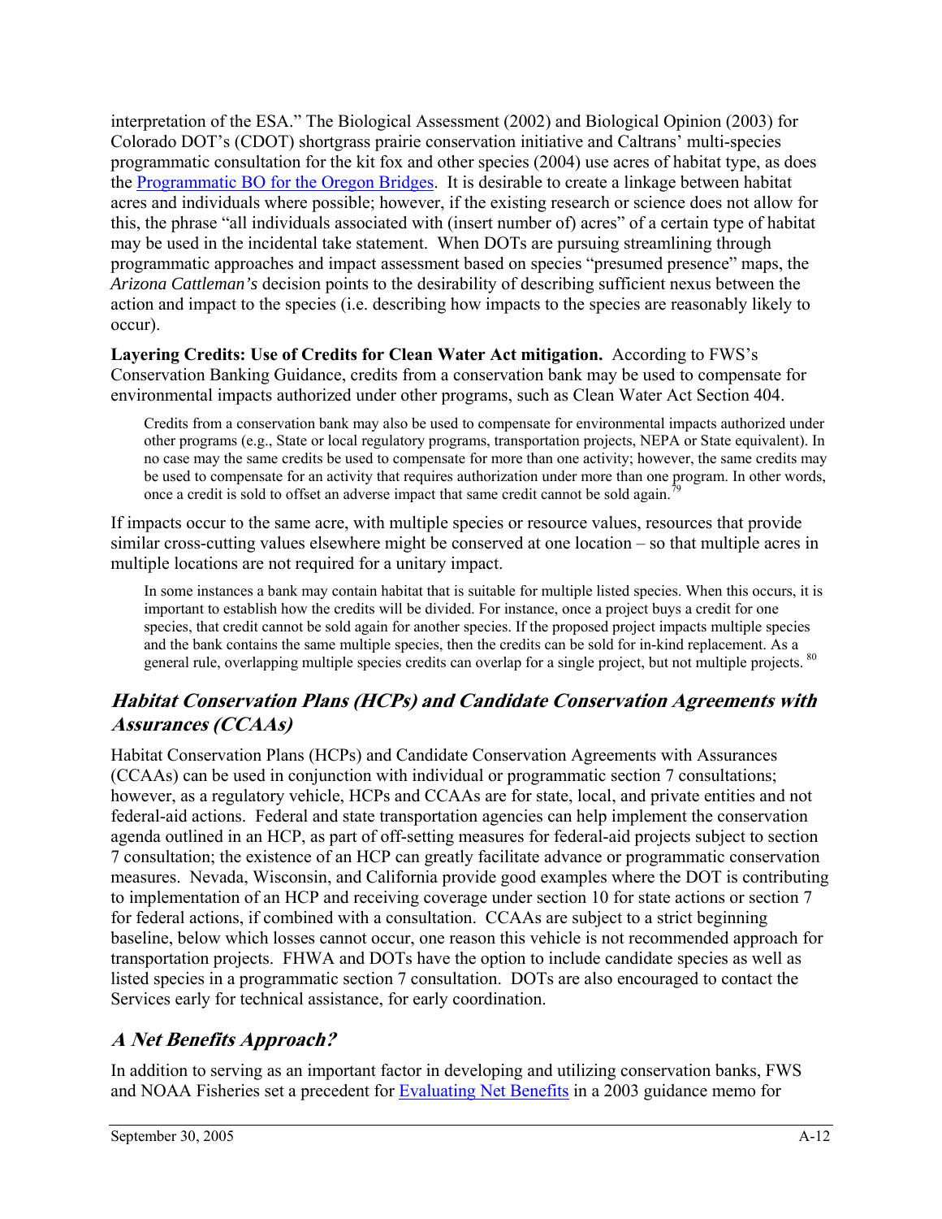interpretation of the ESA." The Biological Assessment (2002) and Biological Opinion (2003) for Colorado DOT's (CDOT) shortgrass prairie conservation initiative and Caltrans' multi-species programmatic consultation for the kit fox and other species (2004) use acres of habitat type, as does the Programmatic BO for the Oregon Bridges. It is desirable to create a linkage between habitat acres and individuals where possible; however, if the existing research or science does not allow for this, the phrase "all individuals associated with (insert number of) acres" of a certain type of habitat may be used in the incidental take statement. When DOTs are pursuing streamlining through programmatic approaches and impact assessment based on species "presumed presence" maps, the *Arizona Cattleman's* decision points to the desirability of describing sufficient nexus between the action and impact to the species (i.e. describing how impacts to the species are reasonably likely to occur).

**Layering Credits: Use of Credits for Clean Water Act mitigation.** According to FWS's Conservation Banking Guidance, credits from a conservation bank may be used to compensate for environmental impacts authorized under other programs, such as Clean Water Act Section 404.

> Credits from a conservation bank may also be used to compensate for environmental impacts authorized under other programs (e.g., State or local regulatory programs, transportation projects, NEPA or State equivalent). In no case may the same credits be used to compensate for more than one activity; however, the same credits may be used to compensate for an activity that requires authorization under more than one program. In other words, once a credit is sold to offset an adverse impact that same credit cannot be sold again.[79]

If impacts occur to the same acre, with multiple species or resource values, resources that provide similar cross-cutting values elsewhere might be conserved at one location – so that multiple acres in multiple locations are not required for a unitary impact.

> In some instances a bank may contain habitat that is suitable for multiple listed species. When this occurs, it is important to establish how the credits will be divided. For instance, once a project buys a credit for one species, that credit cannot be sold again for another species. If the proposed project impacts multiple species and the bank contains the same multiple species, then the credits can be sold for in-kind replacement. As a general rule, overlapping multiple species credits can overlap for a single project, but not multiple projects.[80]

## *Habitat Conservation Plans (HCPs) and Candidate Conservation Agreements with Assurances (CCAAs)*

Habitat Conservation Plans (HCPs) and Candidate Conservation Agreements with Assurances (CCAAs) can be used in conjunction with individual or programmatic section 7 consultations; however, as a regulatory vehicle, HCPs and CCAAs are for state, local, and private entities and not federal-aid actions. Federal and state transportation agencies can help implement the conservation agenda outlined in an HCP, as part of off-setting measures for federal-aid projects subject to section 7 consultation; the existence of an HCP can greatly facilitate advance or programmatic conservation measures. Nevada, Wisconsin, and California provide good examples where the DOT is contributing to implementation of an HCP and receiving coverage under section 10 for state actions or section 7 for federal actions, if combined with a consultation. CCAAs are subject to a strict beginning baseline, below which losses cannot occur, one reason this vehicle is not recommended approach for transportation projects. FHWA and DOTs have the option to include candidate species as well as listed species in a programmatic section 7 consultation. DOTs are also encouraged to contact the Services early for technical assistance, for early coordination.

## *A Net Benefits Approach?*

In addition to serving as an important factor in developing and utilizing conservation banks, FWS and NOAA Fisheries set a precedent for Evaluating Net Benefits in a 2003 guidance memo for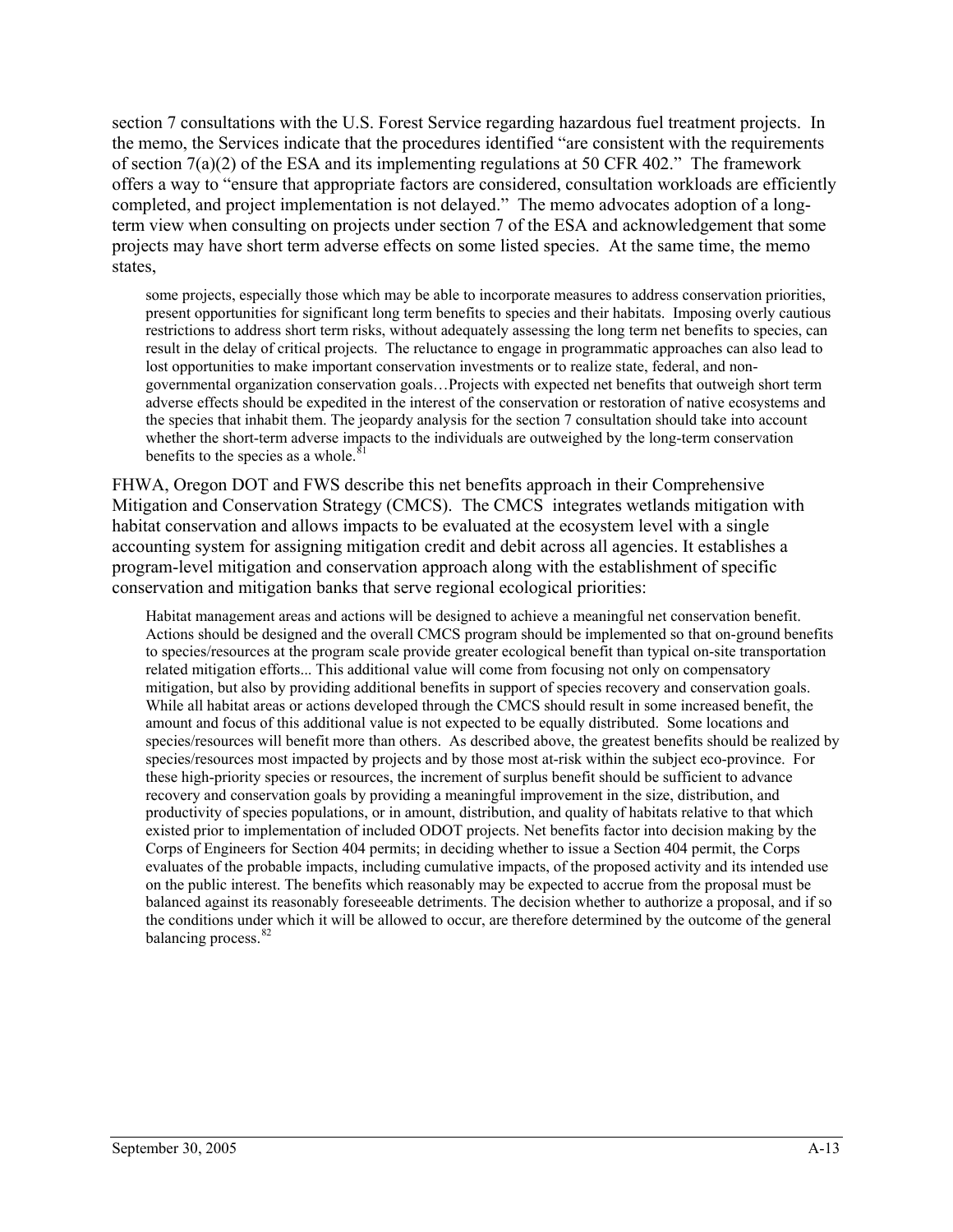section 7 consultations with the U.S. Forest Service regarding hazardous fuel treatment projects. In the memo, the Services indicate that the procedures identified "are consistent with the requirements of section 7(a)(2) of the ESA and its implementing regulations at 50 CFR 402." The framework offers a way to "ensure that appropriate factors are considered, consultation workloads are efficiently completed, and project implementation is not delayed." The memo advocates adoption of a long-term view when consulting on projects under section 7 of the ESA and acknowledgement that some projects may have short term adverse effects on some listed species. At the same time, the memo states,

> some projects, especially those which may be able to incorporate measures to address conservation priorities, present opportunities for significant long term benefits to species and their habitats. Imposing overly cautious restrictions to address short term risks, without adequately assessing the long term net benefits to species, can result in the delay of critical projects. The reluctance to engage in programmatic approaches can also lead to lost opportunities to make important conservation investments or to realize state, federal, and non-governmental organization conservation goals…Projects with expected net benefits that outweigh short term adverse effects should be expedited in the interest of the conservation or restoration of native ecosystems and the species that inhabit them. The jeopardy analysis for the section 7 consultation should take into account whether the short-term adverse impacts to the individuals are outweighed by the long-term conservation benefits to the species as a whole.[81]

FHWA, Oregon DOT and FWS describe this net benefits approach in their Comprehensive Mitigation and Conservation Strategy (CMCS). The CMCS integrates wetlands mitigation with habitat conservation and allows impacts to be evaluated at the ecosystem level with a single accounting system for assigning mitigation credit and debit across all agencies. It establishes a program-level mitigation and conservation approach along with the establishment of specific conservation and mitigation banks that serve regional ecological priorities:

> Habitat management areas and actions will be designed to achieve a meaningful net conservation benefit. Actions should be designed and the overall CMCS program should be implemented so that on-ground benefits to species/resources at the program scale provide greater ecological benefit than typical on-site transportation related mitigation efforts... This additional value will come from focusing not only on compensatory mitigation, but also by providing additional benefits in support of species recovery and conservation goals. While all habitat areas or actions developed through the CMCS should result in some increased benefit, the amount and focus of this additional value is not expected to be equally distributed. Some locations and species/resources will benefit more than others. As described above, the greatest benefits should be realized by species/resources most impacted by projects and by those most at-risk within the subject eco-province. For these high-priority species or resources, the increment of surplus benefit should be sufficient to advance recovery and conservation goals by providing a meaningful improvement in the size, distribution, and productivity of species populations, or in amount, distribution, and quality of habitats relative to that which existed prior to implementation of included ODOT projects. Net benefits factor into decision making by the Corps of Engineers for Section 404 permits; in deciding whether to issue a Section 404 permit, the Corps evaluates of the probable impacts, including cumulative impacts, of the proposed activity and its intended use on the public interest. The benefits which reasonably may be expected to accrue from the proposal must be balanced against its reasonably foreseeable detriments. The decision whether to authorize a proposal, and if so the conditions under which it will be allowed to occur, are therefore determined by the outcome of the general balancing process.[82]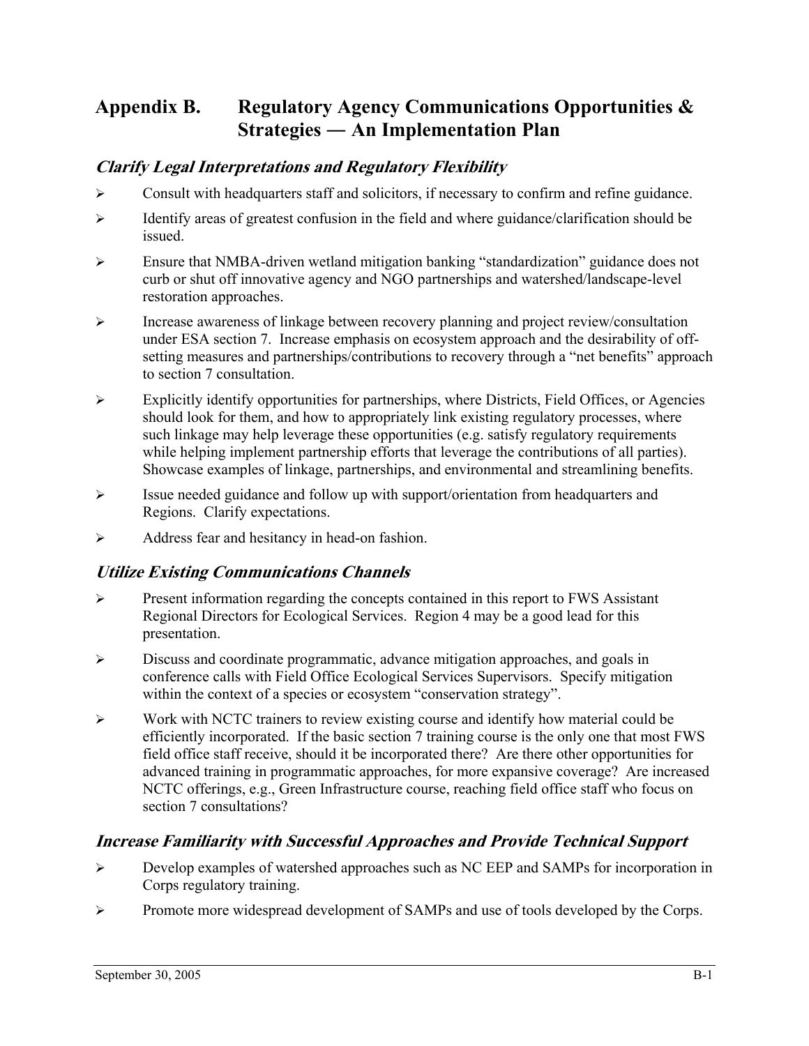# Appendix B. Regulatory Agency Communications Opportunities & Strategies — An Implementation Plan

## *Clarify Legal Interpretations and Regulatory Flexibility*

- Consult with headquarters staff and solicitors, if necessary to confirm and refine guidance.
- Identify areas of greatest confusion in the field and where guidance/clarification should be issued.
- Ensure that NMBA-driven wetland mitigation banking "standardization" guidance does not curb or shut off innovative agency and NGO partnerships and watershed/landscape-level restoration approaches.
- Increase awareness of linkage between recovery planning and project review/consultation under ESA section 7. Increase emphasis on ecosystem approach and the desirability of off-setting measures and partnerships/contributions to recovery through a "net benefits" approach to section 7 consultation.
- Explicitly identify opportunities for partnerships, where Districts, Field Offices, or Agencies should look for them, and how to appropriately link existing regulatory processes, where such linkage may help leverage these opportunities (e.g. satisfy regulatory requirements while helping implement partnership efforts that leverage the contributions of all parties). Showcase examples of linkage, partnerships, and environmental and streamlining benefits.
- Issue needed guidance and follow up with support/orientation from headquarters and Regions. Clarify expectations.
- Address fear and hesitancy in head-on fashion.

## *Utilize Existing Communications Channels*

- Present information regarding the concepts contained in this report to FWS Assistant Regional Directors for Ecological Services. Region 4 may be a good lead for this presentation.
- Discuss and coordinate programmatic, advance mitigation approaches, and goals in conference calls with Field Office Ecological Services Supervisors. Specify mitigation within the context of a species or ecosystem "conservation strategy".
- Work with NCTC trainers to review existing course and identify how material could be efficiently incorporated. If the basic section 7 training course is the only one that most FWS field office staff receive, should it be incorporated there? Are there other opportunities for advanced training in programmatic approaches, for more expansive coverage? Are increased NCTC offerings, e.g., Green Infrastructure course, reaching field office staff who focus on section 7 consultations?

## *Increase Familiarity with Successful Approaches and Provide Technical Support*

- Develop examples of watershed approaches such as NC EEP and SAMPs for incorporation in Corps regulatory training.
- Promote more widespread development of SAMPs and use of tools developed by the Corps.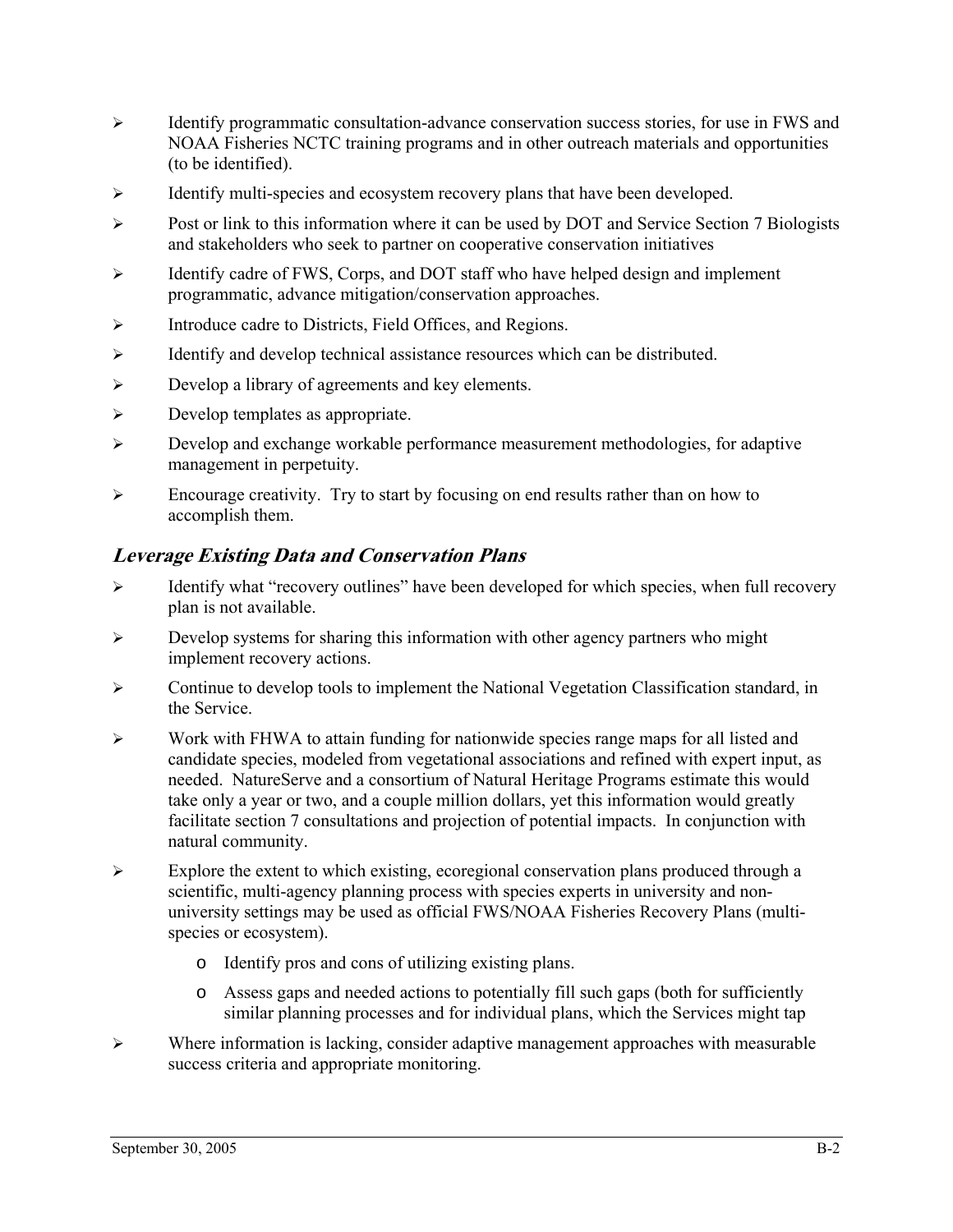- Identify programmatic consultation-advance conservation success stories, for use in FWS and NOAA Fisheries NCTC training programs and in other outreach materials and opportunities (to be identified).
- Identify multi-species and ecosystem recovery plans that have been developed.
- Post or link to this information where it can be used by DOT and Service Section 7 Biologists and stakeholders who seek to partner on cooperative conservation initiatives
- Identify cadre of FWS, Corps, and DOT staff who have helped design and implement programmatic, advance mitigation/conservation approaches.
- Introduce cadre to Districts, Field Offices, and Regions.
- Identify and develop technical assistance resources which can be distributed.
- Develop a library of agreements and key elements.
- Develop templates as appropriate.
- Develop and exchange workable performance measurement methodologies, for adaptive management in perpetuity.
- Encourage creativity. Try to start by focusing on end results rather than on how to accomplish them.

### ***Leverage Existing Data and Conservation Plans***

- Identify what "recovery outlines" have been developed for which species, when full recovery plan is not available.
- Develop systems for sharing this information with other agency partners who might implement recovery actions.
- Continue to develop tools to implement the National Vegetation Classification standard, in the Service.
- Work with FHWA to attain funding for nationwide species range maps for all listed and candidate species, modeled from vegetational associations and refined with expert input, as needed. NatureServe and a consortium of Natural Heritage Programs estimate this would take only a year or two, and a couple million dollars, yet this information would greatly facilitate section 7 consultations and projection of potential impacts. In conjunction with natural community.
- Explore the extent to which existing, ecoregional conservation plans produced through a scientific, multi-agency planning process with species experts in university and non-university settings may be used as official FWS/NOAA Fisheries Recovery Plans (multi-species or ecosystem).
    - Identify pros and cons of utilizing existing plans.
    - Assess gaps and needed actions to potentially fill such gaps (both for sufficiently similar planning processes and for individual plans, which the Services might tap
- Where information is lacking, consider adaptive management approaches with measurable success criteria and appropriate monitoring.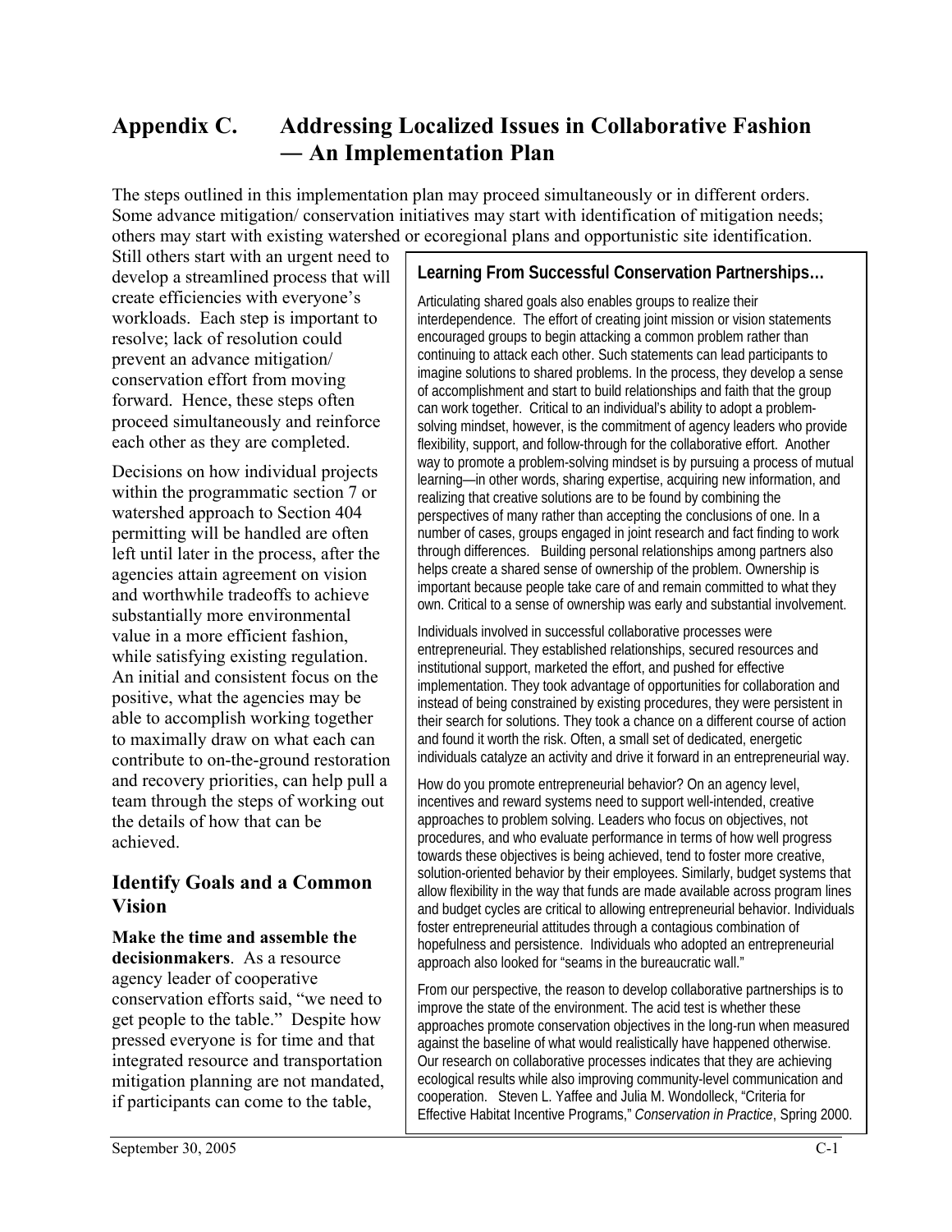# Appendix C. Addressing Localized Issues in Collaborative Fashion — An Implementation Plan

The steps outlined in this implementation plan may proceed simultaneously or in different orders. Some advance mitigation/ conservation initiatives may start with identification of mitigation needs; others may start with existing watershed or ecoregional plans and opportunistic site identification. Still others start with an urgent need to develop a streamlined process that will create efficiencies with everyone's workloads. Each step is important to resolve; lack of resolution could prevent an advance mitigation/ conservation effort from moving forward. Hence, these steps often proceed simultaneously and reinforce each other as they are completed.

Decisions on how individual projects within the programmatic section 7 or watershed approach to Section 404 permitting will be handled are often left until later in the process, after the agencies attain agreement on vision and worthwhile tradeoffs to achieve substantially more environmental value in a more efficient fashion, while satisfying existing regulation. An initial and consistent focus on the positive, what the agencies may be able to accomplish working together to maximally draw on what each can contribute to on-the-ground restoration and recovery priorities, can help pull a team through the steps of working out the details of how that can be achieved.

> **Learning From Successful Conservation Partnerships…**
>
> Articulating shared goals also enables groups to realize their interdependence. The effort of creating joint mission or vision statements encouraged groups to begin attacking a common problem rather than continuing to attack each other. Such statements can lead participants to imagine solutions to shared problems. In the process, they develop a sense of accomplishment and start to build relationships and faith that the group can work together. Critical to an individual's ability to adopt a problem-solving mindset, however, is the commitment of agency leaders who provide flexibility, support, and follow-through for the collaborative effort. Another way to promote a problem-solving mindset is by pursuing a process of mutual learning—in other words, sharing expertise, acquiring new information, and realizing that creative solutions are to be found by combining the perspectives of many rather than accepting the conclusions of one. In a number of cases, groups engaged in joint research and fact finding to work through differences. Building personal relationships among partners also helps create a shared sense of ownership of the problem. Ownership is important because people take care of and remain committed to what they own. Critical to a sense of ownership was early and substantial involvement.
>
> Individuals involved in successful collaborative processes were entrepreneurial. They established relationships, secured resources and institutional support, marketed the effort, and pushed for effective implementation. They took advantage of opportunities for collaboration and instead of being constrained by existing procedures, they were persistent in their search for solutions. They took a chance on a different course of action and found it worth the risk. Often, a small set of dedicated, energetic individuals catalyze an activity and drive it forward in an entrepreneurial way.
>
> How do you promote entrepreneurial behavior? On an agency level, incentives and reward systems need to support well-intended, creative approaches to problem solving. Leaders who focus on objectives, not procedures, and who evaluate performance in terms of how well progress towards these objectives is being achieved, tend to foster more creative, solution-oriented behavior by their employees. Similarly, budget systems that allow flexibility in the way that funds are made available across program lines and budget cycles are critical to allowing entrepreneurial behavior. Individuals foster entrepreneurial attitudes through a contagious combination of hopefulness and persistence. Individuals who adopted an entrepreneurial approach also looked for "seams in the bureaucratic wall."
>
> From our perspective, the reason to develop collaborative partnerships is to improve the state of the environment. The acid test is whether these approaches promote conservation objectives in the long-run when measured against the baseline of what would realistically have happened otherwise. Our research on collaborative processes indicates that they are achieving ecological results while also improving community-level communication and cooperation. Steven L. Yaffee and Julia M. Wondolleck, "Criteria for Effective Habitat Incentive Programs," *Conservation in Practice*, Spring 2000.

## Identify Goals and a Common Vision

**Make the time and assemble the decisionmakers**. As a resource agency leader of cooperative conservation efforts said, "we need to get people to the table." Despite how pressed everyone is for time and that integrated resource and transportation mitigation planning are not mandated, if participants can come to the table,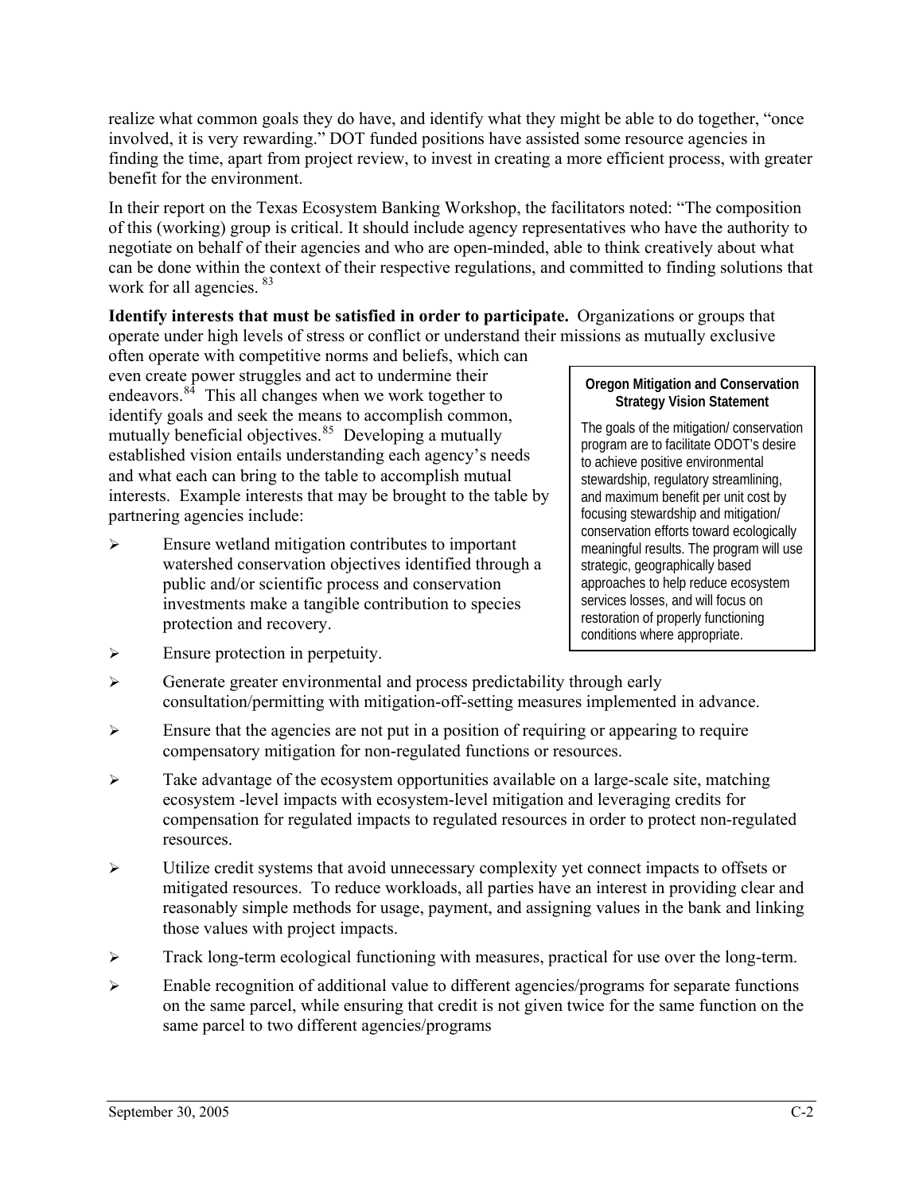realize what common goals they do have, and identify what they might be able to do together, "once involved, it is very rewarding." DOT funded positions have assisted some resource agencies in finding the time, apart from project review, to invest in creating a more efficient process, with greater benefit for the environment.

In their report on the Texas Ecosystem Banking Workshop, the facilitators noted: "The composition of this (working) group is critical. It should include agency representatives who have the authority to negotiate on behalf of their agencies and who are open-minded, able to think creatively about what can be done within the context of their respective regulations, and committed to finding solutions that work for all agencies. [83]

**Identify interests that must be satisfied in order to participate.** Organizations or groups that operate under high levels of stress or conflict or understand their missions as mutually exclusive often operate with competitive norms and beliefs, which can even create power struggles and act to undermine their endeavors.[84] This all changes when we work together to identify goals and seek the means to accomplish common, mutually beneficial objectives.[85] Developing a mutually established vision entails understanding each agency's needs and what each can bring to the table to accomplish mutual interests. Example interests that may be brought to the table by partnering agencies include:

- Ensure wetland mitigation contributes to important watershed conservation objectives identified through a public and/or scientific process and conservation investments make a tangible contribution to species protection and recovery.
- Ensure protection in perpetuity.
- Generate greater environmental and process predictability through early consultation/permitting with mitigation-off-setting measures implemented in advance.
- Ensure that the agencies are not put in a position of requiring or appearing to require compensatory mitigation for non-regulated functions or resources.
- Take advantage of the ecosystem opportunities available on a large-scale site, matching ecosystem -level impacts with ecosystem-level mitigation and leveraging credits for compensation for regulated impacts to regulated resources in order to protect non-regulated resources.
- Utilize credit systems that avoid unnecessary complexity yet connect impacts to offsets or mitigated resources. To reduce workloads, all parties have an interest in providing clear and reasonably simple methods for usage, payment, and assigning values in the bank and linking those values with project impacts.
- Track long-term ecological functioning with measures, practical for use over the long-term.
- Enable recognition of additional value to different agencies/programs for separate functions on the same parcel, while ensuring that credit is not given twice for the same function on the same parcel to two different agencies/programs

> **Oregon Mitigation and Conservation Strategy Vision Statement**
>
> The goals of the mitigation/ conservation program are to facilitate ODOT's desire to achieve positive environmental stewardship, regulatory streamlining, and maximum benefit per unit cost by focusing stewardship and mitigation/ conservation efforts toward ecologically meaningful results. The program will use strategic, geographically based approaches to help reduce ecosystem services losses, and will focus on restoration of properly functioning conditions where appropriate.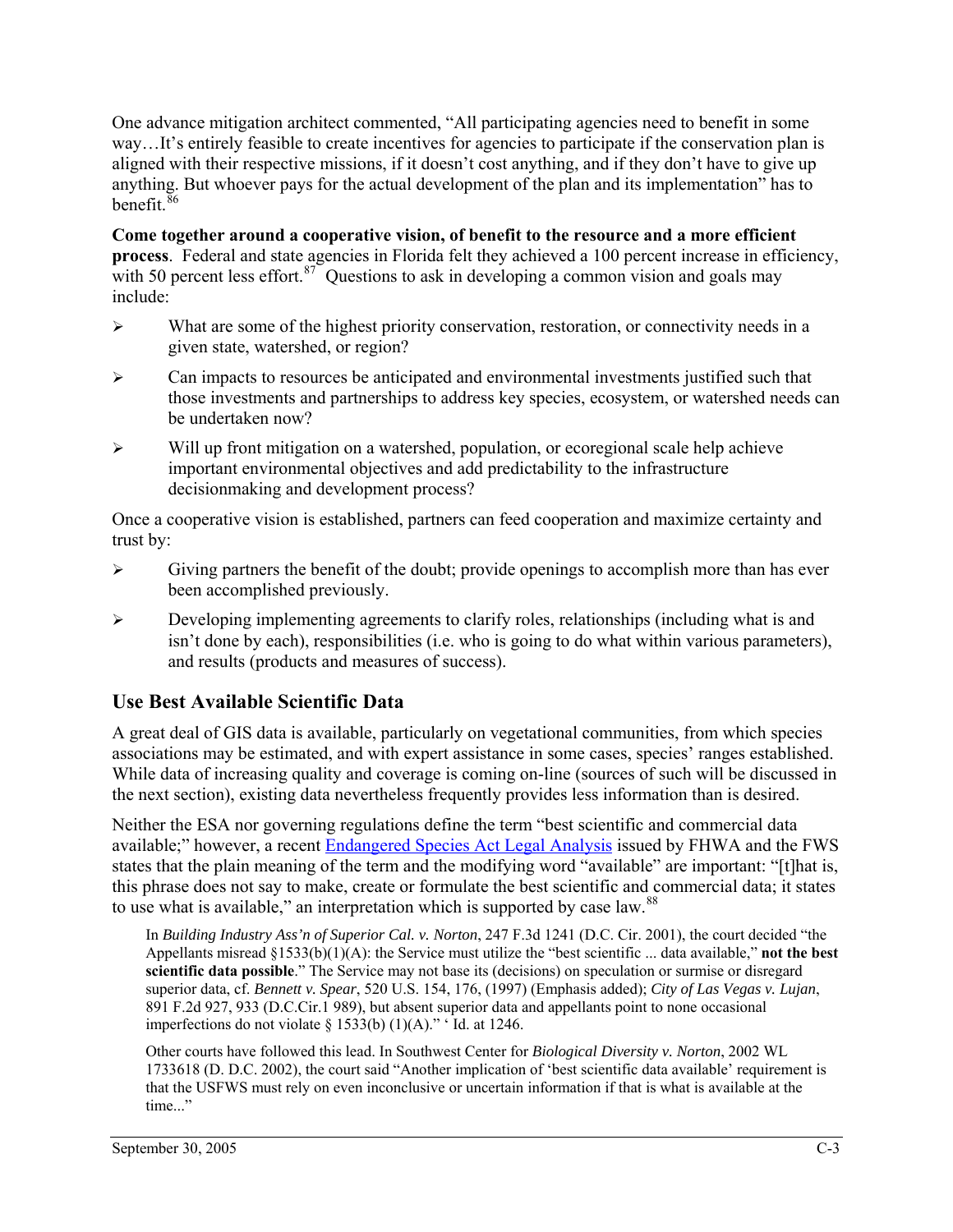One advance mitigation architect commented, "All participating agencies need to benefit in some way…It's entirely feasible to create incentives for agencies to participate if the conservation plan is aligned with their respective missions, if it doesn't cost anything, and if they don't have to give up anything. But whoever pays for the actual development of the plan and its implementation" has to benefit.[86]

**Come together around a cooperative vision, of benefit to the resource and a more efficient process**. Federal and state agencies in Florida felt they achieved a 100 percent increase in efficiency, with 50 percent less effort.[87] Questions to ask in developing a common vision and goals may include:

- What are some of the highest priority conservation, restoration, or connectivity needs in a given state, watershed, or region?
- Can impacts to resources be anticipated and environmental investments justified such that those investments and partnerships to address key species, ecosystem, or watershed needs can be undertaken now?
- Will up front mitigation on a watershed, population, or ecoregional scale help achieve important environmental objectives and add predictability to the infrastructure decisionmaking and development process?

Once a cooperative vision is established, partners can feed cooperation and maximize certainty and trust by:

- Giving partners the benefit of the doubt; provide openings to accomplish more than has ever been accomplished previously.
- Developing implementing agreements to clarify roles, relationships (including what is and isn't done by each), responsibilities (i.e. who is going to do what within various parameters), and results (products and measures of success).

## Use Best Available Scientific Data

A great deal of GIS data is available, particularly on vegetational communities, from which species associations may be estimated, and with expert assistance in some cases, species' ranges established. While data of increasing quality and coverage is coming on-line (sources of such will be discussed in the next section), existing data nevertheless frequently provides less information than is desired.

Neither the ESA nor governing regulations define the term "best scientific and commercial data available;" however, a recent Endangered Species Act Legal Analysis issued by FHWA and the FWS states that the plain meaning of the term and the modifying word "available" are important: "[t]hat is, this phrase does not say to make, create or formulate the best scientific and commercial data; it states to use what is available," an interpretation which is supported by case law.[88]

> In *Building Industry Ass'n of Superior Cal. v. Norton*, 247 F.3d 1241 (D.C. Cir. 2001), the court decided "the Appellants misread §1533(b)(1)(A): the Service must utilize the "best scientific ... data available," **not the best scientific data possible**." The Service may not base its (decisions) on speculation or surmise or disregard superior data, cf. *Bennett v. Spear*, 520 U.S. 154, 176, (1997) (Emphasis added); *City of Las Vegas v. Lujan*, 891 F.2d 927, 933 (D.C.Cir.1 989), but absent superior data and appellants point to none occasional imperfections do not violate § 1533(b) (1)(A)." ' Id. at 1246.
>
> Other courts have followed this lead. In Southwest Center for *Biological Diversity v. Norton*, 2002 WL 1733618 (D. D.C. 2002), the court said "Another implication of 'best scientific data available' requirement is that the USFWS must rely on even inconclusive or uncertain information if that is what is available at the time..."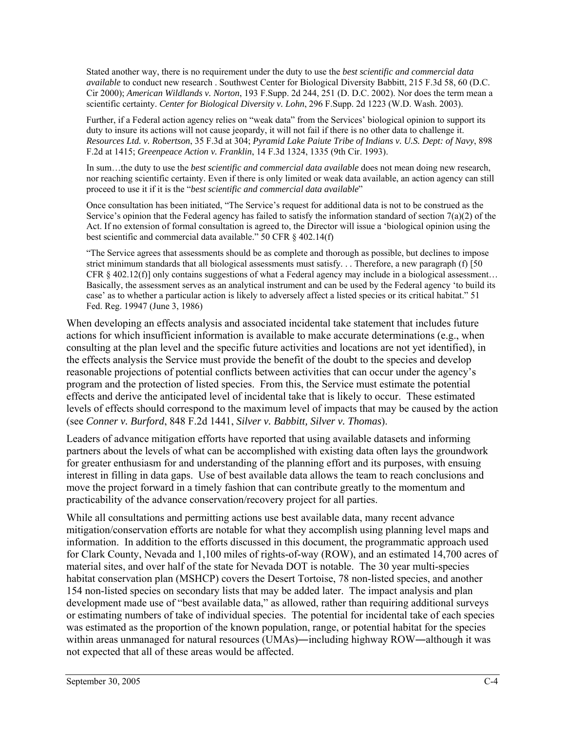> Stated another way, there is no requirement under the duty to use the *best scientific and commercial data available* to conduct new research . Southwest Center for Biological Diversity Babbitt, 215 F.3d 58, 60 (D.C. Cir 2000); *American Wildlands v. Norton*, 193 F.Supp. 2d 244, 251 (D. D.C. 2002). Nor does the term mean a scientific certainty. *Center for Biological Diversity v. Lohn*, 296 F.Supp. 2d 1223 (W.D. Wash. 2003).
>
> Further, if a Federal action agency relies on "weak data" from the Services' biological opinion to support its duty to insure its actions will not cause jeopardy, it will not fail if there is no other data to challenge it. *Resources Ltd. v. Robertson*, 35 F.3d at 304; *Pyramid Lake Paiute Tribe of Indians v. U.S. Dept: of Navy*, 898 F.2d at 1415; *Greenpeace Action v. Franklin*, 14 F.3d 1324, 1335 (9th Cir. 1993).
>
> In sum…the duty to use the *best scientific and commercial data available* does not mean doing new research, nor reaching scientific certainty. Even if there is only limited or weak data available, an action agency can still proceed to use it if it is the "*best scientific and commercial data available*"
>
> Once consultation has been initiated, "The Service's request for additional data is not to be construed as the Service's opinion that the Federal agency has failed to satisfy the information standard of section 7(a)(2) of the Act. If no extension of formal consultation is agreed to, the Director will issue a 'biological opinion using the best scientific and commercial data available." 50 CFR § 402.14(f)
>
> "The Service agrees that assessments should be as complete and thorough as possible, but declines to impose strict minimum standards that all biological assessments must satisfy. . . Therefore, a new paragraph (f) [50 CFR § 402.12(f)] only contains suggestions of what a Federal agency may include in a biological assessment… Basically, the assessment serves as an analytical instrument and can be used by the Federal agency 'to build its case' as to whether a particular action is likely to adversely affect a listed species or its critical habitat." 51 Fed. Reg. 19947 (June 3, 1986)

When developing an effects analysis and associated incidental take statement that includes future actions for which insufficient information is available to make accurate determinations (e.g., when consulting at the plan level and the specific future activities and locations are not yet identified), in the effects analysis the Service must provide the benefit of the doubt to the species and develop reasonable projections of potential conflicts between activities that can occur under the agency's program and the protection of listed species. From this, the Service must estimate the potential effects and derive the anticipated level of incidental take that is likely to occur. These estimated levels of effects should correspond to the maximum level of impacts that may be caused by the action (see *Conner v. Burford*, 848 F.2d 1441, *Silver v. Babbitt, Silver v. Thomas*).

Leaders of advance mitigation efforts have reported that using available datasets and informing partners about the levels of what can be accomplished with existing data often lays the groundwork for greater enthusiasm for and understanding of the planning effort and its purposes, with ensuing interest in filling in data gaps. Use of best available data allows the team to reach conclusions and move the project forward in a timely fashion that can contribute greatly to the momentum and practicability of the advance conservation/recovery project for all parties.

While all consultations and permitting actions use best available data, many recent advance mitigation/conservation efforts are notable for what they accomplish using planning level maps and information. In addition to the efforts discussed in this document, the programmatic approach used for Clark County, Nevada and 1,100 miles of rights-of-way (ROW), and an estimated 14,700 acres of material sites, and over half of the state for Nevada DOT is notable. The 30 year multi-species habitat conservation plan (MSHCP) covers the Desert Tortoise, 78 non-listed species, and another 154 non-listed species on secondary lists that may be added later. The impact analysis and plan development made use of "best available data," as allowed, rather than requiring additional surveys or estimating numbers of take of individual species. The potential for incidental take of each species was estimated as the proportion of the known population, range, or potential habitat for the species within areas unmanaged for natural resources (UMAs)―including highway ROW―although it was not expected that all of these areas would be affected.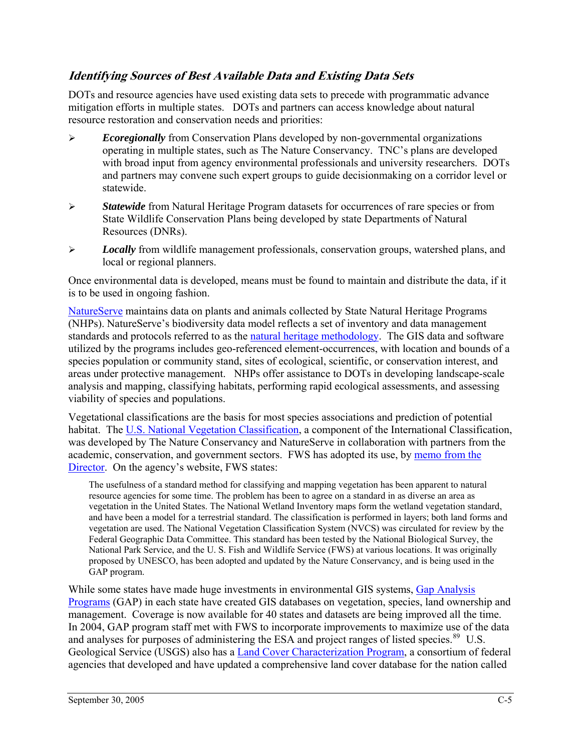### *Identifying Sources of Best Available Data and Existing Data Sets*

DOTs and resource agencies have used existing data sets to precede with programmatic advance mitigation efforts in multiple states. DOTs and partners can access knowledge about natural resource restoration and conservation needs and priorities:

- ***Ecoregionally*** from Conservation Plans developed by non-governmental organizations operating in multiple states, such as The Nature Conservancy. TNC's plans are developed with broad input from agency environmental professionals and university researchers. DOTs and partners may convene such expert groups to guide decisionmaking on a corridor level or statewide.
- ***Statewide*** from Natural Heritage Program datasets for occurrences of rare species or from State Wildlife Conservation Plans being developed by state Departments of Natural Resources (DNRs).
- ***Locally*** from wildlife management professionals, conservation groups, watershed plans, and local or regional planners.

Once environmental data is developed, means must be found to maintain and distribute the data, if it is to be used in ongoing fashion.

NatureServe maintains data on plants and animals collected by State Natural Heritage Programs (NHPs). NatureServe's biodiversity data model reflects a set of inventory and data management standards and protocols referred to as the natural heritage methodology. The GIS data and software utilized by the programs includes geo-referenced element-occurrences, with location and bounds of a species population or community stand, sites of ecological, scientific, or conservation interest, and areas under protective management. NHPs offer assistance to DOTs in developing landscape-scale analysis and mapping, classifying habitats, performing rapid ecological assessments, and assessing viability of species and populations.

Vegetational classifications are the basis for most species associations and prediction of potential habitat. The U.S. National Vegetation Classification, a component of the International Classification, was developed by The Nature Conservancy and NatureServe in collaboration with partners from the academic, conservation, and government sectors. FWS has adopted its use, by memo from the Director. On the agency's website, FWS states:

> The usefulness of a standard method for classifying and mapping vegetation has been apparent to natural resource agencies for some time. The problem has been to agree on a standard in as diverse an area as vegetation in the United States. The National Wetland Inventory maps form the wetland vegetation standard, and have been a model for a terrestrial standard. The classification is performed in layers; both land forms and vegetation are used. The National Vegetation Classification System (NVCS) was circulated for review by the Federal Geographic Data Committee. This standard has been tested by the National Biological Survey, the National Park Service, and the U. S. Fish and Wildlife Service (FWS) at various locations. It was originally proposed by UNESCO, has been adopted and updated by the Nature Conservancy, and is being used in the GAP program.

While some states have made huge investments in environmental GIS systems, Gap Analysis Programs (GAP) in each state have created GIS databases on vegetation, species, land ownership and management. Coverage is now available for 40 states and datasets are being improved all the time. In 2004, GAP program staff met with FWS to incorporate improvements to maximize use of the data and analyses for purposes of administering the ESA and project ranges of listed species.[89] U.S. Geological Service (USGS) also has a Land Cover Characterization Program, a consortium of federal agencies that developed and have updated a comprehensive land cover database for the nation called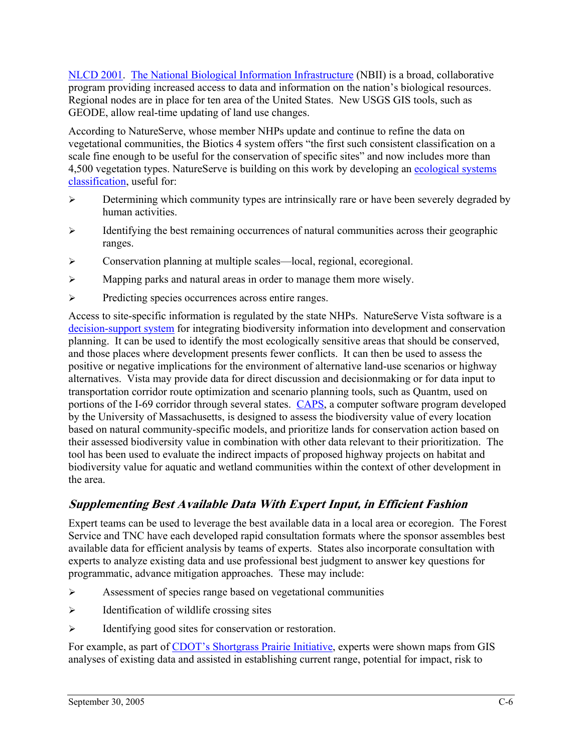NLCD 2001. The National Biological Information Infrastructure (NBII) is a broad, collaborative program providing increased access to data and information on the nation's biological resources. Regional nodes are in place for ten area of the United States. New USGS GIS tools, such as GEODE, allow real-time updating of land use changes.

According to NatureServe, whose member NHPs update and continue to refine the data on vegetational communities, the Biotics 4 system offers "the first such consistent classification on a scale fine enough to be useful for the conservation of specific sites" and now includes more than 4,500 vegetation types. NatureServe is building on this work by developing an ecological systems classification, useful for:

- Determining which community types are intrinsically rare or have been severely degraded by human activities.
- Identifying the best remaining occurrences of natural communities across their geographic ranges.
- Conservation planning at multiple scales—local, regional, ecoregional.
- Mapping parks and natural areas in order to manage them more wisely.
- Predicting species occurrences across entire ranges.

Access to site-specific information is regulated by the state NHPs. NatureServe Vista software is a decision-support system for integrating biodiversity information into development and conservation planning. It can be used to identify the most ecologically sensitive areas that should be conserved, and those places where development presents fewer conflicts. It can then be used to assess the positive or negative implications for the environment of alternative land-use scenarios or highway alternatives. Vista may provide data for direct discussion and decisionmaking or for data input to transportation corridor route optimization and scenario planning tools, such as Quantm, used on portions of the I-69 corridor through several states. CAPS, a computer software program developed by the University of Massachusetts, is designed to assess the biodiversity value of every location based on natural community-specific models, and prioritize lands for conservation action based on their assessed biodiversity value in combination with other data relevant to their prioritization. The tool has been used to evaluate the indirect impacts of proposed highway projects on habitat and biodiversity value for aquatic and wetland communities within the context of other development in the area.

### *Supplementing Best Available Data With Expert Input, in Efficient Fashion*

Expert teams can be used to leverage the best available data in a local area or ecoregion. The Forest Service and TNC have each developed rapid consultation formats where the sponsor assembles best available data for efficient analysis by teams of experts. States also incorporate consultation with experts to analyze existing data and use professional best judgment to answer key questions for programmatic, advance mitigation approaches. These may include:

- Assessment of species range based on vegetational communities
- Identification of wildlife crossing sites
- Identifying good sites for conservation or restoration.

For example, as part of CDOT's Shortgrass Prairie Initiative, experts were shown maps from GIS analyses of existing data and assisted in establishing current range, potential for impact, risk to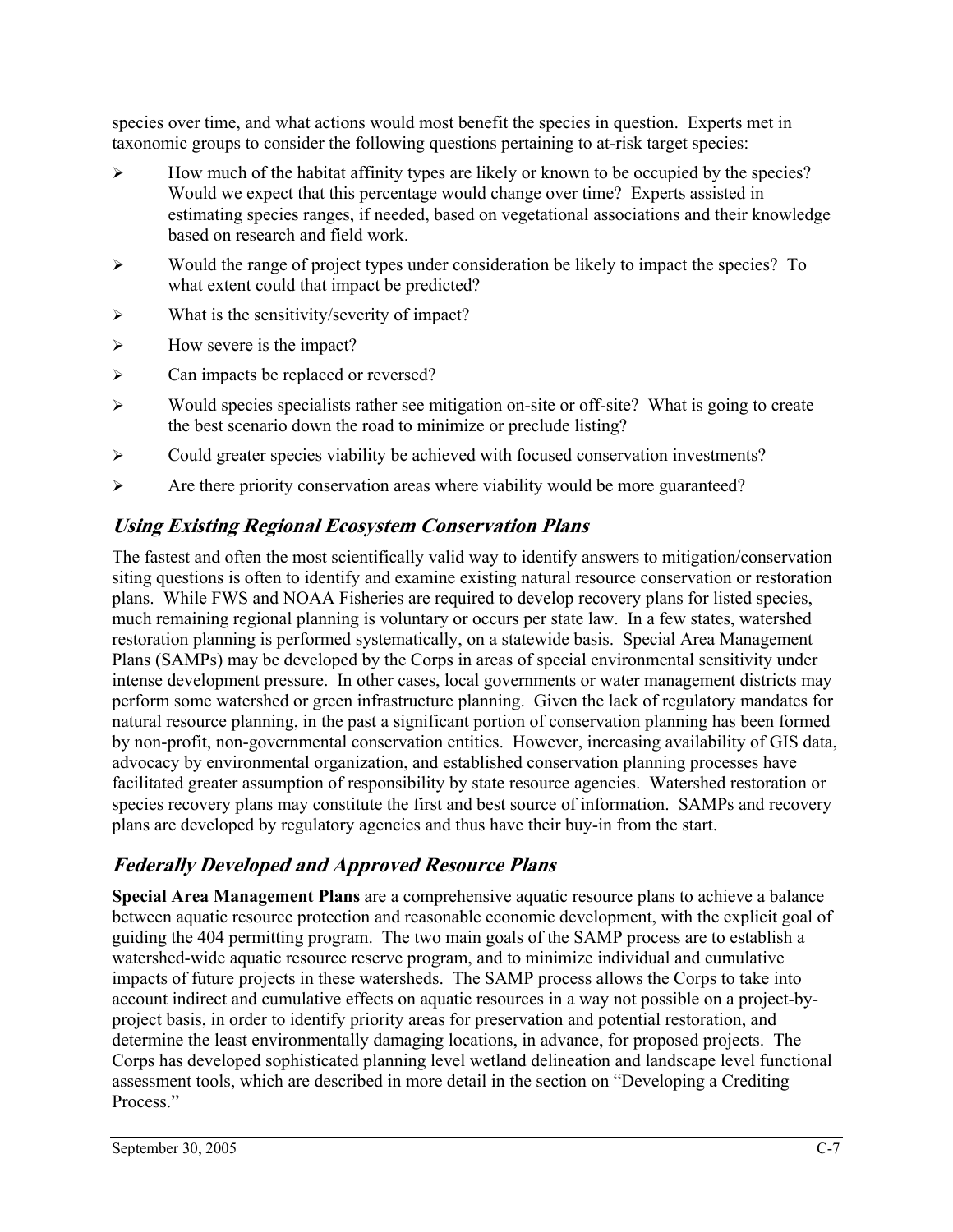species over time, and what actions would most benefit the species in question. Experts met in taxonomic groups to consider the following questions pertaining to at-risk target species:

- How much of the habitat affinity types are likely or known to be occupied by the species? Would we expect that this percentage would change over time? Experts assisted in estimating species ranges, if needed, based on vegetational associations and their knowledge based on research and field work.
- Would the range of project types under consideration be likely to impact the species? To what extent could that impact be predicted?
- What is the sensitivity/severity of impact?
- How severe is the impact?
- Can impacts be replaced or reversed?
- Would species specialists rather see mitigation on-site or off-site? What is going to create the best scenario down the road to minimize or preclude listing?
- Could greater species viability be achieved with focused conservation investments?
- Are there priority conservation areas where viability would be more guaranteed?

## *Using Existing Regional Ecosystem Conservation Plans*

The fastest and often the most scientifically valid way to identify answers to mitigation/conservation siting questions is often to identify and examine existing natural resource conservation or restoration plans. While FWS and NOAA Fisheries are required to develop recovery plans for listed species, much remaining regional planning is voluntary or occurs per state law. In a few states, watershed restoration planning is performed systematically, on a statewide basis. Special Area Management Plans (SAMPs) may be developed by the Corps in areas of special environmental sensitivity under intense development pressure. In other cases, local governments or water management districts may perform some watershed or green infrastructure planning. Given the lack of regulatory mandates for natural resource planning, in the past a significant portion of conservation planning has been formed by non-profit, non-governmental conservation entities. However, increasing availability of GIS data, advocacy by environmental organization, and established conservation planning processes have facilitated greater assumption of responsibility by state resource agencies. Watershed restoration or species recovery plans may constitute the first and best source of information. SAMPs and recovery plans are developed by regulatory agencies and thus have their buy-in from the start.

## *Federally Developed and Approved Resource Plans*

**Special Area Management Plans** are a comprehensive aquatic resource plans to achieve a balance between aquatic resource protection and reasonable economic development, with the explicit goal of guiding the 404 permitting program. The two main goals of the SAMP process are to establish a watershed-wide aquatic resource reserve program, and to minimize individual and cumulative impacts of future projects in these watersheds. The SAMP process allows the Corps to take into account indirect and cumulative effects on aquatic resources in a way not possible on a project-by-project basis, in order to identify priority areas for preservation and potential restoration, and determine the least environmentally damaging locations, in advance, for proposed projects. The Corps has developed sophisticated planning level wetland delineation and landscape level functional assessment tools, which are described in more detail in the section on "Developing a Crediting Process."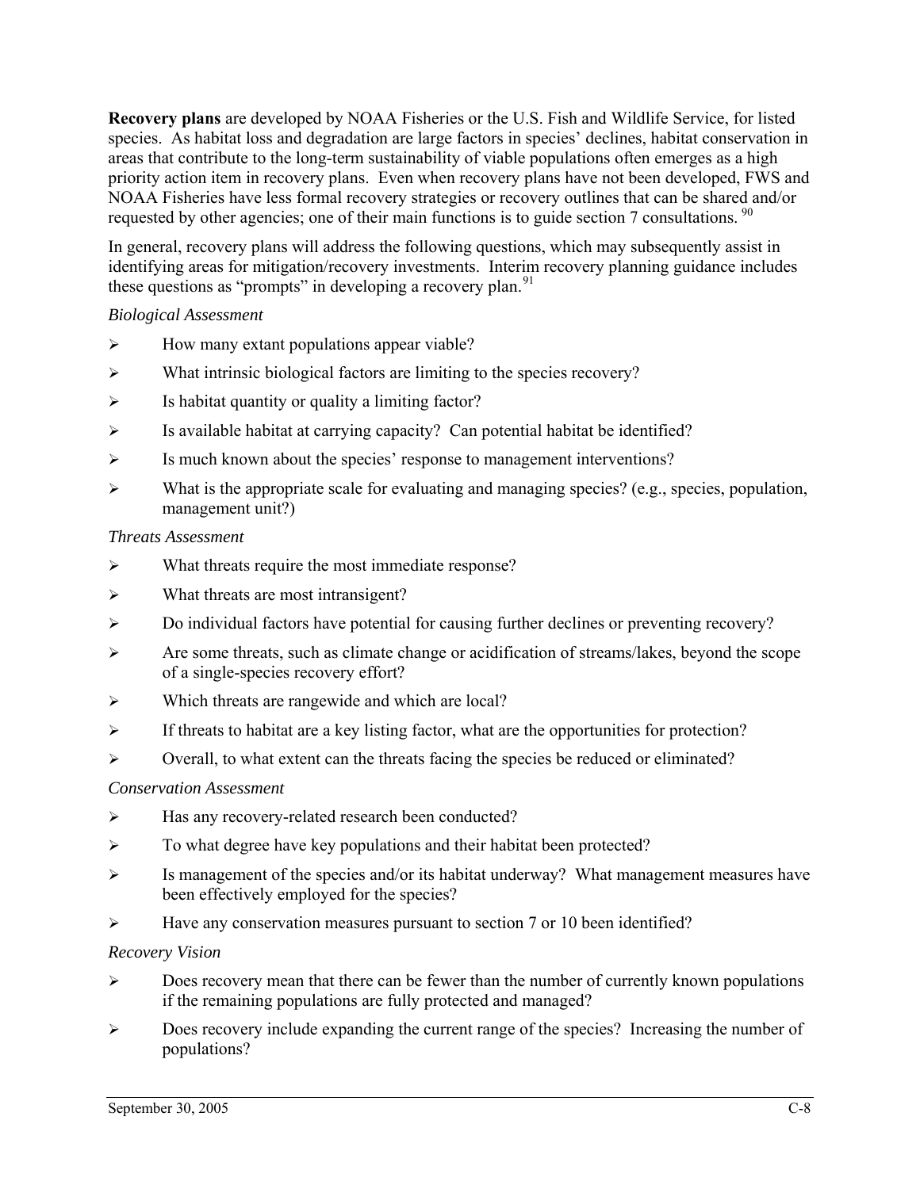**Recovery plans** are developed by NOAA Fisheries or the U.S. Fish and Wildlife Service, for listed species. As habitat loss and degradation are large factors in species' declines, habitat conservation in areas that contribute to the long-term sustainability of viable populations often emerges as a high priority action item in recovery plans. Even when recovery plans have not been developed, FWS and NOAA Fisheries have less formal recovery strategies or recovery outlines that can be shared and/or requested by other agencies; one of their main functions is to guide section 7 consultations. [90]

In general, recovery plans will address the following questions, which may subsequently assist in identifying areas for mitigation/recovery investments. Interim recovery planning guidance includes these questions as "prompts" in developing a recovery plan. [91]

*Biological Assessment*

- How many extant populations appear viable?
- What intrinsic biological factors are limiting to the species recovery?
- Is habitat quantity or quality a limiting factor?
- Is available habitat at carrying capacity? Can potential habitat be identified?
- Is much known about the species' response to management interventions?
- What is the appropriate scale for evaluating and managing species? (e.g., species, population, management unit?)

*Threats Assessment*

- What threats require the most immediate response?
- What threats are most intransigent?
- Do individual factors have potential for causing further declines or preventing recovery?
- Are some threats, such as climate change or acidification of streams/lakes, beyond the scope of a single-species recovery effort?
- Which threats are rangewide and which are local?
- If threats to habitat are a key listing factor, what are the opportunities for protection?
- Overall, to what extent can the threats facing the species be reduced or eliminated?

*Conservation Assessment*

- Has any recovery-related research been conducted?
- To what degree have key populations and their habitat been protected?
- Is management of the species and/or its habitat underway? What management measures have been effectively employed for the species?
- Have any conservation measures pursuant to section 7 or 10 been identified?

*Recovery Vision*

- Does recovery mean that there can be fewer than the number of currently known populations if the remaining populations are fully protected and managed?
- Does recovery include expanding the current range of the species? Increasing the number of populations?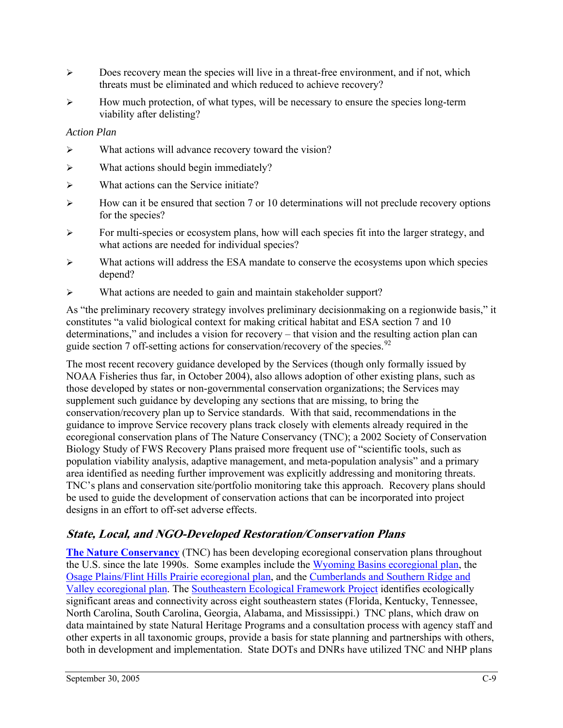- Does recovery mean the species will live in a threat-free environment, and if not, which threats must be eliminated and which reduced to achieve recovery?
- How much protection, of what types, will be necessary to ensure the species long-term viability after delisting?

*Action Plan*

- What actions will advance recovery toward the vision?
- What actions should begin immediately?
- What actions can the Service initiate?
- How can it be ensured that section 7 or 10 determinations will not preclude recovery options for the species?
- For multi-species or ecosystem plans, how will each species fit into the larger strategy, and what actions are needed for individual species?
- What actions will address the ESA mandate to conserve the ecosystems upon which species depend?
- What actions are needed to gain and maintain stakeholder support?

As "the preliminary recovery strategy involves preliminary decisionmaking on a regionwide basis," it constitutes "a valid biological context for making critical habitat and ESA section 7 and 10 determinations," and includes a vision for recovery – that vision and the resulting action plan can guide section 7 off-setting actions for conservation/recovery of the species.[92]

The most recent recovery guidance developed by the Services (though only formally issued by NOAA Fisheries thus far, in October 2004), also allows adoption of other existing plans, such as those developed by states or non-governmental conservation organizations; the Services may supplement such guidance by developing any sections that are missing, to bring the conservation/recovery plan up to Service standards. With that said, recommendations in the guidance to improve Service recovery plans track closely with elements already required in the ecoregional conservation plans of The Nature Conservancy (TNC); a 2002 Society of Conservation Biology Study of FWS Recovery Plans praised more frequent use of "scientific tools, such as population viability analysis, adaptive management, and meta-population analysis" and a primary area identified as needing further improvement was explicitly addressing and monitoring threats. TNC's plans and conservation site/portfolio monitoring take this approach. Recovery plans should be used to guide the development of conservation actions that can be incorporated into project designs in an effort to off-set adverse effects.

## *State, Local, and NGO-Developed Restoration/Conservation Plans*

**The Nature Conservancy** (TNC) has been developing ecoregional conservation plans throughout the U.S. since the late 1990s. Some examples include the Wyoming Basins ecoregional plan, the Osage Plains/Flint Hills Prairie ecoregional plan, and the Cumberlands and Southern Ridge and Valley ecoregional plan. The Southeastern Ecological Framework Project identifies ecologically significant areas and connectivity across eight southeastern states (Florida, Kentucky, Tennessee, North Carolina, South Carolina, Georgia, Alabama, and Mississippi.) TNC plans, which draw on data maintained by state Natural Heritage Programs and a consultation process with agency staff and other experts in all taxonomic groups, provide a basis for state planning and partnerships with others, both in development and implementation. State DOTs and DNRs have utilized TNC and NHP plans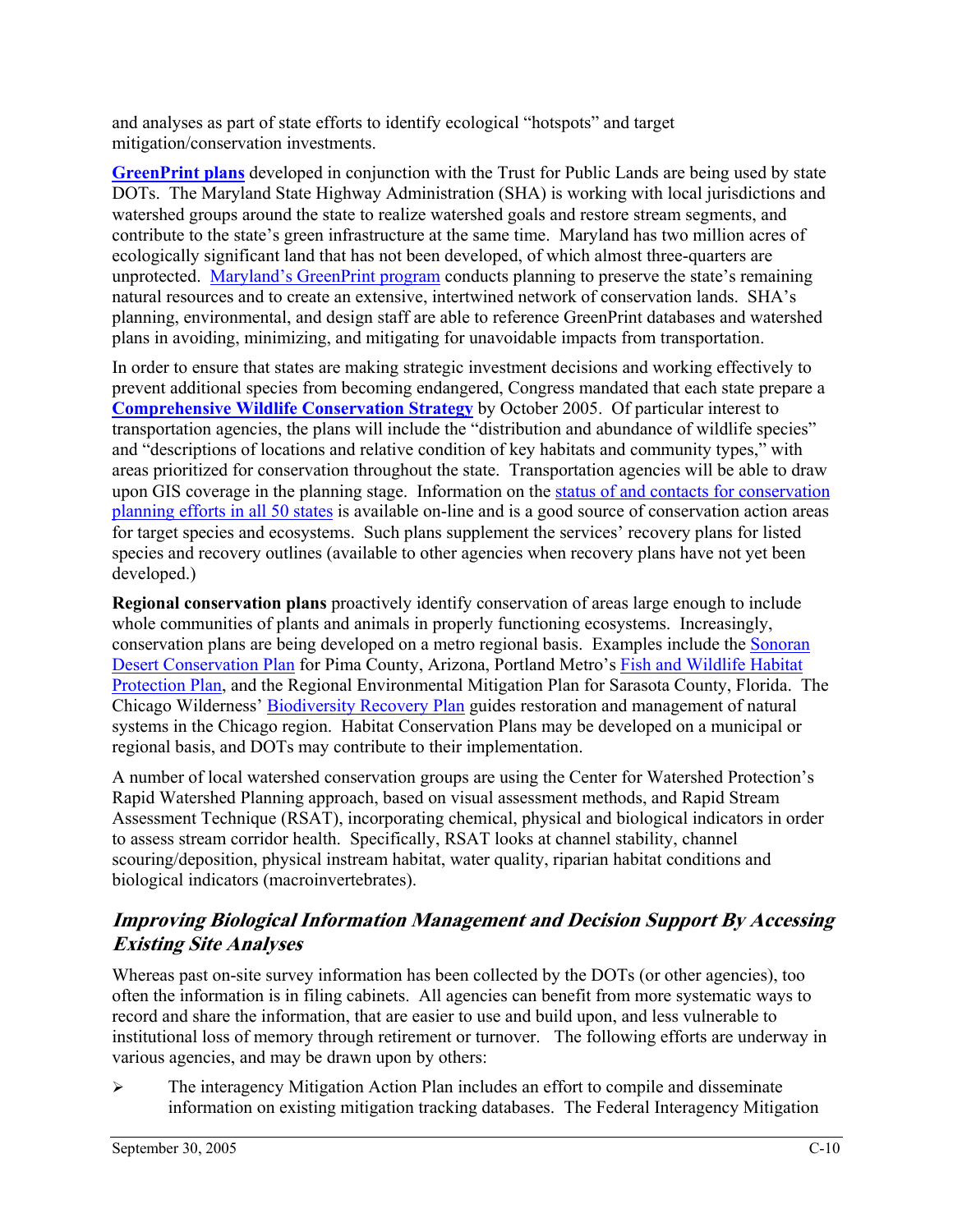and analyses as part of state efforts to identify ecological "hotspots" and target mitigation/conservation investments.

**GreenPrint plans** developed in conjunction with the Trust for Public Lands are being used by state DOTs. The Maryland State Highway Administration (SHA) is working with local jurisdictions and watershed groups around the state to realize watershed goals and restore stream segments, and contribute to the state's green infrastructure at the same time. Maryland has two million acres of ecologically significant land that has not been developed, of which almost three-quarters are unprotected. Maryland's GreenPrint program conducts planning to preserve the state's remaining natural resources and to create an extensive, intertwined network of conservation lands. SHA's planning, environmental, and design staff are able to reference GreenPrint databases and watershed plans in avoiding, minimizing, and mitigating for unavoidable impacts from transportation.

In order to ensure that states are making strategic investment decisions and working effectively to prevent additional species from becoming endangered, Congress mandated that each state prepare a **Comprehensive Wildlife Conservation Strategy** by October 2005. Of particular interest to transportation agencies, the plans will include the "distribution and abundance of wildlife species" and "descriptions of locations and relative condition of key habitats and community types," with areas prioritized for conservation throughout the state. Transportation agencies will be able to draw upon GIS coverage in the planning stage. Information on the status of and contacts for conservation planning efforts in all 50 states is available on-line and is a good source of conservation action areas for target species and ecosystems. Such plans supplement the services' recovery plans for listed species and recovery outlines (available to other agencies when recovery plans have not yet been developed.)

**Regional conservation plans** proactively identify conservation of areas large enough to include whole communities of plants and animals in properly functioning ecosystems. Increasingly, conservation plans are being developed on a metro regional basis. Examples include the Sonoran Desert Conservation Plan for Pima County, Arizona, Portland Metro's Fish and Wildlife Habitat Protection Plan, and the Regional Environmental Mitigation Plan for Sarasota County, Florida. The Chicago Wilderness' Biodiversity Recovery Plan guides restoration and management of natural systems in the Chicago region. Habitat Conservation Plans may be developed on a municipal or regional basis, and DOTs may contribute to their implementation.

A number of local watershed conservation groups are using the Center for Watershed Protection's Rapid Watershed Planning approach, based on visual assessment methods, and Rapid Stream Assessment Technique (RSAT), incorporating chemical, physical and biological indicators in order to assess stream corridor health. Specifically, RSAT looks at channel stability, channel scouring/deposition, physical instream habitat, water quality, riparian habitat conditions and biological indicators (macroinvertebrates).

### *Improving Biological Information Management and Decision Support By Accessing Existing Site Analyses*

Whereas past on-site survey information has been collected by the DOTs (or other agencies), too often the information is in filing cabinets. All agencies can benefit from more systematic ways to record and share the information, that are easier to use and build upon, and less vulnerable to institutional loss of memory through retirement or turnover. The following efforts are underway in various agencies, and may be drawn upon by others:

- The interagency Mitigation Action Plan includes an effort to compile and disseminate information on existing mitigation tracking databases. The Federal Interagency Mitigation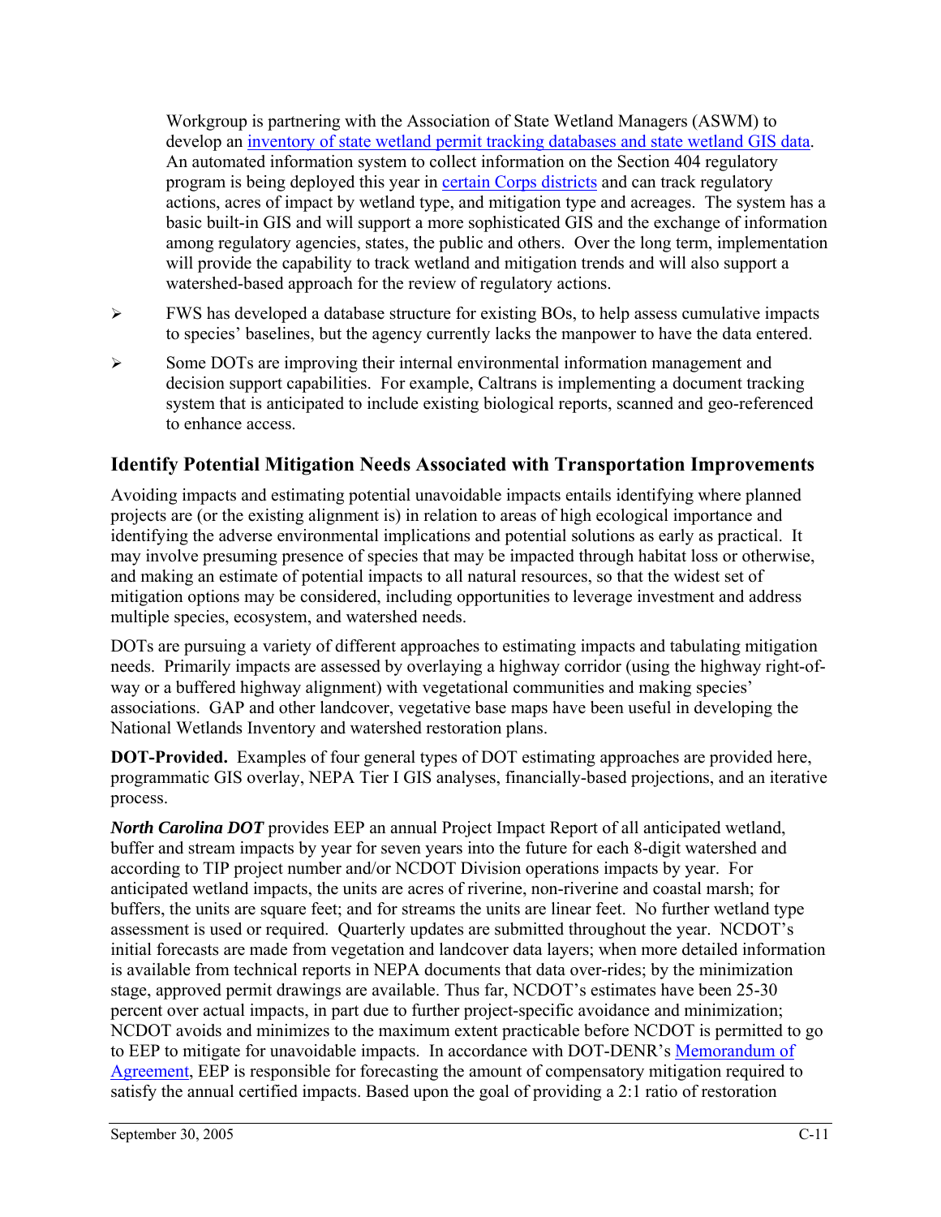Workgroup is partnering with the Association of State Wetland Managers (ASWM) to develop an inventory of state wetland permit tracking databases and state wetland GIS data. An automated information system to collect information on the Section 404 regulatory program is being deployed this year in certain Corps districts and can track regulatory actions, acres of impact by wetland type, and mitigation type and acreages. The system has a basic built-in GIS and will support a more sophisticated GIS and the exchange of information among regulatory agencies, states, the public and others. Over the long term, implementation will provide the capability to track wetland and mitigation trends and will also support a watershed-based approach for the review of regulatory actions.

- FWS has developed a database structure for existing BOs, to help assess cumulative impacts to species' baselines, but the agency currently lacks the manpower to have the data entered.
- Some DOTs are improving their internal environmental information management and decision support capabilities. For example, Caltrans is implementing a document tracking system that is anticipated to include existing biological reports, scanned and geo-referenced to enhance access.

## Identify Potential Mitigation Needs Associated with Transportation Improvements

Avoiding impacts and estimating potential unavoidable impacts entails identifying where planned projects are (or the existing alignment is) in relation to areas of high ecological importance and identifying the adverse environmental implications and potential solutions as early as practical. It may involve presuming presence of species that may be impacted through habitat loss or otherwise, and making an estimate of potential impacts to all natural resources, so that the widest set of mitigation options may be considered, including opportunities to leverage investment and address multiple species, ecosystem, and watershed needs.

DOTs are pursuing a variety of different approaches to estimating impacts and tabulating mitigation needs. Primarily impacts are assessed by overlaying a highway corridor (using the highway right-of-way or a buffered highway alignment) with vegetational communities and making species' associations. GAP and other landcover, vegetative base maps have been useful in developing the National Wetlands Inventory and watershed restoration plans.

**DOT-Provided.** Examples of four general types of DOT estimating approaches are provided here, programmatic GIS overlay, NEPA Tier I GIS analyses, financially-based projections, and an iterative process.

***North Carolina DOT*** provides EEP an annual Project Impact Report of all anticipated wetland, buffer and stream impacts by year for seven years into the future for each 8-digit watershed and according to TIP project number and/or NCDOT Division operations impacts by year. For anticipated wetland impacts, the units are acres of riverine, non-riverine and coastal marsh; for buffers, the units are square feet; and for streams the units are linear feet. No further wetland type assessment is used or required. Quarterly updates are submitted throughout the year. NCDOT's initial forecasts are made from vegetation and landcover data layers; when more detailed information is available from technical reports in NEPA documents that data over-rides; by the minimization stage, approved permit drawings are available. Thus far, NCDOT's estimates have been 25-30 percent over actual impacts, in part due to further project-specific avoidance and minimization; NCDOT avoids and minimizes to the maximum extent practicable before NCDOT is permitted to go to EEP to mitigate for unavoidable impacts. In accordance with DOT-DENR's Memorandum of Agreement, EEP is responsible for forecasting the amount of compensatory mitigation required to satisfy the annual certified impacts. Based upon the goal of providing a 2:1 ratio of restoration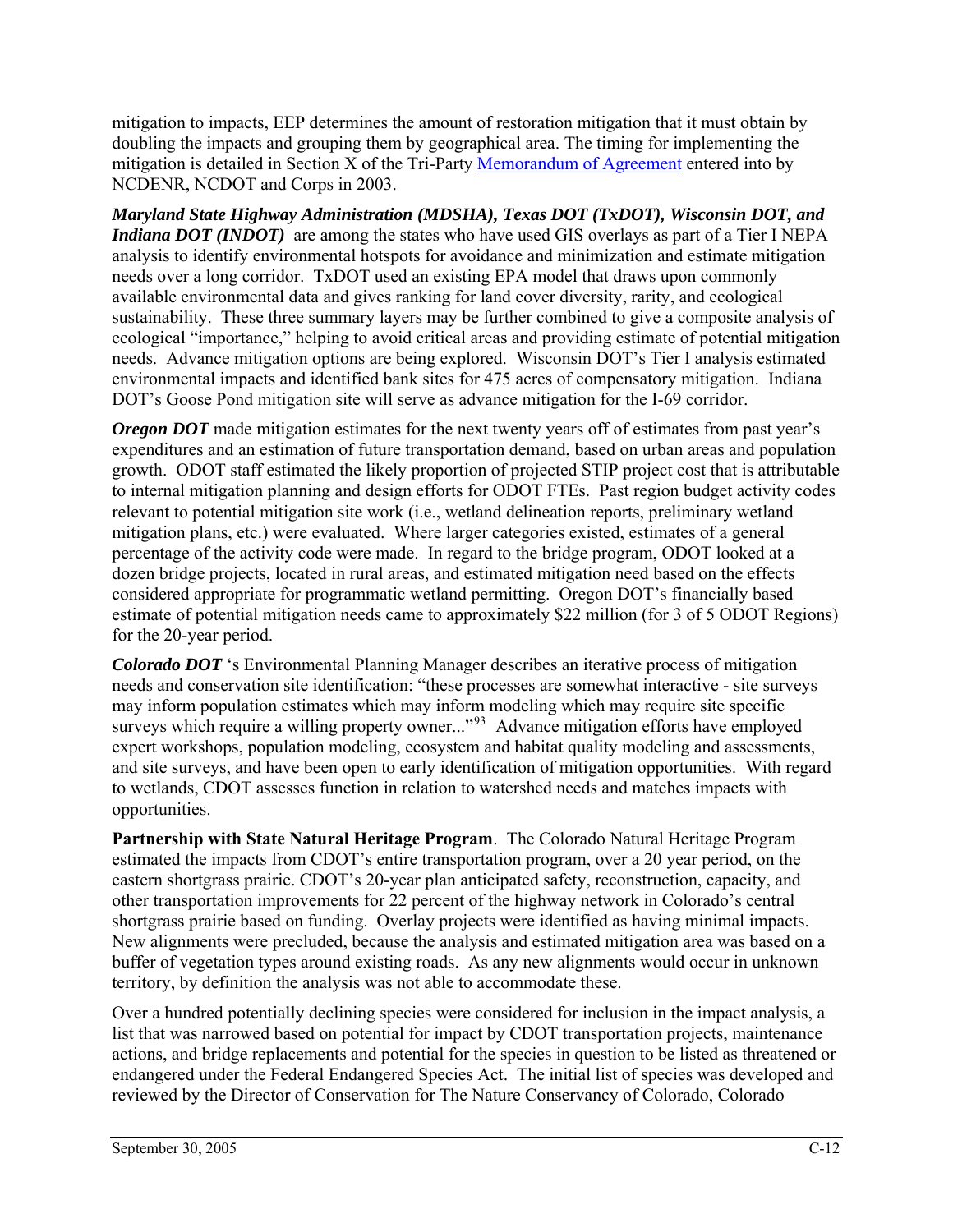mitigation to impacts, EEP determines the amount of restoration mitigation that it must obtain by doubling the impacts and grouping them by geographical area. The timing for implementing the mitigation is detailed in Section X of the Tri-Party Memorandum of Agreement entered into by NCDENR, NCDOT and Corps in 2003.

***Maryland State Highway Administration (MDSHA), Texas DOT (TxDOT), Wisconsin DOT, and Indiana DOT (INDOT)*** are among the states who have used GIS overlays as part of a Tier I NEPA analysis to identify environmental hotspots for avoidance and minimization and estimate mitigation needs over a long corridor. TxDOT used an existing EPA model that draws upon commonly available environmental data and gives ranking for land cover diversity, rarity, and ecological sustainability. These three summary layers may be further combined to give a composite analysis of ecological "importance," helping to avoid critical areas and providing estimate of potential mitigation needs. Advance mitigation options are being explored. Wisconsin DOT's Tier I analysis estimated environmental impacts and identified bank sites for 475 acres of compensatory mitigation. Indiana DOT's Goose Pond mitigation site will serve as advance mitigation for the I-69 corridor.

***Oregon DOT*** made mitigation estimates for the next twenty years off of estimates from past year's expenditures and an estimation of future transportation demand, based on urban areas and population growth. ODOT staff estimated the likely proportion of projected STIP project cost that is attributable to internal mitigation planning and design efforts for ODOT FTEs. Past region budget activity codes relevant to potential mitigation site work (i.e., wetland delineation reports, preliminary wetland mitigation plans, etc.) were evaluated. Where larger categories existed, estimates of a general percentage of the activity code were made. In regard to the bridge program, ODOT looked at a dozen bridge projects, located in rural areas, and estimated mitigation need based on the effects considered appropriate for programmatic wetland permitting. Oregon DOT's financially based estimate of potential mitigation needs came to approximately $22 million (for 3 of 5 ODOT Regions) for the 20-year period.

***Colorado DOT*** 's Environmental Planning Manager describes an iterative process of mitigation needs and conservation site identification: "these processes are somewhat interactive - site surveys may inform population estimates which may inform modeling which may require site specific surveys which require a willing property owner..."[93] Advance mitigation efforts have employed expert workshops, population modeling, ecosystem and habitat quality modeling and assessments, and site surveys, and have been open to early identification of mitigation opportunities. With regard to wetlands, CDOT assesses function in relation to watershed needs and matches impacts with opportunities.

**Partnership with State Natural Heritage Program**. The Colorado Natural Heritage Program estimated the impacts from CDOT's entire transportation program, over a 20 year period, on the eastern shortgrass prairie. CDOT's 20-year plan anticipated safety, reconstruction, capacity, and other transportation improvements for 22 percent of the highway network in Colorado's central shortgrass prairie based on funding. Overlay projects were identified as having minimal impacts. New alignments were precluded, because the analysis and estimated mitigation area was based on a buffer of vegetation types around existing roads. As any new alignments would occur in unknown territory, by definition the analysis was not able to accommodate these.

Over a hundred potentially declining species were considered for inclusion in the impact analysis, a list that was narrowed based on potential for impact by CDOT transportation projects, maintenance actions, and bridge replacements and potential for the species in question to be listed as threatened or endangered under the Federal Endangered Species Act. The initial list of species was developed and reviewed by the Director of Conservation for The Nature Conservancy of Colorado, Colorado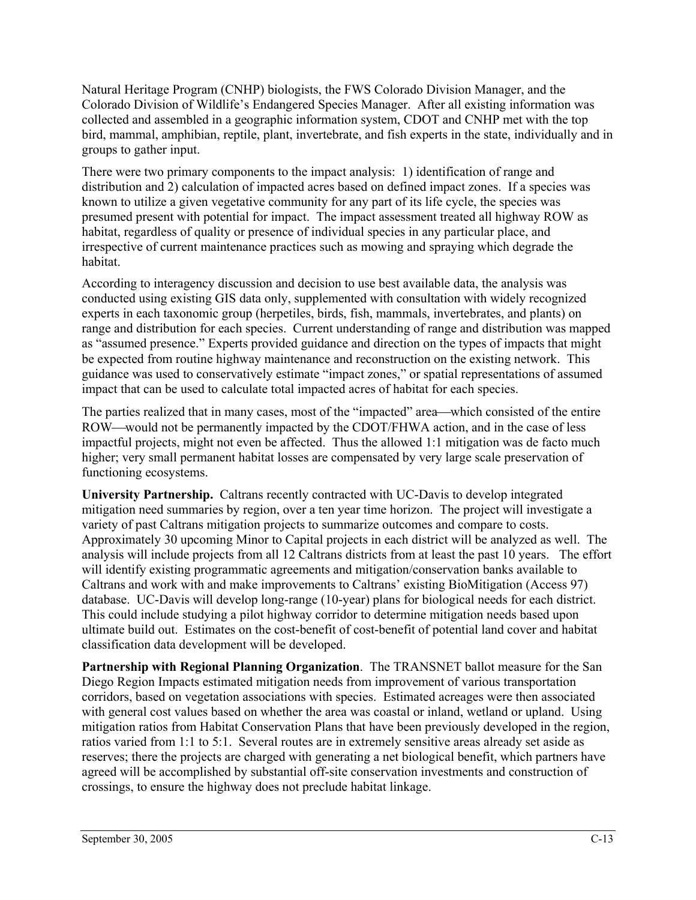Natural Heritage Program (CNHP) biologists, the FWS Colorado Division Manager, and the Colorado Division of Wildlife's Endangered Species Manager. After all existing information was collected and assembled in a geographic information system, CDOT and CNHP met with the top bird, mammal, amphibian, reptile, plant, invertebrate, and fish experts in the state, individually and in groups to gather input.

There were two primary components to the impact analysis: 1) identification of range and distribution and 2) calculation of impacted acres based on defined impact zones. If a species was known to utilize a given vegetative community for any part of its life cycle, the species was presumed present with potential for impact. The impact assessment treated all highway ROW as habitat, regardless of quality or presence of individual species in any particular place, and irrespective of current maintenance practices such as mowing and spraying which degrade the habitat.

According to interagency discussion and decision to use best available data, the analysis was conducted using existing GIS data only, supplemented with consultation with widely recognized experts in each taxonomic group (herpetiles, birds, fish, mammals, invertebrates, and plants) on range and distribution for each species. Current understanding of range and distribution was mapped as "assumed presence." Experts provided guidance and direction on the types of impacts that might be expected from routine highway maintenance and reconstruction on the existing network. This guidance was used to conservatively estimate "impact zones," or spatial representations of assumed impact that can be used to calculate total impacted acres of habitat for each species.

The parties realized that in many cases, most of the "impacted" area—which consisted of the entire ROW—would not be permanently impacted by the CDOT/FHWA action, and in the case of less impactful projects, might not even be affected. Thus the allowed 1:1 mitigation was de facto much higher; very small permanent habitat losses are compensated by very large scale preservation of functioning ecosystems.

**University Partnership.** Caltrans recently contracted with UC-Davis to develop integrated mitigation need summaries by region, over a ten year time horizon. The project will investigate a variety of past Caltrans mitigation projects to summarize outcomes and compare to costs. Approximately 30 upcoming Minor to Capital projects in each district will be analyzed as well. The analysis will include projects from all 12 Caltrans districts from at least the past 10 years. The effort will identify existing programmatic agreements and mitigation/conservation banks available to Caltrans and work with and make improvements to Caltrans' existing BioMitigation (Access 97) database. UC-Davis will develop long-range (10-year) plans for biological needs for each district. This could include studying a pilot highway corridor to determine mitigation needs based upon ultimate build out. Estimates on the cost-benefit of cost-benefit of potential land cover and habitat classification data development will be developed.

**Partnership with Regional Planning Organization**. The TRANSNET ballot measure for the San Diego Region Impacts estimated mitigation needs from improvement of various transportation corridors, based on vegetation associations with species. Estimated acreages were then associated with general cost values based on whether the area was coastal or inland, wetland or upland. Using mitigation ratios from Habitat Conservation Plans that have been previously developed in the region, ratios varied from 1:1 to 5:1. Several routes are in extremely sensitive areas already set aside as reserves; there the projects are charged with generating a net biological benefit, which partners have agreed will be accomplished by substantial off-site conservation investments and construction of crossings, to ensure the highway does not preclude habitat linkage.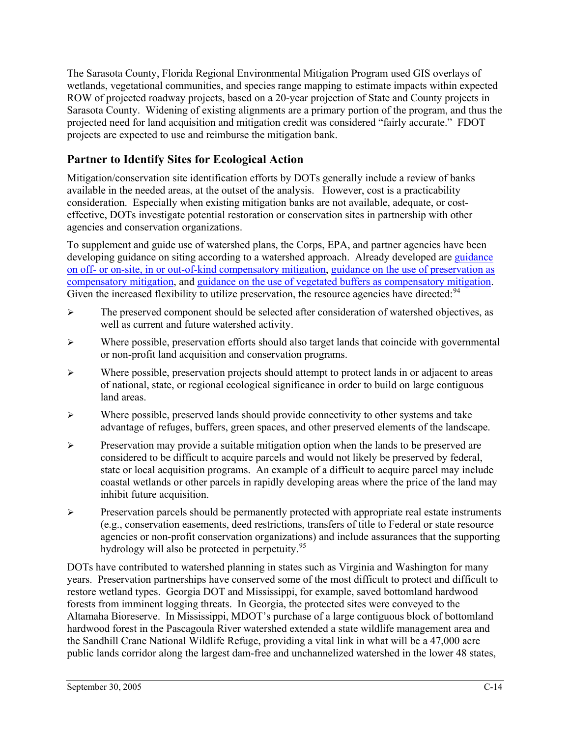The Sarasota County, Florida Regional Environmental Mitigation Program used GIS overlays of wetlands, vegetational communities, and species range mapping to estimate impacts within expected ROW of projected roadway projects, based on a 20-year projection of State and County projects in Sarasota County. Widening of existing alignments are a primary portion of the program, and thus the projected need for land acquisition and mitigation credit was considered "fairly accurate." FDOT projects are expected to use and reimburse the mitigation bank.

## Partner to Identify Sites for Ecological Action

Mitigation/conservation site identification efforts by DOTs generally include a review of banks available in the needed areas, at the outset of the analysis. However, cost is a practicability consideration. Especially when existing mitigation banks are not available, adequate, or cost-effective, DOTs investigate potential restoration or conservation sites in partnership with other agencies and conservation organizations.

To supplement and guide use of watershed plans, the Corps, EPA, and partner agencies have been developing guidance on siting according to a watershed approach. Already developed are guidance on off- or on-site, in or out-of-kind compensatory mitigation, guidance on the use of preservation as compensatory mitigation, and guidance on the use of vegetated buffers as compensatory mitigation. Given the increased flexibility to utilize preservation, the resource agencies have directed:[94]

- The preserved component should be selected after consideration of watershed objectives, as well as current and future watershed activity.
- Where possible, preservation efforts should also target lands that coincide with governmental or non-profit land acquisition and conservation programs.
- Where possible, preservation projects should attempt to protect lands in or adjacent to areas of national, state, or regional ecological significance in order to build on large contiguous land areas.
- Where possible, preserved lands should provide connectivity to other systems and take advantage of refuges, buffers, green spaces, and other preserved elements of the landscape.
- Preservation may provide a suitable mitigation option when the lands to be preserved are considered to be difficult to acquire parcels and would not likely be preserved by federal, state or local acquisition programs. An example of a difficult to acquire parcel may include coastal wetlands or other parcels in rapidly developing areas where the price of the land may inhibit future acquisition.
- Preservation parcels should be permanently protected with appropriate real estate instruments (e.g., conservation easements, deed restrictions, transfers of title to Federal or state resource agencies or non-profit conservation organizations) and include assurances that the supporting hydrology will also be protected in perpetuity.[95]

DOTs have contributed to watershed planning in states such as Virginia and Washington for many years. Preservation partnerships have conserved some of the most difficult to protect and difficult to restore wetland types. Georgia DOT and Mississippi, for example, saved bottomland hardwood forests from imminent logging threats. In Georgia, the protected sites were conveyed to the Altamaha Bioreserve. In Mississippi, MDOT's purchase of a large contiguous block of bottomland hardwood forest in the Pascagoula River watershed extended a state wildlife management area and the Sandhill Crane National Wildlife Refuge, providing a vital link in what will be a 47,000 acre public lands corridor along the largest dam-free and unchannelized watershed in the lower 48 states,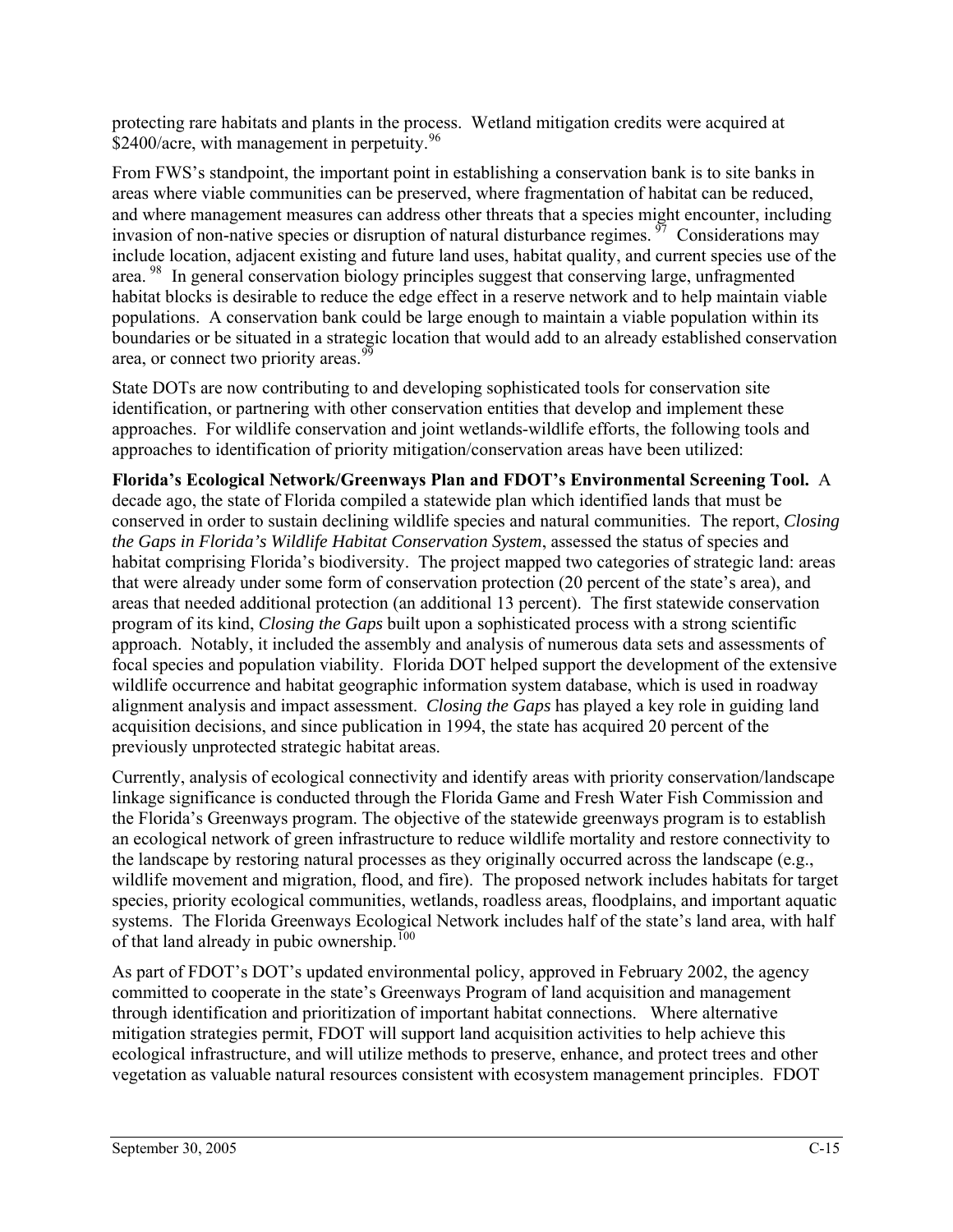protecting rare habitats and plants in the process. Wetland mitigation credits were acquired at $2400/acre, with management in perpetuity.[96]

From FWS's standpoint, the important point in establishing a conservation bank is to site banks in areas where viable communities can be preserved, where fragmentation of habitat can be reduced, and where management measures can address other threats that a species might encounter, including invasion of non-native species or disruption of natural disturbance regimes.[97] Considerations may include location, adjacent existing and future land uses, habitat quality, and current species use of the area.[98] In general conservation biology principles suggest that conserving large, unfragmented habitat blocks is desirable to reduce the edge effect in a reserve network and to help maintain viable populations. A conservation bank could be large enough to maintain a viable population within its boundaries or be situated in a strategic location that would add to an already established conservation area, or connect two priority areas.[99]

State DOTs are now contributing to and developing sophisticated tools for conservation site identification, or partnering with other conservation entities that develop and implement these approaches. For wildlife conservation and joint wetlands-wildlife efforts, the following tools and approaches to identification of priority mitigation/conservation areas have been utilized:

**Florida's Ecological Network/Greenways Plan and FDOT's Environmental Screening Tool.** A decade ago, the state of Florida compiled a statewide plan which identified lands that must be conserved in order to sustain declining wildlife species and natural communities. The report, *Closing the Gaps in Florida's Wildlife Habitat Conservation System*, assessed the status of species and habitat comprising Florida's biodiversity. The project mapped two categories of strategic land: areas that were already under some form of conservation protection (20 percent of the state's area), and areas that needed additional protection (an additional 13 percent). The first statewide conservation program of its kind, *Closing the Gaps* built upon a sophisticated process with a strong scientific approach. Notably, it included the assembly and analysis of numerous data sets and assessments of focal species and population viability. Florida DOT helped support the development of the extensive wildlife occurrence and habitat geographic information system database, which is used in roadway alignment analysis and impact assessment. *Closing the Gaps* has played a key role in guiding land acquisition decisions, and since publication in 1994, the state has acquired 20 percent of the previously unprotected strategic habitat areas.

Currently, analysis of ecological connectivity and identify areas with priority conservation/landscape linkage significance is conducted through the Florida Game and Fresh Water Fish Commission and the Florida's Greenways program. The objective of the statewide greenways program is to establish an ecological network of green infrastructure to reduce wildlife mortality and restore connectivity to the landscape by restoring natural processes as they originally occurred across the landscape (e.g., wildlife movement and migration, flood, and fire). The proposed network includes habitats for target species, priority ecological communities, wetlands, roadless areas, floodplains, and important aquatic systems. The Florida Greenways Ecological Network includes half of the state's land area, with half of that land already in pubic ownership.[100]

As part of FDOT's DOT's updated environmental policy, approved in February 2002, the agency committed to cooperate in the state's Greenways Program of land acquisition and management through identification and prioritization of important habitat connections. Where alternative mitigation strategies permit, FDOT will support land acquisition activities to help achieve this ecological infrastructure, and will utilize methods to preserve, enhance, and protect trees and other vegetation as valuable natural resources consistent with ecosystem management principles. FDOT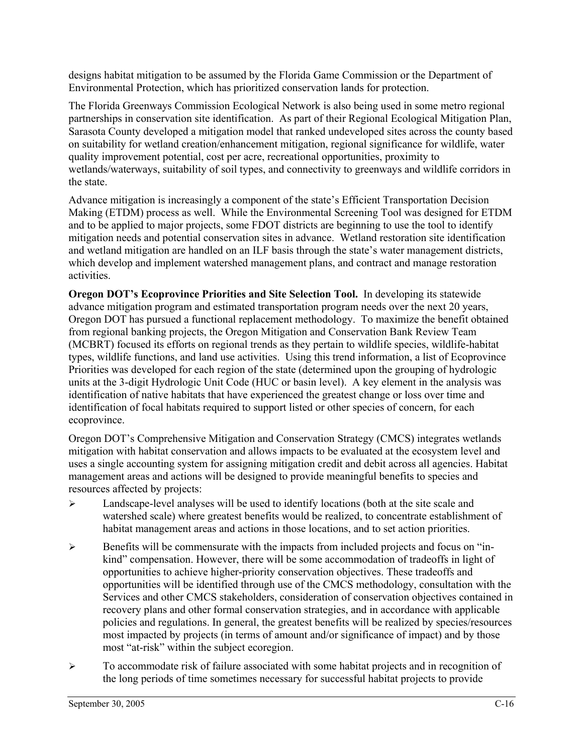designs habitat mitigation to be assumed by the Florida Game Commission or the Department of Environmental Protection, which has prioritized conservation lands for protection.

The Florida Greenways Commission Ecological Network is also being used in some metro regional partnerships in conservation site identification. As part of their Regional Ecological Mitigation Plan, Sarasota County developed a mitigation model that ranked undeveloped sites across the county based on suitability for wetland creation/enhancement mitigation, regional significance for wildlife, water quality improvement potential, cost per acre, recreational opportunities, proximity to wetlands/waterways, suitability of soil types, and connectivity to greenways and wildlife corridors in the state.

Advance mitigation is increasingly a component of the state's Efficient Transportation Decision Making (ETDM) process as well. While the Environmental Screening Tool was designed for ETDM and to be applied to major projects, some FDOT districts are beginning to use the tool to identify mitigation needs and potential conservation sites in advance. Wetland restoration site identification and wetland mitigation are handled on an ILF basis through the state's water management districts, which develop and implement watershed management plans, and contract and manage restoration activities.

**Oregon DOT's Ecoprovince Priorities and Site Selection Tool.** In developing its statewide advance mitigation program and estimated transportation program needs over the next 20 years, Oregon DOT has pursued a functional replacement methodology. To maximize the benefit obtained from regional banking projects, the Oregon Mitigation and Conservation Bank Review Team (MCBRT) focused its efforts on regional trends as they pertain to wildlife species, wildlife-habitat types, wildlife functions, and land use activities. Using this trend information, a list of Ecoprovince Priorities was developed for each region of the state (determined upon the grouping of hydrologic units at the 3-digit Hydrologic Unit Code (HUC or basin level). A key element in the analysis was identification of native habitats that have experienced the greatest change or loss over time and identification of focal habitats required to support listed or other species of concern, for each ecoprovince.

Oregon DOT's Comprehensive Mitigation and Conservation Strategy (CMCS) integrates wetlands mitigation with habitat conservation and allows impacts to be evaluated at the ecosystem level and uses a single accounting system for assigning mitigation credit and debit across all agencies. Habitat management areas and actions will be designed to provide meaningful benefits to species and resources affected by projects:

- Landscape-level analyses will be used to identify locations (both at the site scale and watershed scale) where greatest benefits would be realized, to concentrate establishment of habitat management areas and actions in those locations, and to set action priorities.
- Benefits will be commensurate with the impacts from included projects and focus on "in-kind" compensation. However, there will be some accommodation of tradeoffs in light of opportunities to achieve higher-priority conservation objectives. These tradeoffs and opportunities will be identified through use of the CMCS methodology, consultation with the Services and other CMCS stakeholders, consideration of conservation objectives contained in recovery plans and other formal conservation strategies, and in accordance with applicable policies and regulations. In general, the greatest benefits will be realized by species/resources most impacted by projects (in terms of amount and/or significance of impact) and by those most "at-risk" within the subject ecoregion.
- To accommodate risk of failure associated with some habitat projects and in recognition of the long periods of time sometimes necessary for successful habitat projects to provide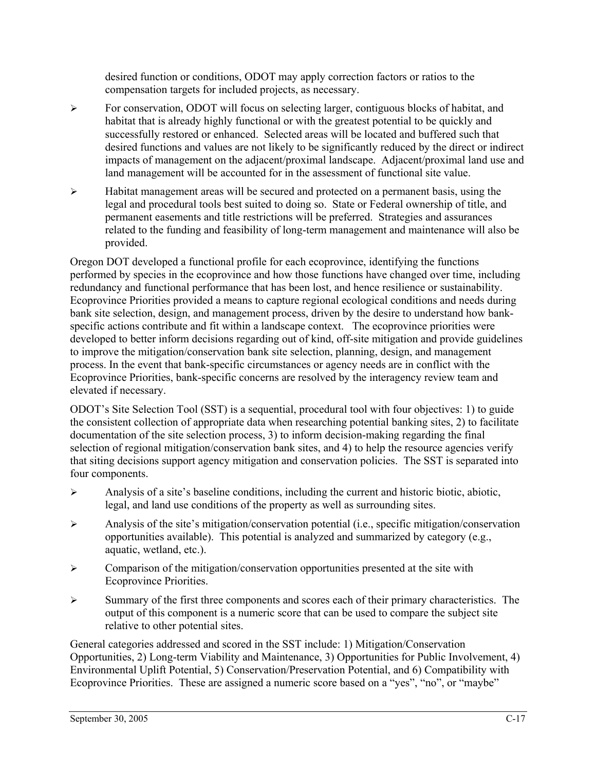desired function or conditions, ODOT may apply correction factors or ratios to the compensation targets for included projects, as necessary.

- For conservation, ODOT will focus on selecting larger, contiguous blocks of habitat, and habitat that is already highly functional or with the greatest potential to be quickly and successfully restored or enhanced. Selected areas will be located and buffered such that desired functions and values are not likely to be significantly reduced by the direct or indirect impacts of management on the adjacent/proximal landscape. Adjacent/proximal land use and land management will be accounted for in the assessment of functional site value.
- Habitat management areas will be secured and protected on a permanent basis, using the legal and procedural tools best suited to doing so. State or Federal ownership of title, and permanent easements and title restrictions will be preferred. Strategies and assurances related to the funding and feasibility of long-term management and maintenance will also be provided.

Oregon DOT developed a functional profile for each ecoprovince, identifying the functions performed by species in the ecoprovince and how those functions have changed over time, including redundancy and functional performance that has been lost, and hence resilience or sustainability. Ecoprovince Priorities provided a means to capture regional ecological conditions and needs during bank site selection, design, and management process, driven by the desire to understand how bank-specific actions contribute and fit within a landscape context. The ecoprovince priorities were developed to better inform decisions regarding out of kind, off-site mitigation and provide guidelines to improve the mitigation/conservation bank site selection, planning, design, and management process. In the event that bank-specific circumstances or agency needs are in conflict with the Ecoprovince Priorities, bank-specific concerns are resolved by the interagency review team and elevated if necessary.

ODOT's Site Selection Tool (SST) is a sequential, procedural tool with four objectives: 1) to guide the consistent collection of appropriate data when researching potential banking sites, 2) to facilitate documentation of the site selection process, 3) to inform decision-making regarding the final selection of regional mitigation/conservation bank sites, and 4) to help the resource agencies verify that siting decisions support agency mitigation and conservation policies. The SST is separated into four components.

- Analysis of a site's baseline conditions, including the current and historic biotic, abiotic, legal, and land use conditions of the property as well as surrounding sites.
- Analysis of the site's mitigation/conservation potential (i.e., specific mitigation/conservation opportunities available). This potential is analyzed and summarized by category (e.g., aquatic, wetland, etc.).
- Comparison of the mitigation/conservation opportunities presented at the site with Ecoprovince Priorities.
- Summary of the first three components and scores each of their primary characteristics. The output of this component is a numeric score that can be used to compare the subject site relative to other potential sites.

General categories addressed and scored in the SST include: 1) Mitigation/Conservation Opportunities, 2) Long-term Viability and Maintenance, 3) Opportunities for Public Involvement, 4) Environmental Uplift Potential, 5) Conservation/Preservation Potential, and 6) Compatibility with Ecoprovince Priorities. These are assigned a numeric score based on a "yes", "no", or "maybe"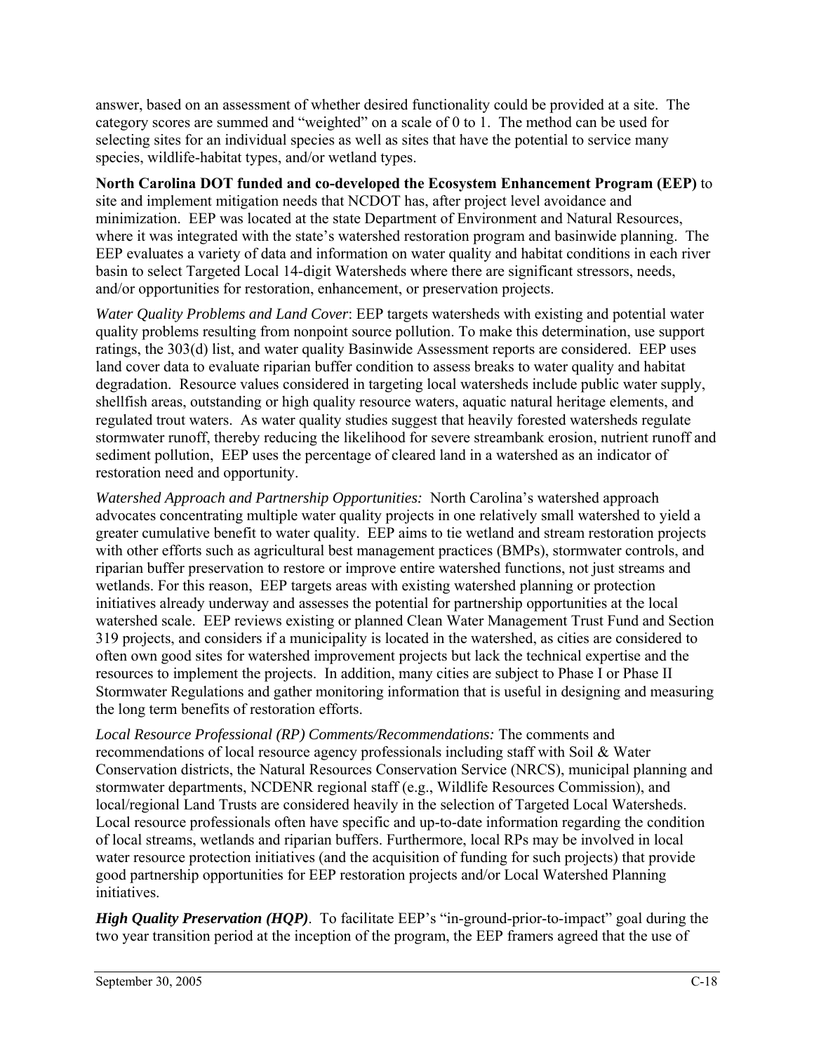answer, based on an assessment of whether desired functionality could be provided at a site. The category scores are summed and "weighted" on a scale of 0 to 1. The method can be used for selecting sites for an individual species as well as sites that have the potential to service many species, wildlife-habitat types, and/or wetland types.

**North Carolina DOT funded and co-developed the Ecosystem Enhancement Program (EEP)** to site and implement mitigation needs that NCDOT has, after project level avoidance and minimization. EEP was located at the state Department of Environment and Natural Resources, where it was integrated with the state's watershed restoration program and basinwide planning. The EEP evaluates a variety of data and information on water quality and habitat conditions in each river basin to select Targeted Local 14-digit Watersheds where there are significant stressors, needs, and/or opportunities for restoration, enhancement, or preservation projects.

*Water Quality Problems and Land Cover*: EEP targets watersheds with existing and potential water quality problems resulting from nonpoint source pollution. To make this determination, use support ratings, the 303(d) list, and water quality Basinwide Assessment reports are considered. EEP uses land cover data to evaluate riparian buffer condition to assess breaks to water quality and habitat degradation. Resource values considered in targeting local watersheds include public water supply, shellfish areas, outstanding or high quality resource waters, aquatic natural heritage elements, and regulated trout waters. As water quality studies suggest that heavily forested watersheds regulate stormwater runoff, thereby reducing the likelihood for severe streambank erosion, nutrient runoff and sediment pollution, EEP uses the percentage of cleared land in a watershed as an indicator of restoration need and opportunity.

*Watershed Approach and Partnership Opportunities:* North Carolina's watershed approach advocates concentrating multiple water quality projects in one relatively small watershed to yield a greater cumulative benefit to water quality. EEP aims to tie wetland and stream restoration projects with other efforts such as agricultural best management practices (BMPs), stormwater controls, and riparian buffer preservation to restore or improve entire watershed functions, not just streams and wetlands. For this reason, EEP targets areas with existing watershed planning or protection initiatives already underway and assesses the potential for partnership opportunities at the local watershed scale. EEP reviews existing or planned Clean Water Management Trust Fund and Section 319 projects, and considers if a municipality is located in the watershed, as cities are considered to often own good sites for watershed improvement projects but lack the technical expertise and the resources to implement the projects. In addition, many cities are subject to Phase I or Phase II Stormwater Regulations and gather monitoring information that is useful in designing and measuring the long term benefits of restoration efforts.

*Local Resource Professional (RP) Comments/Recommendations:* The comments and recommendations of local resource agency professionals including staff with Soil & Water Conservation districts, the Natural Resources Conservation Service (NRCS), municipal planning and stormwater departments, NCDENR regional staff (e.g., Wildlife Resources Commission), and local/regional Land Trusts are considered heavily in the selection of Targeted Local Watersheds. Local resource professionals often have specific and up-to-date information regarding the condition of local streams, wetlands and riparian buffers. Furthermore, local RPs may be involved in local water resource protection initiatives (and the acquisition of funding for such projects) that provide good partnership opportunities for EEP restoration projects and/or Local Watershed Planning initiatives.

***High Quality Preservation (HQP)***. To facilitate EEP's "in-ground-prior-to-impact" goal during the two year transition period at the inception of the program, the EEP framers agreed that the use of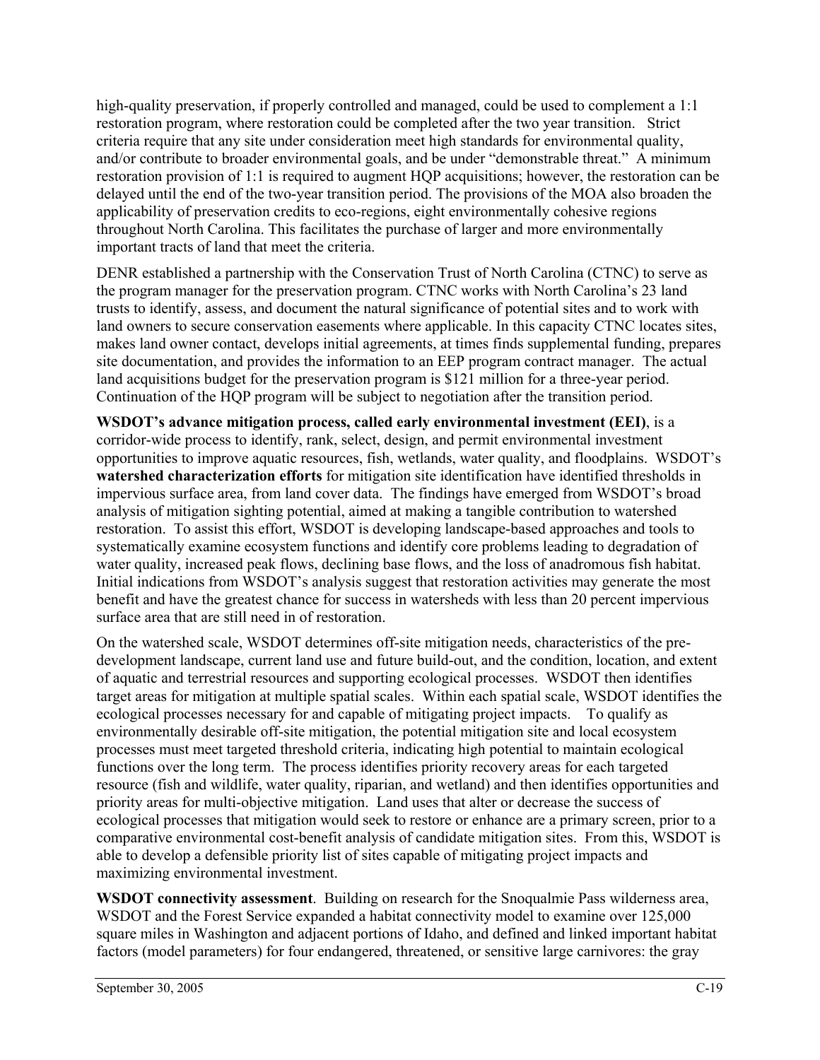high-quality preservation, if properly controlled and managed, could be used to complement a 1:1 restoration program, where restoration could be completed after the two year transition. Strict criteria require that any site under consideration meet high standards for environmental quality, and/or contribute to broader environmental goals, and be under "demonstrable threat." A minimum restoration provision of 1:1 is required to augment HQP acquisitions; however, the restoration can be delayed until the end of the two-year transition period. The provisions of the MOA also broaden the applicability of preservation credits to eco-regions, eight environmentally cohesive regions throughout North Carolina. This facilitates the purchase of larger and more environmentally important tracts of land that meet the criteria.

DENR established a partnership with the Conservation Trust of North Carolina (CTNC) to serve as the program manager for the preservation program. CTNC works with North Carolina's 23 land trusts to identify, assess, and document the natural significance of potential sites and to work with land owners to secure conservation easements where applicable. In this capacity CTNC locates sites, makes land owner contact, develops initial agreements, at times finds supplemental funding, prepares site documentation, and provides the information to an EEP program contract manager. The actual land acquisitions budget for the preservation program is $121 million for a three-year period. Continuation of the HQP program will be subject to negotiation after the transition period.

**WSDOT's advance mitigation process, called early environmental investment (EEI)**, is a corridor-wide process to identify, rank, select, design, and permit environmental investment opportunities to improve aquatic resources, fish, wetlands, water quality, and floodplains. WSDOT's **watershed characterization efforts** for mitigation site identification have identified thresholds in impervious surface area, from land cover data. The findings have emerged from WSDOT's broad analysis of mitigation sighting potential, aimed at making a tangible contribution to watershed restoration. To assist this effort, WSDOT is developing landscape-based approaches and tools to systematically examine ecosystem functions and identify core problems leading to degradation of water quality, increased peak flows, declining base flows, and the loss of anadromous fish habitat. Initial indications from WSDOT's analysis suggest that restoration activities may generate the most benefit and have the greatest chance for success in watersheds with less than 20 percent impervious surface area that are still need in of restoration.

On the watershed scale, WSDOT determines off-site mitigation needs, characteristics of the pre-development landscape, current land use and future build-out, and the condition, location, and extent of aquatic and terrestrial resources and supporting ecological processes. WSDOT then identifies target areas for mitigation at multiple spatial scales. Within each spatial scale, WSDOT identifies the ecological processes necessary for and capable of mitigating project impacts. To qualify as environmentally desirable off-site mitigation, the potential mitigation site and local ecosystem processes must meet targeted threshold criteria, indicating high potential to maintain ecological functions over the long term. The process identifies priority recovery areas for each targeted resource (fish and wildlife, water quality, riparian, and wetland) and then identifies opportunities and priority areas for multi-objective mitigation. Land uses that alter or decrease the success of ecological processes that mitigation would seek to restore or enhance are a primary screen, prior to a comparative environmental cost-benefit analysis of candidate mitigation sites. From this, WSDOT is able to develop a defensible priority list of sites capable of mitigating project impacts and maximizing environmental investment.

**WSDOT connectivity assessment**. Building on research for the Snoqualmie Pass wilderness area, WSDOT and the Forest Service expanded a habitat connectivity model to examine over 125,000 square miles in Washington and adjacent portions of Idaho, and defined and linked important habitat factors (model parameters) for four endangered, threatened, or sensitive large carnivores: the gray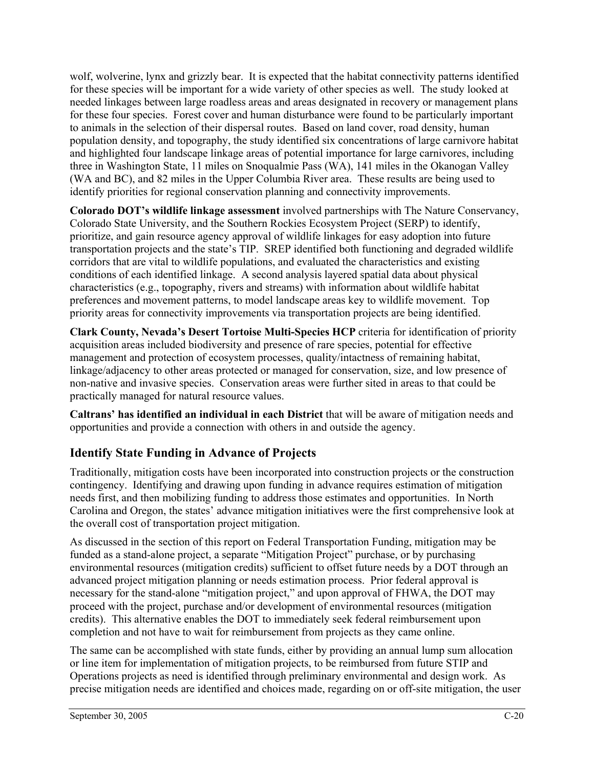wolf, wolverine, lynx and grizzly bear. It is expected that the habitat connectivity patterns identified for these species will be important for a wide variety of other species as well. The study looked at needed linkages between large roadless areas and areas designated in recovery or management plans for these four species. Forest cover and human disturbance were found to be particularly important to animals in the selection of their dispersal routes. Based on land cover, road density, human population density, and topography, the study identified six concentrations of large carnivore habitat and highlighted four landscape linkage areas of potential importance for large carnivores, including three in Washington State, 11 miles on Snoqualmie Pass (WA), 141 miles in the Okanogan Valley (WA and BC), and 82 miles in the Upper Columbia River area. These results are being used to identify priorities for regional conservation planning and connectivity improvements.

**Colorado DOT's wildlife linkage assessment** involved partnerships with The Nature Conservancy, Colorado State University, and the Southern Rockies Ecosystem Project (SERP) to identify, prioritize, and gain resource agency approval of wildlife linkages for easy adoption into future transportation projects and the state's TIP. SREP identified both functioning and degraded wildlife corridors that are vital to wildlife populations, and evaluated the characteristics and existing conditions of each identified linkage. A second analysis layered spatial data about physical characteristics (e.g., topography, rivers and streams) with information about wildlife habitat preferences and movement patterns, to model landscape areas key to wildlife movement. Top priority areas for connectivity improvements via transportation projects are being identified.

**Clark County, Nevada's Desert Tortoise Multi-Species HCP** criteria for identification of priority acquisition areas included biodiversity and presence of rare species, potential for effective management and protection of ecosystem processes, quality/intactness of remaining habitat, linkage/adjacency to other areas protected or managed for conservation, size, and low presence of non-native and invasive species. Conservation areas were further sited in areas to that could be practically managed for natural resource values.

**Caltrans' has identified an individual in each District** that will be aware of mitigation needs and opportunities and provide a connection with others in and outside the agency.

## Identify State Funding in Advance of Projects

Traditionally, mitigation costs have been incorporated into construction projects or the construction contingency. Identifying and drawing upon funding in advance requires estimation of mitigation needs first, and then mobilizing funding to address those estimates and opportunities. In North Carolina and Oregon, the states' advance mitigation initiatives were the first comprehensive look at the overall cost of transportation project mitigation.

As discussed in the section of this report on Federal Transportation Funding, mitigation may be funded as a stand-alone project, a separate "Mitigation Project" purchase, or by purchasing environmental resources (mitigation credits) sufficient to offset future needs by a DOT through an advanced project mitigation planning or needs estimation process. Prior federal approval is necessary for the stand-alone "mitigation project," and upon approval of FHWA, the DOT may proceed with the project, purchase and/or development of environmental resources (mitigation credits). This alternative enables the DOT to immediately seek federal reimbursement upon completion and not have to wait for reimbursement from projects as they came online.

The same can be accomplished with state funds, either by providing an annual lump sum allocation or line item for implementation of mitigation projects, to be reimbursed from future STIP and Operations projects as need is identified through preliminary environmental and design work. As precise mitigation needs are identified and choices made, regarding on or off-site mitigation, the user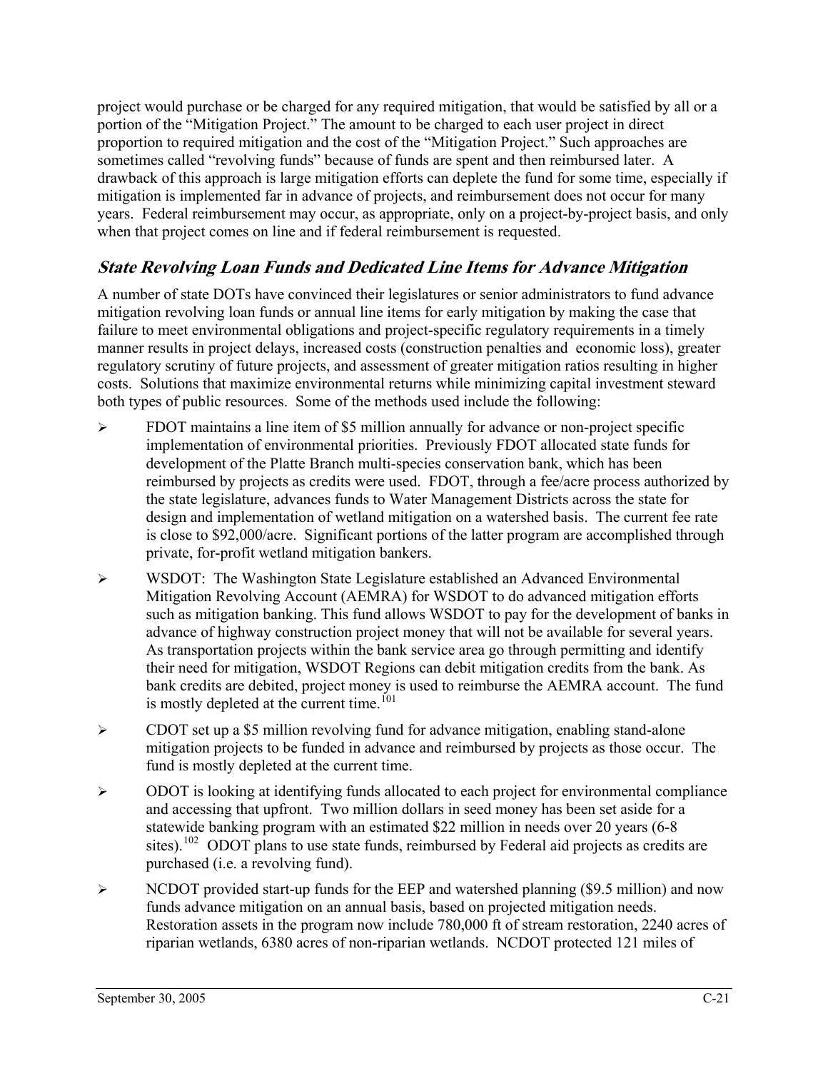project would purchase or be charged for any required mitigation, that would be satisfied by all or a portion of the "Mitigation Project." The amount to be charged to each user project in direct proportion to required mitigation and the cost of the "Mitigation Project." Such approaches are sometimes called "revolving funds" because of funds are spent and then reimbursed later. A drawback of this approach is large mitigation efforts can deplete the fund for some time, especially if mitigation is implemented far in advance of projects, and reimbursement does not occur for many years. Federal reimbursement may occur, as appropriate, only on a project-by-project basis, and only when that project comes on line and if federal reimbursement is requested.

### *State Revolving Loan Funds and Dedicated Line Items for Advance Mitigation*

A number of state DOTs have convinced their legislatures or senior administrators to fund advance mitigation revolving loan funds or annual line items for early mitigation by making the case that failure to meet environmental obligations and project-specific regulatory requirements in a timely manner results in project delays, increased costs (construction penalties and economic loss), greater regulatory scrutiny of future projects, and assessment of greater mitigation ratios resulting in higher costs. Solutions that maximize environmental returns while minimizing capital investment steward both types of public resources. Some of the methods used include the following:

- FDOT maintains a line item of $5 million annually for advance or non-project specific implementation of environmental priorities. Previously FDOT allocated state funds for development of the Platte Branch multi-species conservation bank, which has been reimbursed by projects as credits were used. FDOT, through a fee/acre process authorized by the state legislature, advances funds to Water Management Districts across the state for design and implementation of wetland mitigation on a watershed basis. The current fee rate is close to $92,000/acre. Significant portions of the latter program are accomplished through private, for-profit wetland mitigation bankers.
- WSDOT: The Washington State Legislature established an Advanced Environmental Mitigation Revolving Account (AEMRA) for WSDOT to do advanced mitigation efforts such as mitigation banking. This fund allows WSDOT to pay for the development of banks in advance of highway construction project money that will not be available for several years. As transportation projects within the bank service area go through permitting and identify their need for mitigation, WSDOT Regions can debit mitigation credits from the bank. As bank credits are debited, project money is used to reimburse the AEMRA account. The fund is mostly depleted at the current time.[101]
- CDOT set up a $5 million revolving fund for advance mitigation, enabling stand-alone mitigation projects to be funded in advance and reimbursed by projects as those occur. The fund is mostly depleted at the current time.
- ODOT is looking at identifying funds allocated to each project for environmental compliance and accessing that upfront. Two million dollars in seed money has been set aside for a statewide banking program with an estimated $22 million in needs over 20 years (6-8 sites).[102] ODOT plans to use state funds, reimbursed by Federal aid projects as credits are purchased (i.e. a revolving fund).
- NCDOT provided start-up funds for the EEP and watershed planning ($9.5 million) and now funds advance mitigation on an annual basis, based on projected mitigation needs. Restoration assets in the program now include 780,000 ft of stream restoration, 2240 acres of riparian wetlands, 6380 acres of non-riparian wetlands. NCDOT protected 121 miles of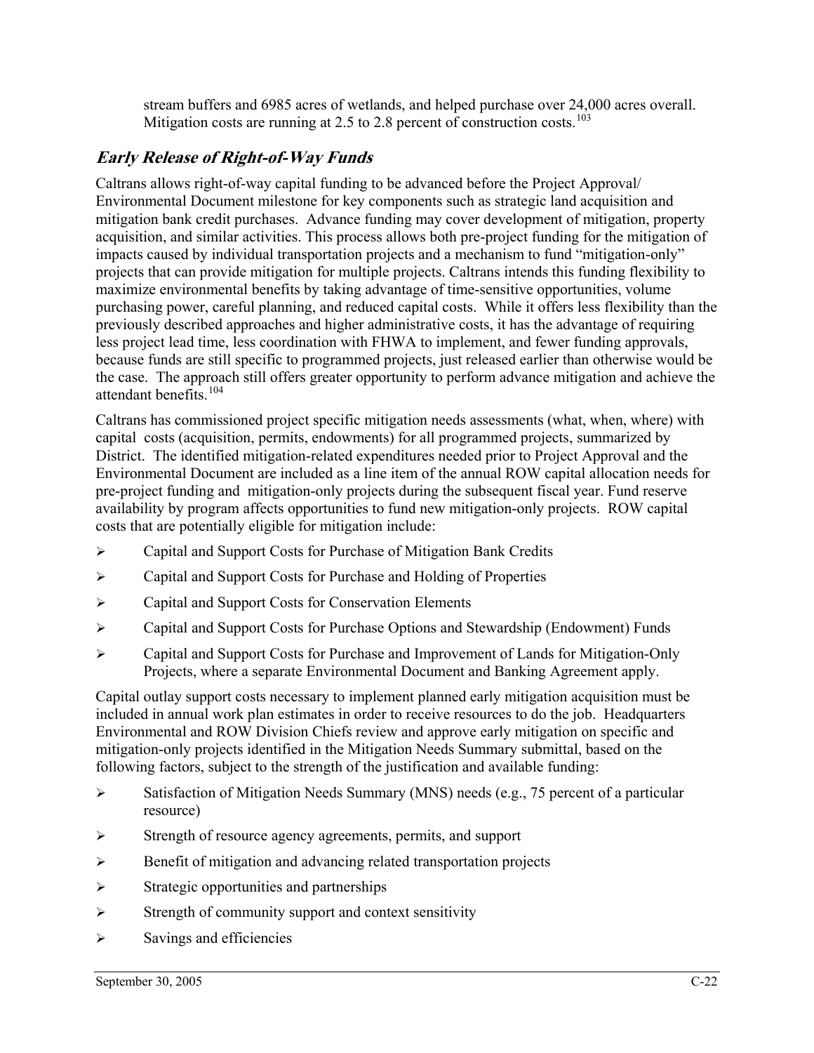stream buffers and 6985 acres of wetlands, and helped purchase over 24,000 acres overall. Mitigation costs are running at 2.5 to 2.8 percent of construction costs.[103]

## *Early Release of Right-of-Way Funds*

Caltrans allows right-of-way capital funding to be advanced before the Project Approval/ Environmental Document milestone for key components such as strategic land acquisition and mitigation bank credit purchases. Advance funding may cover development of mitigation, property acquisition, and similar activities. This process allows both pre-project funding for the mitigation of impacts caused by individual transportation projects and a mechanism to fund "mitigation-only" projects that can provide mitigation for multiple projects. Caltrans intends this funding flexibility to maximize environmental benefits by taking advantage of time-sensitive opportunities, volume purchasing power, careful planning, and reduced capital costs. While it offers less flexibility than the previously described approaches and higher administrative costs, it has the advantage of requiring less project lead time, less coordination with FHWA to implement, and fewer funding approvals, because funds are still specific to programmed projects, just released earlier than otherwise would be the case. The approach still offers greater opportunity to perform advance mitigation and achieve the attendant benefits.[104]

Caltrans has commissioned project specific mitigation needs assessments (what, when, where) with capital costs (acquisition, permits, endowments) for all programmed projects, summarized by District. The identified mitigation-related expenditures needed prior to Project Approval and the Environmental Document are included as a line item of the annual ROW capital allocation needs for pre-project funding and mitigation-only projects during the subsequent fiscal year. Fund reserve availability by program affects opportunities to fund new mitigation-only projects. ROW capital costs that are potentially eligible for mitigation include:

- Capital and Support Costs for Purchase of Mitigation Bank Credits
- Capital and Support Costs for Purchase and Holding of Properties
- Capital and Support Costs for Conservation Elements
- Capital and Support Costs for Purchase Options and Stewardship (Endowment) Funds
- Capital and Support Costs for Purchase and Improvement of Lands for Mitigation-Only Projects, where a separate Environmental Document and Banking Agreement apply.

Capital outlay support costs necessary to implement planned early mitigation acquisition must be included in annual work plan estimates in order to receive resources to do the job. Headquarters Environmental and ROW Division Chiefs review and approve early mitigation on specific and mitigation-only projects identified in the Mitigation Needs Summary submittal, based on the following factors, subject to the strength of the justification and available funding:

- Satisfaction of Mitigation Needs Summary (MNS) needs (e.g., 75 percent of a particular resource)
- Strength of resource agency agreements, permits, and support
- Benefit of mitigation and advancing related transportation projects
- Strategic opportunities and partnerships
- Strength of community support and context sensitivity
- Savings and efficiencies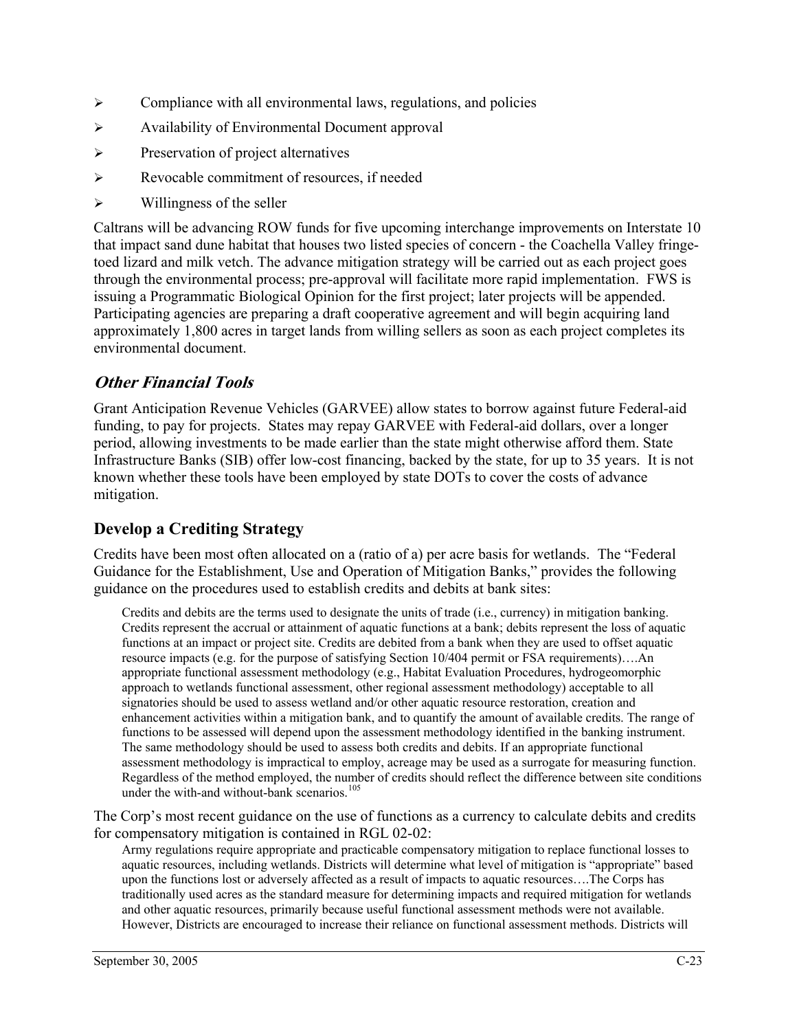- Compliance with all environmental laws, regulations, and policies
- Availability of Environmental Document approval
- Preservation of project alternatives
- Revocable commitment of resources, if needed
- Willingness of the seller

Caltrans will be advancing ROW funds for five upcoming interchange improvements on Interstate 10 that impact sand dune habitat that houses two listed species of concern - the Coachella Valley fringe-toed lizard and milk vetch. The advance mitigation strategy will be carried out as each project goes through the environmental process; pre-approval will facilitate more rapid implementation. FWS is issuing a Programmatic Biological Opinion for the first project; later projects will be appended. Participating agencies are preparing a draft cooperative agreement and will begin acquiring land approximately 1,800 acres in target lands from willing sellers as soon as each project completes its environmental document.

### *Other Financial Tools*

Grant Anticipation Revenue Vehicles (GARVEE) allow states to borrow against future Federal-aid funding, to pay for projects. States may repay GARVEE with Federal-aid dollars, over a longer period, allowing investments to be made earlier than the state might otherwise afford them. State Infrastructure Banks (SIB) offer low-cost financing, backed by the state, for up to 35 years. It is not known whether these tools have been employed by state DOTs to cover the costs of advance mitigation.

## Develop a Crediting Strategy

Credits have been most often allocated on a (ratio of a) per acre basis for wetlands. The "Federal Guidance for the Establishment, Use and Operation of Mitigation Banks," provides the following guidance on the procedures used to establish credits and debits at bank sites:

> Credits and debits are the terms used to designate the units of trade (i.e., currency) in mitigation banking. Credits represent the accrual or attainment of aquatic functions at a bank; debits represent the loss of aquatic functions at an impact or project site. Credits are debited from a bank when they are used to offset aquatic resource impacts (e.g. for the purpose of satisfying Section 10/404 permit or FSA requirements)….An appropriate functional assessment methodology (e.g., Habitat Evaluation Procedures, hydrogeomorphic approach to wetlands functional assessment, other regional assessment methodology) acceptable to all signatories should be used to assess wetland and/or other aquatic resource restoration, creation and enhancement activities within a mitigation bank, and to quantify the amount of available credits. The range of functions to be assessed will depend upon the assessment methodology identified in the banking instrument. The same methodology should be used to assess both credits and debits. If an appropriate functional assessment methodology is impractical to employ, acreage may be used as a surrogate for measuring function. Regardless of the method employed, the number of credits should reflect the difference between site conditions under the with-and without-bank scenarios.[105]

The Corp's most recent guidance on the use of functions as a currency to calculate debits and credits for compensatory mitigation is contained in RGL 02-02:

> Army regulations require appropriate and practicable compensatory mitigation to replace functional losses to aquatic resources, including wetlands. Districts will determine what level of mitigation is "appropriate" based upon the functions lost or adversely affected as a result of impacts to aquatic resources….The Corps has traditionally used acres as the standard measure for determining impacts and required mitigation for wetlands and other aquatic resources, primarily because useful functional assessment methods were not available. However, Districts are encouraged to increase their reliance on functional assessment methods. Districts will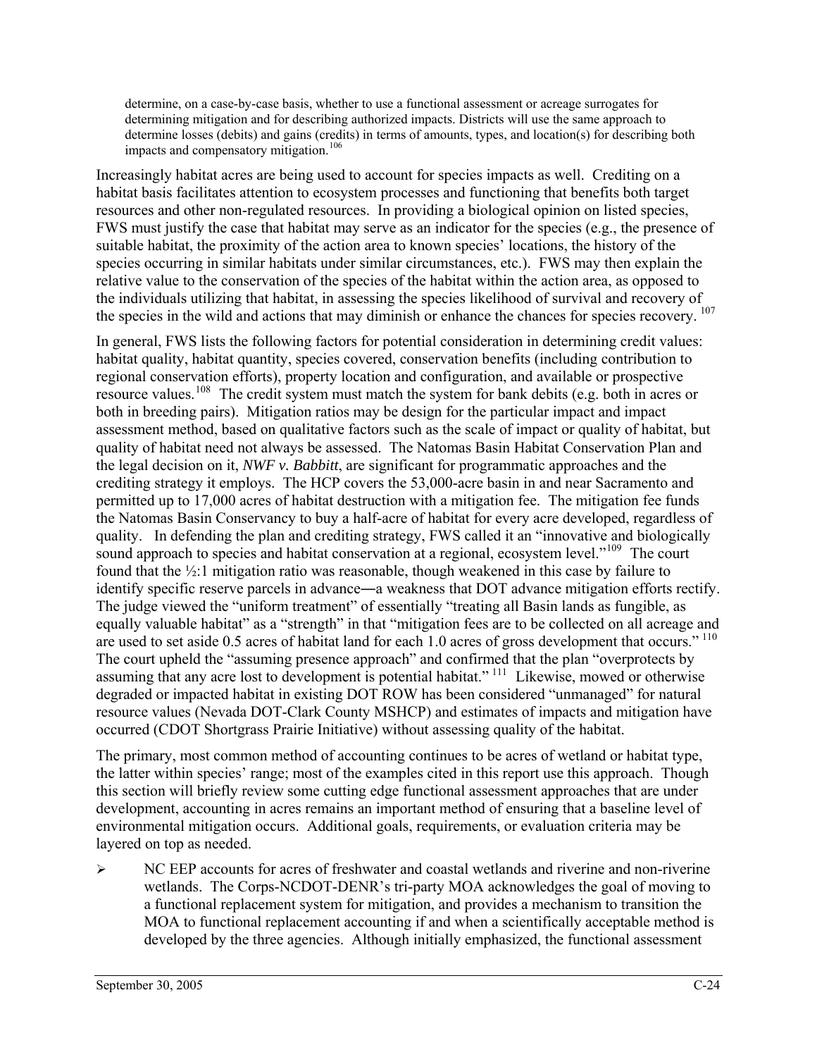> determine, on a case-by-case basis, whether to use a functional assessment or acreage surrogates for determining mitigation and for describing authorized impacts. Districts will use the same approach to determine losses (debits) and gains (credits) in terms of amounts, types, and location(s) for describing both impacts and compensatory mitigation.[106]

Increasingly habitat acres are being used to account for species impacts as well. Crediting on a habitat basis facilitates attention to ecosystem processes and functioning that benefits both target resources and other non-regulated resources. In providing a biological opinion on listed species, FWS must justify the case that habitat may serve as an indicator for the species (e.g., the presence of suitable habitat, the proximity of the action area to known species' locations, the history of the species occurring in similar habitats under similar circumstances, etc.). FWS may then explain the relative value to the conservation of the species of the habitat within the action area, as opposed to the individuals utilizing that habitat, in assessing the species likelihood of survival and recovery of the species in the wild and actions that may diminish or enhance the chances for species recovery.[107]

In general, FWS lists the following factors for potential consideration in determining credit values: habitat quality, habitat quantity, species covered, conservation benefits (including contribution to regional conservation efforts), property location and configuration, and available or prospective resource values.[108] The credit system must match the system for bank debits (e.g. both in acres or both in breeding pairs). Mitigation ratios may be design for the particular impact and impact assessment method, based on qualitative factors such as the scale of impact or quality of habitat, but quality of habitat need not always be assessed. The Natomas Basin Habitat Conservation Plan and the legal decision on it, *NWF v. Babbitt*, are significant for programmatic approaches and the crediting strategy it employs. The HCP covers the 53,000-acre basin in and near Sacramento and permitted up to 17,000 acres of habitat destruction with a mitigation fee. The mitigation fee funds the Natomas Basin Conservancy to buy a half-acre of habitat for every acre developed, regardless of quality. In defending the plan and crediting strategy, FWS called it an "innovative and biologically sound approach to species and habitat conservation at a regional, ecosystem level."[109] The court found that the ½:1 mitigation ratio was reasonable, though weakened in this case by failure to identify specific reserve parcels in advance—a weakness that DOT advance mitigation efforts rectify. The judge viewed the "uniform treatment" of essentially "treating all Basin lands as fungible, as equally valuable habitat" as a "strength" in that "mitigation fees are to be collected on all acreage and are used to set aside 0.5 acres of habitat land for each 1.0 acres of gross development that occurs."[110] The court upheld the "assuming presence approach" and confirmed that the plan "overprotects by assuming that any acre lost to development is potential habitat."[111] Likewise, mowed or otherwise degraded or impacted habitat in existing DOT ROW has been considered "unmanaged" for natural resource values (Nevada DOT-Clark County MSHCP) and estimates of impacts and mitigation have occurred (CDOT Shortgrass Prairie Initiative) without assessing quality of the habitat.

The primary, most common method of accounting continues to be acres of wetland or habitat type, the latter within species' range; most of the examples cited in this report use this approach. Though this section will briefly review some cutting edge functional assessment approaches that are under development, accounting in acres remains an important method of ensuring that a baseline level of environmental mitigation occurs. Additional goals, requirements, or evaluation criteria may be layered on top as needed.

- NC EEP accounts for acres of freshwater and coastal wetlands and riverine and non-riverine wetlands. The Corps-NCDOT-DENR's tri-party MOA acknowledges the goal of moving to a functional replacement system for mitigation, and provides a mechanism to transition the MOA to functional replacement accounting if and when a scientifically acceptable method is developed by the three agencies. Although initially emphasized, the functional assessment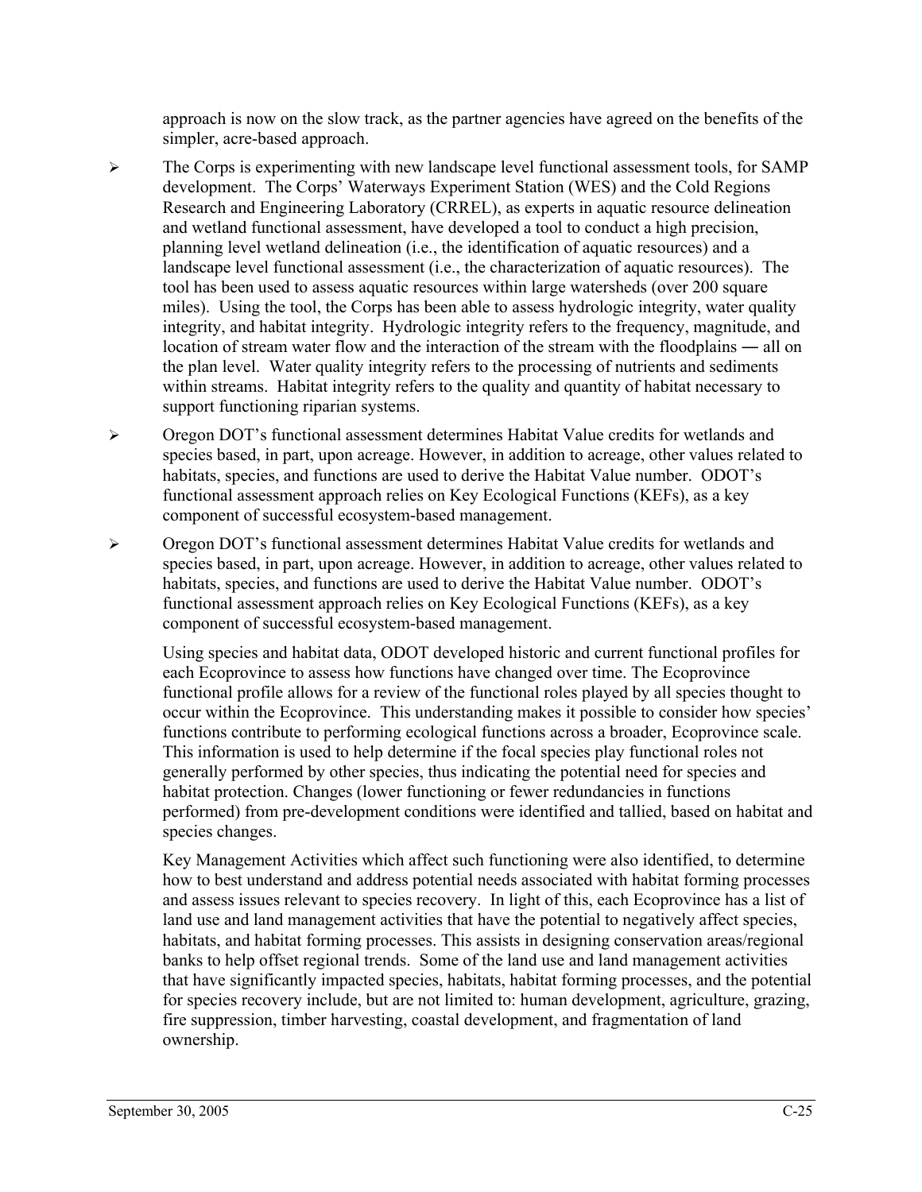approach is now on the slow track, as the partner agencies have agreed on the benefits of the simpler, acre-based approach.

- The Corps is experimenting with new landscape level functional assessment tools, for SAMP development. The Corps' Waterways Experiment Station (WES) and the Cold Regions Research and Engineering Laboratory (CRREL), as experts in aquatic resource delineation and wetland functional assessment, have developed a tool to conduct a high precision, planning level wetland delineation (i.e., the identification of aquatic resources) and a landscape level functional assessment (i.e., the characterization of aquatic resources). The tool has been used to assess aquatic resources within large watersheds (over 200 square miles). Using the tool, the Corps has been able to assess hydrologic integrity, water quality integrity, and habitat integrity. Hydrologic integrity refers to the frequency, magnitude, and location of stream water flow and the interaction of the stream with the floodplains ― all on the plan level. Water quality integrity refers to the processing of nutrients and sediments within streams. Habitat integrity refers to the quality and quantity of habitat necessary to support functioning riparian systems.

- Oregon DOT's functional assessment determines Habitat Value credits for wetlands and species based, in part, upon acreage. However, in addition to acreage, other values related to habitats, species, and functions are used to derive the Habitat Value number. ODOT's functional assessment approach relies on Key Ecological Functions (KEFs), as a key component of successful ecosystem-based management.

- Oregon DOT's functional assessment determines Habitat Value credits for wetlands and species based, in part, upon acreage. However, in addition to acreage, other values related to habitats, species, and functions are used to derive the Habitat Value number. ODOT's functional assessment approach relies on Key Ecological Functions (KEFs), as a key component of successful ecosystem-based management.

  Using species and habitat data, ODOT developed historic and current functional profiles for each Ecoprovince to assess how functions have changed over time. The Ecoprovince functional profile allows for a review of the functional roles played by all species thought to occur within the Ecoprovince. This understanding makes it possible to consider how species' functions contribute to performing ecological functions across a broader, Ecoprovince scale. This information is used to help determine if the focal species play functional roles not generally performed by other species, thus indicating the potential need for species and habitat protection. Changes (lower functioning or fewer redundancies in functions performed) from pre-development conditions were identified and tallied, based on habitat and species changes.

  Key Management Activities which affect such functioning were also identified, to determine how to best understand and address potential needs associated with habitat forming processes and assess issues relevant to species recovery. In light of this, each Ecoprovince has a list of land use and land management activities that have the potential to negatively affect species, habitats, and habitat forming processes. This assists in designing conservation areas/regional banks to help offset regional trends. Some of the land use and land management activities that have significantly impacted species, habitats, habitat forming processes, and the potential for species recovery include, but are not limited to: human development, agriculture, grazing, fire suppression, timber harvesting, coastal development, and fragmentation of land ownership.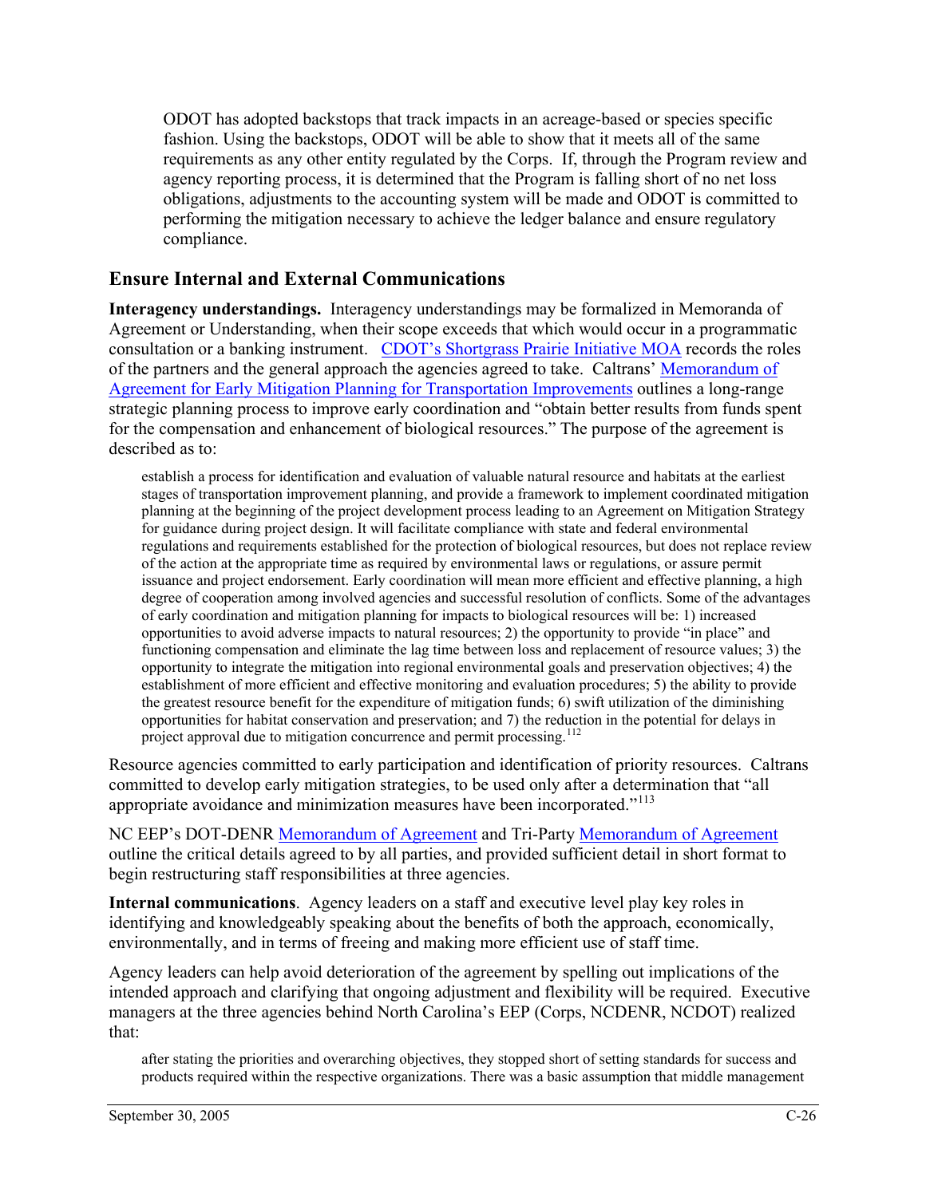ODOT has adopted backstops that track impacts in an acreage-based or species specific fashion. Using the backstops, ODOT will be able to show that it meets all of the same requirements as any other entity regulated by the Corps. If, through the Program review and agency reporting process, it is determined that the Program is falling short of no net loss obligations, adjustments to the accounting system will be made and ODOT is committed to performing the mitigation necessary to achieve the ledger balance and ensure regulatory compliance.

## Ensure Internal and External Communications

**Interagency understandings.** Interagency understandings may be formalized in Memoranda of Agreement or Understanding, when their scope exceeds that which would occur in a programmatic consultation or a banking instrument. CDOT's Shortgrass Prairie Initiative MOA records the roles of the partners and the general approach the agencies agreed to take. Caltrans' Memorandum of Agreement for Early Mitigation Planning for Transportation Improvements outlines a long-range strategic planning process to improve early coordination and "obtain better results from funds spent for the compensation and enhancement of biological resources." The purpose of the agreement is described as to:

> establish a process for identification and evaluation of valuable natural resource and habitats at the earliest stages of transportation improvement planning, and provide a framework to implement coordinated mitigation planning at the beginning of the project development process leading to an Agreement on Mitigation Strategy for guidance during project design. It will facilitate compliance with state and federal environmental regulations and requirements established for the protection of biological resources, but does not replace review of the action at the appropriate time as required by environmental laws or regulations, or assure permit issuance and project endorsement. Early coordination will mean more efficient and effective planning, a high degree of cooperation among involved agencies and successful resolution of conflicts. Some of the advantages of early coordination and mitigation planning for impacts to biological resources will be: 1) increased opportunities to avoid adverse impacts to natural resources; 2) the opportunity to provide "in place" and functioning compensation and eliminate the lag time between loss and replacement of resource values; 3) the opportunity to integrate the mitigation into regional environmental goals and preservation objectives; 4) the establishment of more efficient and effective monitoring and evaluation procedures; 5) the ability to provide the greatest resource benefit for the expenditure of mitigation funds; 6) swift utilization of the diminishing opportunities for habitat conservation and preservation; and 7) the reduction in the potential for delays in project approval due to mitigation concurrence and permit processing.[112]

Resource agencies committed to early participation and identification of priority resources. Caltrans committed to develop early mitigation strategies, to be used only after a determination that "all appropriate avoidance and minimization measures have been incorporated."[113]

NC EEP's DOT-DENR Memorandum of Agreement and Tri-Party Memorandum of Agreement outline the critical details agreed to by all parties, and provided sufficient detail in short format to begin restructuring staff responsibilities at three agencies.

**Internal communications**. Agency leaders on a staff and executive level play key roles in identifying and knowledgeably speaking about the benefits of both the approach, economically, environmentally, and in terms of freeing and making more efficient use of staff time.

Agency leaders can help avoid deterioration of the agreement by spelling out implications of the intended approach and clarifying that ongoing adjustment and flexibility will be required. Executive managers at the three agencies behind North Carolina's EEP (Corps, NCDENR, NCDOT) realized that:

> after stating the priorities and overarching objectives, they stopped short of setting standards for success and products required within the respective organizations. There was a basic assumption that middle management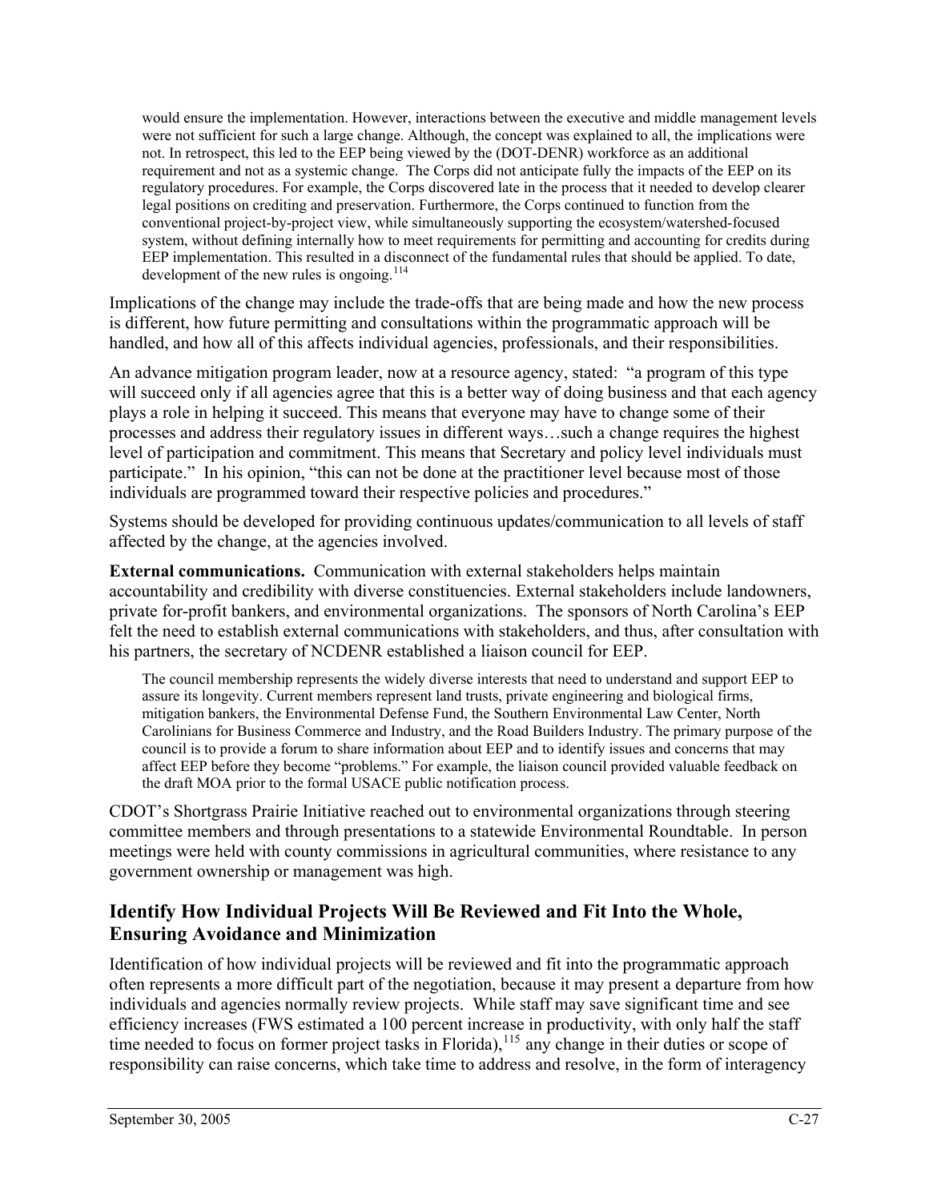> would ensure the implementation. However, interactions between the executive and middle management levels were not sufficient for such a large change. Although, the concept was explained to all, the implications were not. In retrospect, this led to the EEP being viewed by the (DOT-DENR) workforce as an additional requirement and not as a systemic change. The Corps did not anticipate fully the impacts of the EEP on its regulatory procedures. For example, the Corps discovered late in the process that it needed to develop clearer legal positions on crediting and preservation. Furthermore, the Corps continued to function from the conventional project-by-project view, while simultaneously supporting the ecosystem/watershed-focused system, without defining internally how to meet requirements for permitting and accounting for credits during EEP implementation. This resulted in a disconnect of the fundamental rules that should be applied. To date, development of the new rules is ongoing.[114]

Implications of the change may include the trade-offs that are being made and how the new process is different, how future permitting and consultations within the programmatic approach will be handled, and how all of this affects individual agencies, professionals, and their responsibilities.

An advance mitigation program leader, now at a resource agency, stated: "a program of this type will succeed only if all agencies agree that this is a better way of doing business and that each agency plays a role in helping it succeed. This means that everyone may have to change some of their processes and address their regulatory issues in different ways…such a change requires the highest level of participation and commitment. This means that Secretary and policy level individuals must participate." In his opinion, "this can not be done at the practitioner level because most of those individuals are programmed toward their respective policies and procedures."

Systems should be developed for providing continuous updates/communication to all levels of staff affected by the change, at the agencies involved.

**External communications.** Communication with external stakeholders helps maintain accountability and credibility with diverse constituencies. External stakeholders include landowners, private for-profit bankers, and environmental organizations. The sponsors of North Carolina's EEP felt the need to establish external communications with stakeholders, and thus, after consultation with his partners, the secretary of NCDENR established a liaison council for EEP.

> The council membership represents the widely diverse interests that need to understand and support EEP to assure its longevity. Current members represent land trusts, private engineering and biological firms, mitigation bankers, the Environmental Defense Fund, the Southern Environmental Law Center, North Carolinians for Business Commerce and Industry, and the Road Builders Industry. The primary purpose of the council is to provide a forum to share information about EEP and to identify issues and concerns that may affect EEP before they become "problems." For example, the liaison council provided valuable feedback on the draft MOA prior to the formal USACE public notification process.

CDOT's Shortgrass Prairie Initiative reached out to environmental organizations through steering committee members and through presentations to a statewide Environmental Roundtable. In person meetings were held with county commissions in agricultural communities, where resistance to any government ownership or management was high.

## Identify How Individual Projects Will Be Reviewed and Fit Into the Whole, Ensuring Avoidance and Minimization

Identification of how individual projects will be reviewed and fit into the programmatic approach often represents a more difficult part of the negotiation, because it may present a departure from how individuals and agencies normally review projects. While staff may save significant time and see efficiency increases (FWS estimated a 100 percent increase in productivity, with only half the staff time needed to focus on former project tasks in Florida),[115] any change in their duties or scope of responsibility can raise concerns, which take time to address and resolve, in the form of interagency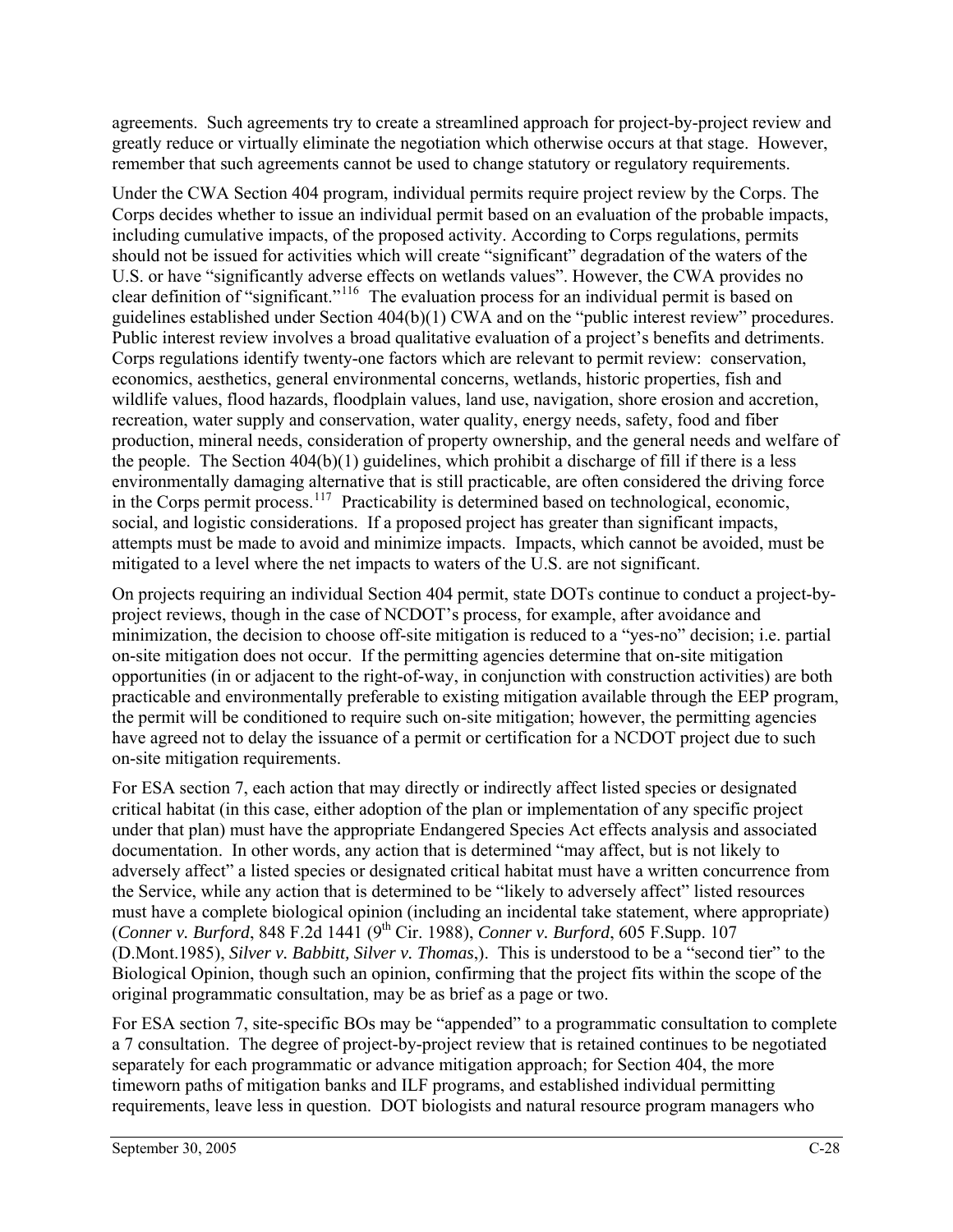agreements. Such agreements try to create a streamlined approach for project-by-project review and greatly reduce or virtually eliminate the negotiation which otherwise occurs at that stage. However, remember that such agreements cannot be used to change statutory or regulatory requirements.

Under the CWA Section 404 program, individual permits require project review by the Corps. The Corps decides whether to issue an individual permit based on an evaluation of the probable impacts, including cumulative impacts, of the proposed activity. According to Corps regulations, permits should not be issued for activities which will create "significant" degradation of the waters of the U.S. or have "significantly adverse effects on wetlands values". However, the CWA provides no clear definition of "significant."[116] The evaluation process for an individual permit is based on guidelines established under Section 404(b)(1) CWA and on the "public interest review" procedures. Public interest review involves a broad qualitative evaluation of a project's benefits and detriments. Corps regulations identify twenty-one factors which are relevant to permit review: conservation, economics, aesthetics, general environmental concerns, wetlands, historic properties, fish and wildlife values, flood hazards, floodplain values, land use, navigation, shore erosion and accretion, recreation, water supply and conservation, water quality, energy needs, safety, food and fiber production, mineral needs, consideration of property ownership, and the general needs and welfare of the people. The Section 404(b)(1) guidelines, which prohibit a discharge of fill if there is a less environmentally damaging alternative that is still practicable, are often considered the driving force in the Corps permit process.[117] Practicability is determined based on technological, economic, social, and logistic considerations. If a proposed project has greater than significant impacts, attempts must be made to avoid and minimize impacts. Impacts, which cannot be avoided, must be mitigated to a level where the net impacts to waters of the U.S. are not significant.

On projects requiring an individual Section 404 permit, state DOTs continue to conduct a project-by-project reviews, though in the case of NCDOT's process, for example, after avoidance and minimization, the decision to choose off-site mitigation is reduced to a "yes-no" decision; i.e. partial on-site mitigation does not occur. If the permitting agencies determine that on-site mitigation opportunities (in or adjacent to the right-of-way, in conjunction with construction activities) are both practicable and environmentally preferable to existing mitigation available through the EEP program, the permit will be conditioned to require such on-site mitigation; however, the permitting agencies have agreed not to delay the issuance of a permit or certification for a NCDOT project due to such on-site mitigation requirements.

For ESA section 7, each action that may directly or indirectly affect listed species or designated critical habitat (in this case, either adoption of the plan or implementation of any specific project under that plan) must have the appropriate Endangered Species Act effects analysis and associated documentation. In other words, any action that is determined "may affect, but is not likely to adversely affect" a listed species or designated critical habitat must have a written concurrence from the Service, while any action that is determined to be "likely to adversely affect" listed resources must have a complete biological opinion (including an incidental take statement, where appropriate) (*Conner v. Burford*, 848 F.2d 1441 (9th Cir. 1988), *Conner v. Burford*, 605 F.Supp. 107 (D.Mont.1985), *Silver v. Babbitt, Silver v. Thomas*,). This is understood to be a "second tier" to the Biological Opinion, though such an opinion, confirming that the project fits within the scope of the original programmatic consultation, may be as brief as a page or two.

For ESA section 7, site-specific BOs may be "appended" to a programmatic consultation to complete a 7 consultation. The degree of project-by-project review that is retained continues to be negotiated separately for each programmatic or advance mitigation approach; for Section 404, the more timeworn paths of mitigation banks and ILF programs, and established individual permitting requirements, leave less in question. DOT biologists and natural resource program managers who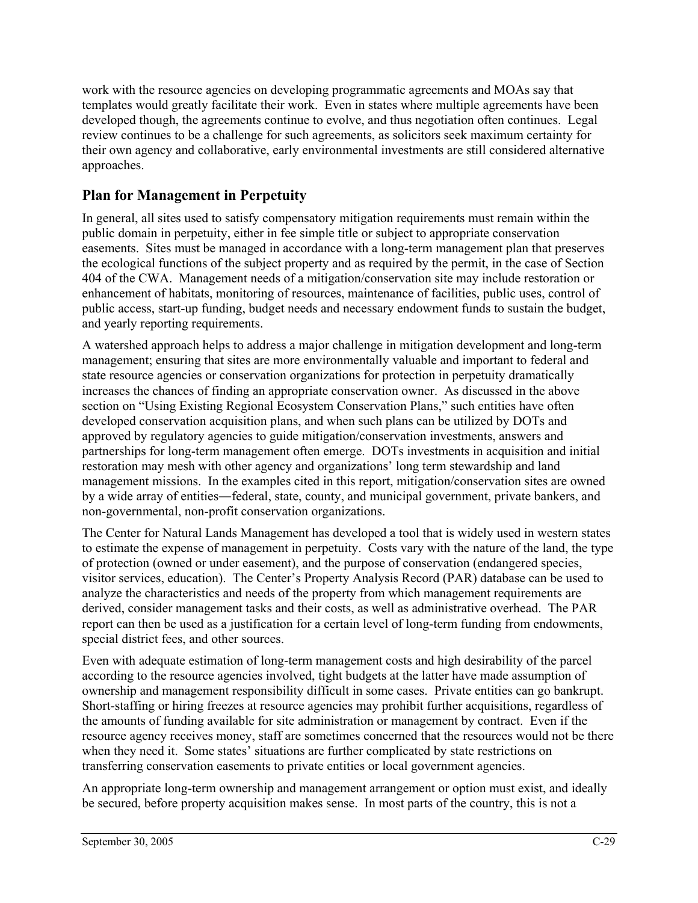work with the resource agencies on developing programmatic agreements and MOAs say that templates would greatly facilitate their work. Even in states where multiple agreements have been developed though, the agreements continue to evolve, and thus negotiation often continues. Legal review continues to be a challenge for such agreements, as solicitors seek maximum certainty for their own agency and collaborative, early environmental investments are still considered alternative approaches.

## Plan for Management in Perpetuity

In general, all sites used to satisfy compensatory mitigation requirements must remain within the public domain in perpetuity, either in fee simple title or subject to appropriate conservation easements. Sites must be managed in accordance with a long-term management plan that preserves the ecological functions of the subject property and as required by the permit, in the case of Section 404 of the CWA. Management needs of a mitigation/conservation site may include restoration or enhancement of habitats, monitoring of resources, maintenance of facilities, public uses, control of public access, start-up funding, budget needs and necessary endowment funds to sustain the budget, and yearly reporting requirements.

A watershed approach helps to address a major challenge in mitigation development and long-term management; ensuring that sites are more environmentally valuable and important to federal and state resource agencies or conservation organizations for protection in perpetuity dramatically increases the chances of finding an appropriate conservation owner. As discussed in the above section on "Using Existing Regional Ecosystem Conservation Plans," such entities have often developed conservation acquisition plans, and when such plans can be utilized by DOTs and approved by regulatory agencies to guide mitigation/conservation investments, answers and partnerships for long-term management often emerge. DOTs investments in acquisition and initial restoration may mesh with other agency and organizations' long term stewardship and land management missions. In the examples cited in this report, mitigation/conservation sites are owned by a wide array of entities―federal, state, county, and municipal government, private bankers, and non-governmental, non-profit conservation organizations.

The Center for Natural Lands Management has developed a tool that is widely used in western states to estimate the expense of management in perpetuity. Costs vary with the nature of the land, the type of protection (owned or under easement), and the purpose of conservation (endangered species, visitor services, education). The Center's Property Analysis Record (PAR) database can be used to analyze the characteristics and needs of the property from which management requirements are derived, consider management tasks and their costs, as well as administrative overhead. The PAR report can then be used as a justification for a certain level of long-term funding from endowments, special district fees, and other sources.

Even with adequate estimation of long-term management costs and high desirability of the parcel according to the resource agencies involved, tight budgets at the latter have made assumption of ownership and management responsibility difficult in some cases. Private entities can go bankrupt. Short-staffing or hiring freezes at resource agencies may prohibit further acquisitions, regardless of the amounts of funding available for site administration or management by contract. Even if the resource agency receives money, staff are sometimes concerned that the resources would not be there when they need it. Some states' situations are further complicated by state restrictions on transferring conservation easements to private entities or local government agencies.

An appropriate long-term ownership and management arrangement or option must exist, and ideally be secured, before property acquisition makes sense. In most parts of the country, this is not a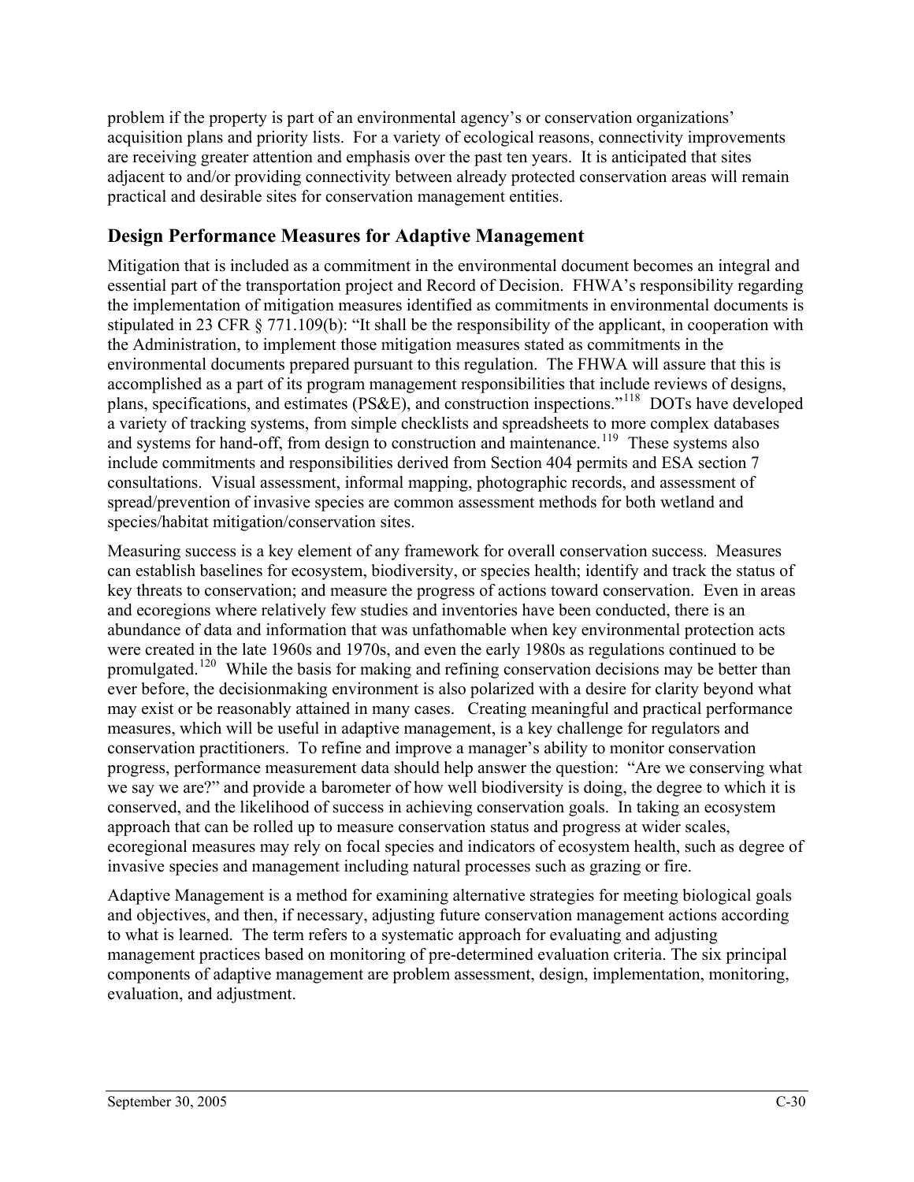problem if the property is part of an environmental agency's or conservation organizations' acquisition plans and priority lists. For a variety of ecological reasons, connectivity improvements are receiving greater attention and emphasis over the past ten years. It is anticipated that sites adjacent to and/or providing connectivity between already protected conservation areas will remain practical and desirable sites for conservation management entities.

## Design Performance Measures for Adaptive Management

Mitigation that is included as a commitment in the environmental document becomes an integral and essential part of the transportation project and Record of Decision. FHWA's responsibility regarding the implementation of mitigation measures identified as commitments in environmental documents is stipulated in 23 CFR § 771.109(b): "It shall be the responsibility of the applicant, in cooperation with the Administration, to implement those mitigation measures stated as commitments in the environmental documents prepared pursuant to this regulation. The FHWA will assure that this is accomplished as a part of its program management responsibilities that include reviews of designs, plans, specifications, and estimates (PS&E), and construction inspections."[118] DOTs have developed a variety of tracking systems, from simple checklists and spreadsheets to more complex databases and systems for hand-off, from design to construction and maintenance.[119] These systems also include commitments and responsibilities derived from Section 404 permits and ESA section 7 consultations. Visual assessment, informal mapping, photographic records, and assessment of spread/prevention of invasive species are common assessment methods for both wetland and species/habitat mitigation/conservation sites.

Measuring success is a key element of any framework for overall conservation success. Measures can establish baselines for ecosystem, biodiversity, or species health; identify and track the status of key threats to conservation; and measure the progress of actions toward conservation. Even in areas and ecoregions where relatively few studies and inventories have been conducted, there is an abundance of data and information that was unfathomable when key environmental protection acts were created in the late 1960s and 1970s, and even the early 1980s as regulations continued to be promulgated.[120] While the basis for making and refining conservation decisions may be better than ever before, the decisionmaking environment is also polarized with a desire for clarity beyond what may exist or be reasonably attained in many cases. Creating meaningful and practical performance measures, which will be useful in adaptive management, is a key challenge for regulators and conservation practitioners. To refine and improve a manager's ability to monitor conservation progress, performance measurement data should help answer the question: "Are we conserving what we say we are?" and provide a barometer of how well biodiversity is doing, the degree to which it is conserved, and the likelihood of success in achieving conservation goals. In taking an ecosystem approach that can be rolled up to measure conservation status and progress at wider scales, ecoregional measures may rely on focal species and indicators of ecosystem health, such as degree of invasive species and management including natural processes such as grazing or fire.

Adaptive Management is a method for examining alternative strategies for meeting biological goals and objectives, and then, if necessary, adjusting future conservation management actions according to what is learned. The term refers to a systematic approach for evaluating and adjusting management practices based on monitoring of pre-determined evaluation criteria. The six principal components of adaptive management are problem assessment, design, implementation, monitoring, evaluation, and adjustment.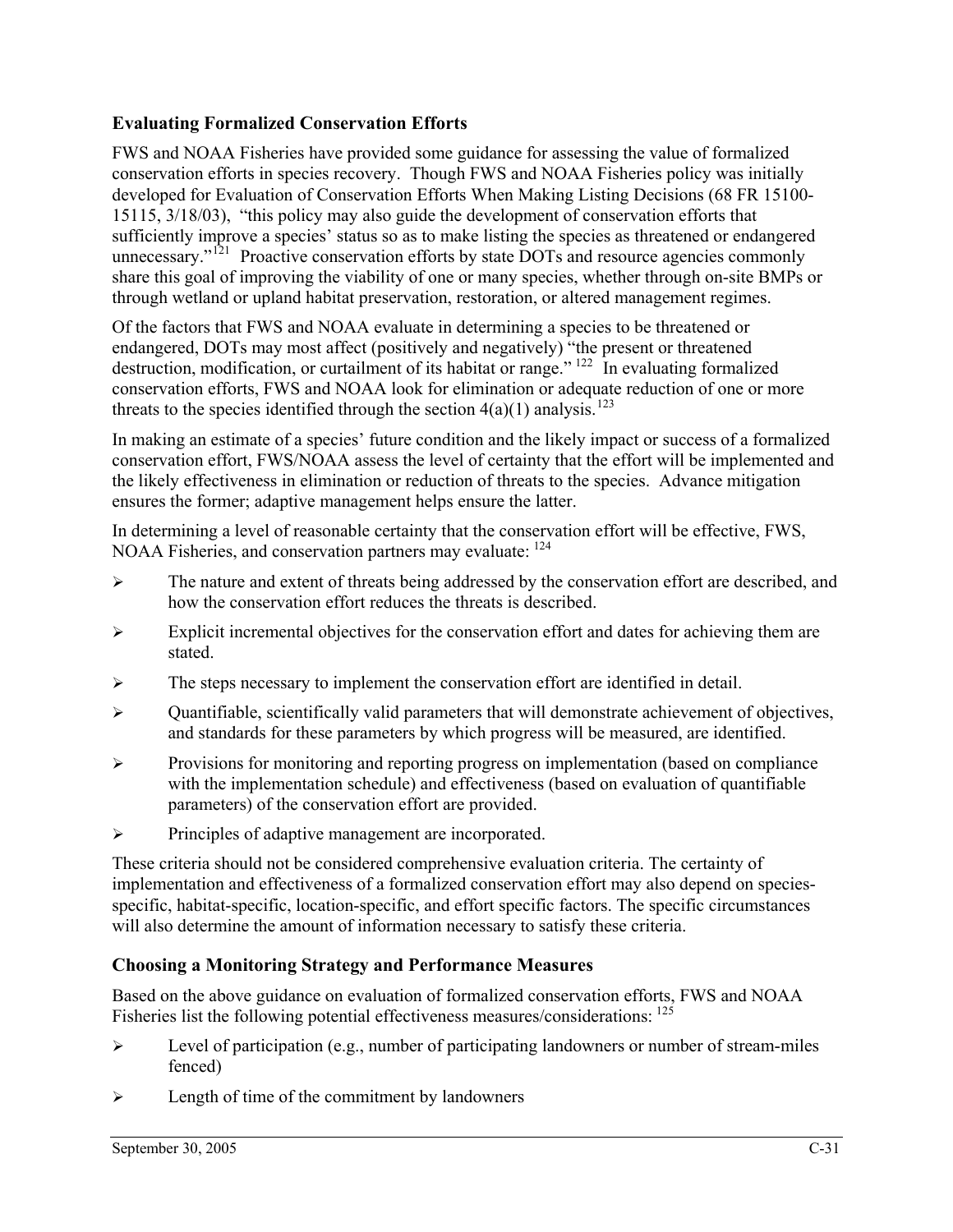### Evaluating Formalized Conservation Efforts

FWS and NOAA Fisheries have provided some guidance for assessing the value of formalized conservation efforts in species recovery. Though FWS and NOAA Fisheries policy was initially developed for Evaluation of Conservation Efforts When Making Listing Decisions (68 FR 15100-15115, 3/18/03), "this policy may also guide the development of conservation efforts that sufficiently improve a species' status so as to make listing the species as threatened or endangered unnecessary."[121] Proactive conservation efforts by state DOTs and resource agencies commonly share this goal of improving the viability of one or many species, whether through on-site BMPs or through wetland or upland habitat preservation, restoration, or altered management regimes.

Of the factors that FWS and NOAA evaluate in determining a species to be threatened or endangered, DOTs may most affect (positively and negatively) "the present or threatened destruction, modification, or curtailment of its habitat or range." [122] In evaluating formalized conservation efforts, FWS and NOAA look for elimination or adequate reduction of one or more threats to the species identified through the section 4(a)(1) analysis.[123]

In making an estimate of a species' future condition and the likely impact or success of a formalized conservation effort, FWS/NOAA assess the level of certainty that the effort will be implemented and the likely effectiveness in elimination or reduction of threats to the species. Advance mitigation ensures the former; adaptive management helps ensure the latter.

In determining a level of reasonable certainty that the conservation effort will be effective, FWS, NOAA Fisheries, and conservation partners may evaluate: [124]

- The nature and extent of threats being addressed by the conservation effort are described, and how the conservation effort reduces the threats is described.
- Explicit incremental objectives for the conservation effort and dates for achieving them are stated.
- The steps necessary to implement the conservation effort are identified in detail.
- Quantifiable, scientifically valid parameters that will demonstrate achievement of objectives, and standards for these parameters by which progress will be measured, are identified.
- Provisions for monitoring and reporting progress on implementation (based on compliance with the implementation schedule) and effectiveness (based on evaluation of quantifiable parameters) of the conservation effort are provided.
- Principles of adaptive management are incorporated.

These criteria should not be considered comprehensive evaluation criteria. The certainty of implementation and effectiveness of a formalized conservation effort may also depend on species-specific, habitat-specific, location-specific, and effort specific factors. The specific circumstances will also determine the amount of information necessary to satisfy these criteria.

### Choosing a Monitoring Strategy and Performance Measures

Based on the above guidance on evaluation of formalized conservation efforts, FWS and NOAA Fisheries list the following potential effectiveness measures/considerations: [125]

- Level of participation (e.g., number of participating landowners or number of stream-miles fenced)
- Length of time of the commitment by landowners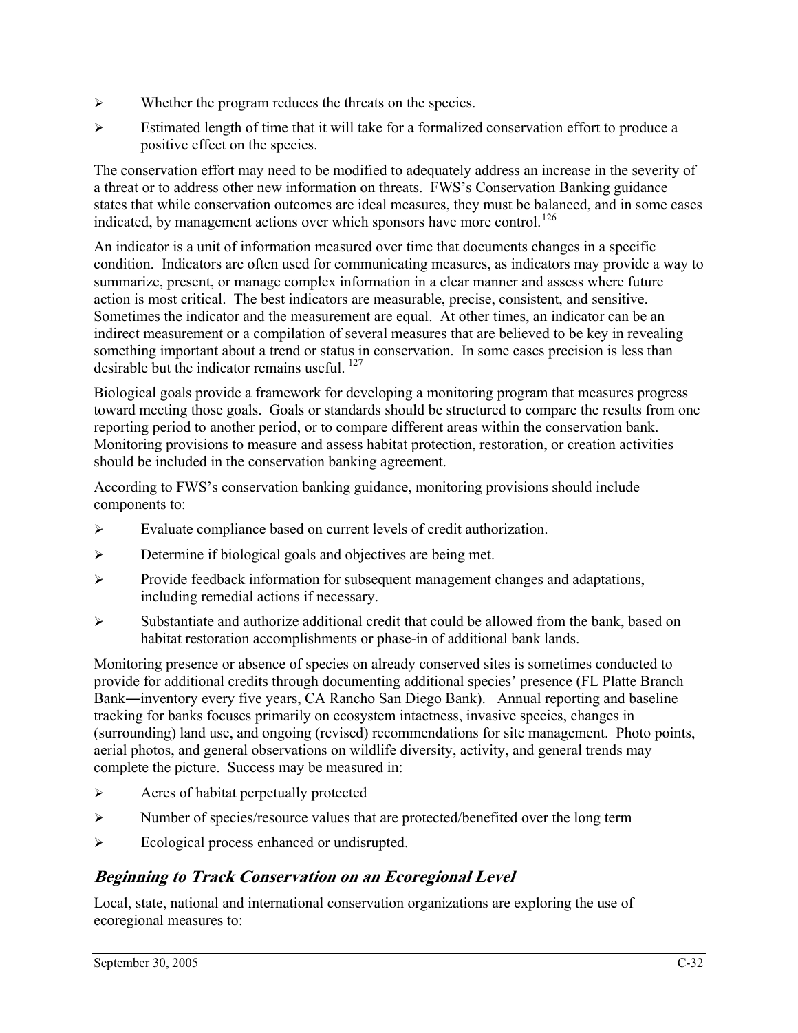- Whether the program reduces the threats on the species.
- Estimated length of time that it will take for a formalized conservation effort to produce a positive effect on the species.

The conservation effort may need to be modified to adequately address an increase in the severity of a threat or to address other new information on threats. FWS's Conservation Banking guidance states that while conservation outcomes are ideal measures, they must be balanced, and in some cases indicated, by management actions over which sponsors have more control.[126]

An indicator is a unit of information measured over time that documents changes in a specific condition. Indicators are often used for communicating measures, as indicators may provide a way to summarize, present, or manage complex information in a clear manner and assess where future action is most critical. The best indicators are measurable, precise, consistent, and sensitive. Sometimes the indicator and the measurement are equal. At other times, an indicator can be an indirect measurement or a compilation of several measures that are believed to be key in revealing something important about a trend or status in conservation. In some cases precision is less than desirable but the indicator remains useful.[127]

Biological goals provide a framework for developing a monitoring program that measures progress toward meeting those goals. Goals or standards should be structured to compare the results from one reporting period to another period, or to compare different areas within the conservation bank. Monitoring provisions to measure and assess habitat protection, restoration, or creation activities should be included in the conservation banking agreement.

According to FWS's conservation banking guidance, monitoring provisions should include components to:

- Evaluate compliance based on current levels of credit authorization.
- Determine if biological goals and objectives are being met.
- Provide feedback information for subsequent management changes and adaptations, including remedial actions if necessary.
- Substantiate and authorize additional credit that could be allowed from the bank, based on habitat restoration accomplishments or phase-in of additional bank lands.

Monitoring presence or absence of species on already conserved sites is sometimes conducted to provide for additional credits through documenting additional species' presence (FL Platte Branch Bank―inventory every five years, CA Rancho San Diego Bank). Annual reporting and baseline tracking for banks focuses primarily on ecosystem intactness, invasive species, changes in (surrounding) land use, and ongoing (revised) recommendations for site management. Photo points, aerial photos, and general observations on wildlife diversity, activity, and general trends may complete the picture. Success may be measured in:

- Acres of habitat perpetually protected
- Number of species/resource values that are protected/benefited over the long term
- Ecological process enhanced or undisrupted.

## *Beginning to Track Conservation on an Ecoregional Level*

Local, state, national and international conservation organizations are exploring the use of ecoregional measures to: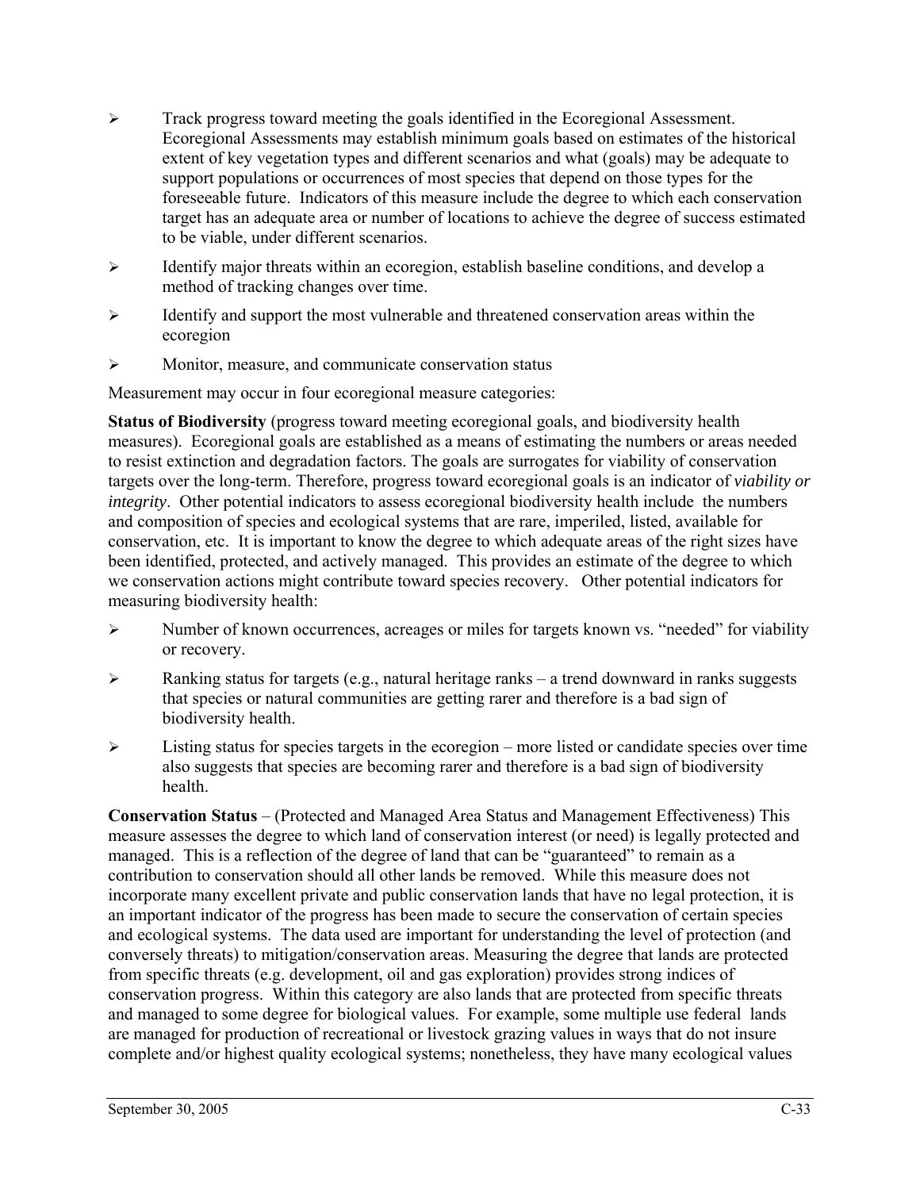- Track progress toward meeting the goals identified in the Ecoregional Assessment. Ecoregional Assessments may establish minimum goals based on estimates of the historical extent of key vegetation types and different scenarios and what (goals) may be adequate to support populations or occurrences of most species that depend on those types for the foreseeable future. Indicators of this measure include the degree to which each conservation target has an adequate area or number of locations to achieve the degree of success estimated to be viable, under different scenarios.
- Identify major threats within an ecoregion, establish baseline conditions, and develop a method of tracking changes over time.
- Identify and support the most vulnerable and threatened conservation areas within the ecoregion
- Monitor, measure, and communicate conservation status

Measurement may occur in four ecoregional measure categories:

**Status of Biodiversity** (progress toward meeting ecoregional goals, and biodiversity health measures). Ecoregional goals are established as a means of estimating the numbers or areas needed to resist extinction and degradation factors. The goals are surrogates for viability of conservation targets over the long-term. Therefore, progress toward ecoregional goals is an indicator of *viability or integrity*. Other potential indicators to assess ecoregional biodiversity health include the numbers and composition of species and ecological systems that are rare, imperiled, listed, available for conservation, etc. It is important to know the degree to which adequate areas of the right sizes have been identified, protected, and actively managed. This provides an estimate of the degree to which we conservation actions might contribute toward species recovery. Other potential indicators for measuring biodiversity health:

- Number of known occurrences, acreages or miles for targets known vs. "needed" for viability or recovery.
- Ranking status for targets (e.g., natural heritage ranks – a trend downward in ranks suggests that species or natural communities are getting rarer and therefore is a bad sign of biodiversity health.
- Listing status for species targets in the ecoregion – more listed or candidate species over time also suggests that species are becoming rarer and therefore is a bad sign of biodiversity health.

**Conservation Status** – (Protected and Managed Area Status and Management Effectiveness) This measure assesses the degree to which land of conservation interest (or need) is legally protected and managed. This is a reflection of the degree of land that can be "guaranteed" to remain as a contribution to conservation should all other lands be removed. While this measure does not incorporate many excellent private and public conservation lands that have no legal protection, it is an important indicator of the progress has been made to secure the conservation of certain species and ecological systems. The data used are important for understanding the level of protection (and conversely threats) to mitigation/conservation areas. Measuring the degree that lands are protected from specific threats (e.g. development, oil and gas exploration) provides strong indices of conservation progress. Within this category are also lands that are protected from specific threats and managed to some degree for biological values. For example, some multiple use federal lands are managed for production of recreational or livestock grazing values in ways that do not insure complete and/or highest quality ecological systems; nonetheless, they have many ecological values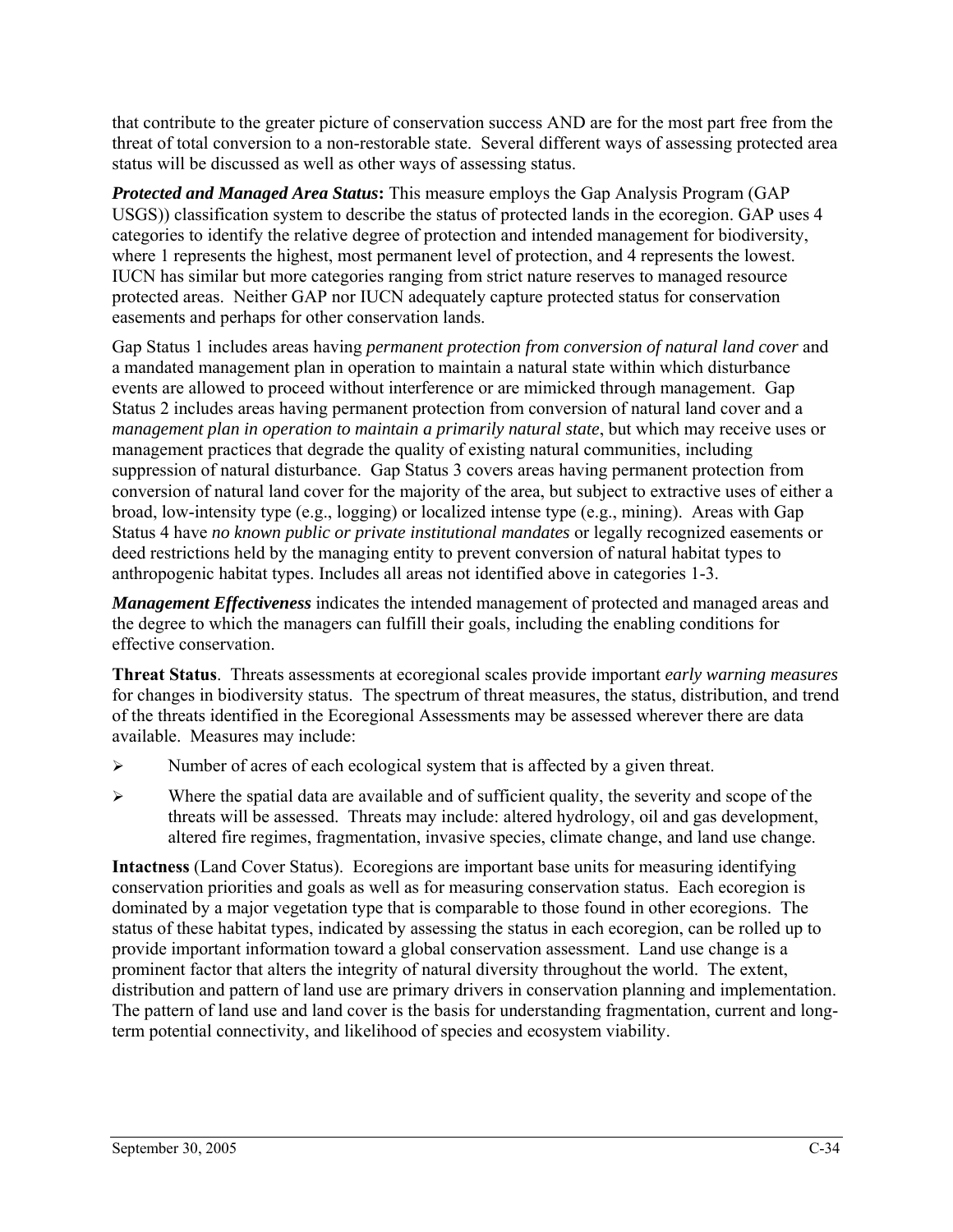that contribute to the greater picture of conservation success AND are for the most part free from the threat of total conversion to a non-restorable state. Several different ways of assessing protected area status will be discussed as well as other ways of assessing status.

***Protected and Managed Area Status*:** This measure employs the Gap Analysis Program (GAP USGS)) classification system to describe the status of protected lands in the ecoregion. GAP uses 4 categories to identify the relative degree of protection and intended management for biodiversity, where 1 represents the highest, most permanent level of protection, and 4 represents the lowest. IUCN has similar but more categories ranging from strict nature reserves to managed resource protected areas. Neither GAP nor IUCN adequately capture protected status for conservation easements and perhaps for other conservation lands.

Gap Status 1 includes areas having *permanent protection from conversion of natural land cover* and a mandated management plan in operation to maintain a natural state within which disturbance events are allowed to proceed without interference or are mimicked through management. Gap Status 2 includes areas having permanent protection from conversion of natural land cover and a *management plan in operation to maintain a primarily natural state*, but which may receive uses or management practices that degrade the quality of existing natural communities, including suppression of natural disturbance. Gap Status 3 covers areas having permanent protection from conversion of natural land cover for the majority of the area, but subject to extractive uses of either a broad, low-intensity type (e.g., logging) or localized intense type (e.g., mining). Areas with Gap Status 4 have *no known public or private institutional mandates* or legally recognized easements or deed restrictions held by the managing entity to prevent conversion of natural habitat types to anthropogenic habitat types. Includes all areas not identified above in categories 1-3.

***Management Effectiveness*** indicates the intended management of protected and managed areas and the degree to which the managers can fulfill their goals, including the enabling conditions for effective conservation.

**Threat Status**. Threats assessments at ecoregional scales provide important *early warning measures* for changes in biodiversity status. The spectrum of threat measures, the status, distribution, and trend of the threats identified in the Ecoregional Assessments may be assessed wherever there are data available. Measures may include:

- Number of acres of each ecological system that is affected by a given threat.
- Where the spatial data are available and of sufficient quality, the severity and scope of the threats will be assessed. Threats may include: altered hydrology, oil and gas development, altered fire regimes, fragmentation, invasive species, climate change, and land use change.

**Intactness** (Land Cover Status). Ecoregions are important base units for measuring identifying conservation priorities and goals as well as for measuring conservation status. Each ecoregion is dominated by a major vegetation type that is comparable to those found in other ecoregions. The status of these habitat types, indicated by assessing the status in each ecoregion, can be rolled up to provide important information toward a global conservation assessment. Land use change is a prominent factor that alters the integrity of natural diversity throughout the world. The extent, distribution and pattern of land use are primary drivers in conservation planning and implementation. The pattern of land use and land cover is the basis for understanding fragmentation, current and long-term potential connectivity, and likelihood of species and ecosystem viability.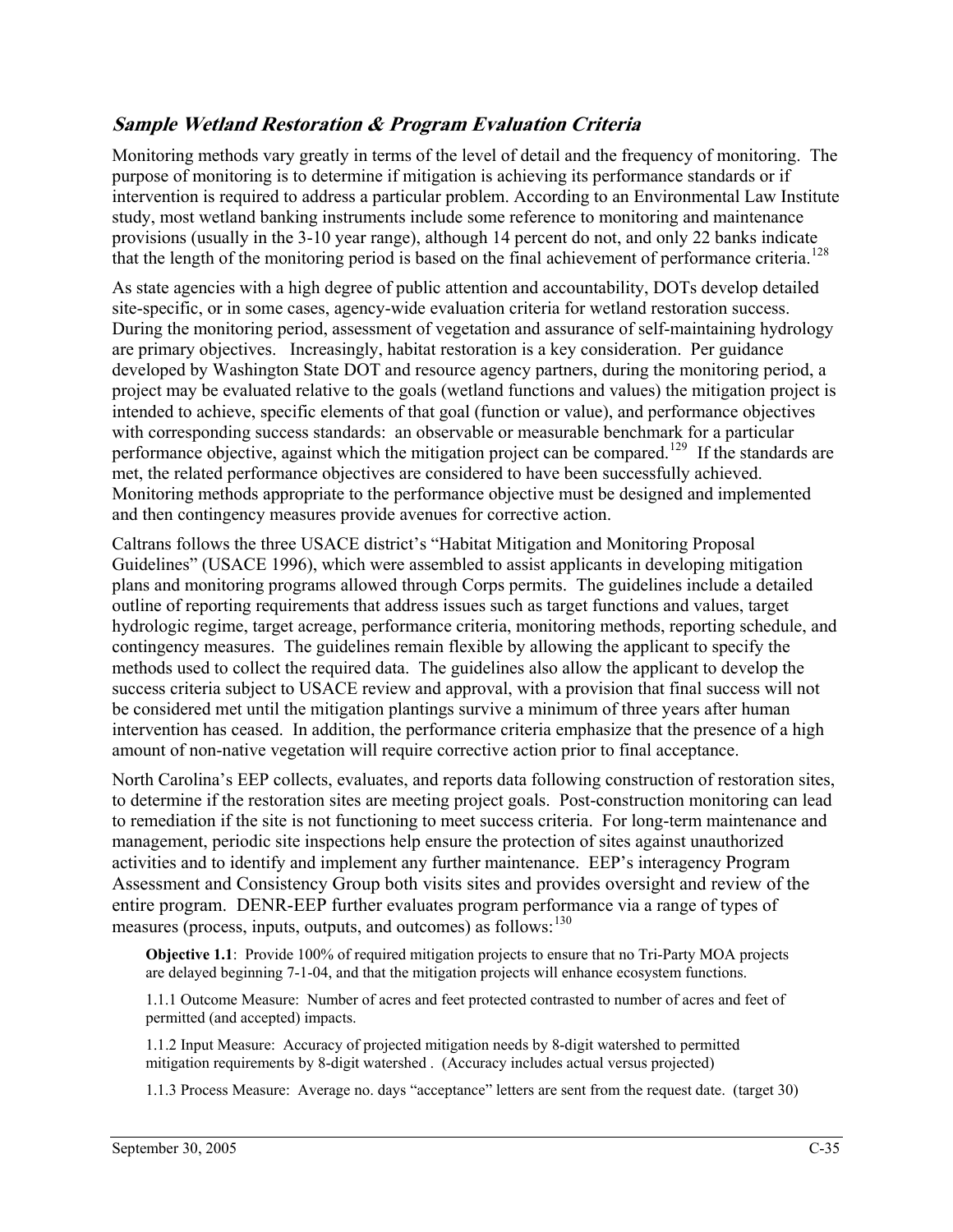## ***Sample Wetland Restoration & Program Evaluation Criteria***

Monitoring methods vary greatly in terms of the level of detail and the frequency of monitoring. The purpose of monitoring is to determine if mitigation is achieving its performance standards or if intervention is required to address a particular problem. According to an Environmental Law Institute study, most wetland banking instruments include some reference to monitoring and maintenance provisions (usually in the 3-10 year range), although 14 percent do not, and only 22 banks indicate that the length of the monitoring period is based on the final achievement of performance criteria.[128]

As state agencies with a high degree of public attention and accountability, DOTs develop detailed site-specific, or in some cases, agency-wide evaluation criteria for wetland restoration success. During the monitoring period, assessment of vegetation and assurance of self-maintaining hydrology are primary objectives. Increasingly, habitat restoration is a key consideration. Per guidance developed by Washington State DOT and resource agency partners, during the monitoring period, a project may be evaluated relative to the goals (wetland functions and values) the mitigation project is intended to achieve, specific elements of that goal (function or value), and performance objectives with corresponding success standards: an observable or measurable benchmark for a particular performance objective, against which the mitigation project can be compared.[129] If the standards are met, the related performance objectives are considered to have been successfully achieved. Monitoring methods appropriate to the performance objective must be designed and implemented and then contingency measures provide avenues for corrective action.

Caltrans follows the three USACE district's "Habitat Mitigation and Monitoring Proposal Guidelines" (USACE 1996), which were assembled to assist applicants in developing mitigation plans and monitoring programs allowed through Corps permits. The guidelines include a detailed outline of reporting requirements that address issues such as target functions and values, target hydrologic regime, target acreage, performance criteria, monitoring methods, reporting schedule, and contingency measures. The guidelines remain flexible by allowing the applicant to specify the methods used to collect the required data. The guidelines also allow the applicant to develop the success criteria subject to USACE review and approval, with a provision that final success will not be considered met until the mitigation plantings survive a minimum of three years after human intervention has ceased. In addition, the performance criteria emphasize that the presence of a high amount of non-native vegetation will require corrective action prior to final acceptance.

North Carolina's EEP collects, evaluates, and reports data following construction of restoration sites, to determine if the restoration sites are meeting project goals. Post-construction monitoring can lead to remediation if the site is not functioning to meet success criteria. For long-term maintenance and management, periodic site inspections help ensure the protection of sites against unauthorized activities and to identify and implement any further maintenance. EEP's interagency Program Assessment and Consistency Group both visits sites and provides oversight and review of the entire program. DENR-EEP further evaluates program performance via a range of types of measures (process, inputs, outputs, and outcomes) as follows:[130]

> **Objective 1.1**: Provide 100% of required mitigation projects to ensure that no Tri-Party MOA projects are delayed beginning 7-1-04, and that the mitigation projects will enhance ecosystem functions.
>
> 1.1.1 Outcome Measure: Number of acres and feet protected contrasted to number of acres and feet of permitted (and accepted) impacts.
>
> 1.1.2 Input Measure: Accuracy of projected mitigation needs by 8-digit watershed to permitted mitigation requirements by 8-digit watershed . (Accuracy includes actual versus projected)
>
> 1.1.3 Process Measure: Average no. days "acceptance" letters are sent from the request date. (target 30)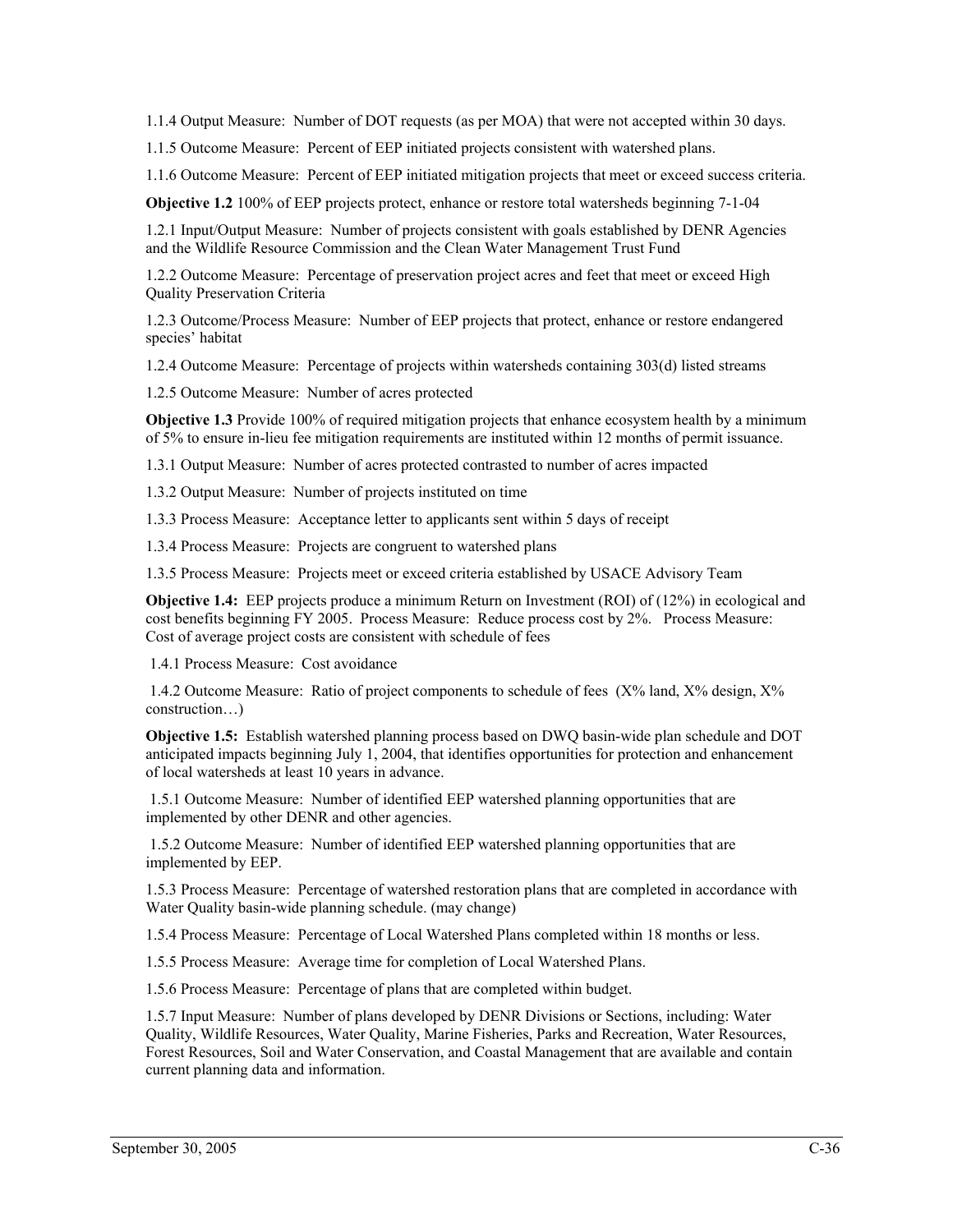1.1.4 Output Measure: Number of DOT requests (as per MOA) that were not accepted within 30 days.

1.1.5 Outcome Measure: Percent of EEP initiated projects consistent with watershed plans.

1.1.6 Outcome Measure: Percent of EEP initiated mitigation projects that meet or exceed success criteria.

**Objective 1.2** 100% of EEP projects protect, enhance or restore total watersheds beginning 7-1-04

1.2.1 Input/Output Measure: Number of projects consistent with goals established by DENR Agencies and the Wildlife Resource Commission and the Clean Water Management Trust Fund

1.2.2 Outcome Measure: Percentage of preservation project acres and feet that meet or exceed High Quality Preservation Criteria

1.2.3 Outcome/Process Measure: Number of EEP projects that protect, enhance or restore endangered species' habitat

1.2.4 Outcome Measure: Percentage of projects within watersheds containing 303(d) listed streams

1.2.5 Outcome Measure: Number of acres protected

**Objective 1.3** Provide 100% of required mitigation projects that enhance ecosystem health by a minimum of 5% to ensure in-lieu fee mitigation requirements are instituted within 12 months of permit issuance.

1.3.1 Output Measure: Number of acres protected contrasted to number of acres impacted

1.3.2 Output Measure: Number of projects instituted on time

1.3.3 Process Measure: Acceptance letter to applicants sent within 5 days of receipt

1.3.4 Process Measure: Projects are congruent to watershed plans

1.3.5 Process Measure: Projects meet or exceed criteria established by USACE Advisory Team

**Objective 1.4:** EEP projects produce a minimum Return on Investment (ROI) of (12%) in ecological and cost benefits beginning FY 2005. Process Measure: Reduce process cost by 2%. Process Measure: Cost of average project costs are consistent with schedule of fees

1.4.1 Process Measure: Cost avoidance

1.4.2 Outcome Measure: Ratio of project components to schedule of fees (X% land, X% design, X% construction…)

**Objective 1.5:** Establish watershed planning process based on DWQ basin-wide plan schedule and DOT anticipated impacts beginning July 1, 2004, that identifies opportunities for protection and enhancement of local watersheds at least 10 years in advance.

1.5.1 Outcome Measure: Number of identified EEP watershed planning opportunities that are implemented by other DENR and other agencies.

1.5.2 Outcome Measure: Number of identified EEP watershed planning opportunities that are implemented by EEP.

1.5.3 Process Measure: Percentage of watershed restoration plans that are completed in accordance with Water Quality basin-wide planning schedule. (may change)

1.5.4 Process Measure: Percentage of Local Watershed Plans completed within 18 months or less.

1.5.5 Process Measure: Average time for completion of Local Watershed Plans.

1.5.6 Process Measure: Percentage of plans that are completed within budget.

1.5.7 Input Measure: Number of plans developed by DENR Divisions or Sections, including: Water Quality, Wildlife Resources, Water Quality, Marine Fisheries, Parks and Recreation, Water Resources, Forest Resources, Soil and Water Conservation, and Coastal Management that are available and contain current planning data and information.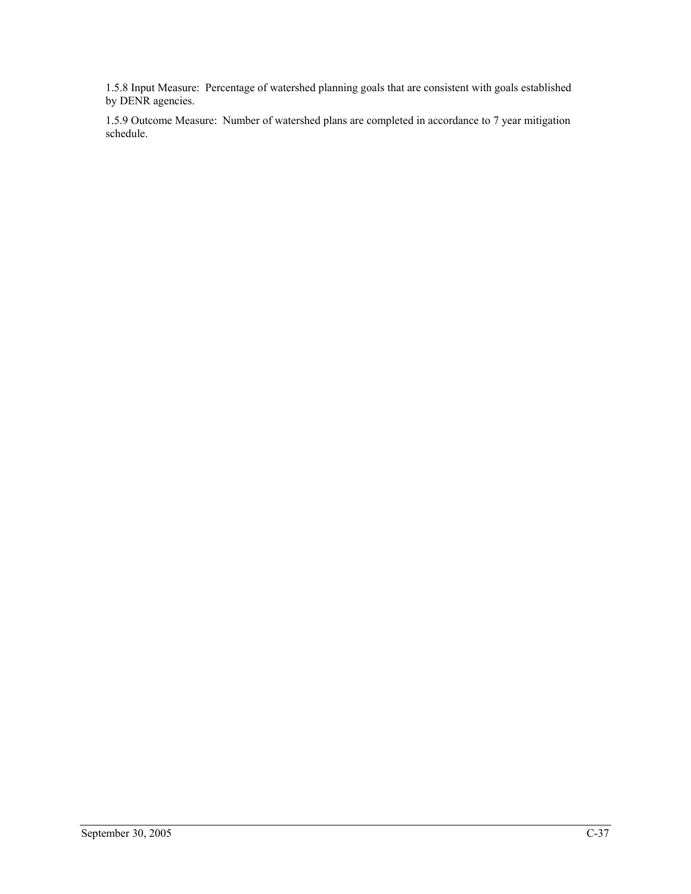1.5.8 Input Measure: Percentage of watershed planning goals that are consistent with goals established by DENR agencies.

1.5.9 Outcome Measure: Number of watershed plans are completed in accordance to 7 year mitigation schedule.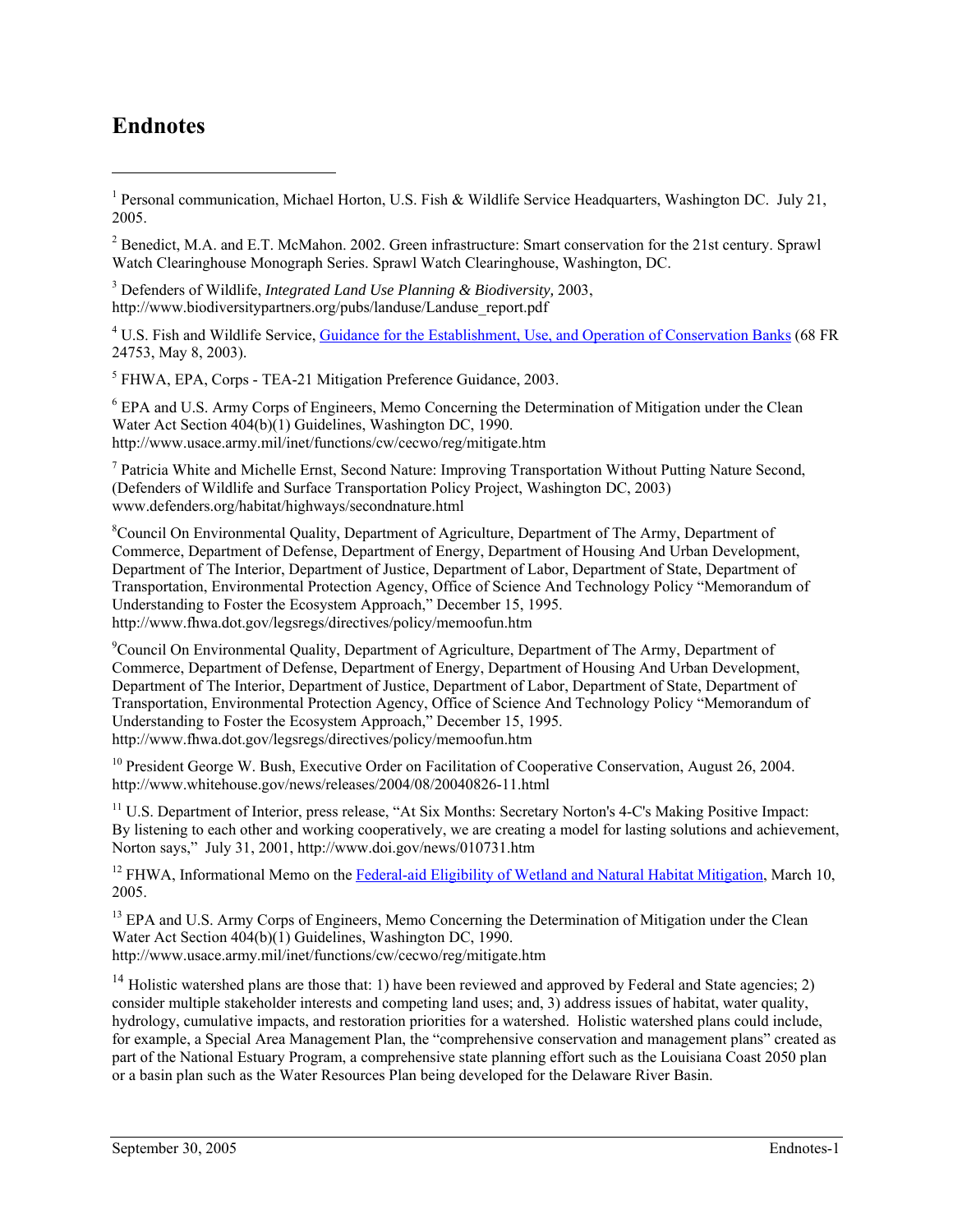# Endnotes

[1] Personal communication, Michael Horton, U.S. Fish & Wildlife Service Headquarters, Washington DC. July 21, 2005.

[2] Benedict, M.A. and E.T. McMahon. 2002. Green infrastructure: Smart conservation for the 21st century. Sprawl Watch Clearinghouse Monograph Series. Sprawl Watch Clearinghouse, Washington, DC.

[3] Defenders of Wildlife, *Integrated Land Use Planning & Biodiversity,* 2003, http://www.biodiversitypartners.org/pubs/landuse/Landuse_report.pdf

[4] U.S. Fish and Wildlife Service, Guidance for the Establishment, Use, and Operation of Conservation Banks (68 FR 24753, May 8, 2003).

[5] FHWA, EPA, Corps - TEA-21 Mitigation Preference Guidance, 2003.

[6] EPA and U.S. Army Corps of Engineers, Memo Concerning the Determination of Mitigation under the Clean Water Act Section 404(b)(1) Guidelines, Washington DC, 1990. http://www.usace.army.mil/inet/functions/cw/cecwo/reg/mitigate.htm

[7] Patricia White and Michelle Ernst, Second Nature: Improving Transportation Without Putting Nature Second, (Defenders of Wildlife and Surface Transportation Policy Project, Washington DC, 2003) www.defenders.org/habitat/highways/secondnature.html

[8] Council On Environmental Quality, Department of Agriculture, Department of The Army, Department of Commerce, Department of Defense, Department of Energy, Department of Housing And Urban Development, Department of The Interior, Department of Justice, Department of Labor, Department of State, Department of Transportation, Environmental Protection Agency, Office of Science And Technology Policy "Memorandum of Understanding to Foster the Ecosystem Approach," December 15, 1995. http://www.fhwa.dot.gov/legsregs/directives/policy/memoofun.htm

[9] Council On Environmental Quality, Department of Agriculture, Department of The Army, Department of Commerce, Department of Defense, Department of Energy, Department of Housing And Urban Development, Department of The Interior, Department of Justice, Department of Labor, Department of State, Department of Transportation, Environmental Protection Agency, Office of Science And Technology Policy "Memorandum of Understanding to Foster the Ecosystem Approach," December 15, 1995. http://www.fhwa.dot.gov/legsregs/directives/policy/memoofun.htm

[10] President George W. Bush, Executive Order on Facilitation of Cooperative Conservation, August 26, 2004. http://www.whitehouse.gov/news/releases/2004/08/20040826-11.html

[11] U.S. Department of Interior, press release, "At Six Months: Secretary Norton's 4-C's Making Positive Impact: By listening to each other and working cooperatively, we are creating a model for lasting solutions and achievement, Norton says," July 31, 2001, http://www.doi.gov/news/010731.htm

[12] FHWA, Informational Memo on the Federal-aid Eligibility of Wetland and Natural Habitat Mitigation, March 10, 2005.

[13] EPA and U.S. Army Corps of Engineers, Memo Concerning the Determination of Mitigation under the Clean Water Act Section 404(b)(1) Guidelines, Washington DC, 1990. http://www.usace.army.mil/inet/functions/cw/cecwo/reg/mitigate.htm

[14] Holistic watershed plans are those that: 1) have been reviewed and approved by Federal and State agencies; 2) consider multiple stakeholder interests and competing land uses; and, 3) address issues of habitat, water quality, hydrology, cumulative impacts, and restoration priorities for a watershed. Holistic watershed plans could include, for example, a Special Area Management Plan, the "comprehensive conservation and management plans" created as part of the National Estuary Program, a comprehensive state planning effort such as the Louisiana Coast 2050 plan or a basin plan such as the Water Resources Plan being developed for the Delaware River Basin.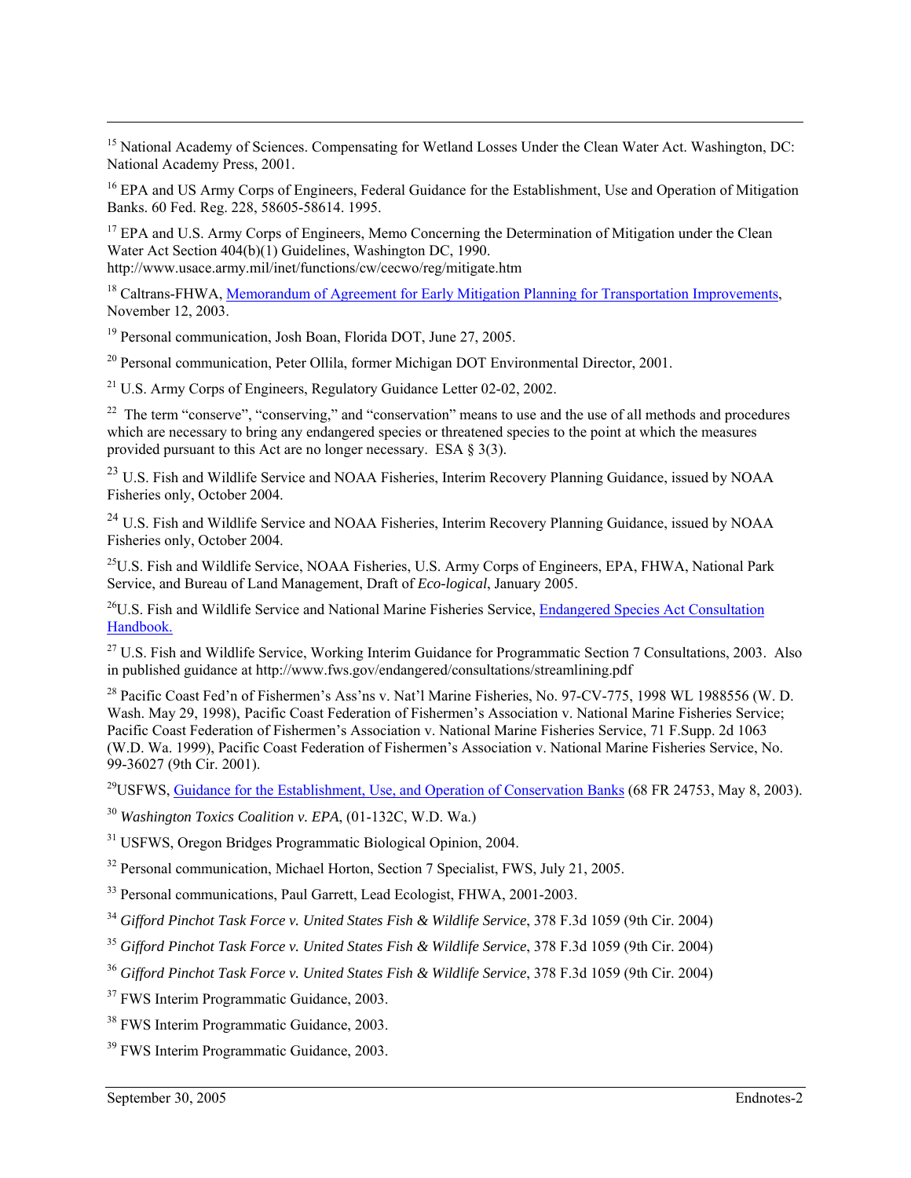[15] National Academy of Sciences. Compensating for Wetland Losses Under the Clean Water Act. Washington, DC: National Academy Press, 2001.

[16] EPA and US Army Corps of Engineers, Federal Guidance for the Establishment, Use and Operation of Mitigation Banks. 60 Fed. Reg. 228, 58605-58614. 1995.

[17] EPA and U.S. Army Corps of Engineers, Memo Concerning the Determination of Mitigation under the Clean Water Act Section 404(b)(1) Guidelines, Washington DC, 1990. http://www.usace.army.mil/inet/functions/cw/cecwo/reg/mitigate.htm

[18] Caltrans-FHWA, Memorandum of Agreement for Early Mitigation Planning for Transportation Improvements, November 12, 2003.

[19] Personal communication, Josh Boan, Florida DOT, June 27, 2005.

[20] Personal communication, Peter Ollila, former Michigan DOT Environmental Director, 2001.

[21] U.S. Army Corps of Engineers, Regulatory Guidance Letter 02-02, 2002.

[22] The term "conserve", "conserving," and "conservation" means to use and the use of all methods and procedures which are necessary to bring any endangered species or threatened species to the point at which the measures provided pursuant to this Act are no longer necessary. ESA § 3(3).

[23] U.S. Fish and Wildlife Service and NOAA Fisheries, Interim Recovery Planning Guidance, issued by NOAA Fisheries only, October 2004.

[24] U.S. Fish and Wildlife Service and NOAA Fisheries, Interim Recovery Planning Guidance, issued by NOAA Fisheries only, October 2004.

[25] U.S. Fish and Wildlife Service, NOAA Fisheries, U.S. Army Corps of Engineers, EPA, FHWA, National Park Service, and Bureau of Land Management, Draft of *Eco-logical*, January 2005.

[26] U.S. Fish and Wildlife Service and National Marine Fisheries Service, Endangered Species Act Consultation Handbook.

[27] U.S. Fish and Wildlife Service, Working Interim Guidance for Programmatic Section 7 Consultations, 2003. Also in published guidance at http://www.fws.gov/endangered/consultations/streamlining.pdf

[28] Pacific Coast Fed'n of Fishermen's Ass'ns v. Nat'l Marine Fisheries, No. 97-CV-775, 1998 WL 1988556 (W. D. Wash. May 29, 1998), Pacific Coast Federation of Fishermen's Association v. National Marine Fisheries Service; Pacific Coast Federation of Fishermen's Association v. National Marine Fisheries Service, 71 F.Supp. 2d 1063 (W.D. Wa. 1999), Pacific Coast Federation of Fishermen's Association v. National Marine Fisheries Service, No. 99-36027 (9th Cir. 2001).

[29] USFWS, Guidance for the Establishment, Use, and Operation of Conservation Banks (68 FR 24753, May 8, 2003).

[30] *Washington Toxics Coalition v. EPA*, (01-132C, W.D. Wa.)

[31] USFWS, Oregon Bridges Programmatic Biological Opinion, 2004.

[32] Personal communication, Michael Horton, Section 7 Specialist, FWS, July 21, 2005.

[33] Personal communications, Paul Garrett, Lead Ecologist, FHWA, 2001-2003.

[34] *Gifford Pinchot Task Force v. United States Fish & Wildlife Service*, 378 F.3d 1059 (9th Cir. 2004)

[35] *Gifford Pinchot Task Force v. United States Fish & Wildlife Service*, 378 F.3d 1059 (9th Cir. 2004)

[36] *Gifford Pinchot Task Force v. United States Fish & Wildlife Service*, 378 F.3d 1059 (9th Cir. 2004)

[37] FWS Interim Programmatic Guidance, 2003.

[38] FWS Interim Programmatic Guidance, 2003.

[39] FWS Interim Programmatic Guidance, 2003.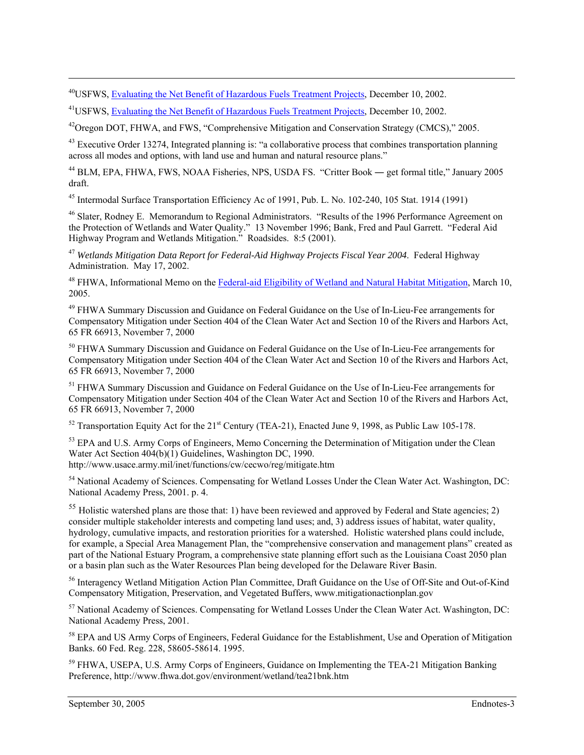[40]USFWS, Evaluating the Net Benefit of Hazardous Fuels Treatment Projects, December 10, 2002.

[41]USFWS, Evaluating the Net Benefit of Hazardous Fuels Treatment Projects, December 10, 2002.

[42]Oregon DOT, FHWA, and FWS, "Comprehensive Mitigation and Conservation Strategy (CMCS)," 2005.

[43] Executive Order 13274, Integrated planning is: "a collaborative process that combines transportation planning across all modes and options, with land use and human and natural resource plans."

[44] BLM, EPA, FHWA, FWS, NOAA Fisheries, NPS, USDA FS. "Critter Book ― get formal title," January 2005 draft.

[45] Intermodal Surface Transportation Efficiency Ac of 1991, Pub. L. No. 102-240, 105 Stat. 1914 (1991)

[46] Slater, Rodney E. Memorandum to Regional Administrators. "Results of the 1996 Performance Agreement on the Protection of Wetlands and Water Quality." 13 November 1996; Bank, Fred and Paul Garrett. "Federal Aid Highway Program and Wetlands Mitigation." Roadsides. 8:5 (2001).

[47] *Wetlands Mitigation Data Report for Federal-Aid Highway Projects Fiscal Year 2004*. Federal Highway Administration. May 17, 2002.

[48] FHWA, Informational Memo on the Federal-aid Eligibility of Wetland and Natural Habitat Mitigation, March 10, 2005.

[49] FHWA Summary Discussion and Guidance on Federal Guidance on the Use of In-Lieu-Fee arrangements for Compensatory Mitigation under Section 404 of the Clean Water Act and Section 10 of the Rivers and Harbors Act, 65 FR 66913, November 7, 2000

[50] FHWA Summary Discussion and Guidance on Federal Guidance on the Use of In-Lieu-Fee arrangements for Compensatory Mitigation under Section 404 of the Clean Water Act and Section 10 of the Rivers and Harbors Act, 65 FR 66913, November 7, 2000

[51] FHWA Summary Discussion and Guidance on Federal Guidance on the Use of In-Lieu-Fee arrangements for Compensatory Mitigation under Section 404 of the Clean Water Act and Section 10 of the Rivers and Harbors Act, 65 FR 66913, November 7, 2000

[52] Transportation Equity Act for the 21st Century (TEA-21), Enacted June 9, 1998, as Public Law 105-178.

[53] EPA and U.S. Army Corps of Engineers, Memo Concerning the Determination of Mitigation under the Clean Water Act Section 404(b)(1) Guidelines, Washington DC, 1990. http://www.usace.army.mil/inet/functions/cw/cecwo/reg/mitigate.htm

[54] National Academy of Sciences. Compensating for Wetland Losses Under the Clean Water Act. Washington, DC: National Academy Press, 2001. p. 4.

[55] Holistic watershed plans are those that: 1) have been reviewed and approved by Federal and State agencies; 2) consider multiple stakeholder interests and competing land uses; and, 3) address issues of habitat, water quality, hydrology, cumulative impacts, and restoration priorities for a watershed. Holistic watershed plans could include, for example, a Special Area Management Plan, the "comprehensive conservation and management plans" created as part of the National Estuary Program, a comprehensive state planning effort such as the Louisiana Coast 2050 plan or a basin plan such as the Water Resources Plan being developed for the Delaware River Basin.

[56] Interagency Wetland Mitigation Action Plan Committee, Draft Guidance on the Use of Off-Site and Out-of-Kind Compensatory Mitigation, Preservation, and Vegetated Buffers, www.mitigationactionplan.gov

[57] National Academy of Sciences. Compensating for Wetland Losses Under the Clean Water Act. Washington, DC: National Academy Press, 2001.

[58] EPA and US Army Corps of Engineers, Federal Guidance for the Establishment, Use and Operation of Mitigation Banks. 60 Fed. Reg. 228, 58605-58614. 1995.

[59] FHWA, USEPA, U.S. Army Corps of Engineers, Guidance on Implementing the TEA-21 Mitigation Banking Preference, http://www.fhwa.dot.gov/environment/wetland/tea21bnk.htm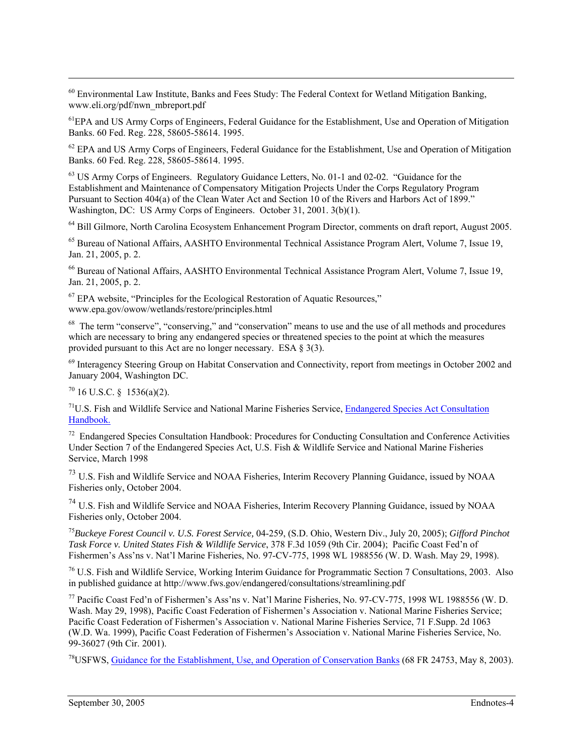[60] Environmental Law Institute, Banks and Fees Study: The Federal Context for Wetland Mitigation Banking, www.eli.org/pdf/nwn_mbreport.pdf

[61]EPA and US Army Corps of Engineers, Federal Guidance for the Establishment, Use and Operation of Mitigation Banks. 60 Fed. Reg. 228, 58605-58614. 1995.

[62] EPA and US Army Corps of Engineers, Federal Guidance for the Establishment, Use and Operation of Mitigation Banks. 60 Fed. Reg. 228, 58605-58614. 1995.

[63] US Army Corps of Engineers. Regulatory Guidance Letters, No. 01-1 and 02-02. "Guidance for the Establishment and Maintenance of Compensatory Mitigation Projects Under the Corps Regulatory Program Pursuant to Section 404(a) of the Clean Water Act and Section 10 of the Rivers and Harbors Act of 1899." Washington, DC: US Army Corps of Engineers. October 31, 2001. 3(b)(1).

[64] Bill Gilmore, North Carolina Ecosystem Enhancement Program Director, comments on draft report, August 2005.

[65] Bureau of National Affairs, AASHTO Environmental Technical Assistance Program Alert, Volume 7, Issue 19, Jan. 21, 2005, p. 2.

[66] Bureau of National Affairs, AASHTO Environmental Technical Assistance Program Alert, Volume 7, Issue 19, Jan. 21, 2005, p. 2.

[67] EPA website, "Principles for the Ecological Restoration of Aquatic Resources," www.epa.gov/owow/wetlands/restore/principles.html

[68] The term "conserve", "conserving," and "conservation" means to use and the use of all methods and procedures which are necessary to bring any endangered species or threatened species to the point at which the measures provided pursuant to this Act are no longer necessary. ESA § 3(3).

[69] Interagency Steering Group on Habitat Conservation and Connectivity, report from meetings in October 2002 and January 2004, Washington DC.

[70] 16 U.S.C. § 1536(a)(2).

[71]U.S. Fish and Wildlife Service and National Marine Fisheries Service, Endangered Species Act Consultation Handbook.

[72] Endangered Species Consultation Handbook: Procedures for Conducting Consultation and Conference Activities Under Section 7 of the Endangered Species Act, U.S. Fish & Wildlife Service and National Marine Fisheries Service, March 1998

[73] U.S. Fish and Wildlife Service and NOAA Fisheries, Interim Recovery Planning Guidance, issued by NOAA Fisheries only, October 2004.

[74] U.S. Fish and Wildlife Service and NOAA Fisheries, Interim Recovery Planning Guidance, issued by NOAA Fisheries only, October 2004.

[75]*Buckeye Forest Council v. U.S. Forest Service,* 04-259, (S.D. Ohio, Western Div., July 20, 2005); *Gifford Pinchot Task Force v. United States Fish & Wildlife Service*, 378 F.3d 1059 (9th Cir. 2004); Pacific Coast Fed'n of Fishermen's Ass'ns v. Nat'l Marine Fisheries, No. 97-CV-775, 1998 WL 1988556 (W. D. Wash. May 29, 1998).

[76] U.S. Fish and Wildlife Service, Working Interim Guidance for Programmatic Section 7 Consultations, 2003. Also in published guidance at http://www.fws.gov/endangered/consultations/streamlining.pdf

[77] Pacific Coast Fed'n of Fishermen's Ass'ns v. Nat'l Marine Fisheries, No. 97-CV-775, 1998 WL 1988556 (W. D. Wash. May 29, 1998), Pacific Coast Federation of Fishermen's Association v. National Marine Fisheries Service; Pacific Coast Federation of Fishermen's Association v. National Marine Fisheries Service, 71 F.Supp. 2d 1063 (W.D. Wa. 1999), Pacific Coast Federation of Fishermen's Association v. National Marine Fisheries Service, No. 99-36027 (9th Cir. 2001).

[78]USFWS, Guidance for the Establishment, Use, and Operation of Conservation Banks (68 FR 24753, May 8, 2003).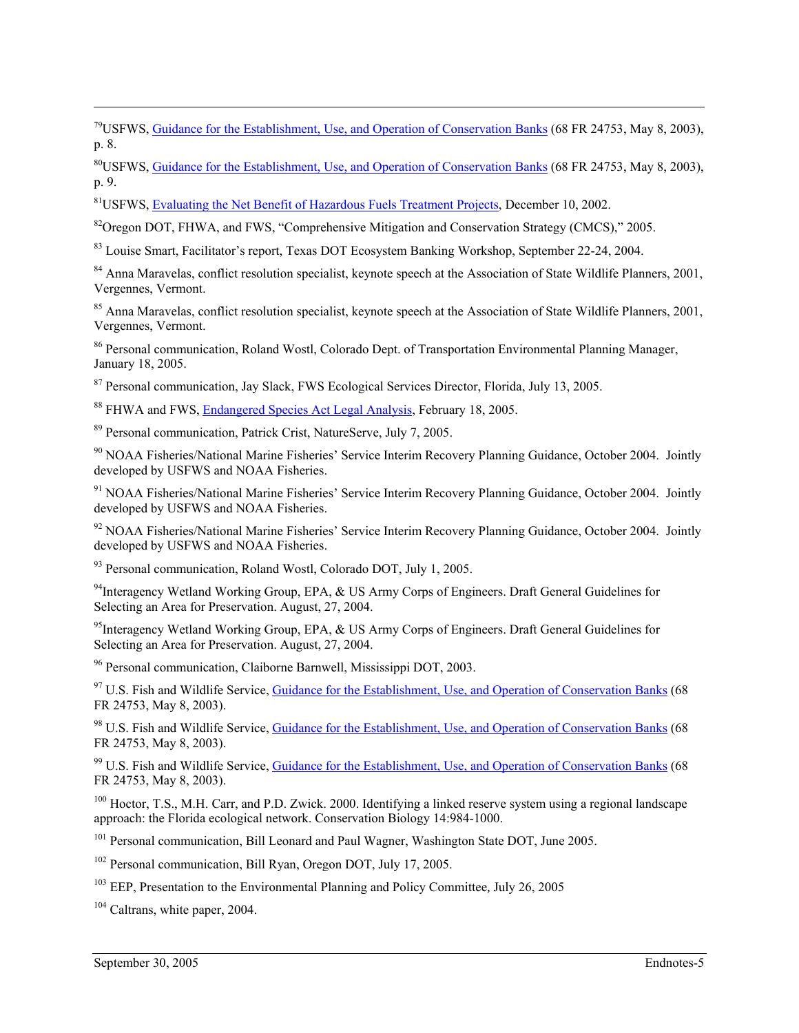[79]USFWS, Guidance for the Establishment, Use, and Operation of Conservation Banks (68 FR 24753, May 8, 2003), p. 8.

[80]USFWS, Guidance for the Establishment, Use, and Operation of Conservation Banks (68 FR 24753, May 8, 2003), p. 9.

[81]USFWS, Evaluating the Net Benefit of Hazardous Fuels Treatment Projects, December 10, 2002.

[82]Oregon DOT, FHWA, and FWS, "Comprehensive Mitigation and Conservation Strategy (CMCS)," 2005.

[83] Louise Smart, Facilitator's report, Texas DOT Ecosystem Banking Workshop, September 22-24, 2004.

[84] Anna Maravelas, conflict resolution specialist, keynote speech at the Association of State Wildlife Planners, 2001, Vergennes, Vermont.

[85] Anna Maravelas, conflict resolution specialist, keynote speech at the Association of State Wildlife Planners, 2001, Vergennes, Vermont.

[86] Personal communication, Roland Wostl, Colorado Dept. of Transportation Environmental Planning Manager, January 18, 2005.

[87] Personal communication, Jay Slack, FWS Ecological Services Director, Florida, July 13, 2005.

[88] FHWA and FWS, Endangered Species Act Legal Analysis, February 18, 2005.

[89] Personal communication, Patrick Crist, NatureServe, July 7, 2005.

[90] NOAA Fisheries/National Marine Fisheries' Service Interim Recovery Planning Guidance, October 2004. Jointly developed by USFWS and NOAA Fisheries.

[91] NOAA Fisheries/National Marine Fisheries' Service Interim Recovery Planning Guidance, October 2004. Jointly developed by USFWS and NOAA Fisheries.

[92] NOAA Fisheries/National Marine Fisheries' Service Interim Recovery Planning Guidance, October 2004. Jointly developed by USFWS and NOAA Fisheries.

[93] Personal communication, Roland Wostl, Colorado DOT, July 1, 2005.

[94]Interagency Wetland Working Group, EPA, & US Army Corps of Engineers. Draft General Guidelines for Selecting an Area for Preservation. August, 27, 2004.

[95]Interagency Wetland Working Group, EPA, & US Army Corps of Engineers. Draft General Guidelines for Selecting an Area for Preservation. August, 27, 2004.

[96] Personal communication, Claiborne Barnwell, Mississippi DOT, 2003.

[97] U.S. Fish and Wildlife Service, Guidance for the Establishment, Use, and Operation of Conservation Banks (68 FR 24753, May 8, 2003).

[98] U.S. Fish and Wildlife Service, Guidance for the Establishment, Use, and Operation of Conservation Banks (68 FR 24753, May 8, 2003).

[99] U.S. Fish and Wildlife Service, Guidance for the Establishment, Use, and Operation of Conservation Banks (68 FR 24753, May 8, 2003).

[100] Hoctor, T.S., M.H. Carr, and P.D. Zwick. 2000. Identifying a linked reserve system using a regional landscape approach: the Florida ecological network. Conservation Biology 14:984-1000.

[101] Personal communication, Bill Leonard and Paul Wagner, Washington State DOT, June 2005.

[102] Personal communication, Bill Ryan, Oregon DOT, July 17, 2005.

[103] EEP, Presentation to the Environmental Planning and Policy Committee, July 26, 2005

[104] Caltrans, white paper, 2004.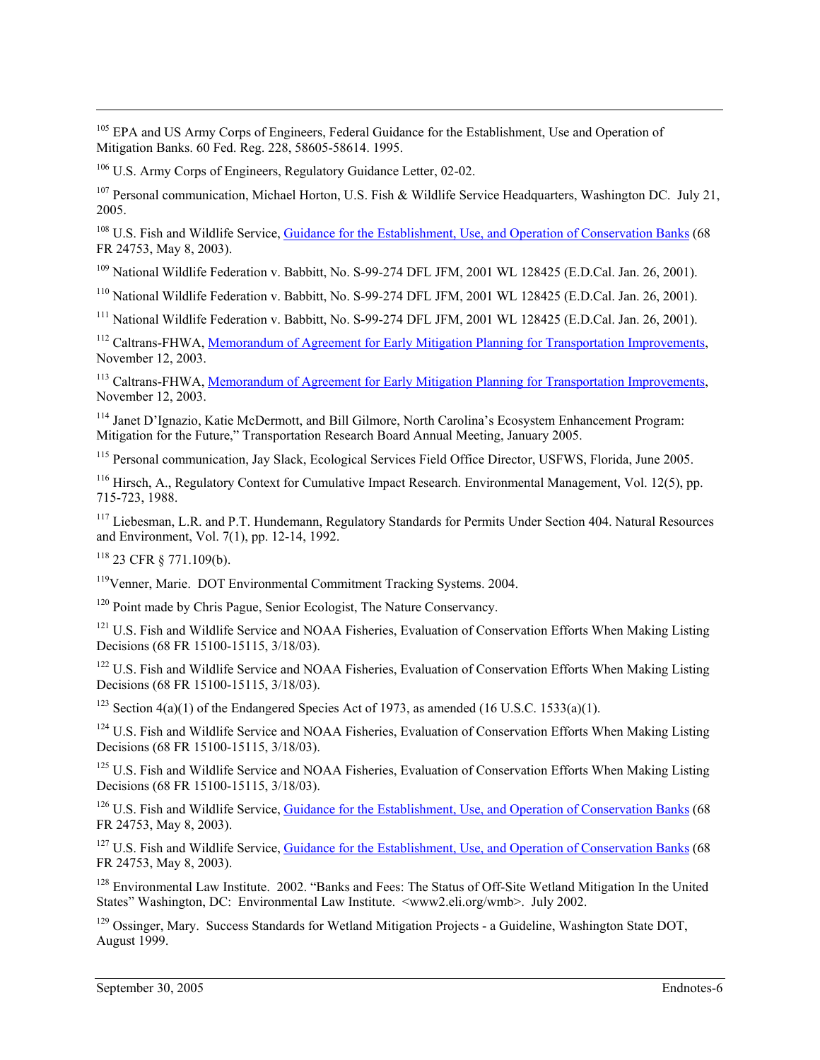[105] EPA and US Army Corps of Engineers, Federal Guidance for the Establishment, Use and Operation of Mitigation Banks. 60 Fed. Reg. 228, 58605-58614. 1995.

[106] U.S. Army Corps of Engineers, Regulatory Guidance Letter, 02-02.

[107] Personal communication, Michael Horton, U.S. Fish & Wildlife Service Headquarters, Washington DC. July 21, 2005.

[108] U.S. Fish and Wildlife Service, Guidance for the Establishment, Use, and Operation of Conservation Banks (68 FR 24753, May 8, 2003).

[109] National Wildlife Federation v. Babbitt, No. S-99-274 DFL JFM, 2001 WL 128425 (E.D.Cal. Jan. 26, 2001).

[110] National Wildlife Federation v. Babbitt, No. S-99-274 DFL JFM, 2001 WL 128425 (E.D.Cal. Jan. 26, 2001).

[111] National Wildlife Federation v. Babbitt, No. S-99-274 DFL JFM, 2001 WL 128425 (E.D.Cal. Jan. 26, 2001).

[112] Caltrans-FHWA, Memorandum of Agreement for Early Mitigation Planning for Transportation Improvements, November 12, 2003.

[113] Caltrans-FHWA, Memorandum of Agreement for Early Mitigation Planning for Transportation Improvements, November 12, 2003.

[114] Janet D'Ignazio, Katie McDermott, and Bill Gilmore, North Carolina's Ecosystem Enhancement Program: Mitigation for the Future," Transportation Research Board Annual Meeting, January 2005.

[115] Personal communication, Jay Slack, Ecological Services Field Office Director, USFWS, Florida, June 2005.

[116] Hirsch, A., Regulatory Context for Cumulative Impact Research. Environmental Management, Vol. 12(5), pp. 715-723, 1988.

[117] Liebesman, L.R. and P.T. Hundemann, Regulatory Standards for Permits Under Section 404. Natural Resources and Environment, Vol. 7(1), pp. 12-14, 1992.

[118] 23 CFR § 771.109(b).

[119] Venner, Marie. DOT Environmental Commitment Tracking Systems. 2004.

[120] Point made by Chris Pague, Senior Ecologist, The Nature Conservancy.

[121] U.S. Fish and Wildlife Service and NOAA Fisheries, Evaluation of Conservation Efforts When Making Listing Decisions (68 FR 15100-15115, 3/18/03).

[122] U.S. Fish and Wildlife Service and NOAA Fisheries, Evaluation of Conservation Efforts When Making Listing Decisions (68 FR 15100-15115, 3/18/03).

[123] Section 4(a)(1) of the Endangered Species Act of 1973, as amended (16 U.S.C. 1533(a)(1).

[124] U.S. Fish and Wildlife Service and NOAA Fisheries, Evaluation of Conservation Efforts When Making Listing Decisions (68 FR 15100-15115, 3/18/03).

[125] U.S. Fish and Wildlife Service and NOAA Fisheries, Evaluation of Conservation Efforts When Making Listing Decisions (68 FR 15100-15115, 3/18/03).

[126] U.S. Fish and Wildlife Service, Guidance for the Establishment, Use, and Operation of Conservation Banks (68 FR 24753, May 8, 2003).

[127] U.S. Fish and Wildlife Service, Guidance for the Establishment, Use, and Operation of Conservation Banks (68 FR 24753, May 8, 2003).

[128] Environmental Law Institute. 2002. "Banks and Fees: The Status of Off-Site Wetland Mitigation In the United States" Washington, DC: Environmental Law Institute. <www2.eli.org/wmb>. July 2002.

[129] Ossinger, Mary. Success Standards for Wetland Mitigation Projects - a Guideline, Washington State DOT, August 1999.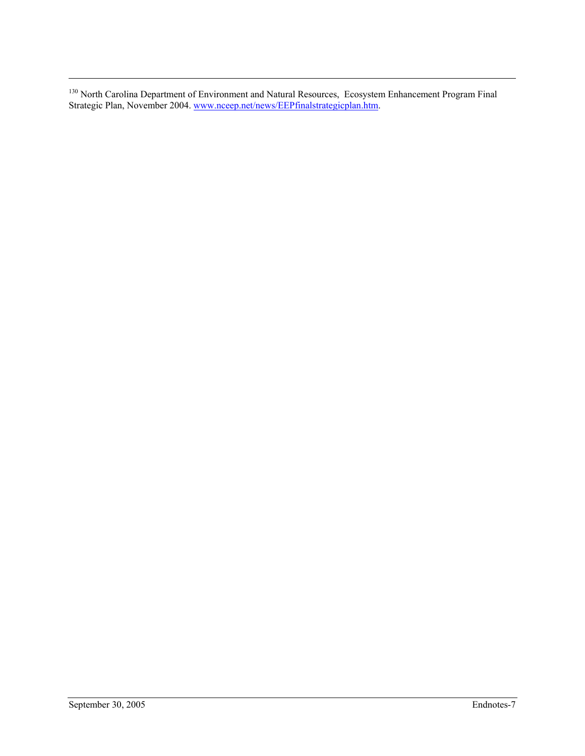[130] North Carolina Department of Environment and Natural Resources, Ecosystem Enhancement Program Final Strategic Plan, November 2004. www.nceep.net/news/EEPfinalstrategicplan.htm.